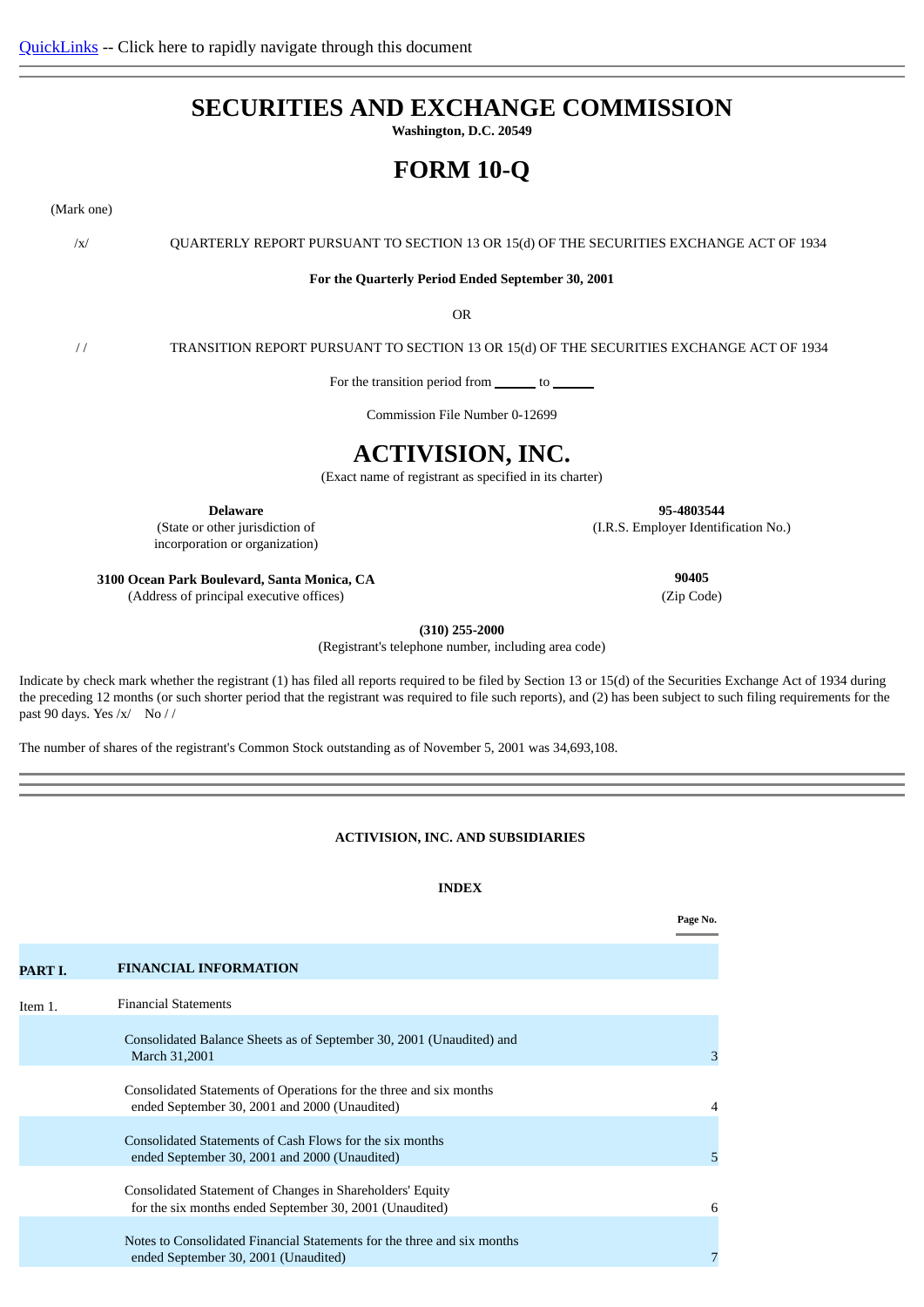QuickLinks -- Click here to rapidly navigate through this document

# SECURITIES AND EXCHANGE COMMISSION

**Washington, D.C. 20549**

# FORM 10-Q

(Mark one)

/x/ QUARTERLY REPORT PURSUANT TO SECTION 13 OR 15(d) OF THE SECURITIES EXCHANGE ACT OF 1934

**For the Quarterly Period Ended September 30, 2001**

OR

/ / TRANSITION REPORT PURSUANT TO SECTION 13 OR 15(d) OF THE SECURITIES EXCHANGE ACT OF 1934

For the transition period from ______ to ______

Commission File Number 0-12699

# ACTIVISION, INC.

(Exact name of registrant as specified in its charter)

| | |
|---|---|
| **Delaware**<br>(State or other jurisdiction of incorporation or organization) | **95-4803544**<br>(I.R.S. Employer Identification No.) |
| **3100 Ocean Park Boulevard, Santa Monica, CA**<br>(Address of principal executive offices) | **90405**<br>(Zip Code) |

**(310) 255-2000**

(Registrant's telephone number, including area code)

Indicate by check mark whether the registrant (1) has filed all reports required to be filed by Section 13 or 15(d) of the Securities Exchange Act of 1934 during the preceding 12 months (or such shorter period that the registrant was required to file such reports), and (2) has been subject to such filing requirements for the past 90 days. Yes /x/ No / /

The number of shares of the registrant's Common Stock outstanding as of November 5, 2001 was 34,693,108.

---

**ACTIVISION, INC. AND SUBSIDIARIES**

**INDEX**

| | | Page No. |
|---|---|---|
| **PART I.** | **FINANCIAL INFORMATION** | |
| Item 1. | Financial Statements | |
| | Consolidated Balance Sheets as of September 30, 2001 (Unaudited) and March 31,2001 | 3 |
| | Consolidated Statements of Operations for the three and six months ended September 30, 2001 and 2000 (Unaudited) | 4 |
| | Consolidated Statements of Cash Flows for the six months ended September 30, 2001 and 2000 (Unaudited) | 5 |
| | Consolidated Statement of Changes in Shareholders' Equity for the six months ended September 30, 2001 (Unaudited) | 6 |
| | Notes to Consolidated Financial Statements for the three and six months ended September 30, 2001 (Unaudited) | 7 |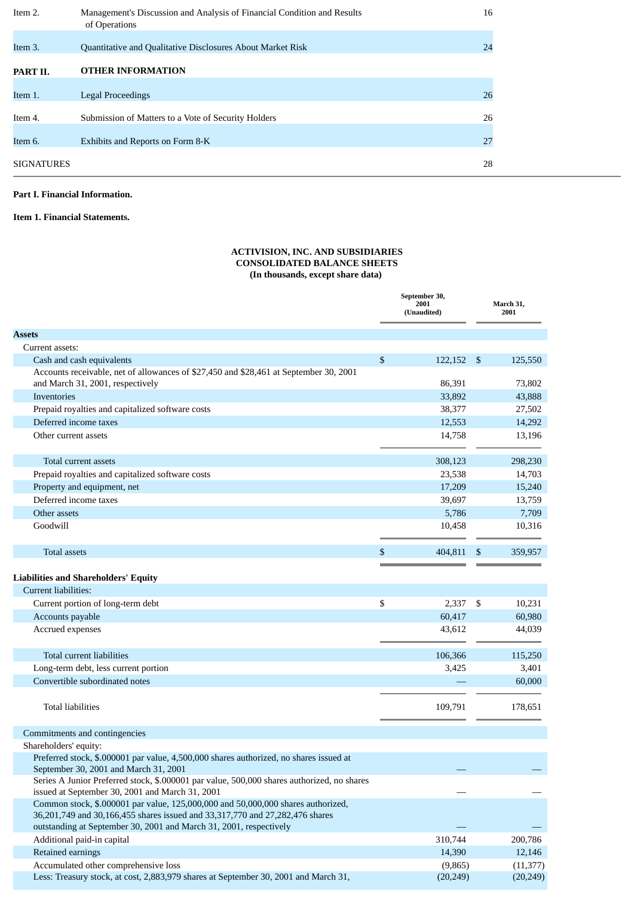| | | |
|---|---|---|
| Item 2. | Management's Discussion and Analysis of Financial Condition and Results of Operations | 16 |
| Item 3. | Quantitative and Qualitative Disclosures About Market Risk | 24 |
| **PART II.** | **OTHER INFORMATION** | |
| Item 1. | Legal Proceedings | 26 |
| Item 4. | Submission of Matters to a Vote of Security Holders | 26 |
| Item 6. | Exhibits and Reports on Form 8-K | 27 |
| SIGNATURES | | 28 |

**Part I. Financial Information.**

**Item 1. Financial Statements.**

**ACTIVISION, INC. AND SUBSIDIARIES**
**CONSOLIDATED BALANCE SHEETS**
**(In thousands, except share data)**

| | September 30, 2001 (Unaudited) | March 31, 2001 |
|---|---|---|
| **Assets** | | |
| Current assets: | | |
| Cash and cash equivalents | $ 122,152 | $ 125,550 |
| Accounts receivable, net of allowances of $27,450 and $28,461 at September 30, 2001 and March 31, 2001, respectively | 86,391 | 73,802 |
| Inventories | 33,892 | 43,888 |
| Prepaid royalties and capitalized software costs | 38,377 | 27,502 |
| Deferred income taxes | 12,553 | 14,292 |
| Other current assets | 14,758 | 13,196 |
| Total current assets | 308,123 | 298,230 |
| Prepaid royalties and capitalized software costs | 23,538 | 14,703 |
| Property and equipment, net | 17,209 | 15,240 |
| Deferred income taxes | 39,697 | 13,759 |
| Other assets | 5,786 | 7,709 |
| Goodwill | 10,458 | 10,316 |
| Total assets | $ 404,811 | $ 359,957 |
| **Liabilities and Shareholders' Equity** | | |
| Current liabilities: | | |
| Current portion of long-term debt | $ 2,337 | $ 10,231 |
| Accounts payable | 60,417 | 60,980 |
| Accrued expenses | 43,612 | 44,039 |
| Total current liabilities | 106,366 | 115,250 |
| Long-term debt, less current portion | 3,425 | 3,401 |
| Convertible subordinated notes | — | 60,000 |
| Total liabilities | 109,791 | 178,651 |
| Commitments and contingencies | | |
| Shareholders' equity: | | |
| Preferred stock, $.000001 par value, 4,500,000 shares authorized, no shares issued at September 30, 2001 and March 31, 2001 | — | — |
| Series A Junior Preferred stock, $.000001 par value, 500,000 shares authorized, no shares issued at September 30, 2001 and March 31, 2001 | — | — |
| Common stock, $.000001 par value, 125,000,000 and 50,000,000 shares authorized, 36,201,749 and 30,166,455 shares issued and 33,317,770 and 27,282,476 shares outstanding at September 30, 2001 and March 31, 2001, respectively | — | — |
| Additional paid-in capital | 310,744 | 200,786 |
| Retained earnings | 14,390 | 12,146 |
| Accumulated other comprehensive loss | (9,865) | (11,377) |
| Less: Treasury stock, at cost, 2,883,979 shares at September 30, 2001 and March 31, | (20,249) | (20,249) |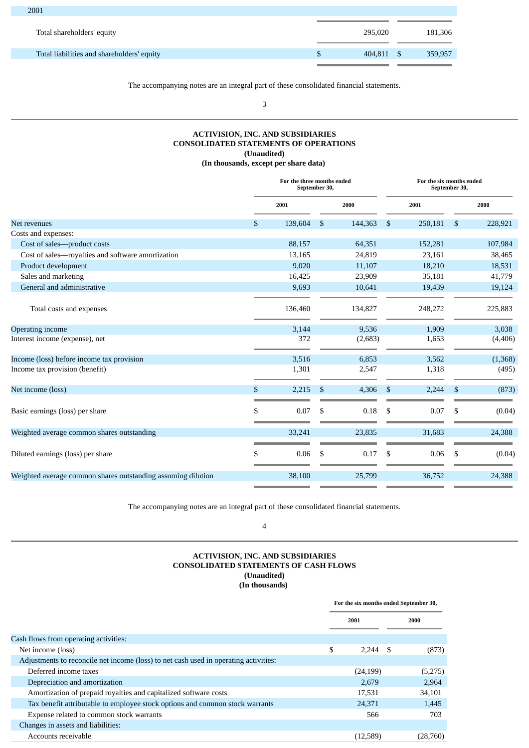| 2001 | | |
|---|---|---|
| Total shareholders' equity | 295,020 | 181,306 |
| Total liabilities and shareholders' equity | $ 404,811 | $ 359,957 |

The accompanying notes are an integral part of these consolidated financial statements.

**ACTIVISION, INC. AND SUBSIDIARIES**
**CONSOLIDATED STATEMENTS OF OPERATIONS**
**(Unaudited)**
**(In thousands, except per share data)**

| | For the three months ended September 30, | | For the six months ended September 30, | |
|---|---|---|---|---|
| | 2001 | 2000 | 2001 | 2000 |
| Net revenues | $ 139,604 | $ 144,363 | $ 250,181 | $ 228,921 |
| Costs and expenses: | | | | |
| Cost of sales—product costs | 88,157 | 64,351 | 152,281 | 107,984 |
| Cost of sales—royalties and software amortization | 13,165 | 24,819 | 23,161 | 38,465 |
| Product development | 9,020 | 11,107 | 18,210 | 18,531 |
| Sales and marketing | 16,425 | 23,909 | 35,181 | 41,779 |
| General and administrative | 9,693 | 10,641 | 19,439 | 19,124 |
| Total costs and expenses | 136,460 | 134,827 | 248,272 | 225,883 |
| Operating income | 3,144 | 9,536 | 1,909 | 3,038 |
| Interest income (expense), net | 372 | (2,683) | 1,653 | (4,406) |
| Income (loss) before income tax provision | 3,516 | 6,853 | 3,562 | (1,368) |
| Income tax provision (benefit) | 1,301 | 2,547 | 1,318 | (495) |
| Net income (loss) | $ 2,215 | $ 4,306 | $ 2,244 | $ (873) |
| Basic earnings (loss) per share | $ 0.07 | $ 0.18 | $ 0.07 | $ (0.04) |
| Weighted average common shares outstanding | 33,241 | 23,835 | 31,683 | 24,388 |
| Diluted earnings (loss) per share | $ 0.06 | $ 0.17 | $ 0.06 | $ (0.04) |
| Weighted average common shares outstanding assuming dilution | 38,100 | 25,799 | 36,752 | 24,388 |

The accompanying notes are an integral part of these consolidated financial statements.

**ACTIVISION, INC. AND SUBSIDIARIES**
**CONSOLIDATED STATEMENTS OF CASH FLOWS**
**(Unaudited)**
**(In thousands)**

| | For the six months ended September 30, | |
|---|---|---|
| | 2001 | 2000 |
| Cash flows from operating activities: | | |
| Net income (loss) | $ 2,244 | $ (873) |
| Adjustments to reconcile net income (loss) to net cash used in operating activities: | | |
| Deferred income taxes | (24,199) | (5,275) |
| Depreciation and amortization | 2,679 | 2,964 |
| Amortization of prepaid royalties and capitalized software costs | 17,531 | 34,101 |
| Tax benefit attributable to employee stock options and common stock warrants | 24,371 | 1,445 |
| Expense related to common stock warrants | 566 | 703 |
| Changes in assets and liabilities: | | |
| Accounts receivable | (12,589) | (28,760) |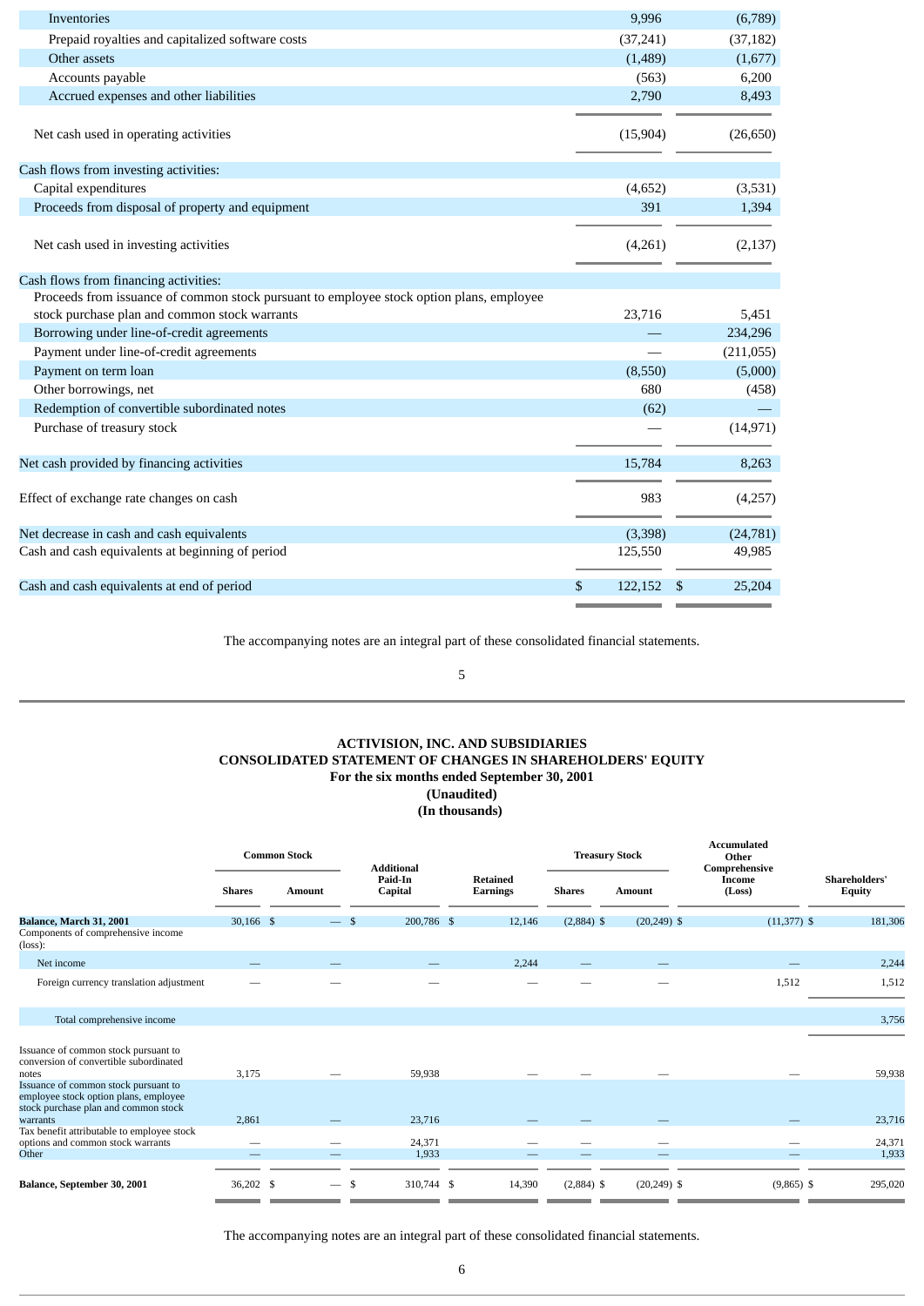| | | |
|---|---|---|
| Inventories | 9,996 | (6,789) |
| Prepaid royalties and capitalized software costs | (37,241) | (37,182) |
| Other assets | (1,489) | (1,677) |
| Accounts payable | (563) | 6,200 |
| Accrued expenses and other liabilities | 2,790 | 8,493 |
| Net cash used in operating activities | (15,904) | (26,650) |
| Cash flows from investing activities: | | |
| Capital expenditures | (4,652) | (3,531) |
| Proceeds from disposal of property and equipment | 391 | 1,394 |
| Net cash used in investing activities | (4,261) | (2,137) |
| Cash flows from financing activities: | | |
| Proceeds from issuance of common stock pursuant to employee stock option plans, employee stock purchase plan and common stock warrants | 23,716 | 5,451 |
| Borrowing under line-of-credit agreements | — | 234,296 |
| Payment under line-of-credit agreements | — | (211,055) |
| Payment on term loan | (8,550) | (5,000) |
| Other borrowings, net | 680 | (458) |
| Redemption of convertible subordinated notes | (62) | — |
| Purchase of treasury stock | — | (14,971) |
| Net cash provided by financing activities | 15,784 | 8,263 |
| Effect of exchange rate changes on cash | 983 | (4,257) |
| Net decrease in cash and cash equivalents | (3,398) | (24,781) |
| Cash and cash equivalents at beginning of period | 125,550 | 49,985 |
| Cash and cash equivalents at end of period | $ 122,152 | $ 25,204 |

The accompanying notes are an integral part of these consolidated financial statements.

**ACTIVISION, INC. AND SUBSIDIARIES**
**CONSOLIDATED STATEMENT OF CHANGES IN SHAREHOLDERS' EQUITY**
**For the six months ended September 30, 2001**
**(Unaudited)**
**(In thousands)**

| | Common Stock | | Additional Paid-In Capital | Retained Earnings | Treasury Stock | | Accumulated Other Comprehensive Income (Loss) | Shareholders' Equity |
|---|---|---|---|---|---|---|---|---|
| | Shares | Amount | | | Shares | Amount | | |
| **Balance, March 31, 2001** | 30,166 | $ — | $ 200,786 | $ 12,146 | (2,884) | $ (20,249) | $ (11,377) | $ 181,306 |
| Components of comprehensive income (loss): | | | | | | | | |
| Net income | — | — | — | 2,244 | — | — | — | 2,244 |
| Foreign currency translation adjustment | — | — | — | — | — | — | 1,512 | 1,512 |
| Total comprehensive income | | | | | | | | 3,756 |
| Issuance of common stock pursuant to conversion of convertible subordinated notes | 3,175 | — | 59,938 | — | — | — | — | 59,938 |
| Issuance of common stock pursuant to employee stock option plans, employee stock purchase plan and common stock warrants | 2,861 | — | 23,716 | — | — | — | — | 23,716 |
| Tax benefit attributable to employee stock options and common stock warrants | — | — | 24,371 | — | — | — | — | 24,371 |
| Other | — | — | 1,933 | — | — | — | — | 1,933 |
| **Balance, September 30, 2001** | 36,202 | $ — | $ 310,744 | $ 14,390 | (2,884) | $ (20,249) | $ (9,865) | $ 295,020 |

The accompanying notes are an integral part of these consolidated financial statements.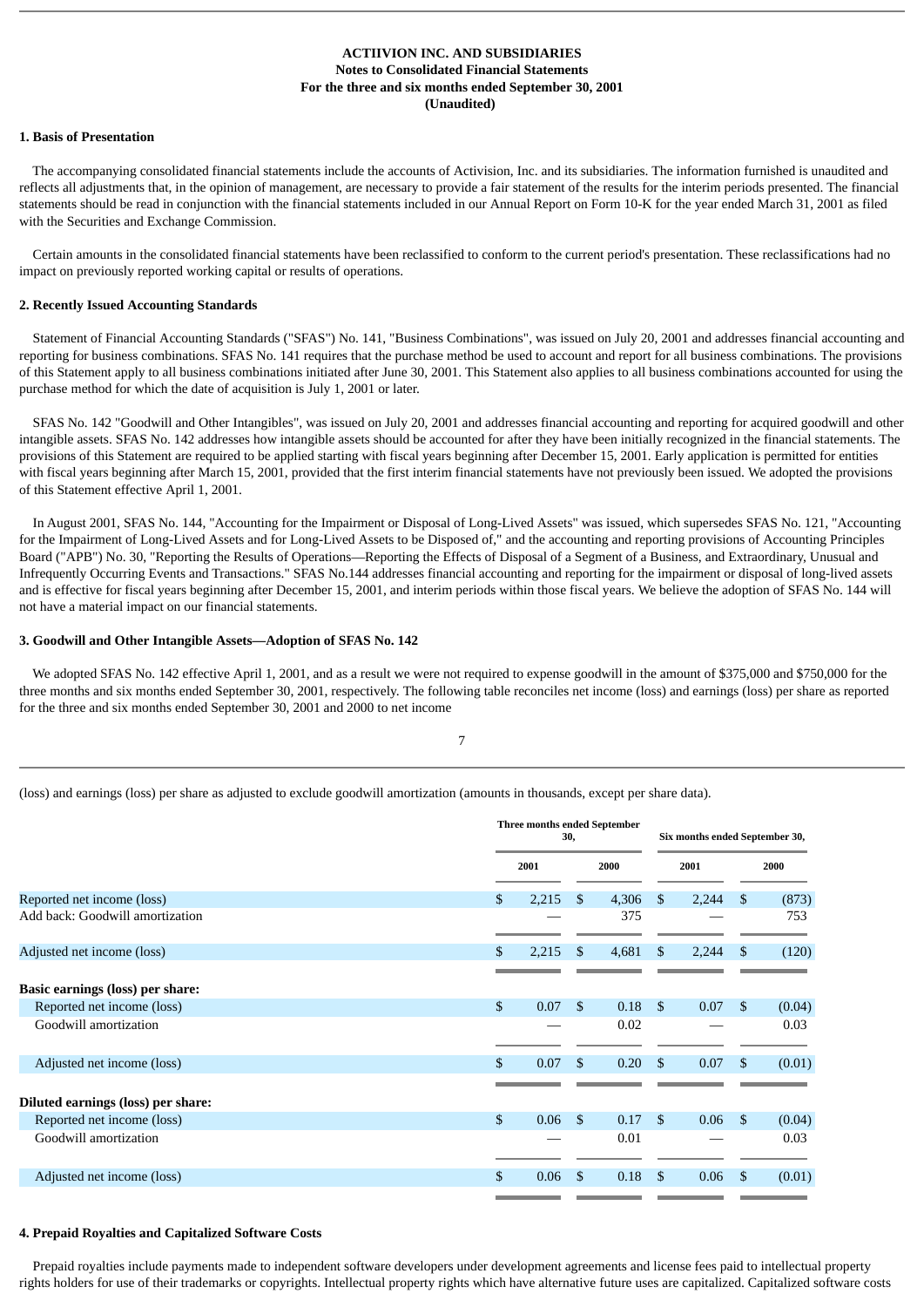**ACTIIVION INC. AND SUBSIDIARIES**
**Notes to Consolidated Financial Statements**
**For the three and six months ended September 30, 2001**
**(Unaudited)**

**1. Basis of Presentation**

The accompanying consolidated financial statements include the accounts of Activision, Inc. and its subsidiaries. The information furnished is unaudited and reflects all adjustments that, in the opinion of management, are necessary to provide a fair statement of the results for the interim periods presented. The financial statements should be read in conjunction with the financial statements included in our Annual Report on Form 10-K for the year ended March 31, 2001 as filed with the Securities and Exchange Commission.

Certain amounts in the consolidated financial statements have been reclassified to conform to the current period's presentation. These reclassifications had no impact on previously reported working capital or results of operations.

**2. Recently Issued Accounting Standards**

Statement of Financial Accounting Standards ("SFAS") No. 141, "Business Combinations", was issued on July 20, 2001 and addresses financial accounting and reporting for business combinations. SFAS No. 141 requires that the purchase method be used to account and report for all business combinations. The provisions of this Statement apply to all business combinations initiated after June 30, 2001. This Statement also applies to all business combinations accounted for using the purchase method for which the date of acquisition is July 1, 2001 or later.

SFAS No. 142 "Goodwill and Other Intangibles", was issued on July 20, 2001 and addresses financial accounting and reporting for acquired goodwill and other intangible assets. SFAS No. 142 addresses how intangible assets should be accounted for after they have been initially recognized in the financial statements. The provisions of this Statement are required to be applied starting with fiscal years beginning after December 15, 2001. Early application is permitted for entities with fiscal years beginning after March 15, 2001, provided that the first interim financial statements have not previously been issued. We adopted the provisions of this Statement effective April 1, 2001.

In August 2001, SFAS No. 144, "Accounting for the Impairment or Disposal of Long-Lived Assets" was issued, which supersedes SFAS No. 121, "Accounting for the Impairment of Long-Lived Assets and for Long-Lived Assets to be Disposed of," and the accounting and reporting provisions of Accounting Principles Board ("APB") No. 30, "Reporting the Results of Operations—Reporting the Effects of Disposal of a Segment of a Business, and Extraordinary, Unusual and Infrequently Occurring Events and Transactions." SFAS No.144 addresses financial accounting and reporting for the impairment or disposal of long-lived assets and is effective for fiscal years beginning after December 15, 2001, and interim periods within those fiscal years. We believe the adoption of SFAS No. 144 will not have a material impact on our financial statements.

**3. Goodwill and Other Intangible Assets—Adoption of SFAS No. 142**

We adopted SFAS No. 142 effective April 1, 2001, and as a result we were not required to expense goodwill in the amount of $375,000 and $750,000 for the three months and six months ended September 30, 2001, respectively. The following table reconciles net income (loss) and earnings (loss) per share as reported for the three and six months ended September 30, 2001 and 2000 to net income (loss) and earnings (loss) per share as adjusted to exclude goodwill amortization (amounts in thousands, except per share data).

| | Three months ended September 30, | | Six months ended September 30, | |
|---|---|---|---|---|
| | 2001 | 2000 | 2001 | 2000 |
| Reported net income (loss) | $ 2,215 | $ 4,306 | $ 2,244 | $ (873) |
| Add back: Goodwill amortization | — | 375 | — | 753 |
| Adjusted net income (loss) | $ 2,215 | $ 4,681 | $ 2,244 | $ (120) |
| **Basic earnings (loss) per share:** | | | | |
| Reported net income (loss) | $ 0.07 | $ 0.18 | $ 0.07 | $ (0.04) |
| Goodwill amortization | — | 0.02 | — | 0.03 |
| Adjusted net income (loss) | $ 0.07 | $ 0.20 | $ 0.07 | $ (0.01) |
| **Diluted earnings (loss) per share:** | | | | |
| Reported net income (loss) | $ 0.06 | $ 0.17 | $ 0.06 | $ (0.04) |
| Goodwill amortization | — | 0.01 | — | 0.03 |
| Adjusted net income (loss) | $ 0.06 | $ 0.18 | $ 0.06 | $ (0.01) |

**4. Prepaid Royalties and Capitalized Software Costs**

Prepaid royalties include payments made to independent software developers under development agreements and license fees paid to intellectual property rights holders for use of their trademarks or copyrights. Intellectual property rights which have alternative future uses are capitalized. Capitalized software costs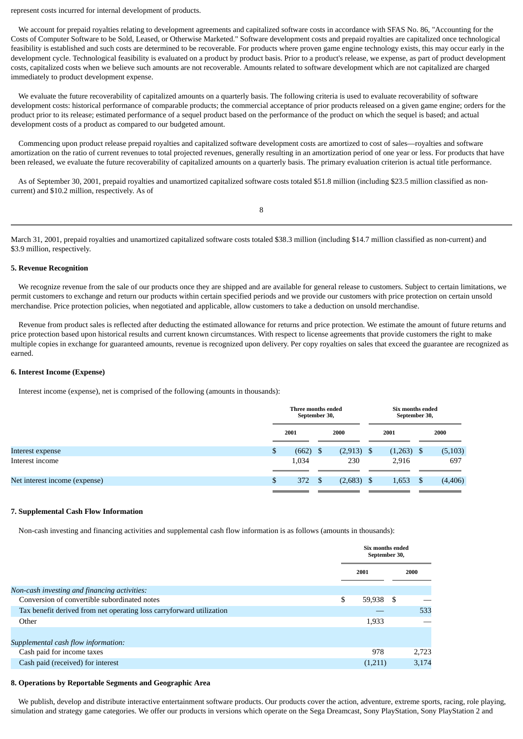represent costs incurred for internal development of products.

We account for prepaid royalties relating to development agreements and capitalized software costs in accordance with SFAS No. 86, "Accounting for the Costs of Computer Software to be Sold, Leased, or Otherwise Marketed." Software development costs and prepaid royalties are capitalized once technological feasibility is established and such costs are determined to be recoverable. For products where proven game engine technology exists, this may occur early in the development cycle. Technological feasibility is evaluated on a product by product basis. Prior to a product's release, we expense, as part of product development costs, capitalized costs when we believe such amounts are not recoverable. Amounts related to software development which are not capitalized are charged immediately to product development expense.

We evaluate the future recoverability of capitalized amounts on a quarterly basis. The following criteria is used to evaluate recoverability of software development costs: historical performance of comparable products; the commercial acceptance of prior products released on a given game engine; orders for the product prior to its release; estimated performance of a sequel product based on the performance of the product on which the sequel is based; and actual development costs of a product as compared to our budgeted amount.

Commencing upon product release prepaid royalties and capitalized software development costs are amortized to cost of sales—royalties and software amortization on the ratio of current revenues to total projected revenues, generally resulting in an amortization period of one year or less. For products that have been released, we evaluate the future recoverability of capitalized amounts on a quarterly basis. The primary evaluation criterion is actual title performance.

As of September 30, 2001, prepaid royalties and unamortized capitalized software costs totaled $51.8 million (including $23.5 million classified as non-current) and $10.2 million, respectively. As of March 31, 2001, prepaid royalties and unamortized capitalized software costs totaled $38.3 million (including $14.7 million classified as non-current) and $3.9 million, respectively.

**5. Revenue Recognition**

We recognize revenue from the sale of our products once they are shipped and are available for general release to customers. Subject to certain limitations, we permit customers to exchange and return our products within certain specified periods and we provide our customers with price protection on certain unsold merchandise. Price protection policies, when negotiated and applicable, allow customers to take a deduction on unsold merchandise.

Revenue from product sales is reflected after deducting the estimated allowance for returns and price protection. We estimate the amount of future returns and price protection based upon historical results and current known circumstances. With respect to license agreements that provide customers the right to make multiple copies in exchange for guaranteed amounts, revenue is recognized upon delivery. Per copy royalties on sales that exceed the guarantee are recognized as earned.

**6. Interest Income (Expense)**

Interest income (expense), net is comprised of the following (amounts in thousands):

| | Three months ended September 30, | | Six months ended September 30, | |
|---|---|---|---|---|
| | 2001 | 2000 | 2001 | 2000 |
| Interest expense | $ (662) | $ (2,913) | $ (1,263) | $ (5,103) |
| Interest income | 1,034 | 230 | 2,916 | 697 |
| Net interest income (expense) | $ 372 | $ (2,683) | $ 1,653 | $ (4,406) |

**7. Supplemental Cash Flow Information**

Non-cash investing and financing activities and supplemental cash flow information is as follows (amounts in thousands):

| | Six months ended September 30, | |
|---|---|---|
| | 2001 | 2000 |
| *Non-cash investing and financing activities:* | | |
| Conversion of convertible subordinated notes | $ 59,938 | $ — |
| Tax benefit derived from net operating loss carryforward utilization | — | 533 |
| Other | 1,933 | — |
| *Supplemental cash flow information:* | | |
| Cash paid for income taxes | 978 | 2,723 |
| Cash paid (received) for interest | (1,211) | 3,174 |

**8. Operations by Reportable Segments and Geographic Area**

We publish, develop and distribute interactive entertainment software products. Our products cover the action, adventure, extreme sports, racing, role playing, simulation and strategy game categories. We offer our products in versions which operate on the Sega Dreamcast, Sony PlayStation, Sony PlayStation 2 and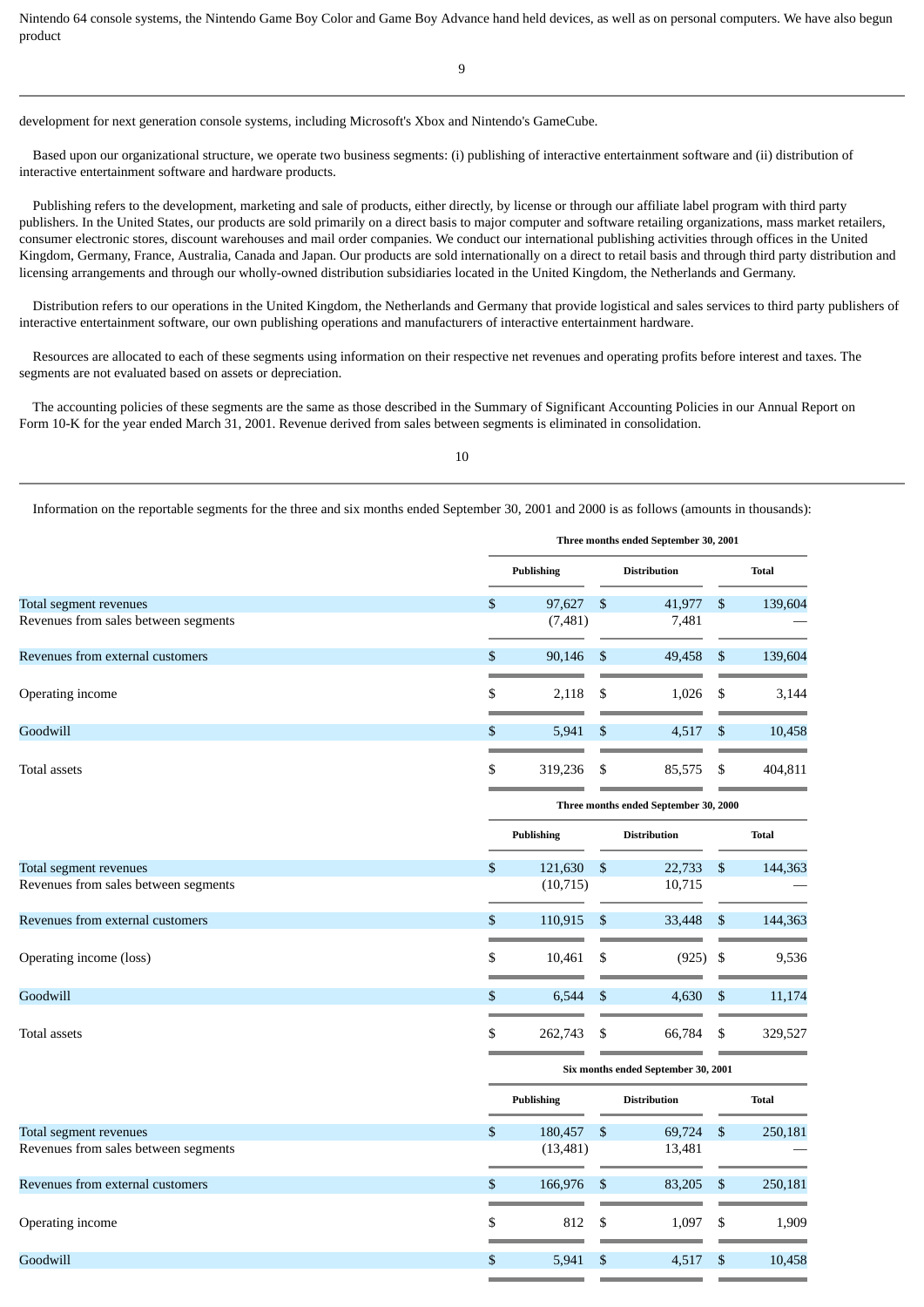Nintendo 64 console systems, the Nintendo Game Boy Color and Game Boy Advance hand held devices, as well as on personal computers. We have also begun product development for next generation console systems, including Microsoft's Xbox and Nintendo's GameCube.

Based upon our organizational structure, we operate two business segments: (i) publishing of interactive entertainment software and (ii) distribution of interactive entertainment software and hardware products.

Publishing refers to the development, marketing and sale of products, either directly, by license or through our affiliate label program with third party publishers. In the United States, our products are sold primarily on a direct basis to major computer and software retailing organizations, mass market retailers, consumer electronic stores, discount warehouses and mail order companies. We conduct our international publishing activities through offices in the United Kingdom, Germany, France, Australia, Canada and Japan. Our products are sold internationally on a direct to retail basis and through third party distribution and licensing arrangements and through our wholly-owned distribution subsidiaries located in the United Kingdom, the Netherlands and Germany.

Distribution refers to our operations in the United Kingdom, the Netherlands and Germany that provide logistical and sales services to third party publishers of interactive entertainment software, our own publishing operations and manufacturers of interactive entertainment hardware.

Resources are allocated to each of these segments using information on their respective net revenues and operating profits before interest and taxes. The segments are not evaluated based on assets or depreciation.

The accounting policies of these segments are the same as those described in the Summary of Significant Accounting Policies in our Annual Report on Form 10-K for the year ended March 31, 2001. Revenue derived from sales between segments is eliminated in consolidation.

Information on the reportable segments for the three and six months ended September 30, 2001 and 2000 is as follows (amounts in thousands):

| | Three months ended September 30, 2001 | | |
|---|---|---|---|
| | Publishing | Distribution | Total |
| Total segment revenues | $ 97,627 | $ 41,977 | $ 139,604 |
| Revenues from sales between segments | (7,481) | 7,481 | — |
| Revenues from external customers | $ 90,146 | $ 49,458 | $ 139,604 |
| Operating income | $ 2,118 | $ 1,026 | $ 3,144 |
| Goodwill | $ 5,941 | $ 4,517 | $ 10,458 |
| Total assets | $ 319,236 | $ 85,575 | $ 404,811 |

| | Three months ended September 30, 2000 | | |
|---|---|---|---|
| | Publishing | Distribution | Total |
| Total segment revenues | $ 121,630 | $ 22,733 | $ 144,363 |
| Revenues from sales between segments | (10,715) | 10,715 | — |
| Revenues from external customers | $ 110,915 | $ 33,448 | $ 144,363 |
| Operating income (loss) | $ 10,461 | $ (925) | $ 9,536 |
| Goodwill | $ 6,544 | $ 4,630 | $ 11,174 |
| Total assets | $ 262,743 | $ 66,784 | $ 329,527 |

| | Six months ended September 30, 2001 | | |
|---|---|---|---|
| | Publishing | Distribution | Total |
| Total segment revenues | $ 180,457 | $ 69,724 | $ 250,181 |
| Revenues from sales between segments | (13,481) | 13,481 | — |
| Revenues from external customers | $ 166,976 | $ 83,205 | $ 250,181 |
| Operating income | $ 812 | $ 1,097 | $ 1,909 |
| Goodwill | $ 5,941 | $ 4,517 | $ 10,458 |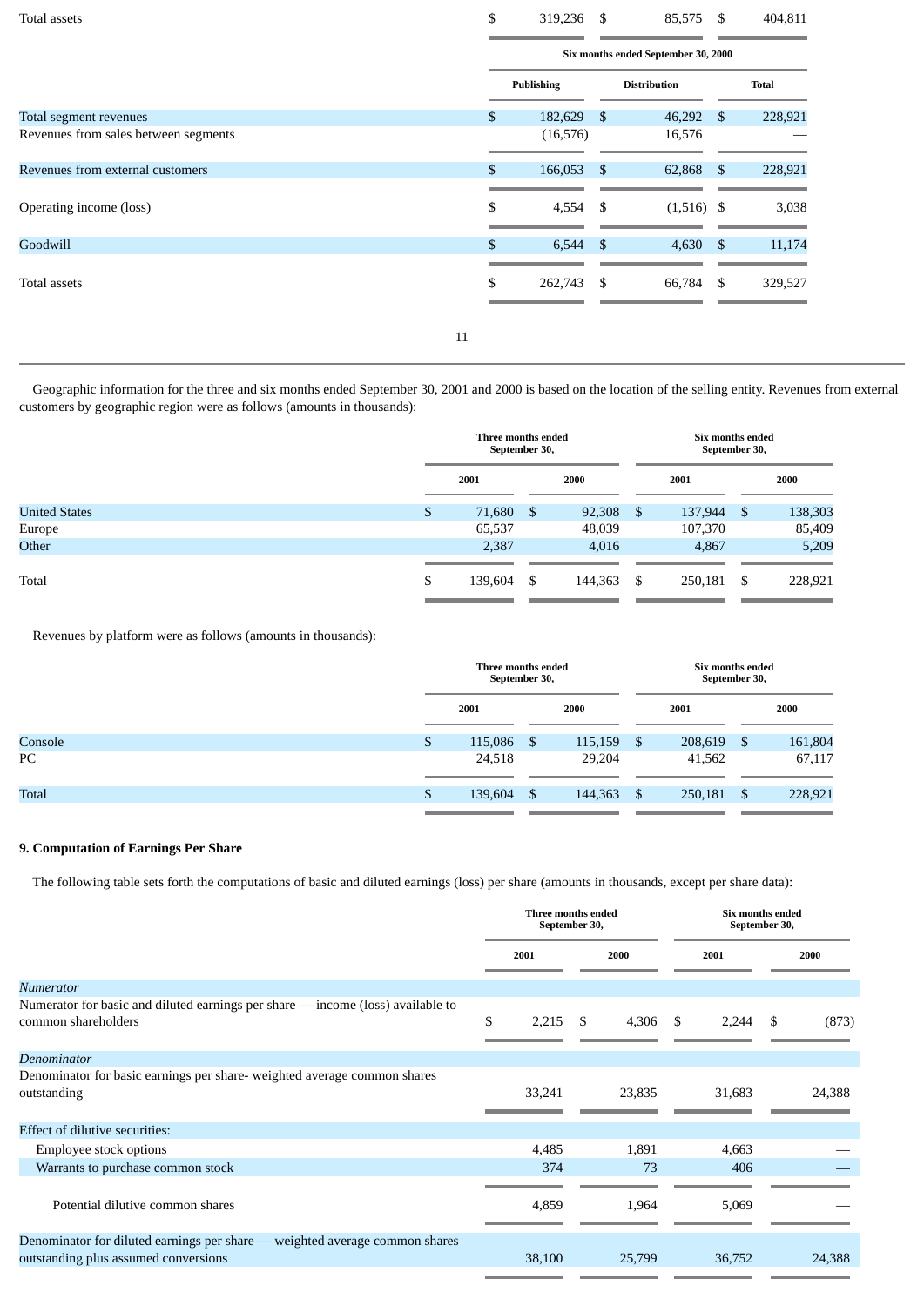| | Publishing | Distribution | Total |
|---|---|---|---|
| Total assets | $ 319,236 | $ 85,575 | $ 404,811 |

| | Six months ended September 30, 2000 | | |
|---|---|---|---|
| | Publishing | Distribution | Total |
| Total segment revenues | $ 182,629 | $ 46,292 | $ 228,921 |
| Revenues from sales between segments | (16,576) | 16,576 | — |
| Revenues from external customers | $ 166,053 | $ 62,868 | $ 228,921 |
| Operating income (loss) | $ 4,554 | $ (1,516) | $ 3,038 |
| Goodwill | $ 6,544 | $ 4,630 | $ 11,174 |
| Total assets | $ 262,743 | $ 66,784 | $ 329,527 |

Geographic information for the three and six months ended September 30, 2001 and 2000 is based on the location of the selling entity. Revenues from external customers by geographic region were as follows (amounts in thousands):

| | Three months ended September 30, | | Six months ended September 30, | |
|---|---|---|---|---|
| | 2001 | 2000 | 2001 | 2000 |
| United States | $ 71,680 | $ 92,308 | $ 137,944 | $ 138,303 |
| Europe | 65,537 | 48,039 | 107,370 | 85,409 |
| Other | 2,387 | 4,016 | 4,867 | 5,209 |
| Total | $ 139,604 | $ 144,363 | $ 250,181 | $ 228,921 |

Revenues by platform were as follows (amounts in thousands):

| | Three months ended September 30, | | Six months ended September 30, | |
|---|---|---|---|---|
| | 2001 | 2000 | 2001 | 2000 |
| Console | $ 115,086 | $ 115,159 | $ 208,619 | $ 161,804 |
| PC | 24,518 | 29,204 | 41,562 | 67,117 |
| Total | $ 139,604 | $ 144,363 | $ 250,181 | $ 228,921 |

### 9. Computation of Earnings Per Share

The following table sets forth the computations of basic and diluted earnings (loss) per share (amounts in thousands, except per share data):

| | Three months ended September 30, | | Six months ended September 30, | |
|---|---|---|---|---|
| | 2001 | 2000 | 2001 | 2000 |
| *Numerator* | | | | |
| Numerator for basic and diluted earnings per share — income (loss) available to common shareholders | $ 2,215 | $ 4,306 | $ 2,244 | $ (873) |
| *Denominator* | | | | |
| Denominator for basic earnings per share- weighted average common shares outstanding | 33,241 | 23,835 | 31,683 | 24,388 |
| Effect of dilutive securities: | | | | |
| Employee stock options | 4,485 | 1,891 | 4,663 | — |
| Warrants to purchase common stock | 374 | 73 | 406 | — |
| Potential dilutive common shares | 4,859 | 1,964 | 5,069 | — |
| Denominator for diluted earnings per share — weighted average common shares outstanding plus assumed conversions | 38,100 | 25,799 | 36,752 | 24,388 |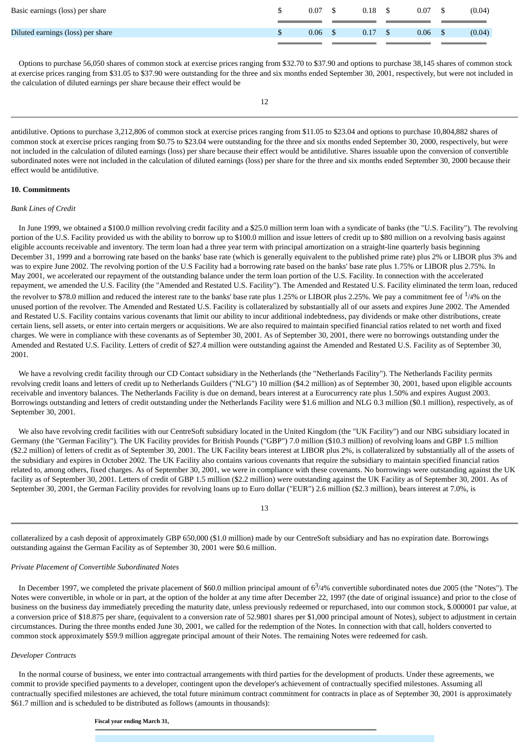| | | | | |
|---|---|---|---|---|
| Basic earnings (loss) per share | $ 0.07 | $ 0.18 | $ 0.07 | $ (0.04) |
| Diluted earnings (loss) per share | $ 0.06 | $ 0.17 | $ 0.06 | $ (0.04) |

Options to purchase 56,050 shares of common stock at exercise prices ranging from $32.70 to $37.90 and options to purchase 38,145 shares of common stock at exercise prices ranging from $31.05 to $37.90 were outstanding for the three and six months ended September 30, 2001, respectively, but were not included in the calculation of diluted earnings per share because their effect would be antidilutive. Options to purchase 3,212,806 of common stock at exercise prices ranging from $11.05 to $23.04 and options to purchase 10,804,882 shares of common stock at exercise prices ranging from $0.75 to $23.04 were outstanding for the three and six months ended September 30, 2000, respectively, but were not included in the calculation of diluted earnings (loss) per share because their effect would be antidilutive. Shares issuable upon the conversion of convertible subordinated notes were not included in the calculation of diluted earnings (loss) per share for the three and six months ended September 30, 2000 because their effect would be antidilutive.

**10. Commitments**

*Bank Lines of Credit*

In June 1999, we obtained a $100.0 million revolving credit facility and a $25.0 million term loan with a syndicate of banks (the "U.S. Facility"). The revolving portion of the U.S. Facility provided us with the ability to borrow up to $100.0 million and issue letters of credit up to $80 million on a revolving basis against eligible accounts receivable and inventory. The term loan had a three year term with principal amortization on a straight-line quarterly basis beginning December 31, 1999 and a borrowing rate based on the banks' base rate (which is generally equivalent to the published prime rate) plus 2% or LIBOR plus 3% and was to expire June 2002. The revolving portion of the U.S Facility had a borrowing rate based on the banks' base rate plus 1.75% or LIBOR plus 2.75%. In May 2001, we accelerated our repayment of the outstanding balance under the term loan portion of the U.S. Facility. In connection with the accelerated repayment, we amended the U.S. Facility (the "Amended and Restated U.S. Facility"). The Amended and Restated U.S. Facility eliminated the term loan, reduced the revolver to $78.0 million and reduced the interest rate to the banks' base rate plus 1.25% or LIBOR plus 2.25%. We pay a commitment fee of 1/4% on the unused portion of the revolver. The Amended and Restated U.S. Facility is collateralized by substantially all of our assets and expires June 2002. The Amended and Restated U.S. Facility contains various covenants that limit our ability to incur additional indebtedness, pay dividends or make other distributions, create certain liens, sell assets, or enter into certain mergers or acquisitions. We are also required to maintain specified financial ratios related to net worth and fixed charges. We were in compliance with these covenants as of September 30, 2001. As of September 30, 2001, there were no borrowings outstanding under the Amended and Restated U.S. Facility. Letters of credit of $27.4 million were outstanding against the Amended and Restated U.S. Facility as of September 30, 2001.

We have a revolving credit facility through our CD Contact subsidiary in the Netherlands (the "Netherlands Facility"). The Netherlands Facility permits revolving credit loans and letters of credit up to Netherlands Guilders ("NLG") 10 million ($4.2 million) as of September 30, 2001, based upon eligible accounts receivable and inventory balances. The Netherlands Facility is due on demand, bears interest at a Eurocurrency rate plus 1.50% and expires August 2003. Borrowings outstanding and letters of credit outstanding under the Netherlands Facility were $1.6 million and NLG 0.3 million ($0.1 million), respectively, as of September 30, 2001.

We also have revolving credit facilities with our CentreSoft subsidiary located in the United Kingdom (the "UK Facility") and our NBG subsidiary located in Germany (the "German Facility"). The UK Facility provides for British Pounds ("GBP") 7.0 million ($10.3 million) of revolving loans and GBP 1.5 million ($2.2 million) of letters of credit as of September 30, 2001. The UK Facility bears interest at LIBOR plus 2%, is collateralized by substantially all of the assets of the subsidiary and expires in October 2002. The UK Facility also contains various covenants that require the subsidiary to maintain specified financial ratios related to, among others, fixed charges. As of September 30, 2001, we were in compliance with these covenants. No borrowings were outstanding against the UK facility as of September 30, 2001. Letters of credit of GBP 1.5 million ($2.2 million) were outstanding against the UK Facility as of September 30, 2001. As of September 30, 2001, the German Facility provides for revolving loans up to Euro dollar ("EUR") 2.6 million ($2.3 million), bears interest at 7.0%, is collateralized by a cash deposit of approximately GBP 650,000 ($1.0 million) made by our CentreSoft subsidiary and has no expiration date. Borrowings outstanding against the German Facility as of September 30, 2001 were $0.6 million.

*Private Placement of Convertible Subordinated Notes*

In December 1997, we completed the private placement of $60.0 million principal amount of 6 3/4% convertible subordinated notes due 2005 (the "Notes"). The Notes were convertible, in whole or in part, at the option of the holder at any time after December 22, 1997 (the date of original issuance) and prior to the close of business on the business day immediately preceding the maturity date, unless previously redeemed or repurchased, into our common stock, $.000001 par value, at a conversion price of $18.875 per share, (equivalent to a conversion rate of 52.9801 shares per $1,000 principal amount of Notes), subject to adjustment in certain circumstances. During the three months ended June 30, 2001, we called for the redemption of the Notes. In connection with that call, holders converted to common stock approximately $59.9 million aggregate principal amount of their Notes. The remaining Notes were redeemed for cash.

*Developer Contracts*

In the normal course of business, we enter into contractual arrangements with third parties for the development of products. Under these agreements, we commit to provide specified payments to a developer, contingent upon the developer's achievement of contractually specified milestones. Assuming all contractually specified milestones are achieved, the total future minimum contract commitment for contracts in place as of September 30, 2001 is approximately $61.7 million and is scheduled to be distributed as follows (amounts in thousands):

**Fiscal year ending March 31,**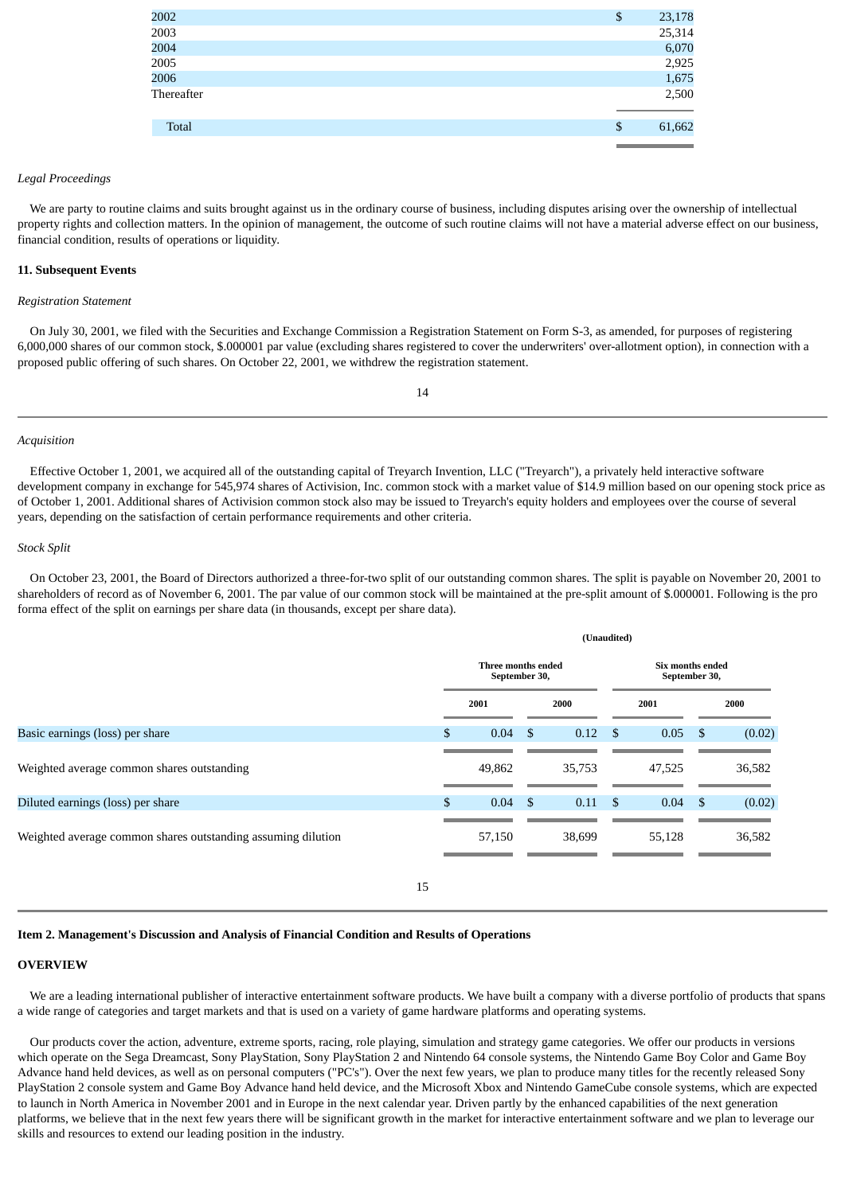| | |
|---|---|
| 2002 | $ 23,178 |
| 2003 | 25,314 |
| 2004 | 6,070 |
| 2005 | 2,925 |
| 2006 | 1,675 |
| Thereafter | 2,500 |
| Total | $ 61,662 |

*Legal Proceedings*

We are party to routine claims and suits brought against us in the ordinary course of business, including disputes arising over the ownership of intellectual property rights and collection matters. In the opinion of management, the outcome of such routine claims will not have a material adverse effect on our business, financial condition, results of operations or liquidity.

**11. Subsequent Events**

*Registration Statement*

On July 30, 2001, we filed with the Securities and Exchange Commission a Registration Statement on Form S-3, as amended, for purposes of registering 6,000,000 shares of our common stock, $.000001 par value (excluding shares registered to cover the underwriters' over-allotment option), in connection with a proposed public offering of such shares. On October 22, 2001, we withdrew the registration statement.

*Acquisition*

Effective October 1, 2001, we acquired all of the outstanding capital of Treyarch Invention, LLC ("Treyarch"), a privately held interactive software development company in exchange for 545,974 shares of Activision, Inc. common stock with a market value of $14.9 million based on our opening stock price as of October 1, 2001. Additional shares of Activision common stock also may be issued to Treyarch's equity holders and employees over the course of several years, depending on the satisfaction of certain performance requirements and other criteria.

*Stock Split*

On October 23, 2001, the Board of Directors authorized a three-for-two split of our outstanding common shares. The split is payable on November 20, 2001 to shareholders of record as of November 6, 2001. The par value of our common stock will be maintained at the pre-split amount of $.000001. Following is the pro forma effect of the split on earnings per share data (in thousands, except per share data).

| | (Unaudited) | | | |
|---|---|---|---|---|
| | Three months ended September 30, | | Six months ended September 30, | |
| | 2001 | 2000 | 2001 | 2000 |
| Basic earnings (loss) per share | $ 0.04 | $ 0.12 | $ 0.05 | $ (0.02) |
| Weighted average common shares outstanding | 49,862 | 35,753 | 47,525 | 36,582 |
| Diluted earnings (loss) per share | $ 0.04 | $ 0.11 | $ 0.04 | $ (0.02) |
| Weighted average common shares outstanding assuming dilution | 57,150 | 38,699 | 55,128 | 36,582 |

**Item 2. Management's Discussion and Analysis of Financial Condition and Results of Operations**

**OVERVIEW**

We are a leading international publisher of interactive entertainment software products. We have built a company with a diverse portfolio of products that spans a wide range of categories and target markets and that is used on a variety of game hardware platforms and operating systems.

Our products cover the action, adventure, extreme sports, racing, role playing, simulation and strategy game categories. We offer our products in versions which operate on the Sega Dreamcast, Sony PlayStation, Sony PlayStation 2 and Nintendo 64 console systems, the Nintendo Game Boy Color and Game Boy Advance hand held devices, as well as on personal computers ("PC's"). Over the next few years, we plan to produce many titles for the recently released Sony PlayStation 2 console system and Game Boy Advance hand held device, and the Microsoft Xbox and Nintendo GameCube console systems, which are expected to launch in North America in November 2001 and in Europe in the next calendar year. Driven partly by the enhanced capabilities of the next generation platforms, we believe that in the next few years there will be significant growth in the market for interactive entertainment software and we plan to leverage our skills and resources to extend our leading position in the industry.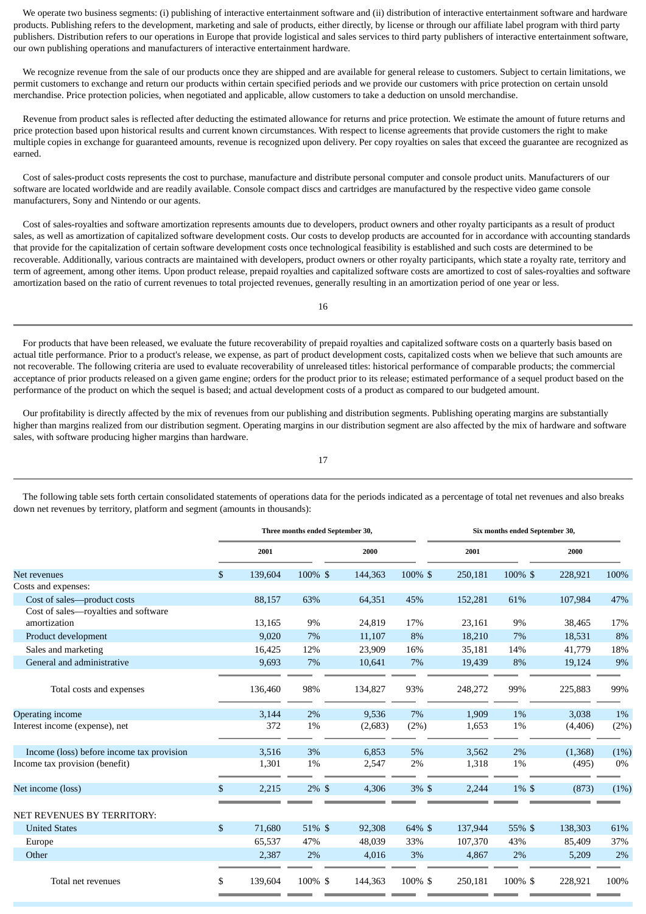We operate two business segments: (i) publishing of interactive entertainment software and (ii) distribution of interactive entertainment software and hardware products. Publishing refers to the development, marketing and sale of products, either directly, by license or through our affiliate label program with third party publishers. Distribution refers to our operations in Europe that provide logistical and sales services to third party publishers of interactive entertainment software, our own publishing operations and manufacturers of interactive entertainment hardware.

We recognize revenue from the sale of our products once they are shipped and are available for general release to customers. Subject to certain limitations, we permit customers to exchange and return our products within certain specified periods and we provide our customers with price protection on certain unsold merchandise. Price protection policies, when negotiated and applicable, allow customers to take a deduction on unsold merchandise.

Revenue from product sales is reflected after deducting the estimated allowance for returns and price protection. We estimate the amount of future returns and price protection based upon historical results and current known circumstances. With respect to license agreements that provide customers the right to make multiple copies in exchange for guaranteed amounts, revenue is recognized upon delivery. Per copy royalties on sales that exceed the guarantee are recognized as earned.

Cost of sales-product costs represents the cost to purchase, manufacture and distribute personal computer and console product units. Manufacturers of our software are located worldwide and are readily available. Console compact discs and cartridges are manufactured by the respective video game console manufacturers, Sony and Nintendo or our agents.

Cost of sales-royalties and software amortization represents amounts due to developers, product owners and other royalty participants as a result of product sales, as well as amortization of capitalized software development costs. Our costs to develop products are accounted for in accordance with accounting standards that provide for the capitalization of certain software development costs once technological feasibility is established and such costs are determined to be recoverable. Additionally, various contracts are maintained with developers, product owners or other royalty participants, which state a royalty rate, territory and term of agreement, among other items. Upon product release, prepaid royalties and capitalized software costs are amortized to cost of sales-royalties and software amortization based on the ratio of current revenues to total projected revenues, generally resulting in an amortization period of one year or less.

For products that have been released, we evaluate the future recoverability of prepaid royalties and capitalized software costs on a quarterly basis based on actual title performance. Prior to a product's release, we expense, as part of product development costs, capitalized costs when we believe that such amounts are not recoverable. The following criteria are used to evaluate recoverability of unreleased titles: historical performance of comparable products; the commercial acceptance of prior products released on a given game engine; orders for the product prior to its release; estimated performance of a sequel product based on the performance of the product on which the sequel is based; and actual development costs of a product as compared to our budgeted amount.

Our profitability is directly affected by the mix of revenues from our publishing and distribution segments. Publishing operating margins are substantially higher than margins realized from our distribution segment. Operating margins in our distribution segment are also affected by the mix of hardware and software sales, with software producing higher margins than hardware.

The following table sets forth certain consolidated statements of operations data for the periods indicated as a percentage of total net revenues and also breaks down net revenues by territory, platform and segment (amounts in thousands):

| | Three months ended September 30, | | | | Six months ended September 30, | | | |
|---|---|---|---|---|---|---|---|---|
| | 2001 | | 2000 | | 2001 | | 2000 | |
| Net revenues | $ 139,604 | 100% | $ 144,363 | 100% | $ 250,181 | 100% | $ 228,921 | 100% |
| Costs and expenses: | | | | | | | | |
| Cost of sales—product costs | 88,157 | 63% | 64,351 | 45% | 152,281 | 61% | 107,984 | 47% |
| Cost of sales—royalties and software amortization | 13,165 | 9% | 24,819 | 17% | 23,161 | 9% | 38,465 | 17% |
| Product development | 9,020 | 7% | 11,107 | 8% | 18,210 | 7% | 18,531 | 8% |
| Sales and marketing | 16,425 | 12% | 23,909 | 16% | 35,181 | 14% | 41,779 | 18% |
| General and administrative | 9,693 | 7% | 10,641 | 7% | 19,439 | 8% | 19,124 | 9% |
| Total costs and expenses | 136,460 | 98% | 134,827 | 93% | 248,272 | 99% | 225,883 | 99% |
| Operating income | 3,144 | 2% | 9,536 | 7% | 1,909 | 1% | 3,038 | 1% |
| Interest income (expense), net | 372 | 1% | (2,683) | (2%) | 1,653 | 1% | (4,406) | (2%) |
| Income (loss) before income tax provision | 3,516 | 3% | 6,853 | 5% | 3,562 | 2% | (1,368) | (1%) |
| Income tax provision (benefit) | 1,301 | 1% | 2,547 | 2% | 1,318 | 1% | (495) | 0% |
| Net income (loss) | $ 2,215 | 2% | $ 4,306 | 3% | $ 2,244 | 1% | $ (873) | (1%) |
| NET REVENUES BY TERRITORY: | | | | | | | | |
| United States | $ 71,680 | 51% | $ 92,308 | 64% | $ 137,944 | 55% | $ 138,303 | 61% |
| Europe | 65,537 | 47% | 48,039 | 33% | 107,370 | 43% | 85,409 | 37% |
| Other | 2,387 | 2% | 4,016 | 3% | 4,867 | 2% | 5,209 | 2% |
| Total net revenues | $ 139,604 | 100% | $ 144,363 | 100% | $ 250,181 | 100% | $ 228,921 | 100% |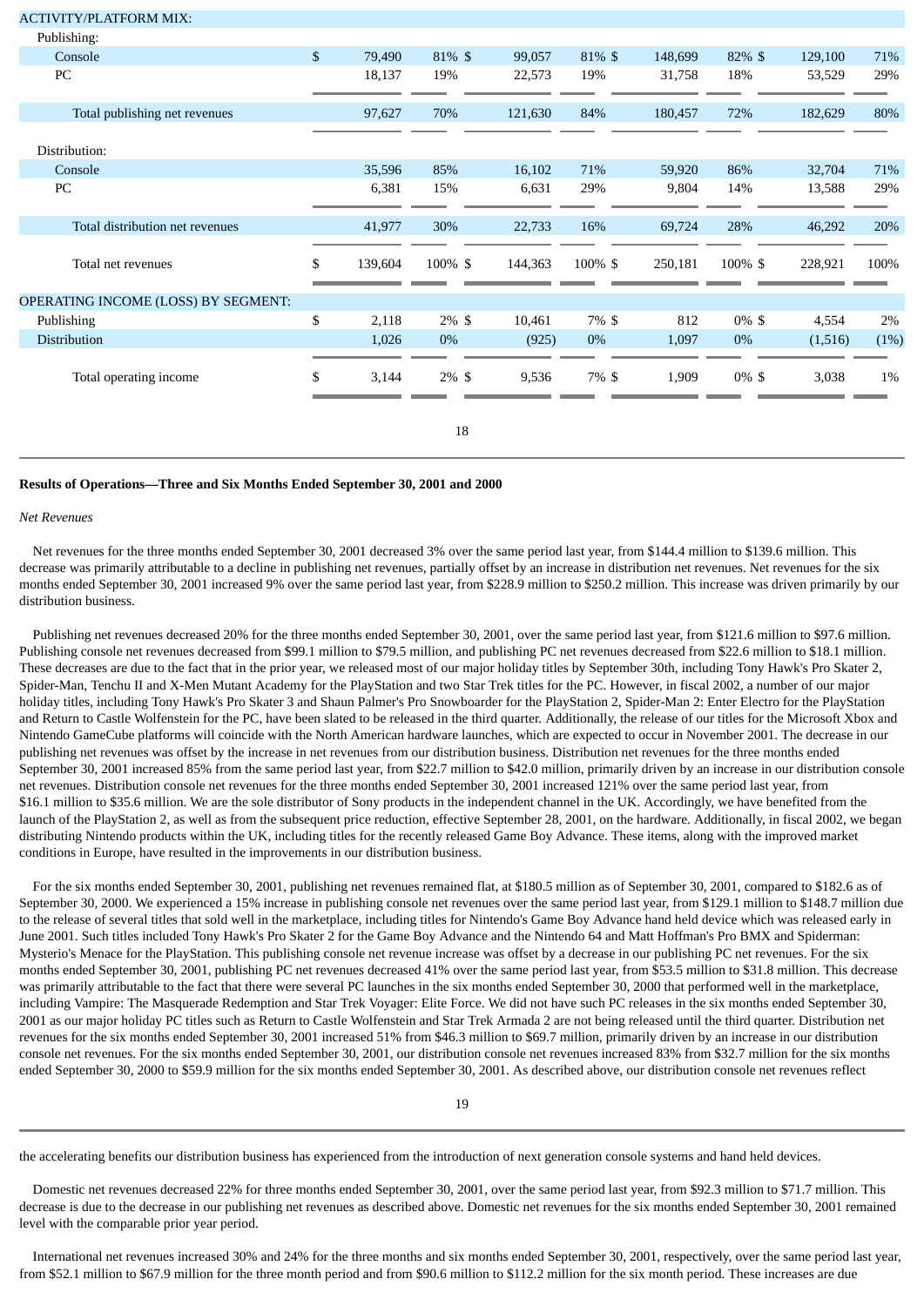| | | | | | | | | |
|---|---|---|---|---|---|---|---|---|
| ACTIVITY/PLATFORM MIX: | | | | | | | | |
| Publishing: | | | | | | | | |
| Console | $ 79,490 | 81% | $ 99,057 | 81% | $ 148,699 | 82% | $ 129,100 | 71% |
| PC | 18,137 | 19% | 22,573 | 19% | 31,758 | 18% | 53,529 | 29% |
| Total publishing net revenues | 97,627 | 70% | 121,630 | 84% | 180,457 | 72% | 182,629 | 80% |
| Distribution: | | | | | | | | |
| Console | 35,596 | 85% | 16,102 | 71% | 59,920 | 86% | 32,704 | 71% |
| PC | 6,381 | 15% | 6,631 | 29% | 9,804 | 14% | 13,588 | 29% |
| Total distribution net revenues | 41,977 | 30% | 22,733 | 16% | 69,724 | 28% | 46,292 | 20% |
| Total net revenues | $ 139,604 | 100% | $ 144,363 | 100% | $ 250,181 | 100% | $ 228,921 | 100% |
| OPERATING INCOME (LOSS) BY SEGMENT: | | | | | | | | |
| Publishing | $ 2,118 | 2% | $ 10,461 | 7% | $ 812 | 0% | $ 4,554 | 2% |
| Distribution | 1,026 | 0% | (925) | 0% | 1,097 | 0% | (1,516) | (1%) |
| Total operating income | $ 3,144 | 2% | $ 9,536 | 7% | $ 1,909 | 0% | $ 3,038 | 1% |

**Results of Operations—Three and Six Months Ended September 30, 2001 and 2000**

*Net Revenues*

Net revenues for the three months ended September 30, 2001 decreased 3% over the same period last year, from $144.4 million to $139.6 million. This decrease was primarily attributable to a decline in publishing net revenues, partially offset by an increase in distribution net revenues. Net revenues for the six months ended September 30, 2001 increased 9% over the same period last year, from $228.9 million to $250.2 million. This increase was driven primarily by our distribution business.

Publishing net revenues decreased 20% for the three months ended September 30, 2001, over the same period last year, from $121.6 million to $97.6 million. Publishing console net revenues decreased from $99.1 million to $79.5 million, and publishing PC net revenues decreased from $22.6 million to $18.1 million. These decreases are due to the fact that in the prior year, we released most of our major holiday titles by September 30th, including Tony Hawk's Pro Skater 2, Spider-Man, Tenchu II and X-Men Mutant Academy for the PlayStation and two Star Trek titles for the PC. However, in fiscal 2002, a number of our major holiday titles, including Tony Hawk's Pro Skater 3 and Shaun Palmer's Pro Snowboarder for the PlayStation 2, Spider-Man 2: Enter Electro for the PlayStation and Return to Castle Wolfenstein for the PC, have been slated to be released in the third quarter. Additionally, the release of our titles for the Microsoft Xbox and Nintendo GameCube platforms will coincide with the North American hardware launches, which are expected to occur in November 2001. The decrease in our publishing net revenues was offset by the increase in net revenues from our distribution business. Distribution net revenues for the three months ended September 30, 2001 increased 85% from the same period last year, from $22.7 million to $42.0 million, primarily driven by an increase in our distribution console net revenues. Distribution console net revenues for the three months ended September 30, 2001 increased 121% over the same period last year, from $16.1 million to $35.6 million. We are the sole distributor of Sony products in the independent channel in the UK. Accordingly, we have benefited from the launch of the PlayStation 2, as well as from the subsequent price reduction, effective September 28, 2001, on the hardware. Additionally, in fiscal 2002, we began distributing Nintendo products within the UK, including titles for the recently released Game Boy Advance. These items, along with the improved market conditions in Europe, have resulted in the improvements in our distribution business.

For the six months ended September 30, 2001, publishing net revenues remained flat, at $180.5 million as of September 30, 2001, compared to $182.6 as of September 30, 2000. We experienced a 15% increase in publishing console net revenues over the same period last year, from $129.1 million to $148.7 million due to the release of several titles that sold well in the marketplace, including titles for Nintendo's Game Boy Advance hand held device which was released early in June 2001. Such titles included Tony Hawk's Pro Skater 2 for the Game Boy Advance and the Nintendo 64 and Matt Hoffman's Pro BMX and Spiderman: Mysterio's Menace for the PlayStation. This publishing console net revenue increase was offset by a decrease in our publishing PC net revenues. For the six months ended September 30, 2001, publishing PC net revenues decreased 41% over the same period last year, from $53.5 million to $31.8 million. This decrease was primarily attributable to the fact that there were several PC launches in the six months ended September 30, 2000 that performed well in the marketplace, including Vampire: The Masquerade Redemption and Star Trek Voyager: Elite Force. We did not have such PC releases in the six months ended September 30, 2001 as our major holiday PC titles such as Return to Castle Wolfenstein and Star Trek Armada 2 are not being released until the third quarter. Distribution net revenues for the six months ended September 30, 2001 increased 51% from $46.3 million to $69.7 million, primarily driven by an increase in our distribution console net revenues. For the six months ended September 30, 2001, our distribution console net revenues increased 83% from $32.7 million for the six months ended September 30, 2000 to $59.9 million for the six months ended September 30, 2001. As described above, our distribution console net revenues reflect the accelerating benefits our distribution business has experienced from the introduction of next generation console systems and hand held devices.

Domestic net revenues decreased 22% for three months ended September 30, 2001, over the same period last year, from $92.3 million to $71.7 million. This decrease is due to the decrease in our publishing net revenues as described above. Domestic net revenues for the six months ended September 30, 2001 remained level with the comparable prior year period.

International net revenues increased 30% and 24% for the three months and six months ended September 30, 2001, respectively, over the same period last year, from $52.1 million to $67.9 million for the three month period and from $90.6 million to $112.2 million for the six month period. These increases are due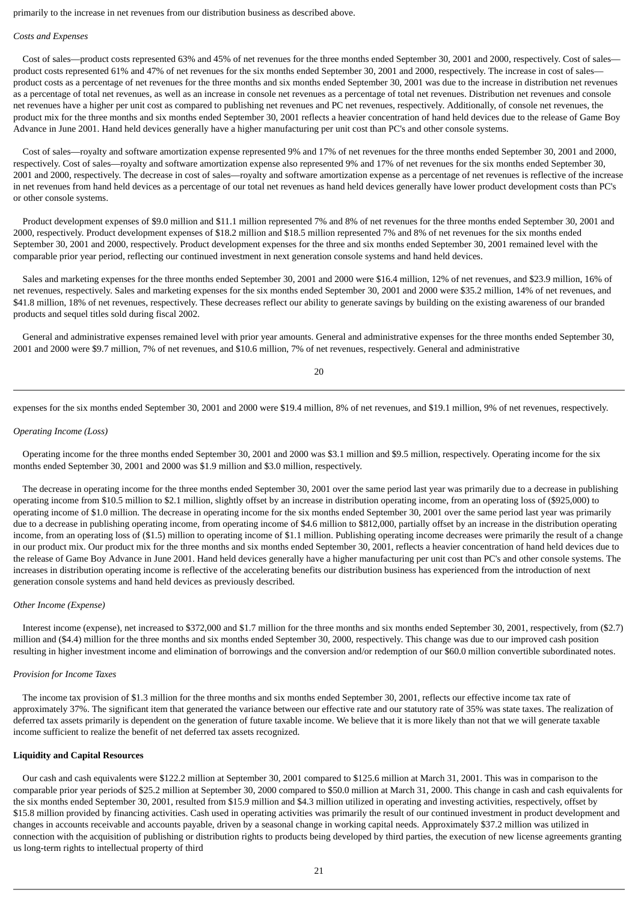primarily to the increase in net revenues from our distribution business as described above.

*Costs and Expenses*

Cost of sales—product costs represented 63% and 45% of net revenues for the three months ended September 30, 2001 and 2000, respectively. Cost of sales—product costs represented 61% and 47% of net revenues for the six months ended September 30, 2001 and 2000, respectively. The increase in cost of sales—product costs as a percentage of net revenues for the three months and six months ended September 30, 2001 was due to the increase in distribution net revenues as a percentage of total net revenues, as well as an increase in console net revenues as a percentage of total net revenues. Distribution net revenues and console net revenues have a higher per unit cost as compared to publishing net revenues and PC net revenues, respectively. Additionally, of console net revenues, the product mix for the three months and six months ended September 30, 2001 reflects a heavier concentration of hand held devices due to the release of Game Boy Advance in June 2001. Hand held devices generally have a higher manufacturing per unit cost than PC's and other console systems.

Cost of sales—royalty and software amortization expense represented 9% and 17% of net revenues for the three months ended September 30, 2001 and 2000, respectively. Cost of sales—royalty and software amortization expense also represented 9% and 17% of net revenues for the six months ended September 30, 2001 and 2000, respectively. The decrease in cost of sales—royalty and software amortization expense as a percentage of net revenues is reflective of the increase in net revenues from hand held devices as a percentage of our total net revenues as hand held devices generally have lower product development costs than PC's or other console systems.

Product development expenses of $9.0 million and $11.1 million represented 7% and 8% of net revenues for the three months ended September 30, 2001 and 2000, respectively. Product development expenses of $18.2 million and $18.5 million represented 7% and 8% of net revenues for the six months ended September 30, 2001 and 2000, respectively. Product development expenses for the three and six months ended September 30, 2001 remained level with the comparable prior year period, reflecting our continued investment in next generation console systems and hand held devices.

Sales and marketing expenses for the three months ended September 30, 2001 and 2000 were $16.4 million, 12% of net revenues, and $23.9 million, 16% of net revenues, respectively. Sales and marketing expenses for the six months ended September 30, 2001 and 2000 were $35.2 million, 14% of net revenues, and $41.8 million, 18% of net revenues, respectively. These decreases reflect our ability to generate savings by building on the existing awareness of our branded products and sequel titles sold during fiscal 2002.

General and administrative expenses remained level with prior year amounts. General and administrative expenses for the three months ended September 30, 2001 and 2000 were $9.7 million, 7% of net revenues, and $10.6 million, 7% of net revenues, respectively. General and administrative expenses for the six months ended September 30, 2001 and 2000 were $19.4 million, 8% of net revenues, and $19.1 million, 9% of net revenues, respectively.

*Operating Income (Loss)*

Operating income for the three months ended September 30, 2001 and 2000 was $3.1 million and $9.5 million, respectively. Operating income for the six months ended September 30, 2001 and 2000 was $1.9 million and $3.0 million, respectively.

The decrease in operating income for the three months ended September 30, 2001 over the same period last year was primarily due to a decrease in publishing operating income from $10.5 million to $2.1 million, slightly offset by an increase in distribution operating income, from an operating loss of ($925,000) to operating income of $1.0 million. The decrease in operating income for the six months ended September 30, 2001 over the same period last year was primarily due to a decrease in publishing operating income, from operating income of $4.6 million to $812,000, partially offset by an increase in the distribution operating income, from an operating loss of ($1.5) million to operating income of $1.1 million. Publishing operating income decreases were primarily the result of a change in our product mix. Our product mix for the three months and six months ended September 30, 2001, reflects a heavier concentration of hand held devices due to the release of Game Boy Advance in June 2001. Hand held devices generally have a higher manufacturing per unit cost than PC's and other console systems. The increases in distribution operating income is reflective of the accelerating benefits our distribution business has experienced from the introduction of next generation console systems and hand held devices as previously described.

*Other Income (Expense)*

Interest income (expense), net increased to $372,000 and $1.7 million for the three months and six months ended September 30, 2001, respectively, from ($2.7) million and ($4.4) million for the three months and six months ended September 30, 2000, respectively. This change was due to our improved cash position resulting in higher investment income and elimination of borrowings and the conversion and/or redemption of our $60.0 million convertible subordinated notes.

*Provision for Income Taxes*

The income tax provision of $1.3 million for the three months and six months ended September 30, 2001, reflects our effective income tax rate of approximately 37%. The significant item that generated the variance between our effective rate and our statutory rate of 35% was state taxes. The realization of deferred tax assets primarily is dependent on the generation of future taxable income. We believe that it is more likely than not that we will generate taxable income sufficient to realize the benefit of net deferred tax assets recognized.

**Liquidity and Capital Resources**

Our cash and cash equivalents were $122.2 million at September 30, 2001 compared to $125.6 million at March 31, 2001. This was in comparison to the comparable prior year periods of $25.2 million at September 30, 2000 compared to $50.0 million at March 31, 2000. This change in cash and cash equivalents for the six months ended September 30, 2001, resulted from $15.9 million and $4.3 million utilized in operating and investing activities, respectively, offset by $15.8 million provided by financing activities. Cash used in operating activities was primarily the result of our continued investment in product development and changes in accounts receivable and accounts payable, driven by a seasonal change in working capital needs. Approximately $37.2 million was utilized in connection with the acquisition of publishing or distribution rights to products being developed by third parties, the execution of new license agreements granting us long-term rights to intellectual property of third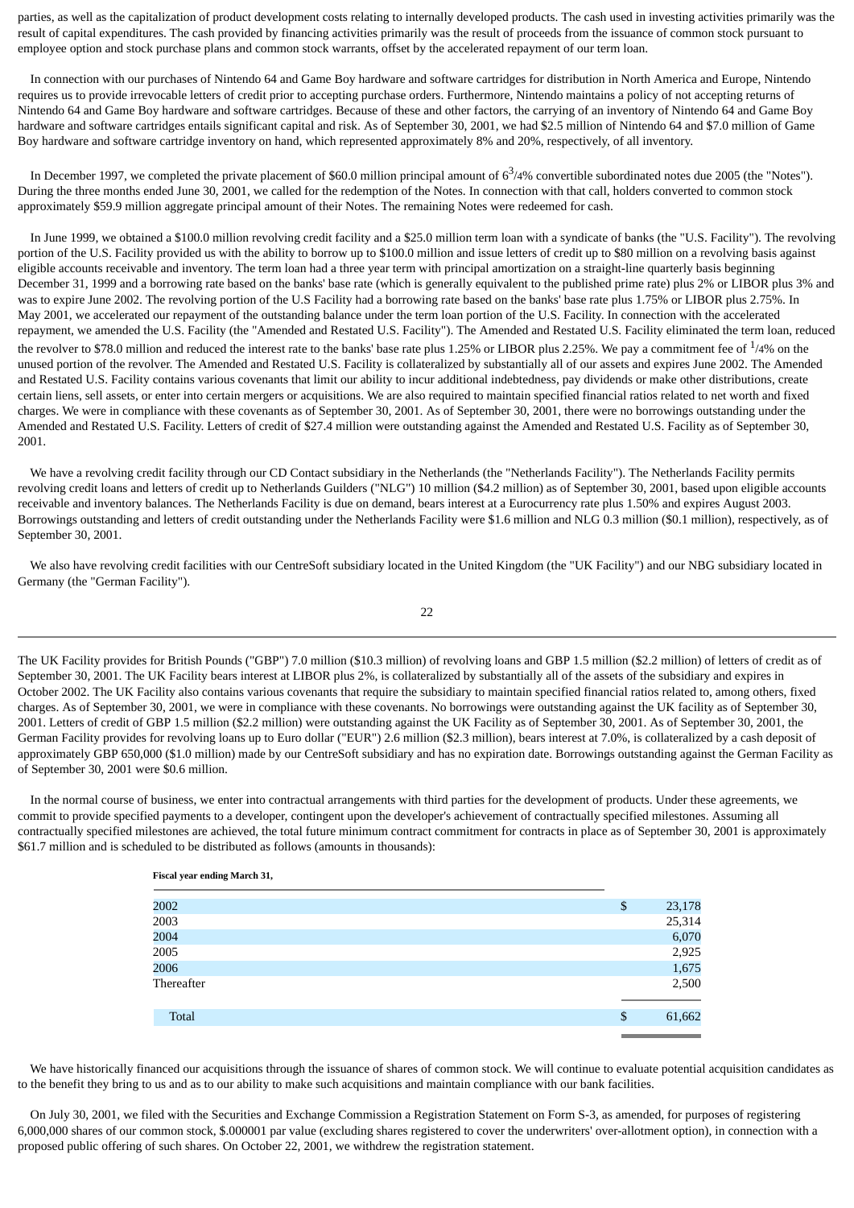parties, as well as the capitalization of product development costs relating to internally developed products. The cash used in investing activities primarily was the result of capital expenditures. The cash provided by financing activities primarily was the result of proceeds from the issuance of common stock pursuant to employee option and stock purchase plans and common stock warrants, offset by the accelerated repayment of our term loan.

In connection with our purchases of Nintendo 64 and Game Boy hardware and software cartridges for distribution in North America and Europe, Nintendo requires us to provide irrevocable letters of credit prior to accepting purchase orders. Furthermore, Nintendo maintains a policy of not accepting returns of Nintendo 64 and Game Boy hardware and software cartridges. Because of these and other factors, the carrying of an inventory of Nintendo 64 and Game Boy hardware and software cartridges entails significant capital and risk. As of September 30, 2001, we had $2.5 million of Nintendo 64 and $7.0 million of Game Boy hardware and software cartridge inventory on hand, which represented approximately 8% and 20%, respectively, of all inventory.

In December 1997, we completed the private placement of $60.0 million principal amount of 6 3/4% convertible subordinated notes due 2005 (the "Notes"). During the three months ended June 30, 2001, we called for the redemption of the Notes. In connection with that call, holders converted to common stock approximately $59.9 million aggregate principal amount of their Notes. The remaining Notes were redeemed for cash.

In June 1999, we obtained a $100.0 million revolving credit facility and a $25.0 million term loan with a syndicate of banks (the "U.S. Facility"). The revolving portion of the U.S. Facility provided us with the ability to borrow up to $100.0 million and issue letters of credit up to $80 million on a revolving basis against eligible accounts receivable and inventory. The term loan had a three year term with principal amortization on a straight-line quarterly basis beginning December 31, 1999 and a borrowing rate based on the banks' base rate (which is generally equivalent to the published prime rate) plus 2% or LIBOR plus 3% and was to expire June 2002. The revolving portion of the U.S Facility had a borrowing rate based on the banks' base rate plus 1.75% or LIBOR plus 2.75%. In May 2001, we accelerated our repayment of the outstanding balance under the term loan portion of the U.S. Facility. In connection with the accelerated repayment, we amended the U.S. Facility (the "Amended and Restated U.S. Facility"). The Amended and Restated U.S. Facility eliminated the term loan, reduced the revolver to $78.0 million and reduced the interest rate to the banks' base rate plus 1.25% or LIBOR plus 2.25%. We pay a commitment fee of 1/4% on the unused portion of the revolver. The Amended and Restated U.S. Facility is collateralized by substantially all of our assets and expires June 2002. The Amended and Restated U.S. Facility contains various covenants that limit our ability to incur additional indebtedness, pay dividends or make other distributions, create certain liens, sell assets, or enter into certain mergers or acquisitions. We are also required to maintain specified financial ratios related to net worth and fixed charges. We were in compliance with these covenants as of September 30, 2001. As of September 30, 2001, there were no borrowings outstanding under the Amended and Restated U.S. Facility. Letters of credit of $27.4 million were outstanding against the Amended and Restated U.S. Facility as of September 30, 2001.

We have a revolving credit facility through our CD Contact subsidiary in the Netherlands (the "Netherlands Facility"). The Netherlands Facility permits revolving credit loans and letters of credit up to Netherlands Guilders ("NLG") 10 million ($4.2 million) as of September 30, 2001, based upon eligible accounts receivable and inventory balances. The Netherlands Facility is due on demand, bears interest at a Eurocurrency rate plus 1.50% and expires August 2003. Borrowings outstanding and letters of credit outstanding under the Netherlands Facility were $1.6 million and NLG 0.3 million ($0.1 million), respectively, as of September 30, 2001.

We also have revolving credit facilities with our CentreSoft subsidiary located in the United Kingdom (the "UK Facility") and our NBG subsidiary located in Germany (the "German Facility").

The UK Facility provides for British Pounds ("GBP") 7.0 million ($10.3 million) of revolving loans and GBP 1.5 million ($2.2 million) of letters of credit as of September 30, 2001. The UK Facility bears interest at LIBOR plus 2%, is collateralized by substantially all of the assets of the subsidiary and expires in October 2002. The UK Facility also contains various covenants that require the subsidiary to maintain specified financial ratios related to, among others, fixed charges. As of September 30, 2001, we were in compliance with these covenants. No borrowings were outstanding against the UK facility as of September 30, 2001. Letters of credit of GBP 1.5 million ($2.2 million) were outstanding against the UK Facility as of September 30, 2001. As of September 30, 2001, the German Facility provides for revolving loans up to Euro dollar ("EUR") 2.6 million ($2.3 million), bears interest at 7.0%, is collateralized by a cash deposit of approximately GBP 650,000 ($1.0 million) made by our CentreSoft subsidiary and has no expiration date. Borrowings outstanding against the German Facility as of September 30, 2001 were $0.6 million.

In the normal course of business, we enter into contractual arrangements with third parties for the development of products. Under these agreements, we commit to provide specified payments to a developer, contingent upon the developer's achievement of contractually specified milestones. Assuming all contractually specified milestones are achieved, the total future minimum contract commitment for contracts in place as of September 30, 2001 is approximately $61.7 million and is scheduled to be distributed as follows (amounts in thousands):

| Fiscal year ending March 31, | |
|---|---|
| 2002 | $ 23,178 |
| 2003 | 25,314 |
| 2004 | 6,070 |
| 2005 | 2,925 |
| 2006 | 1,675 |
| Thereafter | 2,500 |
| Total | $ 61,662 |

We have historically financed our acquisitions through the issuance of shares of common stock. We will continue to evaluate potential acquisition candidates as to the benefit they bring to us and as to our ability to make such acquisitions and maintain compliance with our bank facilities.

On July 30, 2001, we filed with the Securities and Exchange Commission a Registration Statement on Form S-3, as amended, for purposes of registering 6,000,000 shares of our common stock, $.000001 par value (excluding shares registered to cover the underwriters' over-allotment option), in connection with a proposed public offering of such shares. On October 22, 2001, we withdrew the registration statement.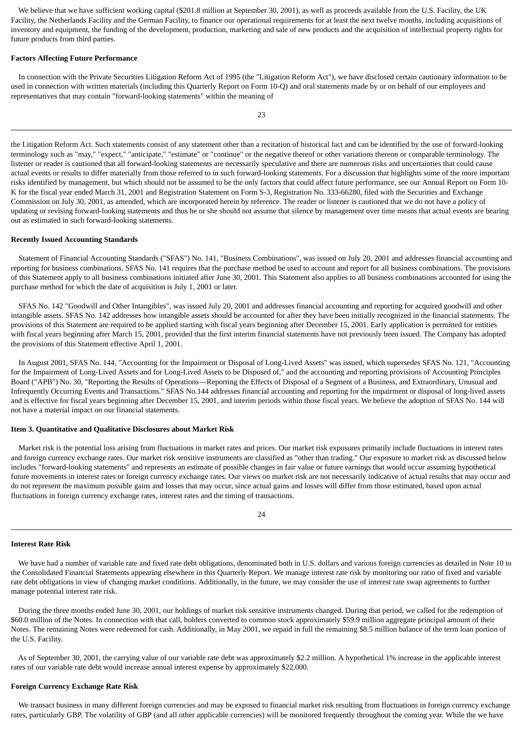We believe that we have sufficient working capital ($201.8 million at September 30, 2001), as well as proceeds available from the U.S. Facility, the UK Facility, the Netherlands Facility and the German Facility, to finance our operational requirements for at least the next twelve months, including acquisitions of inventory and equipment, the funding of the development, production, marketing and sale of new products and the acquisition of intellectual property rights for future products from third parties.

**Factors Affecting Future Performance**

In connection with the Private Securities Litigation Reform Act of 1995 (the "Litigation Reform Act"), we have disclosed certain cautionary information to be used in connection with written materials (including this Quarterly Report on Form 10-Q) and oral statements made by or on behalf of our employees and representatives that may contain "forward-looking statements" within the meaning of the Litigation Reform Act. Such statements consist of any statement other than a recitation of historical fact and can be identified by the use of forward-looking terminology such as "may," "expect," "anticipate," "estimate" or "continue" or the negative thereof or other variations thereon or comparable terminology. The listener or reader is cautioned that all forward-looking statements are necessarily speculative and there are numerous risks and uncertainties that could cause actual events or results to differ materially from those referred to in such forward-looking statements. For a discussion that highlights some of the more important risks identified by management, but which should not be assumed to be the only factors that could affect future performance, see our Annual Report on Form 10-K for the fiscal year ended March 31, 2001 and Registration Statement on Form S-3, Registration No. 333-66280, filed with the Securities and Exchange Commission on July 30, 2001, as amended, which are incorporated herein by reference. The reader or listener is cautioned that we do not have a policy of updating or revising forward-looking statements and thus he or she should not assume that silence by management over time means that actual events are bearing out as estimated in such forward-looking statements.

**Recently Issued Accounting Standards**

Statement of Financial Accounting Standards ("SFAS") No. 141, "Business Combinations", was issued on July 20, 2001 and addresses financial accounting and reporting for business combinations. SFAS No. 141 requires that the purchase method be used to account and report for all business combinations. The provisions of this Statement apply to all business combinations initiated after June 30, 2001. This Statement also applies to all business combinations accounted for using the purchase method for which the date of acquisition is July 1, 2001 or later.

SFAS No. 142 "Goodwill and Other Intangibles", was issued July 20, 2001 and addresses financial accounting and reporting for acquired goodwill and other intangible assets. SFAS No. 142 addresses how intangible assets should be accounted for after they have been initially recognized in the financial statements. The provisions of this Statement are required to be applied starting with fiscal years beginning after December 15, 2001. Early application is permitted for entities with fiscal years beginning after March 15, 2001, provided that the first interim financial statements have not previously been issued. The Company has adopted the provisions of this Statement effective April 1, 2001.

In August 2001, SFAS No. 144, "Accounting for the Impairment or Disposal of Long-Lived Assets" was issued, which supersedes SFAS No. 121, "Accounting for the Impairment of Long-Lived Assets and for Long-Lived Assets to be Disposed of," and the accounting and reporting provisions of Accounting Principles Board ("APB") No. 30, "Reporting the Results of Operations—Reporting the Effects of Disposal of a Segment of a Business, and Extraordinary, Unusual and Infrequently Occurring Events and Transactions." SFAS No.144 addresses financial accounting and reporting for the impairment or disposal of long-lived assets and is effective for fiscal years beginning after December 15, 2001, and interim periods within those fiscal years. We believe the adoption of SFAS No. 144 will not have a material impact on our financial statements.

**Item 3. Quantitative and Qualitative Disclosures about Market Risk**

Market risk is the potential loss arising from fluctuations in market rates and prices. Our market risk exposures primarily include fluctuations in interest rates and foreign currency exchange rates. Our market risk sensitive instruments are classified as "other than trading." Our exposure to market risk as discussed below includes "forward-looking statements" and represents an estimate of possible changes in fair value or future earnings that would occur assuming hypothetical future movements in interest rates or foreign currency exchange rates. Our views on market risk are not necessarily indicative of actual results that may occur and do not represent the maximum possible gains and losses that may occur, since actual gains and losses will differ from those estimated, based upon actual fluctuations in foreign currency exchange rates, interest rates and the timing of transactions.

**Interest Rate Risk**

We have had a number of variable rate and fixed rate debt obligations, denominated both in U.S. dollars and various foreign currencies as detailed in Note 10 to the Consolidated Financial Statements appearing elsewhere in this Quarterly Report. We manage interest rate risk by monitoring our ratio of fixed and variable rate debt obligations in view of changing market conditions. Additionally, in the future, we may consider the use of interest rate swap agreements to further manage potential interest rate risk.

During the three months ended June 30, 2001, our holdings of market risk sensitive instruments changed. During that period, we called for the redemption of $60.0 million of the Notes. In connection with that call, holders converted to common stock approximately $59.9 million aggregate principal amount of their Notes. The remaining Notes were redeemed for cash. Additionally, in May 2001, we repaid in full the remaining $8.5 million balance of the term loan portion of the U.S. Facility.

As of September 30, 2001, the carrying value of our variable rate debt was approximately $2.2 million. A hypothetical 1% increase in the applicable interest rates of our variable rate debt would increase annual interest expense by approximately $22,000.

**Foreign Currency Exchange Rate Risk**

We transact business in many different foreign currencies and may be exposed to financial market risk resulting from fluctuations in foreign currency exchange rates, particularly GBP. The volatility of GBP (and all other applicable currencies) will be monitored frequently throughout the coming year. While the we have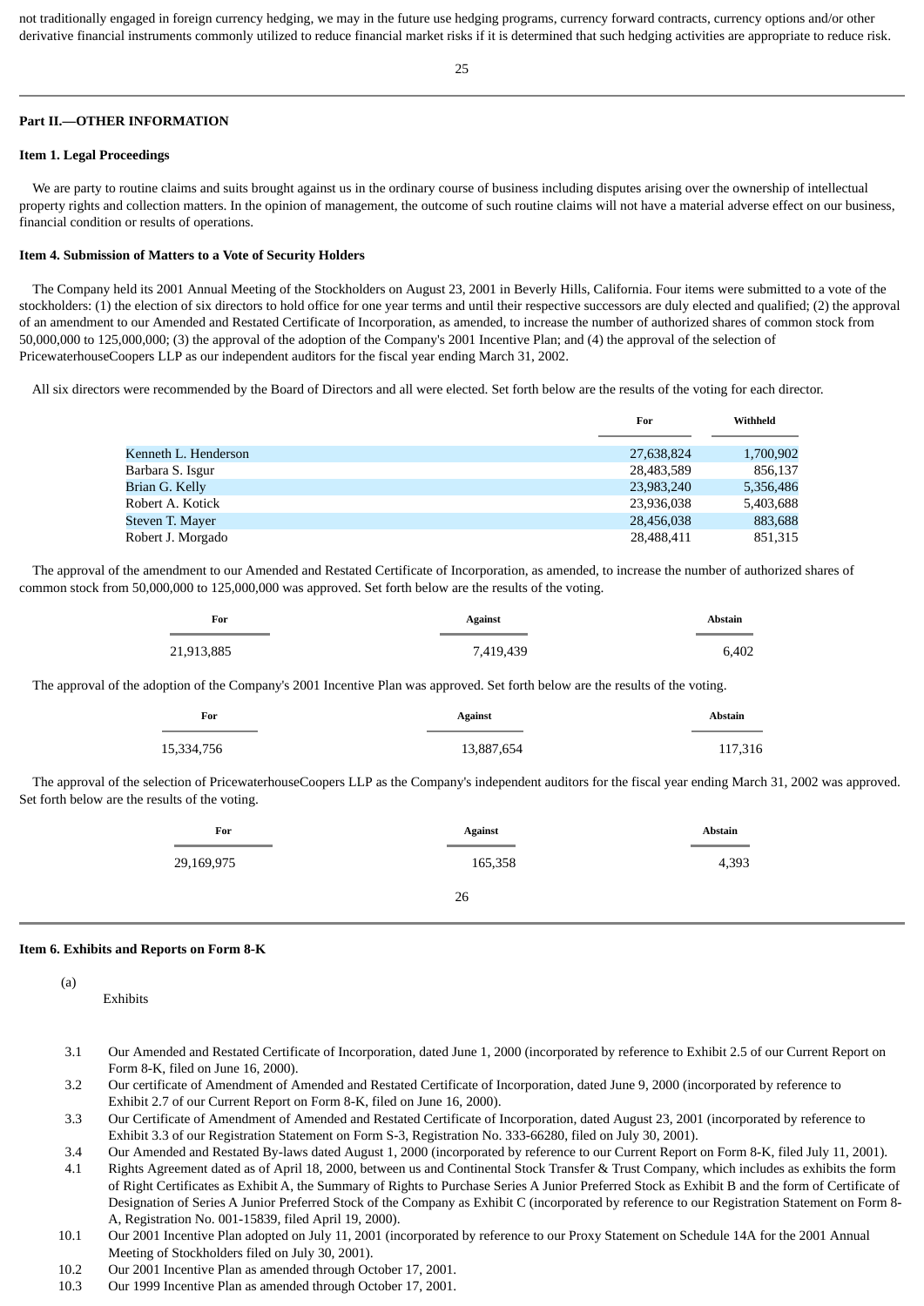not traditionally engaged in foreign currency hedging, we may in the future use hedging programs, currency forward contracts, currency options and/or other derivative financial instruments commonly utilized to reduce financial market risks if it is determined that such hedging activities are appropriate to reduce risk.

## Part II.—OTHER INFORMATION

### Item 1. Legal Proceedings

We are party to routine claims and suits brought against us in the ordinary course of business including disputes arising over the ownership of intellectual property rights and collection matters. In the opinion of management, the outcome of such routine claims will not have a material adverse effect on our business, financial condition or results of operations.

### Item 4. Submission of Matters to a Vote of Security Holders

The Company held its 2001 Annual Meeting of the Stockholders on August 23, 2001 in Beverly Hills, California. Four items were submitted to a vote of the stockholders: (1) the election of six directors to hold office for one year terms and until their respective successors are duly elected and qualified; (2) the approval of an amendment to our Amended and Restated Certificate of Incorporation, as amended, to increase the number of authorized shares of common stock from 50,000,000 to 125,000,000; (3) the approval of the adoption of the Company's 2001 Incentive Plan; and (4) the approval of the selection of PricewaterhouseCoopers LLP as our independent auditors for the fiscal year ending March 31, 2002.

All six directors were recommended by the Board of Directors and all were elected. Set forth below are the results of the voting for each director.

| | For | Withheld |
|---|---|---|
| Kenneth L. Henderson | 27,638,824 | 1,700,902 |
| Barbara S. Isgur | 28,483,589 | 856,137 |
| Brian G. Kelly | 23,983,240 | 5,356,486 |
| Robert A. Kotick | 23,936,038 | 5,403,688 |
| Steven T. Mayer | 28,456,038 | 883,688 |
| Robert J. Morgado | 28,488,411 | 851,315 |

The approval of the amendment to our Amended and Restated Certificate of Incorporation, as amended, to increase the number of authorized shares of common stock from 50,000,000 to 125,000,000 was approved. Set forth below are the results of the voting.

| For | Against | Abstain |
|---|---|---|
| 21,913,885 | 7,419,439 | 6,402 |

The approval of the adoption of the Company's 2001 Incentive Plan was approved. Set forth below are the results of the voting.

| For | Against | Abstain |
|---|---|---|
| 15,334,756 | 13,887,654 | 117,316 |

The approval of the selection of PricewaterhouseCoopers LLP as the Company's independent auditors for the fiscal year ending March 31, 2002 was approved. Set forth below are the results of the voting.

| For | Against | Abstain |
|---|---|---|
| 29,169,975 | 165,358 | 4,393 |

### Item 6. Exhibits and Reports on Form 8-K

(a) Exhibits

| | |
|---|---|
| 3.1 | Our Amended and Restated Certificate of Incorporation, dated June 1, 2000 (incorporated by reference to Exhibit 2.5 of our Current Report on Form 8-K, filed on June 16, 2000). |
| 3.2 | Our certificate of Amendment of Amended and Restated Certificate of Incorporation, dated June 9, 2000 (incorporated by reference to Exhibit 2.7 of our Current Report on Form 8-K, filed on June 16, 2000). |
| 3.3 | Our Certificate of Amendment of Amended and Restated Certificate of Incorporation, dated August 23, 2001 (incorporated by reference to Exhibit 3.3 of our Registration Statement on Form S-3, Registration No. 333-66280, filed on July 30, 2001). |
| 3.4 | Our Amended and Restated By-laws dated August 1, 2000 (incorporated by reference to our Current Report on Form 8-K, filed July 11, 2001). |
| 4.1 | Rights Agreement dated as of April 18, 2000, between us and Continental Stock Transfer & Trust Company, which includes as exhibits the form of Right Certificates as Exhibit A, the Summary of Rights to Purchase Series A Junior Preferred Stock as Exhibit B and the form of Certificate of Designation of Series A Junior Preferred Stock of the Company as Exhibit C (incorporated by reference to our Registration Statement on Form 8-A, Registration No. 001-15839, filed April 19, 2000). |
| 10.1 | Our 2001 Incentive Plan adopted on July 11, 2001 (incorporated by reference to our Proxy Statement on Schedule 14A for the 2001 Annual Meeting of Stockholders filed on July 30, 2001). |
| 10.2 | Our 2001 Incentive Plan as amended through October 17, 2001. |
| 10.3 | Our 1999 Incentive Plan as amended through October 17, 2001. |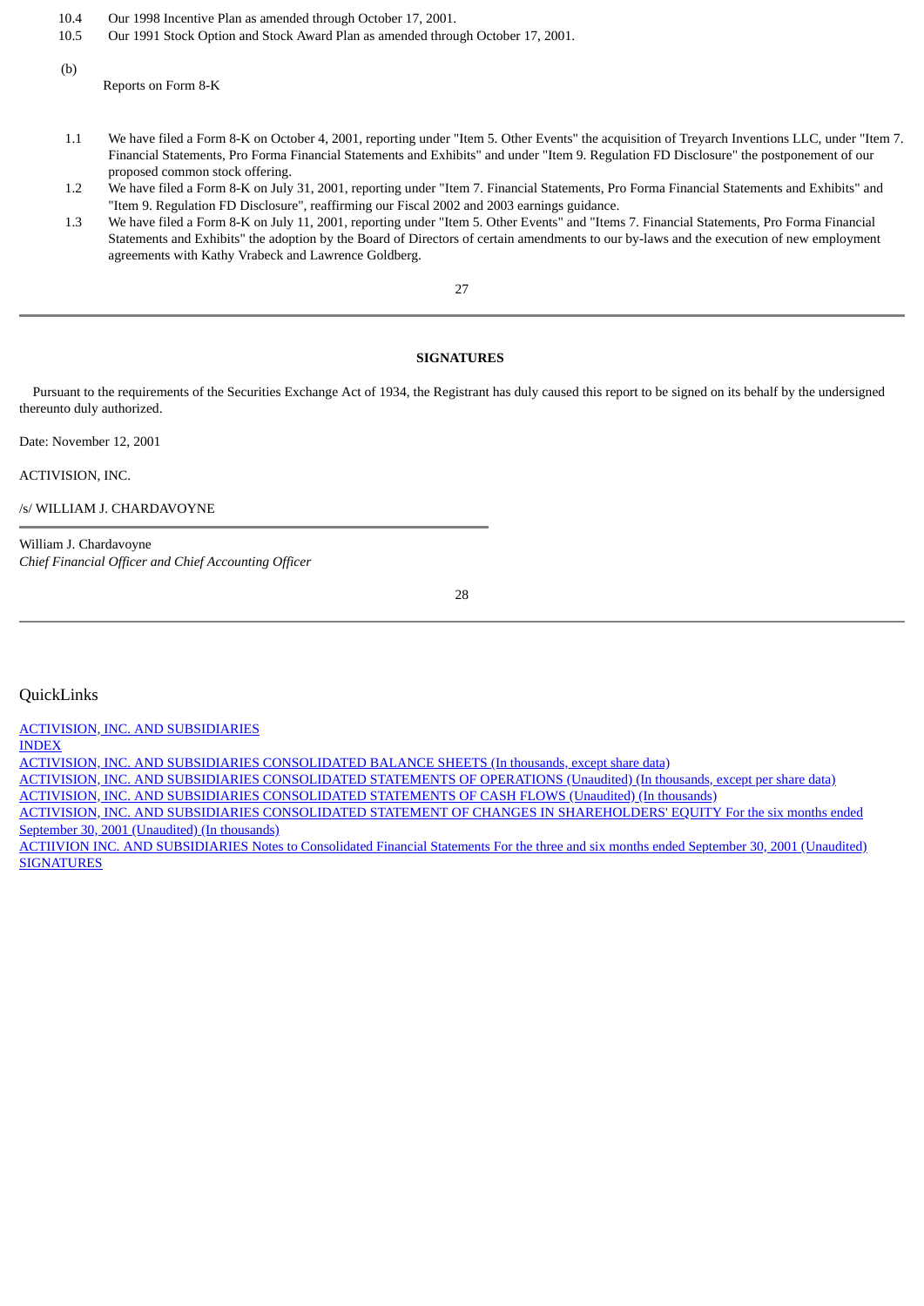10.4 Our 1998 Incentive Plan as amended through October 17, 2001.

10.5 Our 1991 Stock Option and Stock Award Plan as amended through October 17, 2001.

(b) Reports on Form 8-K

1.1 We have filed a Form 8-K on October 4, 2001, reporting under "Item 5. Other Events" the acquisition of Treyarch Inventions LLC, under "Item 7. Financial Statements, Pro Forma Financial Statements and Exhibits" and under "Item 9. Regulation FD Disclosure" the postponement of our proposed common stock offering.

1.2 We have filed a Form 8-K on July 31, 2001, reporting under "Item 7. Financial Statements, Pro Forma Financial Statements and Exhibits" and "Item 9. Regulation FD Disclosure", reaffirming our Fiscal 2002 and 2003 earnings guidance.

1.3 We have filed a Form 8-K on July 11, 2001, reporting under "Item 5. Other Events" and "Items 7. Financial Statements, Pro Forma Financial Statements and Exhibits" the adoption by the Board of Directors of certain amendments to our by-laws and the execution of new employment agreements with Kathy Vrabeck and Lawrence Goldberg.

---

**SIGNATURES**

Pursuant to the requirements of the Securities Exchange Act of 1934, the Registrant has duly caused this report to be signed on its behalf by the undersigned thereunto duly authorized.

Date: November 12, 2001

ACTIVISION, INC.

/s/ WILLIAM J. CHARDAVOYNE

William J. Chardavoyne
*Chief Financial Officer and Chief Accounting Officer*

---

QuickLinks

ACTIVISION, INC. AND SUBSIDIARIES
INDEX
ACTIVISION, INC. AND SUBSIDIARIES CONSOLIDATED BALANCE SHEETS (In thousands, except share data)
ACTIVISION, INC. AND SUBSIDIARIES CONSOLIDATED STATEMENTS OF OPERATIONS (Unaudited) (In thousands, except per share data)
ACTIVISION, INC. AND SUBSIDIARIES CONSOLIDATED STATEMENTS OF CASH FLOWS (Unaudited) (In thousands)
ACTIVISION, INC. AND SUBSIDIARIES CONSOLIDATED STATEMENT OF CHANGES IN SHAREHOLDERS' EQUITY For the six months ended September 30, 2001 (Unaudited) (In thousands)
ACTIIVION INC. AND SUBSIDIARIES Notes to Consolidated Financial Statements For the three and six months ended September 30, 2001 (Unaudited)
SIGNATURES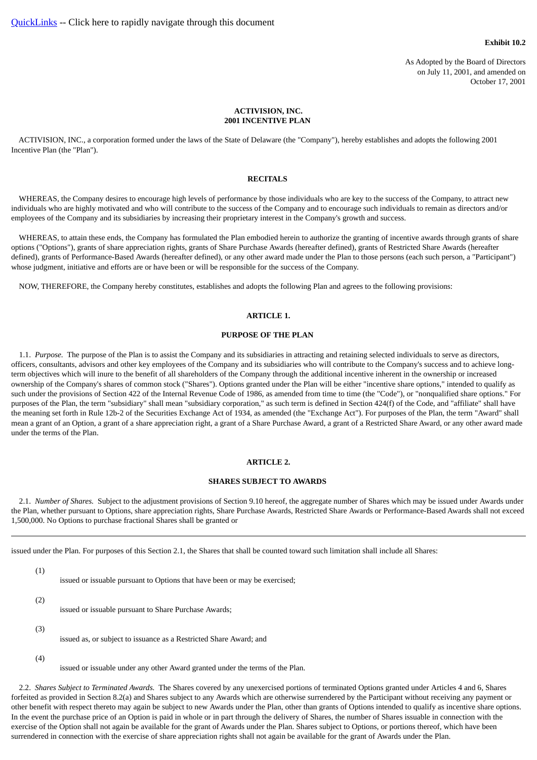[QuickLinks](#) -- Click here to rapidly navigate through this document

**Exhibit 10.2**

As Adopted by the Board of Directors
on July 11, 2001, and amended on
October 17, 2001

**ACTIVISION, INC.**
**2001 INCENTIVE PLAN**

ACTIVISION, INC., a corporation formed under the laws of the State of Delaware (the "Company"), hereby establishes and adopts the following 2001 Incentive Plan (the "Plan").

**RECITALS**

WHEREAS, the Company desires to encourage high levels of performance by those individuals who are key to the success of the Company, to attract new individuals who are highly motivated and who will contribute to the success of the Company and to encourage such individuals to remain as directors and/or employees of the Company and its subsidiaries by increasing their proprietary interest in the Company's growth and success.

WHEREAS, to attain these ends, the Company has formulated the Plan embodied herein to authorize the granting of incentive awards through grants of share options ("Options"), grants of share appreciation rights, grants of Share Purchase Awards (hereafter defined), grants of Restricted Share Awards (hereafter defined), grants of Performance-Based Awards (hereafter defined), or any other award made under the Plan to those persons (each such person, a "Participant") whose judgment, initiative and efforts are or have been or will be responsible for the success of the Company.

NOW, THEREFORE, the Company hereby constitutes, establishes and adopts the following Plan and agrees to the following provisions:

**ARTICLE 1.**

**PURPOSE OF THE PLAN**

1.1. *Purpose.* The purpose of the Plan is to assist the Company and its subsidiaries in attracting and retaining selected individuals to serve as directors, officers, consultants, advisors and other key employees of the Company and its subsidiaries who will contribute to the Company's success and to achieve long-term objectives which will inure to the benefit of all shareholders of the Company through the additional incentive inherent in the ownership or increased ownership of the Company's shares of common stock ("Shares"). Options granted under the Plan will be either "incentive share options," intended to qualify as such under the provisions of Section 422 of the Internal Revenue Code of 1986, as amended from time to time (the "Code"), or "nonqualified share options." For purposes of the Plan, the term "subsidiary" shall mean "subsidiary corporation," as such term is defined in Section 424(f) of the Code, and "affiliate" shall have the meaning set forth in Rule 12b-2 of the Securities Exchange Act of 1934, as amended (the "Exchange Act"). For purposes of the Plan, the term "Award" shall mean a grant of an Option, a grant of a share appreciation right, a grant of a Share Purchase Award, a grant of a Restricted Share Award, or any other award made under the terms of the Plan.

**ARTICLE 2.**

**SHARES SUBJECT TO AWARDS**

2.1. *Number of Shares.* Subject to the adjustment provisions of Section 9.10 hereof, the aggregate number of Shares which may be issued under Awards under the Plan, whether pursuant to Options, share appreciation rights, Share Purchase Awards, Restricted Share Awards or Performance-Based Awards shall not exceed 1,500,000. No Options to purchase fractional Shares shall be granted or issued under the Plan. For purposes of this Section 2.1, the Shares that shall be counted toward such limitation shall include all Shares:

(1) issued or issuable pursuant to Options that have been or may be exercised;

(2) issued or issuable pursuant to Share Purchase Awards;

(3) issued as, or subject to issuance as a Restricted Share Award; and

(4) issued or issuable under any other Award granted under the terms of the Plan.

2.2. *Shares Subject to Terminated Awards.* The Shares covered by any unexercised portions of terminated Options granted under Articles 4 and 6, Shares forfeited as provided in Section 8.2(a) and Shares subject to any Awards which are otherwise surrendered by the Participant without receiving any payment or other benefit with respect thereto may again be subject to new Awards under the Plan, other than grants of Options intended to qualify as incentive share options. In the event the purchase price of an Option is paid in whole or in part through the delivery of Shares, the number of Shares issuable in connection with the exercise of the Option shall not again be available for the grant of Awards under the Plan. Shares subject to Options, or portions thereof, which have been surrendered in connection with the exercise of share appreciation rights shall not again be available for the grant of Awards under the Plan.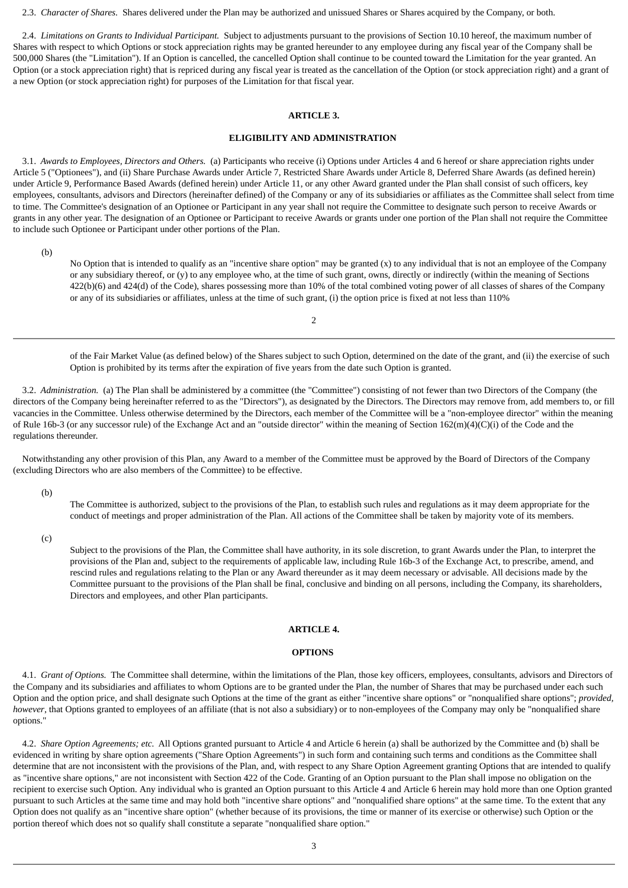2.3. *Character of Shares.* Shares delivered under the Plan may be authorized and unissued Shares or Shares acquired by the Company, or both.

2.4. *Limitations on Grants to Individual Participant.* Subject to adjustments pursuant to the provisions of Section 10.10 hereof, the maximum number of Shares with respect to which Options or stock appreciation rights may be granted hereunder to any employee during any fiscal year of the Company shall be 500,000 Shares (the "Limitation"). If an Option is cancelled, the cancelled Option shall continue to be counted toward the Limitation for the year granted. An Option (or a stock appreciation right) that is repriced during any fiscal year is treated as the cancellation of the Option (or stock appreciation right) and a grant of a new Option (or stock appreciation right) for purposes of the Limitation for that fiscal year.

## ARTICLE 3.

## ELIGIBILITY AND ADMINISTRATION

3.1. *Awards to Employees, Directors and Others.* (a) Participants who receive (i) Options under Articles 4 and 6 hereof or share appreciation rights under Article 5 ("Optionees"), and (ii) Share Purchase Awards under Article 7, Restricted Share Awards under Article 8, Deferred Share Awards (as defined herein) under Article 9, Performance Based Awards (defined herein) under Article 11, or any other Award granted under the Plan shall consist of such officers, key employees, consultants, advisors and Directors (hereinafter defined) of the Company or any of its subsidiaries or affiliates as the Committee shall select from time to time. The Committee's designation of an Optionee or Participant in any year shall not require the Committee to designate such person to receive Awards or grants in any other year. The designation of an Optionee or Participant to receive Awards or grants under one portion of the Plan shall not require the Committee to include such Optionee or Participant under other portions of the Plan.

(b) No Option that is intended to qualify as an "incentive share option" may be granted (x) to any individual that is not an employee of the Company or any subsidiary thereof, or (y) to any employee who, at the time of such grant, owns, directly or indirectly (within the meaning of Sections 422(b)(6) and 424(d) of the Code), shares possessing more than 10% of the total combined voting power of all classes of shares of the Company or any of its subsidiaries or affiliates, unless at the time of such grant, (i) the option price is fixed at not less than 110% of the Fair Market Value (as defined below) of the Shares subject to such Option, determined on the date of the grant, and (ii) the exercise of such Option is prohibited by its terms after the expiration of five years from the date such Option is granted.

3.2. *Administration.* (a) The Plan shall be administered by a committee (the "Committee") consisting of not fewer than two Directors of the Company (the directors of the Company being hereinafter referred to as the "Directors"), as designated by the Directors. The Directors may remove from, add members to, or fill vacancies in the Committee. Unless otherwise determined by the Directors, each member of the Committee will be a "non-employee director" within the meaning of Rule 16b-3 (or any successor rule) of the Exchange Act and an "outside director" within the meaning of Section 162(m)(4)(C)(i) of the Code and the regulations thereunder.

Notwithstanding any other provision of this Plan, any Award to a member of the Committee must be approved by the Board of Directors of the Company (excluding Directors who are also members of the Committee) to be effective.

(b) The Committee is authorized, subject to the provisions of the Plan, to establish such rules and regulations as it may deem appropriate for the conduct of meetings and proper administration of the Plan. All actions of the Committee shall be taken by majority vote of its members.

(c) Subject to the provisions of the Plan, the Committee shall have authority, in its sole discretion, to grant Awards under the Plan, to interpret the provisions of the Plan and, subject to the requirements of applicable law, including Rule 16b-3 of the Exchange Act, to prescribe, amend, and rescind rules and regulations relating to the Plan or any Award thereunder as it may deem necessary or advisable. All decisions made by the Committee pursuant to the provisions of the Plan shall be final, conclusive and binding on all persons, including the Company, its shareholders, Directors and employees, and other Plan participants.

## ARTICLE 4.

## OPTIONS

4.1. *Grant of Options.* The Committee shall determine, within the limitations of the Plan, those key officers, employees, consultants, advisors and Directors of the Company and its subsidiaries and affiliates to whom Options are to be granted under the Plan, the number of Shares that may be purchased under each such Option and the option price, and shall designate such Options at the time of the grant as either "incentive share options" or "nonqualified share options"; *provided, however*, that Options granted to employees of an affiliate (that is not also a subsidiary) or to non-employees of the Company may only be "nonqualified share options."

4.2. *Share Option Agreements; etc.* All Options granted pursuant to Article 4 and Article 6 herein (a) shall be authorized by the Committee and (b) shall be evidenced in writing by share option agreements ("Share Option Agreements") in such form and containing such terms and conditions as the Committee shall determine that are not inconsistent with the provisions of the Plan, and, with respect to any Share Option Agreement granting Options that are intended to qualify as "incentive share options," are not inconsistent with Section 422 of the Code. Granting of an Option pursuant to the Plan shall impose no obligation on the recipient to exercise such Option. Any individual who is granted an Option pursuant to this Article 4 and Article 6 herein may hold more than one Option granted pursuant to such Articles at the same time and may hold both "incentive share options" and "nonqualified share options" at the same time. To the extent that any Option does not qualify as an "incentive share option" (whether because of its provisions, the time or manner of its exercise or otherwise) such Option or the portion thereof which does not so qualify shall constitute a separate "nonqualified share option."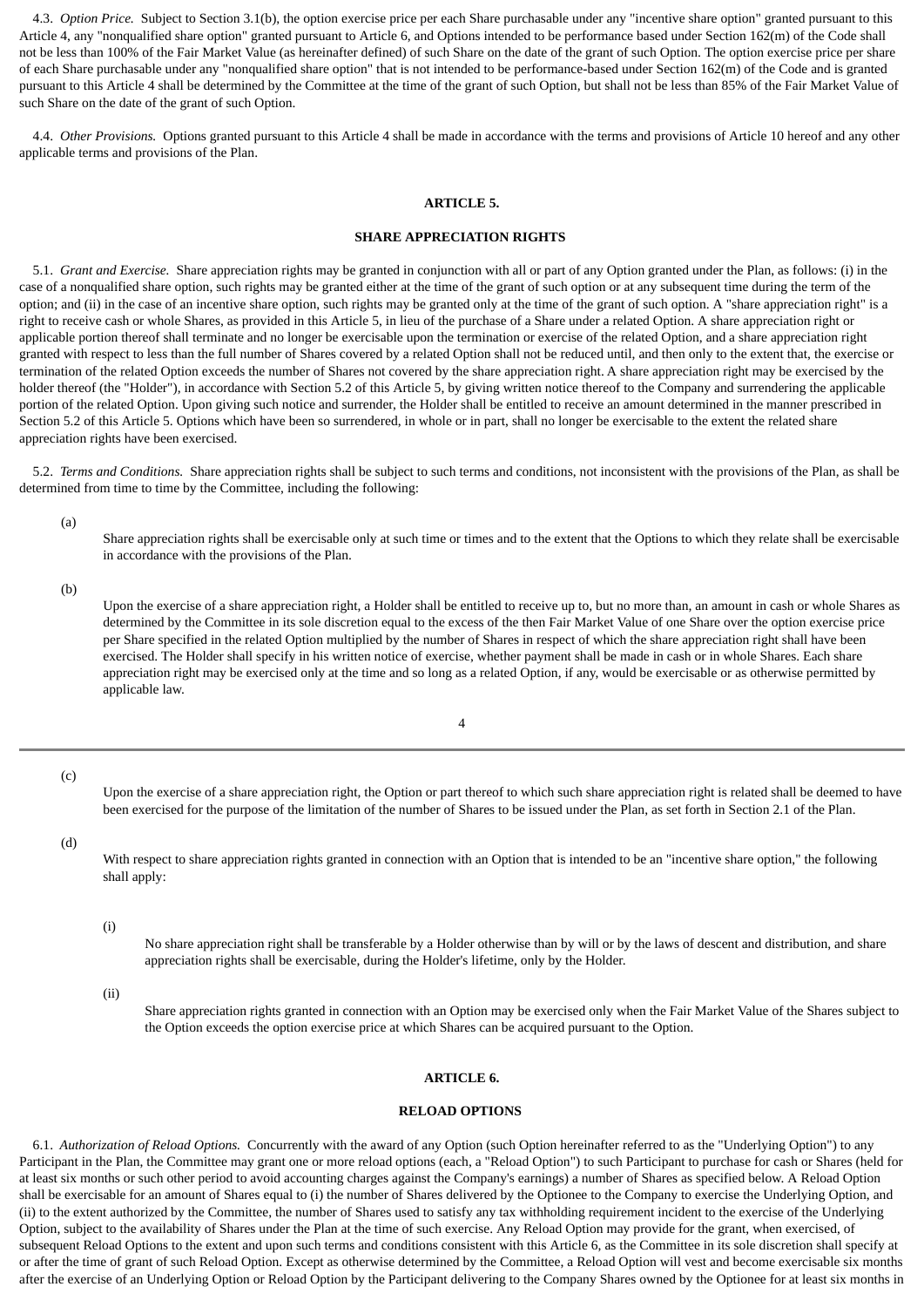4.3. *Option Price.* Subject to Section 3.1(b), the option exercise price per each Share purchasable under any "incentive share option" granted pursuant to this Article 4, any "nonqualified share option" granted pursuant to Article 6, and Options intended to be performance based under Section 162(m) of the Code shall not be less than 100% of the Fair Market Value (as hereinafter defined) of such Share on the date of the grant of such Option. The option exercise price per share of each Share purchasable under any "nonqualified share option" that is not intended to be performance-based under Section 162(m) of the Code and is granted pursuant to this Article 4 shall be determined by the Committee at the time of the grant of such Option, but shall not be less than 85% of the Fair Market Value of such Share on the date of the grant of such Option.

4.4. *Other Provisions.* Options granted pursuant to this Article 4 shall be made in accordance with the terms and provisions of Article 10 hereof and any other applicable terms and provisions of the Plan.

## ARTICLE 5.

## SHARE APPRECIATION RIGHTS

5.1. *Grant and Exercise.* Share appreciation rights may be granted in conjunction with all or part of any Option granted under the Plan, as follows: (i) in the case of a nonqualified share option, such rights may be granted either at the time of the grant of such option or at any subsequent time during the term of the option; and (ii) in the case of an incentive share option, such rights may be granted only at the time of the grant of such option. A "share appreciation right" is a right to receive cash or whole Shares, as provided in this Article 5, in lieu of the purchase of a Share under a related Option. A share appreciation right or applicable portion thereof shall terminate and no longer be exercisable upon the termination or exercise of the related Option, and a share appreciation right granted with respect to less than the full number of Shares covered by a related Option shall not be reduced until, and then only to the extent that, the exercise or termination of the related Option exceeds the number of Shares not covered by the share appreciation right. A share appreciation right may be exercised by the holder thereof (the "Holder"), in accordance with Section 5.2 of this Article 5, by giving written notice thereof to the Company and surrendering the applicable portion of the related Option. Upon giving such notice and surrender, the Holder shall be entitled to receive an amount determined in the manner prescribed in Section 5.2 of this Article 5. Options which have been so surrendered, in whole or in part, shall no longer be exercisable to the extent the related share appreciation rights have been exercised.

5.2. *Terms and Conditions.* Share appreciation rights shall be subject to such terms and conditions, not inconsistent with the provisions of the Plan, as shall be determined from time to time by the Committee, including the following:

(a) Share appreciation rights shall be exercisable only at such time or times and to the extent that the Options to which they relate shall be exercisable in accordance with the provisions of the Plan.

(b) Upon the exercise of a share appreciation right, a Holder shall be entitled to receive up to, but no more than, an amount in cash or whole Shares as determined by the Committee in its sole discretion equal to the excess of the then Fair Market Value of one Share over the option exercise price per Share specified in the related Option multiplied by the number of Shares in respect of which the share appreciation right shall have been exercised. The Holder shall specify in his written notice of exercise, whether payment shall be made in cash or in whole Shares. Each share appreciation right may be exercised only at the time and so long as a related Option, if any, would be exercisable or as otherwise permitted by applicable law.

(c) Upon the exercise of a share appreciation right, the Option or part thereof to which such share appreciation right is related shall be deemed to have been exercised for the purpose of the limitation of the number of Shares to be issued under the Plan, as set forth in Section 2.1 of the Plan.

(d) With respect to share appreciation rights granted in connection with an Option that is intended to be an "incentive share option," the following shall apply:

(i) No share appreciation right shall be transferable by a Holder otherwise than by will or by the laws of descent and distribution, and share appreciation rights shall be exercisable, during the Holder's lifetime, only by the Holder.

(ii) Share appreciation rights granted in connection with an Option may be exercised only when the Fair Market Value of the Shares subject to the Option exceeds the option exercise price at which Shares can be acquired pursuant to the Option.

## ARTICLE 6.

## RELOAD OPTIONS

6.1. *Authorization of Reload Options.* Concurrently with the award of any Option (such Option hereinafter referred to as the "Underlying Option") to any Participant in the Plan, the Committee may grant one or more reload options (each, a "Reload Option") to such Participant to purchase for cash or Shares (held for at least six months or such other period to avoid accounting charges against the Company's earnings) a number of Shares as specified below. A Reload Option shall be exercisable for an amount of Shares equal to (i) the number of Shares delivered by the Optionee to the Company to exercise the Underlying Option, and (ii) to the extent authorized by the Committee, the number of Shares used to satisfy any tax withholding requirement incident to the exercise of the Underlying Option, subject to the availability of Shares under the Plan at the time of such exercise. Any Reload Option may provide for the grant, when exercised, of subsequent Reload Options to the extent and upon such terms and conditions consistent with this Article 6, as the Committee in its sole discretion shall specify at or after the time of grant of such Reload Option. Except as otherwise determined by the Committee, a Reload Option will vest and become exercisable six months after the exercise of an Underlying Option or Reload Option by the Participant delivering to the Company Shares owned by the Optionee for at least six months in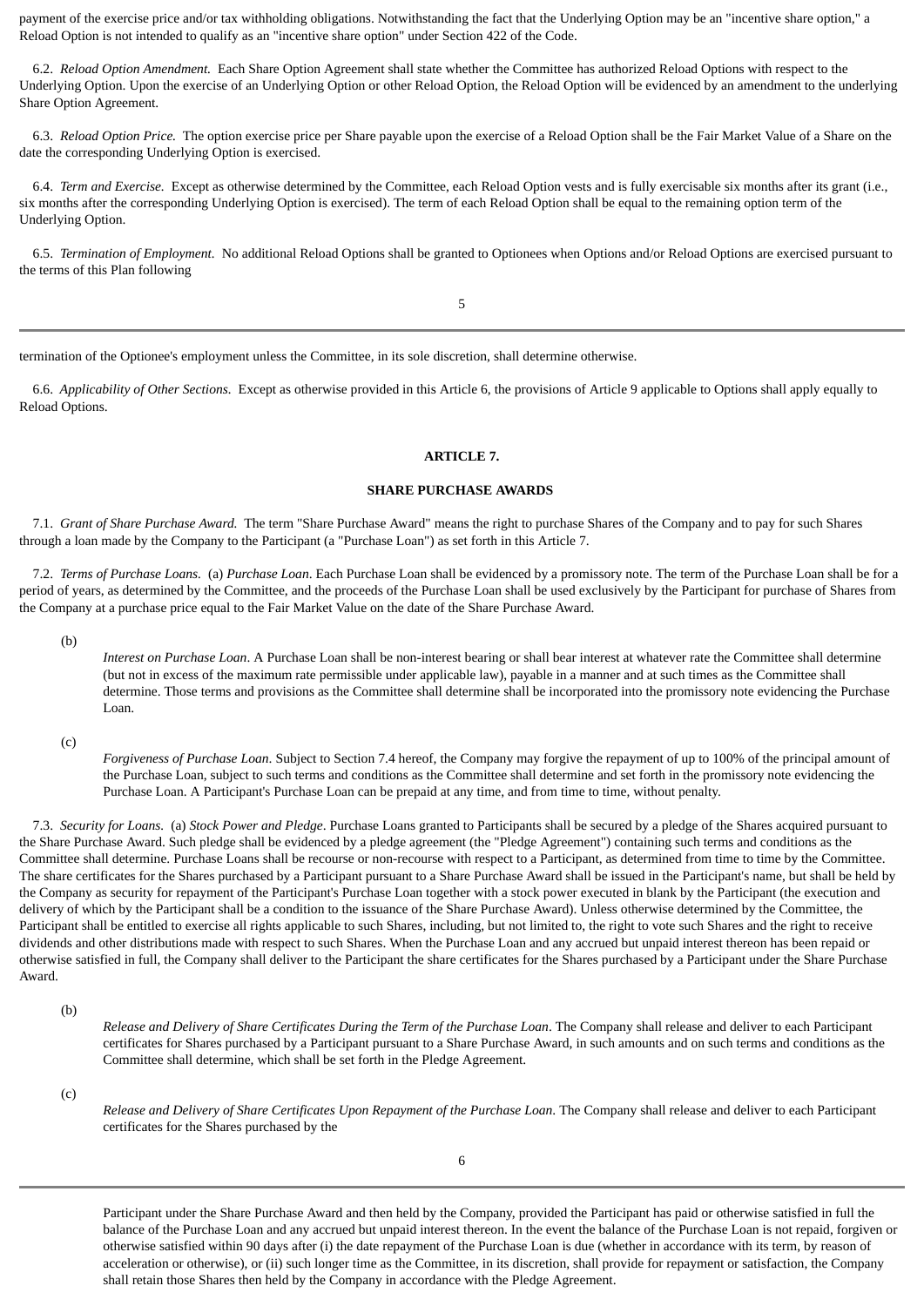payment of the exercise price and/or tax withholding obligations. Notwithstanding the fact that the Underlying Option may be an "incentive share option," a Reload Option is not intended to qualify as an "incentive share option" under Section 422 of the Code.

6.2. *Reload Option Amendment.* Each Share Option Agreement shall state whether the Committee has authorized Reload Options with respect to the Underlying Option. Upon the exercise of an Underlying Option or other Reload Option, the Reload Option will be evidenced by an amendment to the underlying Share Option Agreement.

6.3. *Reload Option Price.* The option exercise price per Share payable upon the exercise of a Reload Option shall be the Fair Market Value of a Share on the date the corresponding Underlying Option is exercised.

6.4. *Term and Exercise.* Except as otherwise determined by the Committee, each Reload Option vests and is fully exercisable six months after its grant (i.e., six months after the corresponding Underlying Option is exercised). The term of each Reload Option shall be equal to the remaining option term of the Underlying Option.

6.5. *Termination of Employment.* No additional Reload Options shall be granted to Optionees when Options and/or Reload Options are exercised pursuant to the terms of this Plan following termination of the Optionee's employment unless the Committee, in its sole discretion, shall determine otherwise.

6.6. *Applicability of Other Sections.* Except as otherwise provided in this Article 6, the provisions of Article 9 applicable to Options shall apply equally to Reload Options.

**ARTICLE 7.**

**SHARE PURCHASE AWARDS**

7.1. *Grant of Share Purchase Award.* The term "Share Purchase Award" means the right to purchase Shares of the Company and to pay for such Shares through a loan made by the Company to the Participant (a "Purchase Loan") as set forth in this Article 7.

7.2. *Terms of Purchase Loans.* (a) *Purchase Loan*. Each Purchase Loan shall be evidenced by a promissory note. The term of the Purchase Loan shall be for a period of years, as determined by the Committee, and the proceeds of the Purchase Loan shall be used exclusively by the Participant for purchase of Shares from the Company at a purchase price equal to the Fair Market Value on the date of the Share Purchase Award.

(b) *Interest on Purchase Loan*. A Purchase Loan shall be non-interest bearing or shall bear interest at whatever rate the Committee shall determine (but not in excess of the maximum rate permissible under applicable law), payable in a manner and at such times as the Committee shall determine. Those terms and provisions as the Committee shall determine shall be incorporated into the promissory note evidencing the Purchase Loan.

(c) *Forgiveness of Purchase Loan*. Subject to Section 7.4 hereof, the Company may forgive the repayment of up to 100% of the principal amount of the Purchase Loan, subject to such terms and conditions as the Committee shall determine and set forth in the promissory note evidencing the Purchase Loan. A Participant's Purchase Loan can be prepaid at any time, and from time to time, without penalty.

7.3. *Security for Loans.* (a) *Stock Power and Pledge*. Purchase Loans granted to Participants shall be secured by a pledge of the Shares acquired pursuant to the Share Purchase Award. Such pledge shall be evidenced by a pledge agreement (the "Pledge Agreement") containing such terms and conditions as the Committee shall determine. Purchase Loans shall be recourse or non-recourse with respect to a Participant, as determined from time to time by the Committee. The share certificates for the Shares purchased by a Participant pursuant to a Share Purchase Award shall be issued in the Participant's name, but shall be held by the Company as security for repayment of the Participant's Purchase Loan together with a stock power executed in blank by the Participant (the execution and delivery of which by the Participant shall be a condition to the issuance of the Share Purchase Award). Unless otherwise determined by the Committee, the Participant shall be entitled to exercise all rights applicable to such Shares, including, but not limited to, the right to vote such Shares and the right to receive dividends and other distributions made with respect to such Shares. When the Purchase Loan and any accrued but unpaid interest thereon has been repaid or otherwise satisfied in full, the Company shall deliver to the Participant the share certificates for the Shares purchased by a Participant under the Share Purchase Award.

(b) *Release and Delivery of Share Certificates During the Term of the Purchase Loan*. The Company shall release and deliver to each Participant certificates for Shares purchased by a Participant pursuant to a Share Purchase Award, in such amounts and on such terms and conditions as the Committee shall determine, which shall be set forth in the Pledge Agreement.

(c) *Release and Delivery of Share Certificates Upon Repayment of the Purchase Loan*. The Company shall release and deliver to each Participant certificates for the Shares purchased by the Participant under the Share Purchase Award and then held by the Company, provided the Participant has paid or otherwise satisfied in full the balance of the Purchase Loan and any accrued but unpaid interest thereon. In the event the balance of the Purchase Loan is not repaid, forgiven or otherwise satisfied within 90 days after (i) the date repayment of the Purchase Loan is due (whether in accordance with its term, by reason of acceleration or otherwise), or (ii) such longer time as the Committee, in its discretion, shall provide for repayment or satisfaction, the Company shall retain those Shares then held by the Company in accordance with the Pledge Agreement.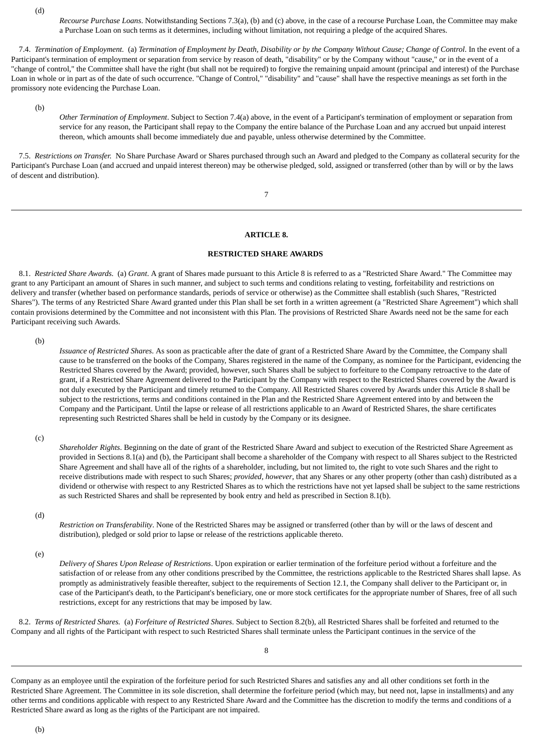(d) *Recourse Purchase Loans*. Notwithstanding Sections 7.3(a), (b) and (c) above, in the case of a recourse Purchase Loan, the Committee may make a Purchase Loan on such terms as it determines, including without limitation, not requiring a pledge of the acquired Shares.

7.4. *Termination of Employment.* (a) *Termination of Employment by Death, Disability or by the Company Without Cause; Change of Control*. In the event of a Participant's termination of employment or separation from service by reason of death, "disability" or by the Company without "cause," or in the event of a "change of control," the Committee shall have the right (but shall not be required) to forgive the remaining unpaid amount (principal and interest) of the Purchase Loan in whole or in part as of the date of such occurrence. "Change of Control," "disability" and "cause" shall have the respective meanings as set forth in the promissory note evidencing the Purchase Loan.

(b) *Other Termination of Employment*. Subject to Section 7.4(a) above, in the event of a Participant's termination of employment or separation from service for any reason, the Participant shall repay to the Company the entire balance of the Purchase Loan and any accrued but unpaid interest thereon, which amounts shall become immediately due and payable, unless otherwise determined by the Committee.

7.5. *Restrictions on Transfer.* No Share Purchase Award or Shares purchased through such an Award and pledged to the Company as collateral security for the Participant's Purchase Loan (and accrued and unpaid interest thereon) may be otherwise pledged, sold, assigned or transferred (other than by will or by the laws of descent and distribution).

## ARTICLE 8.

## RESTRICTED SHARE AWARDS

8.1. *Restricted Share Awards.* (a) *Grant*. A grant of Shares made pursuant to this Article 8 is referred to as a "Restricted Share Award." The Committee may grant to any Participant an amount of Shares in such manner, and subject to such terms and conditions relating to vesting, forfeitability and restrictions on delivery and transfer (whether based on performance standards, periods of service or otherwise) as the Committee shall establish (such Shares, "Restricted Shares"). The terms of any Restricted Share Award granted under this Plan shall be set forth in a written agreement (a "Restricted Share Agreement") which shall contain provisions determined by the Committee and not inconsistent with this Plan. The provisions of Restricted Share Awards need not be the same for each Participant receiving such Awards.

(b) *Issuance of Restricted Shares*. As soon as practicable after the date of grant of a Restricted Share Award by the Committee, the Company shall cause to be transferred on the books of the Company, Shares registered in the name of the Company, as nominee for the Participant, evidencing the Restricted Shares covered by the Award; provided, however, such Shares shall be subject to forfeiture to the Company retroactive to the date of grant, if a Restricted Share Agreement delivered to the Participant by the Company with respect to the Restricted Shares covered by the Award is not duly executed by the Participant and timely returned to the Company. All Restricted Shares covered by Awards under this Article 8 shall be subject to the restrictions, terms and conditions contained in the Plan and the Restricted Share Agreement entered into by and between the Company and the Participant. Until the lapse or release of all restrictions applicable to an Award of Restricted Shares, the share certificates representing such Restricted Shares shall be held in custody by the Company or its designee.

(c) *Shareholder Rights*. Beginning on the date of grant of the Restricted Share Award and subject to execution of the Restricted Share Agreement as provided in Sections 8.1(a) and (b), the Participant shall become a shareholder of the Company with respect to all Shares subject to the Restricted Share Agreement and shall have all of the rights of a shareholder, including, but not limited to, the right to vote such Shares and the right to receive distributions made with respect to such Shares; *provided, however*, that any Shares or any other property (other than cash) distributed as a dividend or otherwise with respect to any Restricted Shares as to which the restrictions have not yet lapsed shall be subject to the same restrictions as such Restricted Shares and shall be represented by book entry and held as prescribed in Section 8.1(b).

(d) *Restriction on Transferability*. None of the Restricted Shares may be assigned or transferred (other than by will or the laws of descent and distribution), pledged or sold prior to lapse or release of the restrictions applicable thereto.

(e) *Delivery of Shares Upon Release of Restrictions*. Upon expiration or earlier termination of the forfeiture period without a forfeiture and the satisfaction of or release from any other conditions prescribed by the Committee, the restrictions applicable to the Restricted Shares shall lapse. As promptly as administratively feasible thereafter, subject to the requirements of Section 12.1, the Company shall deliver to the Participant or, in case of the Participant's death, to the Participant's beneficiary, one or more stock certificates for the appropriate number of Shares, free of all such restrictions, except for any restrictions that may be imposed by law.

8.2. *Terms of Restricted Shares.* (a) *Forfeiture of Restricted Shares*. Subject to Section 8.2(b), all Restricted Shares shall be forfeited and returned to the Company and all rights of the Participant with respect to such Restricted Shares shall terminate unless the Participant continues in the service of the Company as an employee until the expiration of the forfeiture period for such Restricted Shares and satisfies any and all other conditions set forth in the Restricted Share Agreement. The Committee in its sole discretion, shall determine the forfeiture period (which may, but need not, lapse in installments) and any other terms and conditions applicable with respect to any Restricted Share Award and the Committee has the discretion to modify the terms and conditions of a Restricted Share award as long as the rights of the Participant are not impaired.

(b)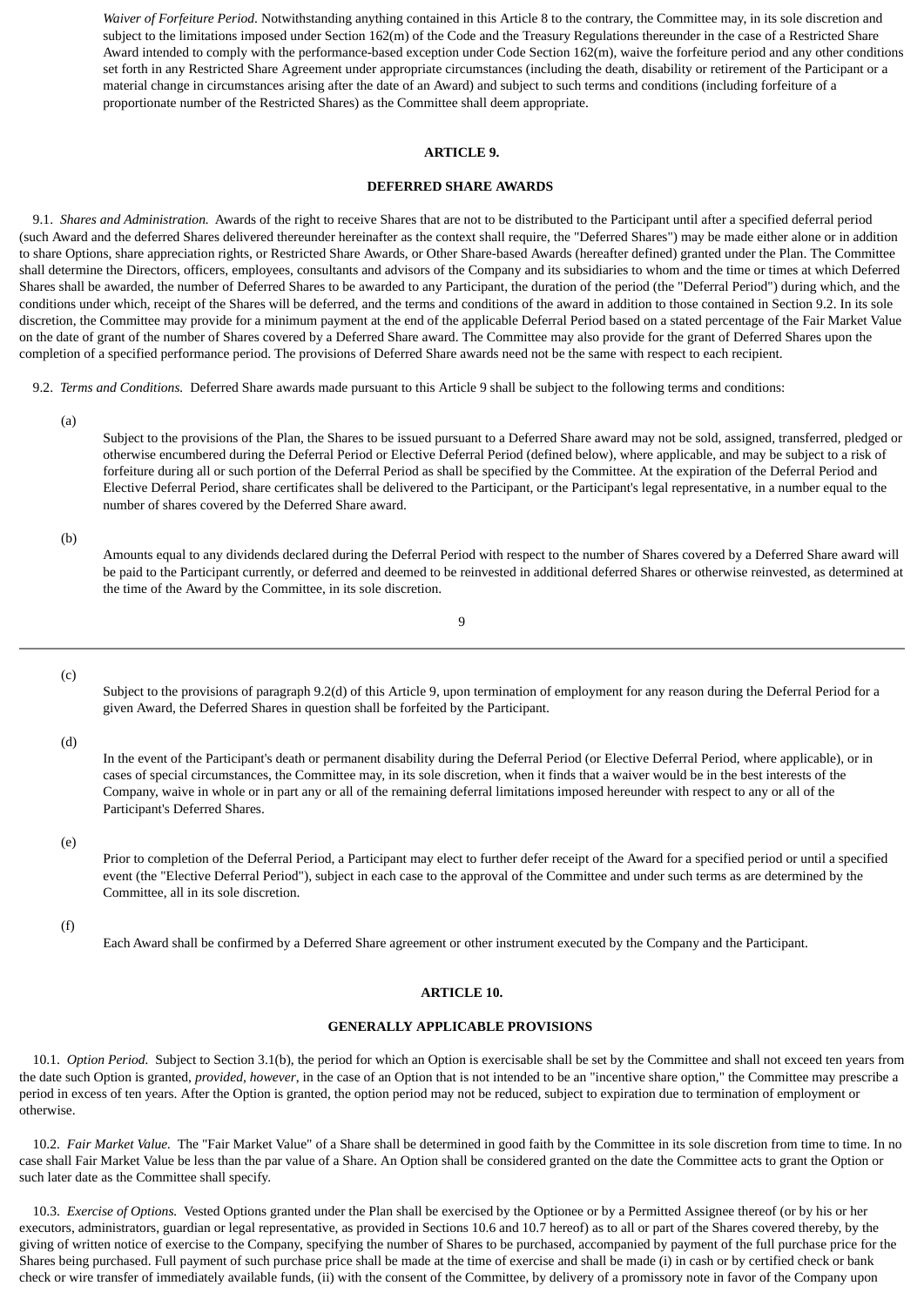*Waiver of Forfeiture Period.* Notwithstanding anything contained in this Article 8 to the contrary, the Committee may, in its sole discretion and subject to the limitations imposed under Section 162(m) of the Code and the Treasury Regulations thereunder in the case of a Restricted Share Award intended to comply with the performance-based exception under Code Section 162(m), waive the forfeiture period and any other conditions set forth in any Restricted Share Agreement under appropriate circumstances (including the death, disability or retirement of the Participant or a material change in circumstances arising after the date of an Award) and subject to such terms and conditions (including forfeiture of a proportionate number of the Restricted Shares) as the Committee shall deem appropriate.

## ARTICLE 9.

## DEFERRED SHARE AWARDS

9.1. *Shares and Administration.* Awards of the right to receive Shares that are not to be distributed to the Participant until after a specified deferral period (such Award and the deferred Shares delivered thereunder hereinafter as the context shall require, the "Deferred Shares") may be made either alone or in addition to share Options, share appreciation rights, or Restricted Share Awards, or Other Share-based Awards (hereafter defined) granted under the Plan. The Committee shall determine the Directors, officers, employees, consultants and advisors of the Company and its subsidiaries to whom and the time or times at which Deferred Shares shall be awarded, the number of Deferred Shares to be awarded to any Participant, the duration of the period (the "Deferral Period") during which, and the conditions under which, receipt of the Shares will be deferred, and the terms and conditions of the award in addition to those contained in Section 9.2. In its sole discretion, the Committee may provide for a minimum payment at the end of the applicable Deferral Period based on a stated percentage of the Fair Market Value on the date of grant of the number of Shares covered by a Deferred Share award. The Committee may also provide for the grant of Deferred Shares upon the completion of a specified performance period. The provisions of Deferred Share awards need not be the same with respect to each recipient.

9.2. *Terms and Conditions.* Deferred Share awards made pursuant to this Article 9 shall be subject to the following terms and conditions:

(a) Subject to the provisions of the Plan, the Shares to be issued pursuant to a Deferred Share award may not be sold, assigned, transferred, pledged or otherwise encumbered during the Deferral Period or Elective Deferral Period (defined below), where applicable, and may be subject to a risk of forfeiture during all or such portion of the Deferral Period as shall be specified by the Committee. At the expiration of the Deferral Period and Elective Deferral Period, share certificates shall be delivered to the Participant, or the Participant's legal representative, in a number equal to the number of shares covered by the Deferred Share award.

(b) Amounts equal to any dividends declared during the Deferral Period with respect to the number of Shares covered by a Deferred Share award will be paid to the Participant currently, or deferred and deemed to be reinvested in additional deferred Shares or otherwise reinvested, as determined at the time of the Award by the Committee, in its sole discretion.

(c) Subject to the provisions of paragraph 9.2(d) of this Article 9, upon termination of employment for any reason during the Deferral Period for a given Award, the Deferred Shares in question shall be forfeited by the Participant.

(d) In the event of the Participant's death or permanent disability during the Deferral Period (or Elective Deferral Period, where applicable), or in cases of special circumstances, the Committee may, in its sole discretion, when it finds that a waiver would be in the best interests of the Company, waive in whole or in part any or all of the remaining deferral limitations imposed hereunder with respect to any or all of the Participant's Deferred Shares.

(e) Prior to completion of the Deferral Period, a Participant may elect to further defer receipt of the Award for a specified period or until a specified event (the "Elective Deferral Period"), subject in each case to the approval of the Committee and under such terms as are determined by the Committee, all in its sole discretion.

(f) Each Award shall be confirmed by a Deferred Share agreement or other instrument executed by the Company and the Participant.

## ARTICLE 10.

## GENERALLY APPLICABLE PROVISIONS

10.1. *Option Period.* Subject to Section 3.1(b), the period for which an Option is exercisable shall be set by the Committee and shall not exceed ten years from the date such Option is granted, *provided, however*, in the case of an Option that is not intended to be an "incentive share option," the Committee may prescribe a period in excess of ten years. After the Option is granted, the option period may not be reduced, subject to expiration due to termination of employment or otherwise.

10.2. *Fair Market Value.* The "Fair Market Value" of a Share shall be determined in good faith by the Committee in its sole discretion from time to time. In no case shall Fair Market Value be less than the par value of a Share. An Option shall be considered granted on the date the Committee acts to grant the Option or such later date as the Committee shall specify.

10.3. *Exercise of Options.* Vested Options granted under the Plan shall be exercised by the Optionee or by a Permitted Assignee thereof (or by his or her executors, administrators, guardian or legal representative, as provided in Sections 10.6 and 10.7 hereof) as to all or part of the Shares covered thereby, by the giving of written notice of exercise to the Company, specifying the number of Shares to be purchased, accompanied by payment of the full purchase price for the Shares being purchased. Full payment of such purchase price shall be made at the time of exercise and shall be made (i) in cash or by certified check or bank check or wire transfer of immediately available funds, (ii) with the consent of the Committee, by delivery of a promissory note in favor of the Company upon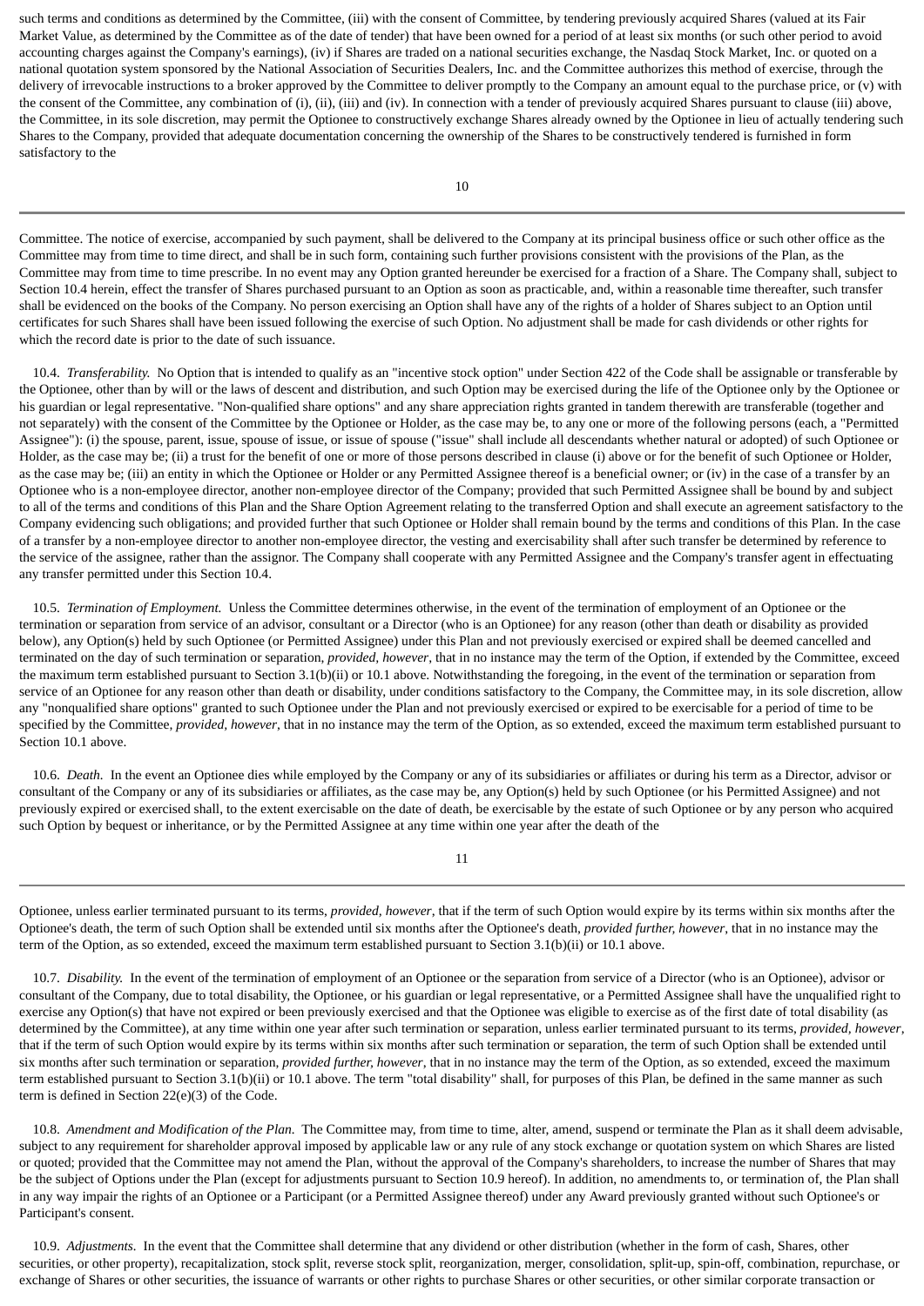such terms and conditions as determined by the Committee, (iii) with the consent of Committee, by tendering previously acquired Shares (valued at its Fair Market Value, as determined by the Committee as of the date of tender) that have been owned for a period of at least six months (or such other period to avoid accounting charges against the Company's earnings), (iv) if Shares are traded on a national securities exchange, the Nasdaq Stock Market, Inc. or quoted on a national quotation system sponsored by the National Association of Securities Dealers, Inc. and the Committee authorizes this method of exercise, through the delivery of irrevocable instructions to a broker approved by the Committee to deliver promptly to the Company an amount equal to the purchase price, or (v) with the consent of the Committee, any combination of (i), (ii), (iii) and (iv). In connection with a tender of previously acquired Shares pursuant to clause (iii) above, the Committee, in its sole discretion, may permit the Optionee to constructively exchange Shares already owned by the Optionee in lieu of actually tendering such Shares to the Company, provided that adequate documentation concerning the ownership of the Shares to be constructively tendered is furnished in form satisfactory to the Committee. The notice of exercise, accompanied by such payment, shall be delivered to the Company at its principal business office or such other office as the Committee may from time to time direct, and shall be in such form, containing such further provisions consistent with the provisions of the Plan, as the Committee may from time to time prescribe. In no event may any Option granted hereunder be exercised for a fraction of a Share. The Company shall, subject to Section 10.4 herein, effect the transfer of Shares purchased pursuant to an Option as soon as practicable, and, within a reasonable time thereafter, such transfer shall be evidenced on the books of the Company. No person exercising an Option shall have any of the rights of a holder of Shares subject to an Option until certificates for such Shares shall have been issued following the exercise of such Option. No adjustment shall be made for cash dividends or other rights for which the record date is prior to the date of such issuance.

10.4. *Transferability.* No Option that is intended to qualify as an "incentive stock option" under Section 422 of the Code shall be assignable or transferable by the Optionee, other than by will or the laws of descent and distribution, and such Option may be exercised during the life of the Optionee only by the Optionee or his guardian or legal representative. "Non-qualified share options" and any share appreciation rights granted in tandem therewith are transferable (together and not separately) with the consent of the Committee by the Optionee or Holder, as the case may be, to any one or more of the following persons (each, a "Permitted Assignee"): (i) the spouse, parent, issue, spouse of issue, or issue of spouse ("issue" shall include all descendants whether natural or adopted) of such Optionee or Holder, as the case may be; (ii) a trust for the benefit of one or more of those persons described in clause (i) above or for the benefit of such Optionee or Holder, as the case may be; (iii) an entity in which the Optionee or Holder or any Permitted Assignee thereof is a beneficial owner; or (iv) in the case of a transfer by an Optionee who is a non-employee director, another non-employee director of the Company; provided that such Permitted Assignee shall be bound by and subject to all of the terms and conditions of this Plan and the Share Option Agreement relating to the transferred Option and shall execute an agreement satisfactory to the Company evidencing such obligations; and provided further that such Optionee or Holder shall remain bound by the terms and conditions of this Plan. In the case of a transfer by a non-employee director to another non-employee director, the vesting and exercisability shall after such transfer be determined by reference to the service of the assignee, rather than the assignor. The Company shall cooperate with any Permitted Assignee and the Company's transfer agent in effectuating any transfer permitted under this Section 10.4.

10.5. *Termination of Employment.* Unless the Committee determines otherwise, in the event of the termination of employment of an Optionee or the termination or separation from service of an advisor, consultant or a Director (who is an Optionee) for any reason (other than death or disability as provided below), any Option(s) held by such Optionee (or Permitted Assignee) under this Plan and not previously exercised or expired shall be deemed cancelled and terminated on the day of such termination or separation, *provided, however*, that in no instance may the term of the Option, if extended by the Committee, exceed the maximum term established pursuant to Section 3.1(b)(ii) or 10.1 above. Notwithstanding the foregoing, in the event of the termination or separation from service of an Optionee for any reason other than death or disability, under conditions satisfactory to the Company, the Committee may, in its sole discretion, allow any "nonqualified share options" granted to such Optionee under the Plan and not previously exercised or expired to be exercisable for a period of time to be specified by the Committee, *provided, however*, that in no instance may the term of the Option, as so extended, exceed the maximum term established pursuant to Section 10.1 above.

10.6. *Death.* In the event an Optionee dies while employed by the Company or any of its subsidiaries or affiliates or during his term as a Director, advisor or consultant of the Company or any of its subsidiaries or affiliates, as the case may be, any Option(s) held by such Optionee (or his Permitted Assignee) and not previously expired or exercised shall, to the extent exercisable on the date of death, be exercisable by the estate of such Optionee or by any person who acquired such Option by bequest or inheritance, or by the Permitted Assignee at any time within one year after the death of the Optionee, unless earlier terminated pursuant to its terms, *provided, however*, that if the term of such Option would expire by its terms within six months after the Optionee's death, the term of such Option shall be extended until six months after the Optionee's death, *provided further, however*, that in no instance may the term of the Option, as so extended, exceed the maximum term established pursuant to Section 3.1(b)(ii) or 10.1 above.

10.7. *Disability.* In the event of the termination of employment of an Optionee or the separation from service of a Director (who is an Optionee), advisor or consultant of the Company, due to total disability, the Optionee, or his guardian or legal representative, or a Permitted Assignee shall have the unqualified right to exercise any Option(s) that have not expired or been previously exercised and that the Optionee was eligible to exercise as of the first date of total disability (as determined by the Committee), at any time within one year after such termination or separation, unless earlier terminated pursuant to its terms, *provided, however*, that if the term of such Option would expire by its terms within six months after such termination or separation, the term of such Option shall be extended until six months after such termination or separation, *provided further, however*, that in no instance may the term of the Option, as so extended, exceed the maximum term established pursuant to Section 3.1(b)(ii) or 10.1 above. The term "total disability" shall, for purposes of this Plan, be defined in the same manner as such term is defined in Section 22(e)(3) of the Code.

10.8. *Amendment and Modification of the Plan.* The Committee may, from time to time, alter, amend, suspend or terminate the Plan as it shall deem advisable, subject to any requirement for shareholder approval imposed by applicable law or any rule of any stock exchange or quotation system on which Shares are listed or quoted; provided that the Committee may not amend the Plan, without the approval of the Company's shareholders, to increase the number of Shares that may be the subject of Options under the Plan (except for adjustments pursuant to Section 10.9 hereof). In addition, no amendments to, or termination of, the Plan shall in any way impair the rights of an Optionee or a Participant (or a Permitted Assignee thereof) under any Award previously granted without such Optionee's or Participant's consent.

10.9. *Adjustments.* In the event that the Committee shall determine that any dividend or other distribution (whether in the form of cash, Shares, other securities, or other property), recapitalization, stock split, reverse stock split, reorganization, merger, consolidation, split-up, spin-off, combination, repurchase, or exchange of Shares or other securities, the issuance of warrants or other rights to purchase Shares or other securities, or other similar corporate transaction or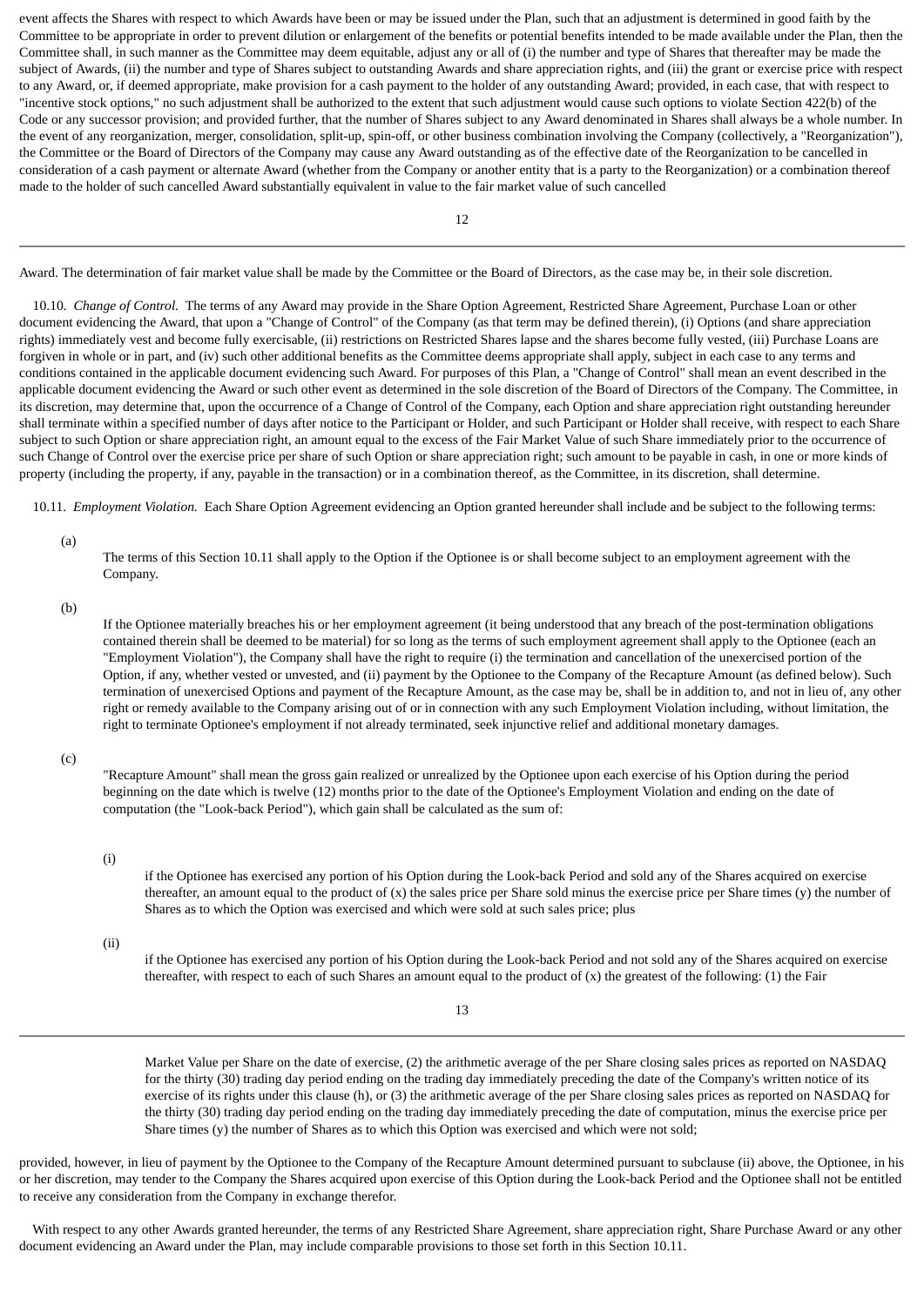event affects the Shares with respect to which Awards have been or may be issued under the Plan, such that an adjustment is determined in good faith by the Committee to be appropriate in order to prevent dilution or enlargement of the benefits or potential benefits intended to be made available under the Plan, then the Committee shall, in such manner as the Committee may deem equitable, adjust any or all of (i) the number and type of Shares that thereafter may be made the subject of Awards, (ii) the number and type of Shares subject to outstanding Awards and share appreciation rights, and (iii) the grant or exercise price with respect to any Award, or, if deemed appropriate, make provision for a cash payment to the holder of any outstanding Award; provided, in each case, that with respect to "incentive stock options," no such adjustment shall be authorized to the extent that such adjustment would cause such options to violate Section 422(b) of the Code or any successor provision; and provided further, that the number of Shares subject to any Award denominated in Shares shall always be a whole number. In the event of any reorganization, merger, consolidation, split-up, spin-off, or other business combination involving the Company (collectively, a "Reorganization"), the Committee or the Board of Directors of the Company may cause any Award outstanding as of the effective date of the Reorganization to be cancelled in consideration of a cash payment or alternate Award (whether from the Company or another entity that is a party to the Reorganization) or a combination thereof made to the holder of such cancelled Award substantially equivalent in value to the fair market value of such cancelled Award. The determination of fair market value shall be made by the Committee or the Board of Directors, as the case may be, in their sole discretion.

10.10. *Change of Control.* The terms of any Award may provide in the Share Option Agreement, Restricted Share Agreement, Purchase Loan or other document evidencing the Award, that upon a "Change of Control" of the Company (as that term may be defined therein), (i) Options (and share appreciation rights) immediately vest and become fully exercisable, (ii) restrictions on Restricted Shares lapse and the shares become fully vested, (iii) Purchase Loans are forgiven in whole or in part, and (iv) such other additional benefits as the Committee deems appropriate shall apply, subject in each case to any terms and conditions contained in the applicable document evidencing such Award. For purposes of this Plan, a "Change of Control" shall mean an event described in the applicable document evidencing the Award or such other event as determined in the sole discretion of the Board of Directors of the Company. The Committee, in its discretion, may determine that, upon the occurrence of a Change of Control of the Company, each Option and share appreciation right outstanding hereunder shall terminate within a specified number of days after notice to the Participant or Holder, and such Participant or Holder shall receive, with respect to each Share subject to such Option or share appreciation right, an amount equal to the excess of the Fair Market Value of such Share immediately prior to the occurrence of such Change of Control over the exercise price per share of such Option or share appreciation right; such amount to be payable in cash, in one or more kinds of property (including the property, if any, payable in the transaction) or in a combination thereof, as the Committee, in its discretion, shall determine.

10.11. *Employment Violation.* Each Share Option Agreement evidencing an Option granted hereunder shall include and be subject to the following terms:

(a) The terms of this Section 10.11 shall apply to the Option if the Optionee is or shall become subject to an employment agreement with the Company.

(b) If the Optionee materially breaches his or her employment agreement (it being understood that any breach of the post-termination obligations contained therein shall be deemed to be material) for so long as the terms of such employment agreement shall apply to the Optionee (each an "Employment Violation"), the Company shall have the right to require (i) the termination and cancellation of the unexercised portion of the Option, if any, whether vested or unvested, and (ii) payment by the Optionee to the Company of the Recapture Amount (as defined below). Such termination of unexercised Options and payment of the Recapture Amount, as the case may be, shall be in addition to, and not in lieu of, any other right or remedy available to the Company arising out of or in connection with any such Employment Violation including, without limitation, the right to terminate Optionee's employment if not already terminated, seek injunctive relief and additional monetary damages.

(c) "Recapture Amount" shall mean the gross gain realized or unrealized by the Optionee upon each exercise of his Option during the period beginning on the date which is twelve (12) months prior to the date of the Optionee's Employment Violation and ending on the date of computation (the "Look-back Period"), which gain shall be calculated as the sum of:

(i) if the Optionee has exercised any portion of his Option during the Look-back Period and sold any of the Shares acquired on exercise thereafter, an amount equal to the product of (x) the sales price per Share sold minus the exercise price per Share times (y) the number of Shares as to which the Option was exercised and which were sold at such sales price; plus

(ii) if the Optionee has exercised any portion of his Option during the Look-back Period and not sold any of the Shares acquired on exercise thereafter, with respect to each of such Shares an amount equal to the product of (x) the greatest of the following: (1) the Fair Market Value per Share on the date of exercise, (2) the arithmetic average of the per Share closing sales prices as reported on NASDAQ for the thirty (30) trading day period ending on the trading day immediately preceding the date of the Company's written notice of its exercise of its rights under this clause (h), or (3) the arithmetic average of the per Share closing sales prices as reported on NASDAQ for the thirty (30) trading day period ending on the trading day immediately preceding the date of computation, minus the exercise price per Share times (y) the number of Shares as to which this Option was exercised and which were not sold;

provided, however, in lieu of payment by the Optionee to the Company of the Recapture Amount determined pursuant to subclause (ii) above, the Optionee, in his or her discretion, may tender to the Company the Shares acquired upon exercise of this Option during the Look-back Period and the Optionee shall not be entitled to receive any consideration from the Company in exchange therefor.

With respect to any other Awards granted hereunder, the terms of any Restricted Share Agreement, share appreciation right, Share Purchase Award or any other document evidencing an Award under the Plan, may include comparable provisions to those set forth in this Section 10.11.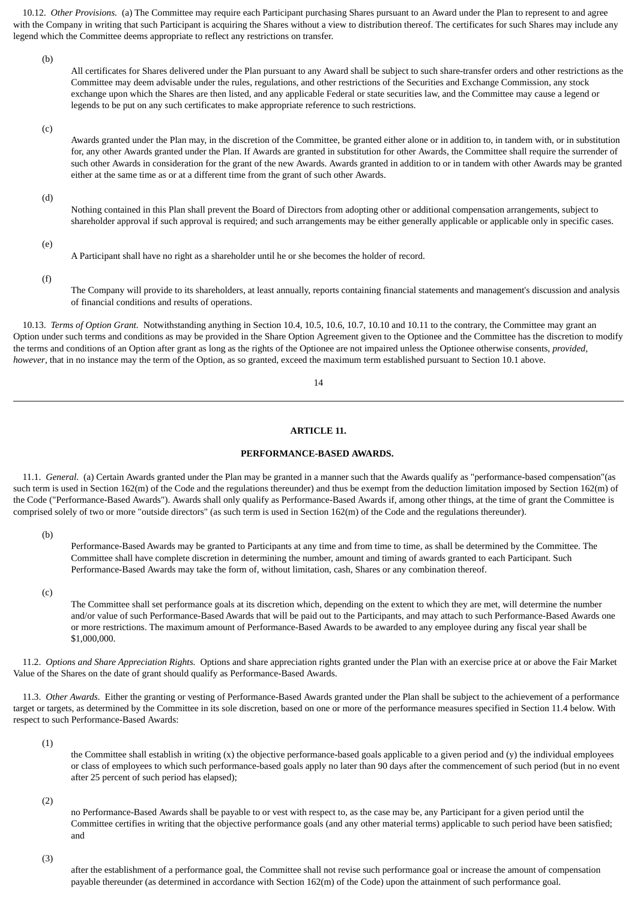10.12. *Other Provisions.* (a) The Committee may require each Participant purchasing Shares pursuant to an Award under the Plan to represent to and agree with the Company in writing that such Participant is acquiring the Shares without a view to distribution thereof. The certificates for such Shares may include any legend which the Committee deems appropriate to reflect any restrictions on transfer.

(b) All certificates for Shares delivered under the Plan pursuant to any Award shall be subject to such share-transfer orders and other restrictions as the Committee may deem advisable under the rules, regulations, and other restrictions of the Securities and Exchange Commission, any stock exchange upon which the Shares are then listed, and any applicable Federal or state securities law, and the Committee may cause a legend or legends to be put on any such certificates to make appropriate reference to such restrictions.

(c) Awards granted under the Plan may, in the discretion of the Committee, be granted either alone or in addition to, in tandem with, or in substitution for, any other Awards granted under the Plan. If Awards are granted in substitution for other Awards, the Committee shall require the surrender of such other Awards in consideration for the grant of the new Awards. Awards granted in addition to or in tandem with other Awards may be granted either at the same time as or at a different time from the grant of such other Awards.

(d) Nothing contained in this Plan shall prevent the Board of Directors from adopting other or additional compensation arrangements, subject to shareholder approval if such approval is required; and such arrangements may be either generally applicable or applicable only in specific cases.

(e) A Participant shall have no right as a shareholder until he or she becomes the holder of record.

(f) The Company will provide to its shareholders, at least annually, reports containing financial statements and management's discussion and analysis of financial conditions and results of operations.

10.13. *Terms of Option Grant.* Notwithstanding anything in Section 10.4, 10.5, 10.6, 10.7, 10.10 and 10.11 to the contrary, the Committee may grant an Option under such terms and conditions as may be provided in the Share Option Agreement given to the Optionee and the Committee has the discretion to modify the terms and conditions of an Option after grant as long as the rights of the Optionee are not impaired unless the Optionee otherwise consents, *provided, however*, that in no instance may the term of the Option, as so granted, exceed the maximum term established pursuant to Section 10.1 above.

**ARTICLE 11.**

**PERFORMANCE-BASED AWARDS.**

11.1. *General.* (a) Certain Awards granted under the Plan may be granted in a manner such that the Awards qualify as "performance-based compensation"(as such term is used in Section 162(m) of the Code and the regulations thereunder) and thus be exempt from the deduction limitation imposed by Section 162(m) of the Code ("Performance-Based Awards"). Awards shall only qualify as Performance-Based Awards if, among other things, at the time of grant the Committee is comprised solely of two or more "outside directors" (as such term is used in Section 162(m) of the Code and the regulations thereunder).

(b) Performance-Based Awards may be granted to Participants at any time and from time to time, as shall be determined by the Committee. The Committee shall have complete discretion in determining the number, amount and timing of awards granted to each Participant. Such Performance-Based Awards may take the form of, without limitation, cash, Shares or any combination thereof.

(c) The Committee shall set performance goals at its discretion which, depending on the extent to which they are met, will determine the number and/or value of such Performance-Based Awards that will be paid out to the Participants, and may attach to such Performance-Based Awards one or more restrictions. The maximum amount of Performance-Based Awards to be awarded to any employee during any fiscal year shall be $1,000,000.

11.2. *Options and Share Appreciation Rights.* Options and share appreciation rights granted under the Plan with an exercise price at or above the Fair Market Value of the Shares on the date of grant should qualify as Performance-Based Awards.

11.3. *Other Awards.* Either the granting or vesting of Performance-Based Awards granted under the Plan shall be subject to the achievement of a performance target or targets, as determined by the Committee in its sole discretion, based on one or more of the performance measures specified in Section 11.4 below. With respect to such Performance-Based Awards:

(1) the Committee shall establish in writing (x) the objective performance-based goals applicable to a given period and (y) the individual employees or class of employees to which such performance-based goals apply no later than 90 days after the commencement of such period (but in no event after 25 percent of such period has elapsed);

(2) no Performance-Based Awards shall be payable to or vest with respect to, as the case may be, any Participant for a given period until the Committee certifies in writing that the objective performance goals (and any other material terms) applicable to such period have been satisfied; and

(3) after the establishment of a performance goal, the Committee shall not revise such performance goal or increase the amount of compensation payable thereunder (as determined in accordance with Section 162(m) of the Code) upon the attainment of such performance goal.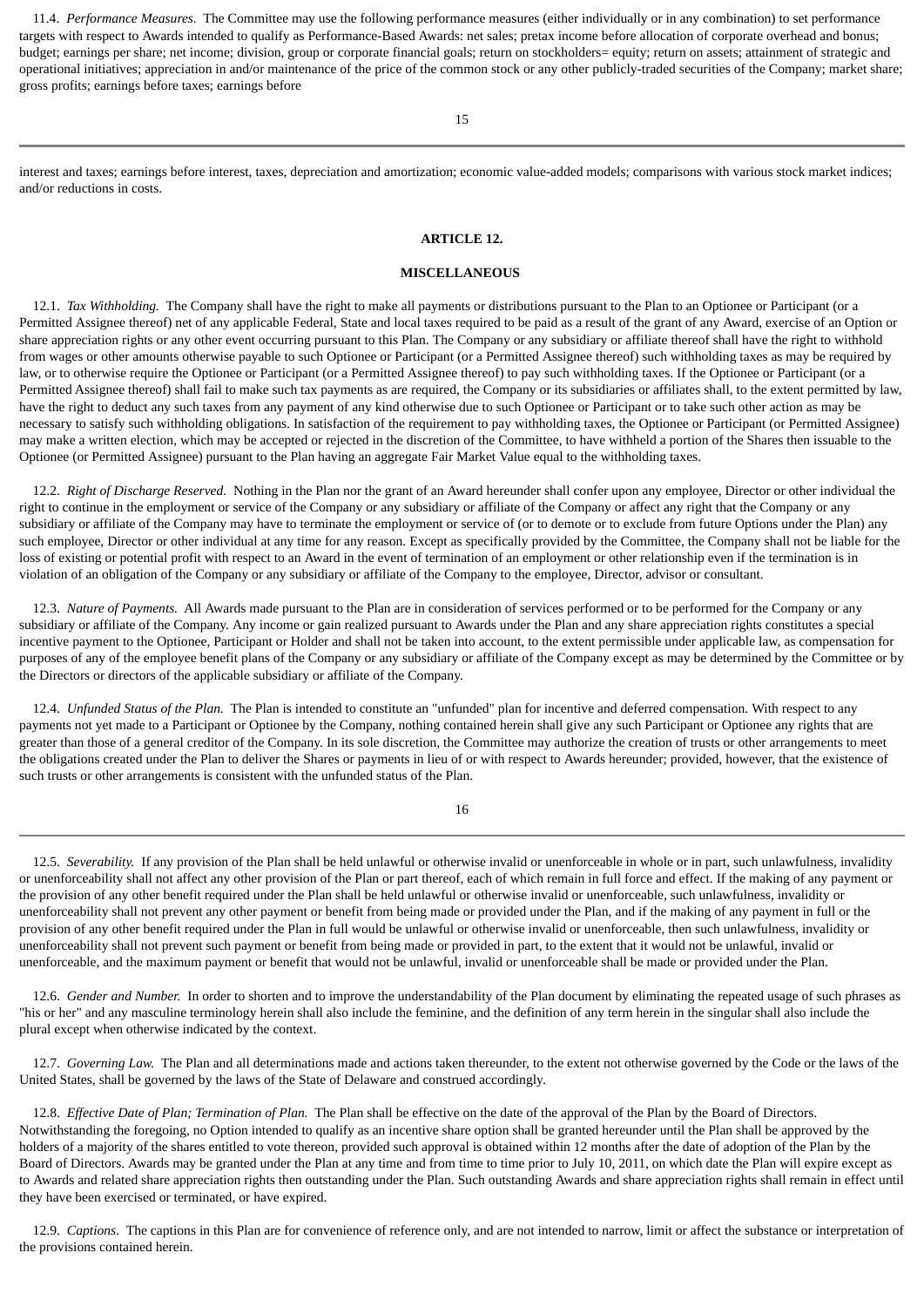11.4. *Performance Measures.* The Committee may use the following performance measures (either individually or in any combination) to set performance targets with respect to Awards intended to qualify as Performance-Based Awards: net sales; pretax income before allocation of corporate overhead and bonus; budget; earnings per share; net income; division, group or corporate financial goals; return on stockholders= equity; return on assets; attainment of strategic and operational initiatives; appreciation in and/or maintenance of the price of the common stock or any other publicly-traded securities of the Company; market share; gross profits; earnings before taxes; earnings before interest and taxes; earnings before interest, taxes, depreciation and amortization; economic value-added models; comparisons with various stock market indices; and/or reductions in costs.

**ARTICLE 12.**

**MISCELLANEOUS**

12.1. *Tax Withholding.* The Company shall have the right to make all payments or distributions pursuant to the Plan to an Optionee or Participant (or a Permitted Assignee thereof) net of any applicable Federal, State and local taxes required to be paid as a result of the grant of any Award, exercise of an Option or share appreciation rights or any other event occurring pursuant to this Plan. The Company or any subsidiary or affiliate thereof shall have the right to withhold from wages or other amounts otherwise payable to such Optionee or Participant (or a Permitted Assignee thereof) such withholding taxes as may be required by law, or to otherwise require the Optionee or Participant (or a Permitted Assignee thereof) to pay such withholding taxes. If the Optionee or Participant (or a Permitted Assignee thereof) shall fail to make such tax payments as are required, the Company or its subsidiaries or affiliates shall, to the extent permitted by law, have the right to deduct any such taxes from any payment of any kind otherwise due to such Optionee or Participant or to take such other action as may be necessary to satisfy such withholding obligations. In satisfaction of the requirement to pay withholding taxes, the Optionee or Participant (or Permitted Assignee) may make a written election, which may be accepted or rejected in the discretion of the Committee, to have withheld a portion of the Shares then issuable to the Optionee (or Permitted Assignee) pursuant to the Plan having an aggregate Fair Market Value equal to the withholding taxes.

12.2. *Right of Discharge Reserved.* Nothing in the Plan nor the grant of an Award hereunder shall confer upon any employee, Director or other individual the right to continue in the employment or service of the Company or any subsidiary or affiliate of the Company or affect any right that the Company or any subsidiary or affiliate of the Company may have to terminate the employment or service of (or to demote or to exclude from future Options under the Plan) any such employee, Director or other individual at any time for any reason. Except as specifically provided by the Committee, the Company shall not be liable for the loss of existing or potential profit with respect to an Award in the event of termination of an employment or other relationship even if the termination is in violation of an obligation of the Company or any subsidiary or affiliate of the Company to the employee, Director, advisor or consultant.

12.3. *Nature of Payments.* All Awards made pursuant to the Plan are in consideration of services performed or to be performed for the Company or any subsidiary or affiliate of the Company. Any income or gain realized pursuant to Awards under the Plan and any share appreciation rights constitutes a special incentive payment to the Optionee, Participant or Holder and shall not be taken into account, to the extent permissible under applicable law, as compensation for purposes of any of the employee benefit plans of the Company or any subsidiary or affiliate of the Company except as may be determined by the Committee or by the Directors or directors of the applicable subsidiary or affiliate of the Company.

12.4. *Unfunded Status of the Plan.* The Plan is intended to constitute an "unfunded" plan for incentive and deferred compensation. With respect to any payments not yet made to a Participant or Optionee by the Company, nothing contained herein shall give any such Participant or Optionee any rights that are greater than those of a general creditor of the Company. In its sole discretion, the Committee may authorize the creation of trusts or other arrangements to meet the obligations created under the Plan to deliver the Shares or payments in lieu of or with respect to Awards hereunder; provided, however, that the existence of such trusts or other arrangements is consistent with the unfunded status of the Plan.

12.5. *Severability.* If any provision of the Plan shall be held unlawful or otherwise invalid or unenforceable in whole or in part, such unlawfulness, invalidity or unenforceability shall not affect any other provision of the Plan or part thereof, each of which remain in full force and effect. If the making of any payment or the provision of any other benefit required under the Plan shall be held unlawful or otherwise invalid or unenforceable, such unlawfulness, invalidity or unenforceability shall not prevent any other payment or benefit from being made or provided under the Plan, and if the making of any payment in full or the provision of any other benefit required under the Plan in full would be unlawful or otherwise invalid or unenforceable, then such unlawfulness, invalidity or unenforceability shall not prevent such payment or benefit from being made or provided in part, to the extent that it would not be unlawful, invalid or unenforceable, and the maximum payment or benefit that would not be unlawful, invalid or unenforceable shall be made or provided under the Plan.

12.6. *Gender and Number.* In order to shorten and to improve the understandability of the Plan document by eliminating the repeated usage of such phrases as "his or her" and any masculine terminology herein shall also include the feminine, and the definition of any term herein in the singular shall also include the plural except when otherwise indicated by the context.

12.7. *Governing Law.* The Plan and all determinations made and actions taken thereunder, to the extent not otherwise governed by the Code or the laws of the United States, shall be governed by the laws of the State of Delaware and construed accordingly.

12.8. *Effective Date of Plan; Termination of Plan.* The Plan shall be effective on the date of the approval of the Plan by the Board of Directors. Notwithstanding the foregoing, no Option intended to qualify as an incentive share option shall be granted hereunder until the Plan shall be approved by the holders of a majority of the shares entitled to vote thereon, provided such approval is obtained within 12 months after the date of adoption of the Plan by the Board of Directors. Awards may be granted under the Plan at any time and from time to time prior to July 10, 2011, on which date the Plan will expire except as to Awards and related share appreciation rights then outstanding under the Plan. Such outstanding Awards and share appreciation rights shall remain in effect until they have been exercised or terminated, or have expired.

12.9. *Captions.* The captions in this Plan are for convenience of reference only, and are not intended to narrow, limit or affect the substance or interpretation of the provisions contained herein.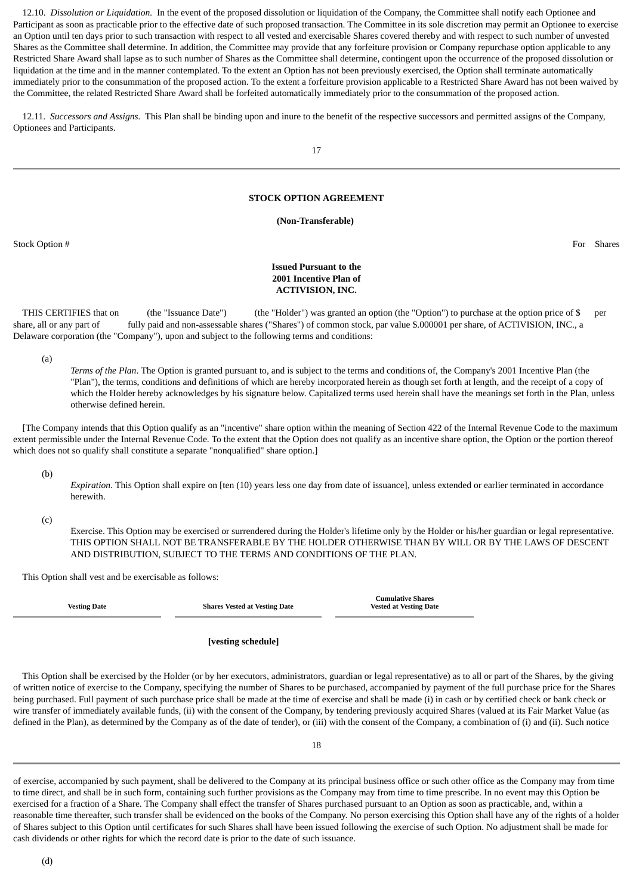12.10. *Dissolution or Liquidation.* In the event of the proposed dissolution or liquidation of the Company, the Committee shall notify each Optionee and Participant as soon as practicable prior to the effective date of such proposed transaction. The Committee in its sole discretion may permit an Optionee to exercise an Option until ten days prior to such transaction with respect to all vested and exercisable Shares covered thereby and with respect to such number of unvested Shares as the Committee shall determine. In addition, the Committee may provide that any forfeiture provision or Company repurchase option applicable to any Restricted Share Award shall lapse as to such number of Shares as the Committee shall determine, contingent upon the occurrence of the proposed dissolution or liquidation at the time and in the manner contemplated. To the extent an Option has not been previously exercised, the Option shall terminate automatically immediately prior to the consummation of the proposed action. To the extent a forfeiture provision applicable to a Restricted Share Award has not been waived by the Committee, the related Restricted Share Award shall be forfeited automatically immediately prior to the consummation of the proposed action.

12.11. *Successors and Assigns.* This Plan shall be binding upon and inure to the benefit of the respective successors and permitted assigns of the Company, Optionees and Participants.

---

**STOCK OPTION AGREEMENT**

**(Non-Transferable)**

Stock Option # For Shares

**Issued Pursuant to the 2001 Incentive Plan of ACTIVISION, INC.**

THIS CERTIFIES that on (the "Issuance Date") (the "Holder") was granted an option (the "Option") to purchase at the option price of $ per share, all or any part of fully paid and non-assessable shares ("Shares") of common stock, par value $.000001 per share, of ACTIVISION, INC., a Delaware corporation (the "Company"), upon and subject to the following terms and conditions:

(a) *Terms of the Plan*. The Option is granted pursuant to, and is subject to the terms and conditions of, the Company's 2001 Incentive Plan (the "Plan"), the terms, conditions and definitions of which are hereby incorporated herein as though set forth at length, and the receipt of a copy of which the Holder hereby acknowledges by his signature below. Capitalized terms used herein shall have the meanings set forth in the Plan, unless otherwise defined herein.

[The Company intends that this Option qualify as an "incentive" share option within the meaning of Section 422 of the Internal Revenue Code to the maximum extent permissible under the Internal Revenue Code. To the extent that the Option does not qualify as an incentive share option, the Option or the portion thereof which does not so qualify shall constitute a separate "nonqualified" share option.]

(b) *Expiration*. This Option shall expire on [ten (10) years less one day from date of issuance], unless extended or earlier terminated in accordance herewith.

(c) Exercise. This Option may be exercised or surrendered during the Holder's lifetime only by the Holder or his/her guardian or legal representative. THIS OPTION SHALL NOT BE TRANSFERABLE BY THE HOLDER OTHERWISE THAN BY WILL OR BY THE LAWS OF DESCENT AND DISTRIBUTION, SUBJECT TO THE TERMS AND CONDITIONS OF THE PLAN.

This Option shall vest and be exercisable as follows:

| Vesting Date | Shares Vested at Vesting Date | Cumulative Shares Vested at Vesting Date |
|---|---|---|

**[vesting schedule]**

This Option shall be exercised by the Holder (or by her executors, administrators, guardian or legal representative) as to all or part of the Shares, by the giving of written notice of exercise to the Company, specifying the number of Shares to be purchased, accompanied by payment of the full purchase price for the Shares being purchased. Full payment of such purchase price shall be made at the time of exercise and shall be made (i) in cash or by certified check or bank check or wire transfer of immediately available funds, (ii) with the consent of the Company, by tendering previously acquired Shares (valued at its Fair Market Value (as defined in the Plan), as determined by the Company as of the date of tender), or (iii) with the consent of the Company, a combination of (i) and (ii). Such notice of exercise, accompanied by such payment, shall be delivered to the Company at its principal business office or such other office as the Company may from time to time direct, and shall be in such form, containing such further provisions as the Company may from time to time prescribe. In no event may this Option be exercised for a fraction of a Share. The Company shall effect the transfer of Shares purchased pursuant to an Option as soon as practicable, and, within a reasonable time thereafter, such transfer shall be evidenced on the books of the Company. No person exercising this Option shall have any of the rights of a holder of Shares subject to this Option until certificates for such Shares shall have been issued following the exercise of such Option. No adjustment shall be made for cash dividends or other rights for which the record date is prior to the date of such issuance.

(d)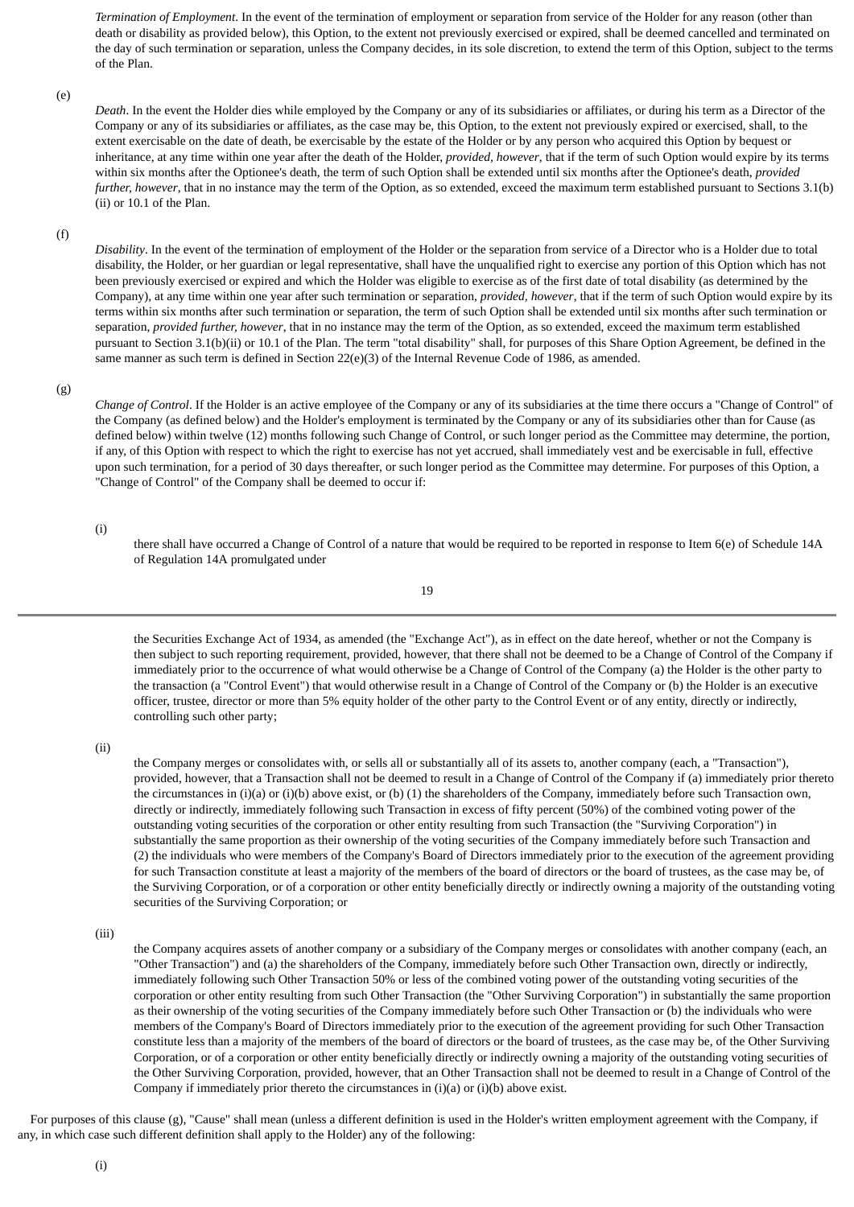*Termination of Employment*. In the event of the termination of employment or separation from service of the Holder for any reason (other than death or disability as provided below), this Option, to the extent not previously exercised or expired, shall be deemed cancelled and terminated on the day of such termination or separation, unless the Company decides, in its sole discretion, to extend the term of this Option, subject to the terms of the Plan.

(e)

*Death*. In the event the Holder dies while employed by the Company or any of its subsidiaries or affiliates, or during his term as a Director of the Company or any of its subsidiaries or affiliates, as the case may be, this Option, to the extent not previously expired or exercised, shall, to the extent exercisable on the date of death, be exercisable by the estate of the Holder or by any person who acquired this Option by bequest or inheritance, at any time within one year after the death of the Holder, *provided, however*, that if the term of such Option would expire by its terms within six months after the Optionee's death, the term of such Option shall be extended until six months after the Optionee's death, *provided further, however*, that in no instance may the term of the Option, as so extended, exceed the maximum term established pursuant to Sections 3.1(b)(ii) or 10.1 of the Plan.

(f)

*Disability*. In the event of the termination of employment of the Holder or the separation from service of a Director who is a Holder due to total disability, the Holder, or her guardian or legal representative, shall have the unqualified right to exercise any portion of this Option which has not been previously exercised or expired and which the Holder was eligible to exercise as of the first date of total disability (as determined by the Company), at any time within one year after such termination or separation, *provided, however*, that if the term of such Option would expire by its terms within six months after such termination or separation, the term of such Option shall be extended until six months after such termination or separation, *provided further, however*, that in no instance may the term of the Option, as so extended, exceed the maximum term established pursuant to Section 3.1(b)(ii) or 10.1 of the Plan. The term "total disability" shall, for purposes of this Share Option Agreement, be defined in the same manner as such term is defined in Section 22(e)(3) of the Internal Revenue Code of 1986, as amended.

(g)

*Change of Control*. If the Holder is an active employee of the Company or any of its subsidiaries at the time there occurs a "Change of Control" of the Company (as defined below) and the Holder's employment is terminated by the Company or any of its subsidiaries other than for Cause (as defined below) within twelve (12) months following such Change of Control, or such longer period as the Committee may determine, the portion, if any, of this Option with respect to which the right to exercise has not yet accrued, shall immediately vest and be exercisable in full, effective upon such termination, for a period of 30 days thereafter, or such longer period as the Committee may determine. For purposes of this Option, a "Change of Control" of the Company shall be deemed to occur if:

(i)

there shall have occurred a Change of Control of a nature that would be required to be reported in response to Item 6(e) of Schedule 14A of Regulation 14A promulgated under the Securities Exchange Act of 1934, as amended (the "Exchange Act"), as in effect on the date hereof, whether or not the Company is then subject to such reporting requirement, provided, however, that there shall not be deemed to be a Change of Control of the Company if immediately prior to the occurrence of what would otherwise be a Change of Control of the Company (a) the Holder is the other party to the transaction (a "Control Event") that would otherwise result in a Change of Control of the Company or (b) the Holder is an executive officer, trustee, director or more than 5% equity holder of the other party to the Control Event or of any entity, directly or indirectly, controlling such other party;

(ii)

the Company merges or consolidates with, or sells all or substantially all of its assets to, another company (each, a "Transaction"), provided, however, that a Transaction shall not be deemed to result in a Change of Control of the Company if (a) immediately prior thereto the circumstances in (i)(a) or (i)(b) above exist, or (b) (1) the shareholders of the Company, immediately before such Transaction own, directly or indirectly, immediately following such Transaction in excess of fifty percent (50%) of the combined voting power of the outstanding voting securities of the corporation or other entity resulting from such Transaction (the "Surviving Corporation") in substantially the same proportion as their ownership of the voting securities of the Company immediately before such Transaction and (2) the individuals who were members of the Company's Board of Directors immediately prior to the execution of the agreement providing for such Transaction constitute at least a majority of the members of the board of directors or the board of trustees, as the case may be, of the Surviving Corporation, or of a corporation or other entity beneficially directly or indirectly owning a majority of the outstanding voting securities of the Surviving Corporation; or

(iii)

the Company acquires assets of another company or a subsidiary of the Company merges or consolidates with another company (each, an "Other Transaction") and (a) the shareholders of the Company, immediately before such Other Transaction own, directly or indirectly, immediately following such Other Transaction 50% or less of the combined voting power of the outstanding voting securities of the corporation or other entity resulting from such Other Transaction (the "Other Surviving Corporation") in substantially the same proportion as their ownership of the voting securities of the Company immediately before such Other Transaction or (b) the individuals who were members of the Company's Board of Directors immediately prior to the execution of the agreement providing for such Other Transaction constitute less than a majority of the members of the board of directors or the board of trustees, as the case may be, of the Other Surviving Corporation, or of a corporation or other entity beneficially directly or indirectly owning a majority of the outstanding voting securities of the Other Surviving Corporation, provided, however, that an Other Transaction shall not be deemed to result in a Change of Control of the Company if immediately prior thereto the circumstances in (i)(a) or (i)(b) above exist.

For purposes of this clause (g), "Cause" shall mean (unless a different definition is used in the Holder's written employment agreement with the Company, if any, in which case such different definition shall apply to the Holder) any of the following:

(i)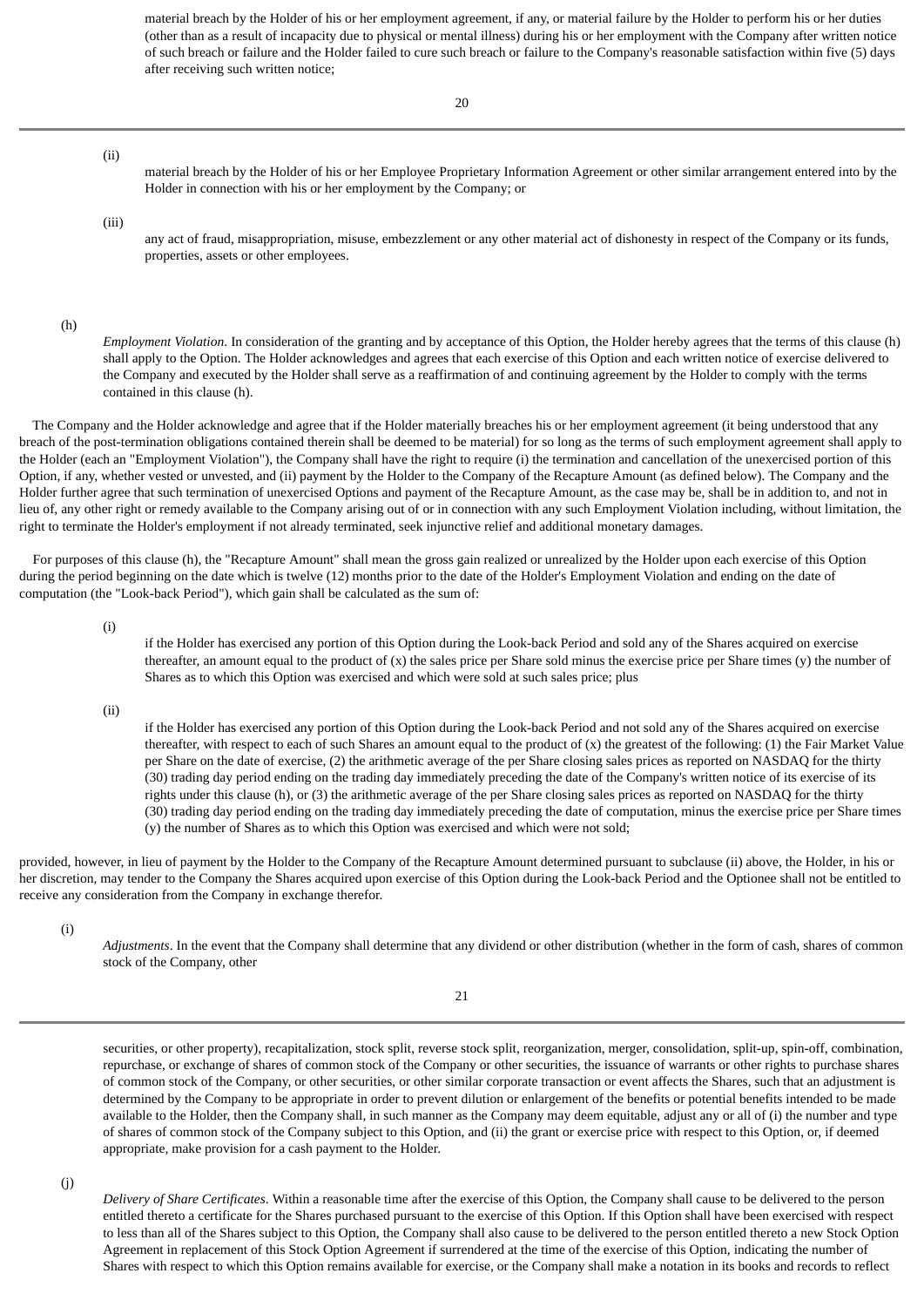material breach by the Holder of his or her employment agreement, if any, or material failure by the Holder to perform his or her duties (other than as a result of incapacity due to physical or mental illness) during his or her employment with the Company after written notice of such breach or failure and the Holder failed to cure such breach or failure to the Company's reasonable satisfaction within five (5) days after receiving such written notice;

(ii) material breach by the Holder of his or her Employee Proprietary Information Agreement or other similar arrangement entered into by the Holder in connection with his or her employment by the Company; or

(iii) any act of fraud, misappropriation, misuse, embezzlement or any other material act of dishonesty in respect of the Company or its funds, properties, assets or other employees.

(h) *Employment Violation*. In consideration of the granting and by acceptance of this Option, the Holder hereby agrees that the terms of this clause (h) shall apply to the Option. The Holder acknowledges and agrees that each exercise of this Option and each written notice of exercise delivered to the Company and executed by the Holder shall serve as a reaffirmation of and continuing agreement by the Holder to comply with the terms contained in this clause (h).

The Company and the Holder acknowledge and agree that if the Holder materially breaches his or her employment agreement (it being understood that any breach of the post-termination obligations contained therein shall be deemed to be material) for so long as the terms of such employment agreement shall apply to the Holder (each an "Employment Violation"), the Company shall have the right to require (i) the termination and cancellation of the unexercised portion of this Option, if any, whether vested or unvested, and (ii) payment by the Holder to the Company of the Recapture Amount (as defined below). The Company and the Holder further agree that such termination of unexercised Options and payment of the Recapture Amount, as the case may be, shall be in addition to, and not in lieu of, any other right or remedy available to the Company arising out of or in connection with any such Employment Violation including, without limitation, the right to terminate the Holder's employment if not already terminated, seek injunctive relief and additional monetary damages.

For purposes of this clause (h), the "Recapture Amount" shall mean the gross gain realized or unrealized by the Holder upon each exercise of this Option during the period beginning on the date which is twelve (12) months prior to the date of the Holder's Employment Violation and ending on the date of computation (the "Look-back Period"), which gain shall be calculated as the sum of:

(i) if the Holder has exercised any portion of this Option during the Look-back Period and sold any of the Shares acquired on exercise thereafter, an amount equal to the product of (x) the sales price per Share sold minus the exercise price per Share times (y) the number of Shares as to which this Option was exercised and which were sold at such sales price; plus

(ii) if the Holder has exercised any portion of this Option during the Look-back Period and not sold any of the Shares acquired on exercise thereafter, with respect to each of such Shares an amount equal to the product of (x) the greatest of the following: (1) the Fair Market Value per Share on the date of exercise, (2) the arithmetic average of the per Share closing sales prices as reported on NASDAQ for the thirty (30) trading day period ending on the trading day immediately preceding the date of the Company's written notice of its exercise of its rights under this clause (h), or (3) the arithmetic average of the per Share closing sales prices as reported on NASDAQ for the thirty (30) trading day period ending on the trading day immediately preceding the date of computation, minus the exercise price per Share times (y) the number of Shares as to which this Option was exercised and which were not sold;

provided, however, in lieu of payment by the Holder to the Company of the Recapture Amount determined pursuant to subclause (ii) above, the Holder, in his or her discretion, may tender to the Company the Shares acquired upon exercise of this Option during the Look-back Period and the Optionee shall not be entitled to receive any consideration from the Company in exchange therefor.

(i) *Adjustments*. In the event that the Company shall determine that any dividend or other distribution (whether in the form of cash, shares of common stock of the Company, other securities, or other property), recapitalization, stock split, reverse stock split, reorganization, merger, consolidation, split-up, spin-off, combination, repurchase, or exchange of shares of common stock of the Company or other securities, the issuance of warrants or other rights to purchase shares of common stock of the Company, or other securities, or other similar corporate transaction or event affects the Shares, such that an adjustment is determined by the Company to be appropriate in order to prevent dilution or enlargement of the benefits or potential benefits intended to be made available to the Holder, then the Company shall, in such manner as the Company may deem equitable, adjust any or all of (i) the number and type of shares of common stock of the Company subject to this Option, and (ii) the grant or exercise price with respect to this Option, or, if deemed appropriate, make provision for a cash payment to the Holder.

(j) *Delivery of Share Certificates*. Within a reasonable time after the exercise of this Option, the Company shall cause to be delivered to the person entitled thereto a certificate for the Shares purchased pursuant to the exercise of this Option. If this Option shall have been exercised with respect to less than all of the Shares subject to this Option, the Company shall also cause to be delivered to the person entitled thereto a new Stock Option Agreement in replacement of this Stock Option Agreement if surrendered at the time of the exercise of this Option, indicating the number of Shares with respect to which this Option remains available for exercise, or the Company shall make a notation in its books and records to reflect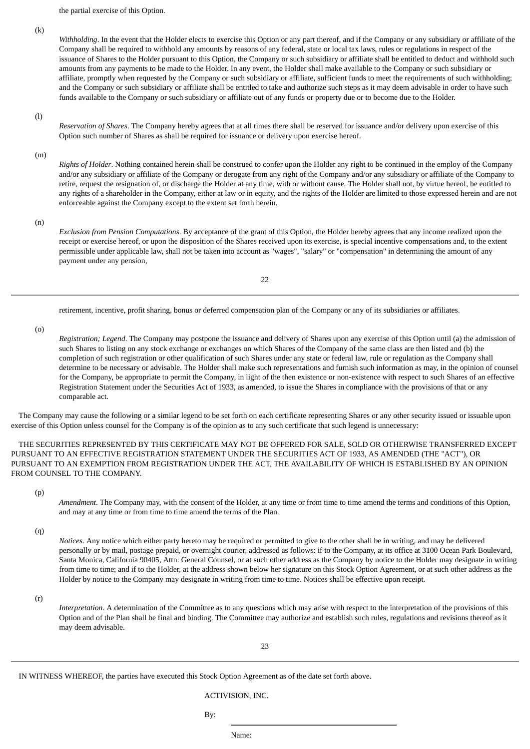the partial exercise of this Option.

(k) *Withholding*. In the event that the Holder elects to exercise this Option or any part thereof, and if the Company or any subsidiary or affiliate of the Company shall be required to withhold any amounts by reasons of any federal, state or local tax laws, rules or regulations in respect of the issuance of Shares to the Holder pursuant to this Option, the Company or such subsidiary or affiliate shall be entitled to deduct and withhold such amounts from any payments to be made to the Holder. In any event, the Holder shall make available to the Company or such subsidiary or affiliate, promptly when requested by the Company or such subsidiary or affiliate, sufficient funds to meet the requirements of such withholding; and the Company or such subsidiary or affiliate shall be entitled to take and authorize such steps as it may deem advisable in order to have such funds available to the Company or such subsidiary or affiliate out of any funds or property due or to become due to the Holder.

(l) *Reservation of Shares*. The Company hereby agrees that at all times there shall be reserved for issuance and/or delivery upon exercise of this Option such number of Shares as shall be required for issuance or delivery upon exercise hereof.

(m) *Rights of Holder*. Nothing contained herein shall be construed to confer upon the Holder any right to be continued in the employ of the Company and/or any subsidiary or affiliate of the Company or derogate from any right of the Company and/or any subsidiary or affiliate of the Company to retire, request the resignation of, or discharge the Holder at any time, with or without cause. The Holder shall not, by virtue hereof, be entitled to any rights of a shareholder in the Company, either at law or in equity, and the rights of the Holder are limited to those expressed herein and are not enforceable against the Company except to the extent set forth herein.

(n) *Exclusion from Pension Computations*. By acceptance of the grant of this Option, the Holder hereby agrees that any income realized upon the receipt or exercise hereof, or upon the disposition of the Shares received upon its exercise, is special incentive compensations and, to the extent permissible under applicable law, shall not be taken into account as "wages", "salary" or "compensation" in determining the amount of any payment under any pension, retirement, incentive, profit sharing, bonus or deferred compensation plan of the Company or any of its subsidiaries or affiliates.

(o) *Registration; Legend*. The Company may postpone the issuance and delivery of Shares upon any exercise of this Option until (a) the admission of such Shares to listing on any stock exchange or exchanges on which Shares of the Company of the same class are then listed and (b) the completion of such registration or other qualification of such Shares under any state or federal law, rule or regulation as the Company shall determine to be necessary or advisable. The Holder shall make such representations and furnish such information as may, in the opinion of counsel for the Company, be appropriate to permit the Company, in light of the then existence or non-existence with respect to such Shares of an effective Registration Statement under the Securities Act of 1933, as amended, to issue the Shares in compliance with the provisions of that or any comparable act.

The Company may cause the following or a similar legend to be set forth on each certificate representing Shares or any other security issued or issuable upon exercise of this Option unless counsel for the Company is of the opinion as to any such certificate that such legend is unnecessary:

THE SECURITIES REPRESENTED BY THIS CERTIFICATE MAY NOT BE OFFERED FOR SALE, SOLD OR OTHERWISE TRANSFERRED EXCEPT PURSUANT TO AN EFFECTIVE REGISTRATION STATEMENT UNDER THE SECURITIES ACT OF 1933, AS AMENDED (THE "ACT"), OR PURSUANT TO AN EXEMPTION FROM REGISTRATION UNDER THE ACT, THE AVAILABILITY OF WHICH IS ESTABLISHED BY AN OPINION FROM COUNSEL TO THE COMPANY.

(p) *Amendment*. The Company may, with the consent of the Holder, at any time or from time to time amend the terms and conditions of this Option, and may at any time or from time to time amend the terms of the Plan.

(q) *Notices*. Any notice which either party hereto may be required or permitted to give to the other shall be in writing, and may be delivered personally or by mail, postage prepaid, or overnight courier, addressed as follows: if to the Company, at its office at 3100 Ocean Park Boulevard, Santa Monica, California 90405, Attn: General Counsel, or at such other address as the Company by notice to the Holder may designate in writing from time to time; and if to the Holder, at the address shown below her signature on this Stock Option Agreement, or at such other address as the Holder by notice to the Company may designate in writing from time to time. Notices shall be effective upon receipt.

(r) *Interpretation*. A determination of the Committee as to any questions which may arise with respect to the interpretation of the provisions of this Option and of the Plan shall be final and binding. The Committee may authorize and establish such rules, regulations and revisions thereof as it may deem advisable.

IN WITNESS WHEREOF, the parties have executed this Stock Option Agreement as of the date set forth above.

ACTIVISION, INC.

By: \_\_\_\_\_\_\_\_\_\_\_\_\_\_\_\_\_\_\_\_\_\_\_\_\_\_\_\_

Name: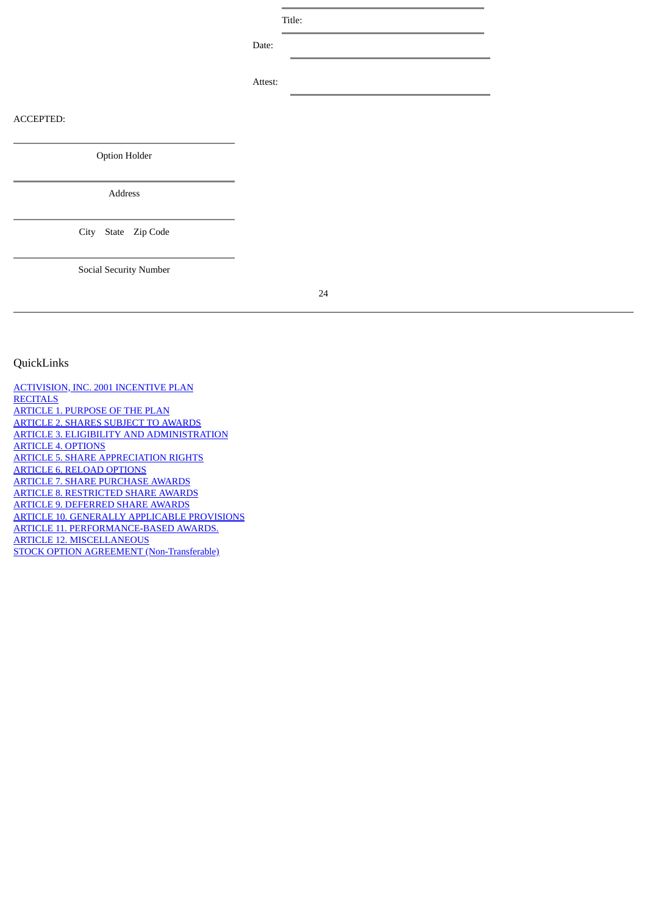Title:

Date:

Attest:

ACCEPTED:

Option Holder

Address

City State Zip Code

Social Security Number

QuickLinks

[ACTIVISION, INC. 2001 INCENTIVE PLAN](#)
[RECITALS](#)
[ARTICLE 1. PURPOSE OF THE PLAN](#)
[ARTICLE 2. SHARES SUBJECT TO AWARDS](#)
[ARTICLE 3. ELIGIBILITY AND ADMINISTRATION](#)
[ARTICLE 4. OPTIONS](#)
[ARTICLE 5. SHARE APPRECIATION RIGHTS](#)
[ARTICLE 6. RELOAD OPTIONS](#)
[ARTICLE 7. SHARE PURCHASE AWARDS](#)
[ARTICLE 8. RESTRICTED SHARE AWARDS](#)
[ARTICLE 9. DEFERRED SHARE AWARDS](#)
[ARTICLE 10. GENERALLY APPLICABLE PROVISIONS](#)
[ARTICLE 11. PERFORMANCE-BASED AWARDS.](#)
[ARTICLE 12. MISCELLANEOUS](#)
[STOCK OPTION AGREEMENT (Non-Transferable)](#)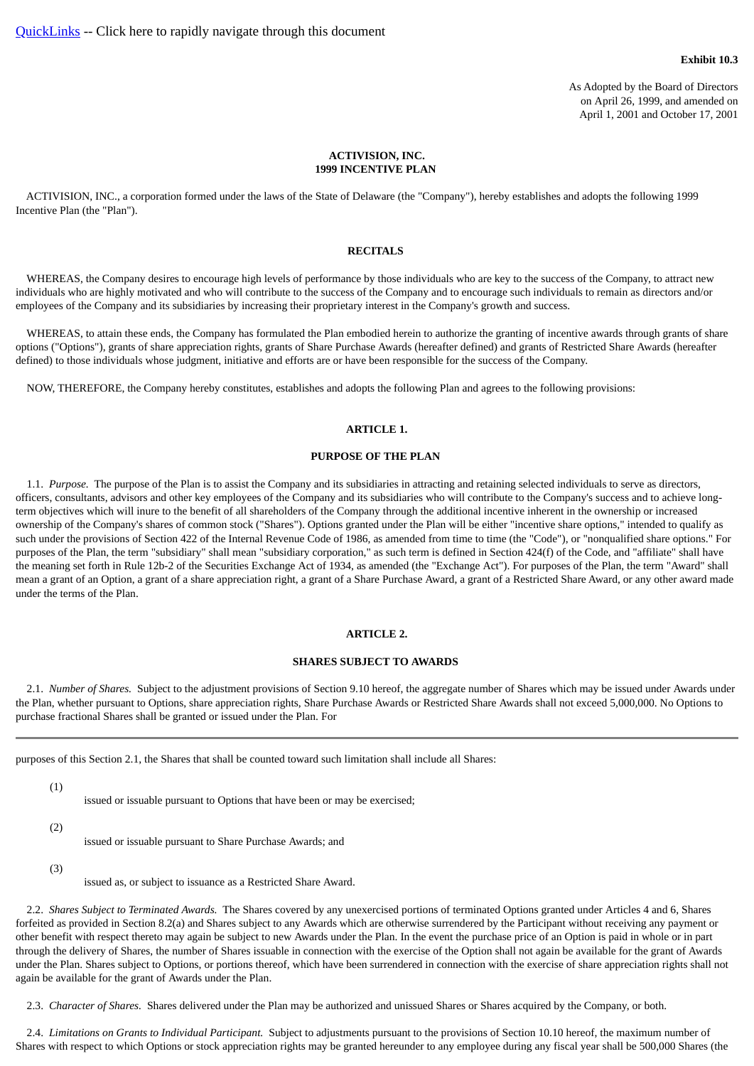[QuickLinks](#) -- Click here to rapidly navigate through this document

**Exhibit 10.3**

As Adopted by the Board of Directors
on April 26, 1999, and amended on
April 1, 2001 and October 17, 2001

**ACTIVISION, INC.**
**1999 INCENTIVE PLAN**

ACTIVISION, INC., a corporation formed under the laws of the State of Delaware (the "Company"), hereby establishes and adopts the following 1999 Incentive Plan (the "Plan").

**RECITALS**

WHEREAS, the Company desires to encourage high levels of performance by those individuals who are key to the success of the Company, to attract new individuals who are highly motivated and who will contribute to the success of the Company and to encourage such individuals to remain as directors and/or employees of the Company and its subsidiaries by increasing their proprietary interest in the Company's growth and success.

WHEREAS, to attain these ends, the Company has formulated the Plan embodied herein to authorize the granting of incentive awards through grants of share options ("Options"), grants of share appreciation rights, grants of Share Purchase Awards (hereafter defined) and grants of Restricted Share Awards (hereafter defined) to those individuals whose judgment, initiative and efforts are or have been responsible for the success of the Company.

NOW, THEREFORE, the Company hereby constitutes, establishes and adopts the following Plan and agrees to the following provisions:

**ARTICLE 1.**

**PURPOSE OF THE PLAN**

1.1. *Purpose.* The purpose of the Plan is to assist the Company and its subsidiaries in attracting and retaining selected individuals to serve as directors, officers, consultants, advisors and other key employees of the Company and its subsidiaries who will contribute to the Company's success and to achieve long-term objectives which will inure to the benefit of all shareholders of the Company through the additional incentive inherent in the ownership or increased ownership of the Company's shares of common stock ("Shares"). Options granted under the Plan will be either "incentive share options," intended to qualify as such under the provisions of Section 422 of the Internal Revenue Code of 1986, as amended from time to time (the "Code"), or "nonqualified share options." For purposes of the Plan, the term "subsidiary" shall mean "subsidiary corporation," as such term is defined in Section 424(f) of the Code, and "affiliate" shall have the meaning set forth in Rule 12b-2 of the Securities Exchange Act of 1934, as amended (the "Exchange Act"). For purposes of the Plan, the term "Award" shall mean a grant of an Option, a grant of a share appreciation right, a grant of a Share Purchase Award, a grant of a Restricted Share Award, or any other award made under the terms of the Plan.

**ARTICLE 2.**

**SHARES SUBJECT TO AWARDS**

2.1. *Number of Shares.* Subject to the adjustment provisions of Section 9.10 hereof, the aggregate number of Shares which may be issued under Awards under the Plan, whether pursuant to Options, share appreciation rights, Share Purchase Awards or Restricted Share Awards shall not exceed 5,000,000. No Options to purchase fractional Shares shall be granted or issued under the Plan. For purposes of this Section 2.1, the Shares that shall be counted toward such limitation shall include all Shares:

(1) issued or issuable pursuant to Options that have been or may be exercised;

(2) issued or issuable pursuant to Share Purchase Awards; and

(3) issued as, or subject to issuance as a Restricted Share Award.

2.2. *Shares Subject to Terminated Awards.* The Shares covered by any unexercised portions of terminated Options granted under Articles 4 and 6, Shares forfeited as provided in Section 8.2(a) and Shares subject to any Awards which are otherwise surrendered by the Participant without receiving any payment or other benefit with respect thereto may again be subject to new Awards under the Plan. In the event the purchase price of an Option is paid in whole or in part through the delivery of Shares, the number of Shares issuable in connection with the exercise of the Option shall not again be available for the grant of Awards under the Plan. Shares subject to Options, or portions thereof, which have been surrendered in connection with the exercise of share appreciation rights shall not again be available for the grant of Awards under the Plan.

2.3. *Character of Shares.* Shares delivered under the Plan may be authorized and unissued Shares or Shares acquired by the Company, or both.

2.4. *Limitations on Grants to Individual Participant.* Subject to adjustments pursuant to the provisions of Section 10.10 hereof, the maximum number of Shares with respect to which Options or stock appreciation rights may be granted hereunder to any employee during any fiscal year shall be 500,000 Shares (the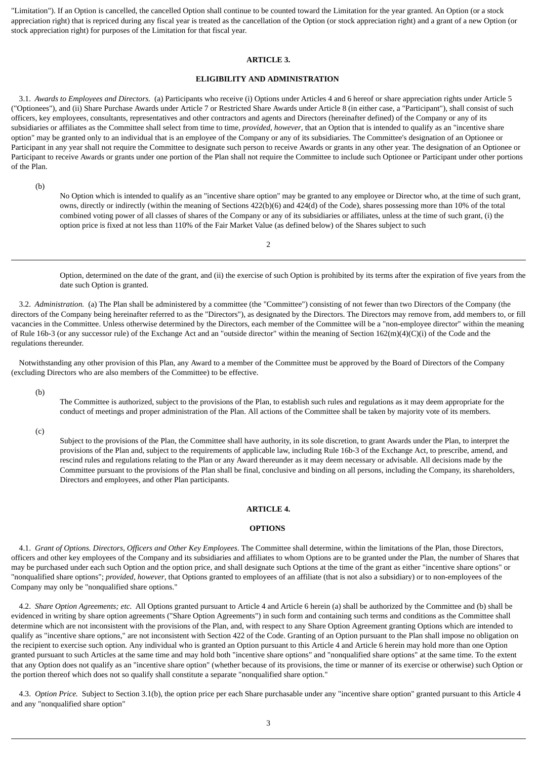"Limitation"). If an Option is cancelled, the cancelled Option shall continue to be counted toward the Limitation for the year granted. An Option (or a stock appreciation right) that is repriced during any fiscal year is treated as the cancellation of the Option (or stock appreciation right) and a grant of a new Option (or stock appreciation right) for purposes of the Limitation for that fiscal year.

**ARTICLE 3.**

**ELIGIBILITY AND ADMINISTRATION**

3.1. *Awards to Employees and Directors.* (a) Participants who receive (i) Options under Articles 4 and 6 hereof or share appreciation rights under Article 5 ("Optionees"), and (ii) Share Purchase Awards under Article 7 or Restricted Share Awards under Article 8 (in either case, a "Participant"), shall consist of such officers, key employees, consultants, representatives and other contractors and agents and Directors (hereinafter defined) of the Company or any of its subsidiaries or affiliates as the Committee shall select from time to time, *provided, however,* that an Option that is intended to qualify as an "incentive share option" may be granted only to an individual that is an employee of the Company or any of its subsidiaries. The Committee's designation of an Optionee or Participant in any year shall not require the Committee to designate such person to receive Awards or grants in any other year. The designation of an Optionee or Participant to receive Awards or grants under one portion of the Plan shall not require the Committee to include such Optionee or Participant under other portions of the Plan.

(b) No Option which is intended to qualify as an "incentive share option" may be granted to any employee or Director who, at the time of such grant, owns, directly or indirectly (within the meaning of Sections 422(b)(6) and 424(d) of the Code), shares possessing more than 10% of the total combined voting power of all classes of shares of the Company or any of its subsidiaries or affiliates, unless at the time of such grant, (i) the option price is fixed at not less than 110% of the Fair Market Value (as defined below) of the Shares subject to such Option, determined on the date of the grant, and (ii) the exercise of such Option is prohibited by its terms after the expiration of five years from the date such Option is granted.

3.2. *Administration.* (a) The Plan shall be administered by a committee (the "Committee") consisting of not fewer than two Directors of the Company (the directors of the Company being hereinafter referred to as the "Directors"), as designated by the Directors. The Directors may remove from, add members to, or fill vacancies in the Committee. Unless otherwise determined by the Directors, each member of the Committee will be a "non-employee director" within the meaning of Rule 16b-3 (or any successor rule) of the Exchange Act and an "outside director" within the meaning of Section 162(m)(4)(C)(i) of the Code and the regulations thereunder.

Notwithstanding any other provision of this Plan, any Award to a member of the Committee must be approved by the Board of Directors of the Company (excluding Directors who are also members of the Committee) to be effective.

(b) The Committee is authorized, subject to the provisions of the Plan, to establish such rules and regulations as it may deem appropriate for the conduct of meetings and proper administration of the Plan. All actions of the Committee shall be taken by majority vote of its members.

(c) Subject to the provisions of the Plan, the Committee shall have authority, in its sole discretion, to grant Awards under the Plan, to interpret the provisions of the Plan and, subject to the requirements of applicable law, including Rule 16b-3 of the Exchange Act, to prescribe, amend, and rescind rules and regulations relating to the Plan or any Award thereunder as it may deem necessary or advisable. All decisions made by the Committee pursuant to the provisions of the Plan shall be final, conclusive and binding on all persons, including the Company, its shareholders, Directors and employees, and other Plan participants.

**ARTICLE 4.**

**OPTIONS**

4.1. *Grant of Options. Directors, Officers and Other Key Employees*. The Committee shall determine, within the limitations of the Plan, those Directors, officers and other key employees of the Company and its subsidiaries and affiliates to whom Options are to be granted under the Plan, the number of Shares that may be purchased under each such Option and the option price, and shall designate such Options at the time of the grant as either "incentive share options" or "nonqualified share options"; *provided, however,* that Options granted to employees of an affiliate (that is not also a subsidiary) or to non-employees of the Company may only be "nonqualified share options."

4.2. *Share Option Agreements; etc.* All Options granted pursuant to Article 4 and Article 6 herein (a) shall be authorized by the Committee and (b) shall be evidenced in writing by share option agreements ("Share Option Agreements") in such form and containing such terms and conditions as the Committee shall determine which are not inconsistent with the provisions of the Plan, and, with respect to any Share Option Agreement granting Options which are intended to qualify as "incentive share options," are not inconsistent with Section 422 of the Code. Granting of an Option pursuant to the Plan shall impose no obligation on the recipient to exercise such option. Any individual who is granted an Option pursuant to this Article 4 and Article 6 herein may hold more than one Option granted pursuant to such Articles at the same time and may hold both "incentive share options" and "nonqualified share options" at the same time. To the extent that any Option does not qualify as an "incentive share option" (whether because of its provisions, the time or manner of its exercise or otherwise) such Option or the portion thereof which does not so qualify shall constitute a separate "nonqualified share option."

4.3. *Option Price.* Subject to Section 3.1(b), the option price per each Share purchasable under any "incentive share option" granted pursuant to this Article 4 and any "nonqualified share option"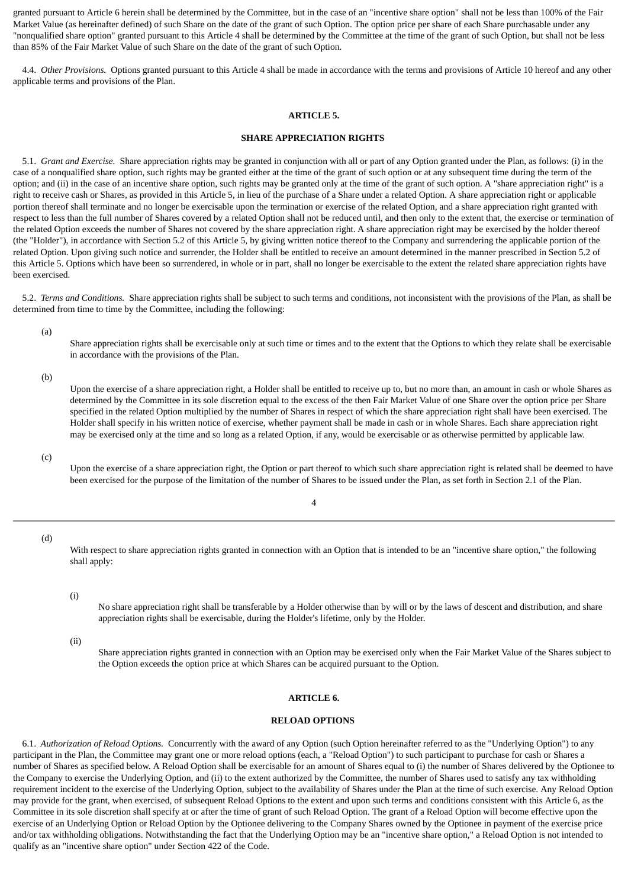granted pursuant to Article 6 herein shall be determined by the Committee, but in the case of an "incentive share option" shall not be less than 100% of the Fair Market Value (as hereinafter defined) of such Share on the date of the grant of such Option. The option price per share of each Share purchasable under any "nonqualified share option" granted pursuant to this Article 4 shall be determined by the Committee at the time of the grant of such Option, but shall not be less than 85% of the Fair Market Value of such Share on the date of the grant of such Option.

4.4. *Other Provisions.* Options granted pursuant to this Article 4 shall be made in accordance with the terms and provisions of Article 10 hereof and any other applicable terms and provisions of the Plan.

**ARTICLE 5.**

**SHARE APPRECIATION RIGHTS**

5.1. *Grant and Exercise.* Share appreciation rights may be granted in conjunction with all or part of any Option granted under the Plan, as follows: (i) in the case of a nonqualified share option, such rights may be granted either at the time of the grant of such option or at any subsequent time during the term of the option; and (ii) in the case of an incentive share option, such rights may be granted only at the time of the grant of such option. A "share appreciation right" is a right to receive cash or Shares, as provided in this Article 5, in lieu of the purchase of a Share under a related Option. A share appreciation right or applicable portion thereof shall terminate and no longer be exercisable upon the termination or exercise of the related Option, and a share appreciation right granted with respect to less than the full number of Shares covered by a related Option shall not be reduced until, and then only to the extent that, the exercise or termination of the related Option exceeds the number of Shares not covered by the share appreciation right. A share appreciation right may be exercised by the holder thereof (the "Holder"), in accordance with Section 5.2 of this Article 5, by giving written notice thereof to the Company and surrendering the applicable portion of the related Option. Upon giving such notice and surrender, the Holder shall be entitled to receive an amount determined in the manner prescribed in Section 5.2 of this Article 5. Options which have been so surrendered, in whole or in part, shall no longer be exercisable to the extent the related share appreciation rights have been exercised.

5.2. *Terms and Conditions.* Share appreciation rights shall be subject to such terms and conditions, not inconsistent with the provisions of the Plan, as shall be determined from time to time by the Committee, including the following:

(a) Share appreciation rights shall be exercisable only at such time or times and to the extent that the Options to which they relate shall be exercisable in accordance with the provisions of the Plan.

(b) Upon the exercise of a share appreciation right, a Holder shall be entitled to receive up to, but no more than, an amount in cash or whole Shares as determined by the Committee in its sole discretion equal to the excess of the then Fair Market Value of one Share over the option price per Share specified in the related Option multiplied by the number of Shares in respect of which the share appreciation right shall have been exercised. The Holder shall specify in his written notice of exercise, whether payment shall be made in cash or in whole Shares. Each share appreciation right may be exercised only at the time and so long as a related Option, if any, would be exercisable or as otherwise permitted by applicable law.

(c) Upon the exercise of a share appreciation right, the Option or part thereof to which such share appreciation right is related shall be deemed to have been exercised for the purpose of the limitation of the number of Shares to be issued under the Plan, as set forth in Section 2.1 of the Plan.

(d) With respect to share appreciation rights granted in connection with an Option that is intended to be an "incentive share option," the following shall apply:

(i) No share appreciation right shall be transferable by a Holder otherwise than by will or by the laws of descent and distribution, and share appreciation rights shall be exercisable, during the Holder's lifetime, only by the Holder.

(ii) Share appreciation rights granted in connection with an Option may be exercised only when the Fair Market Value of the Shares subject to the Option exceeds the option price at which Shares can be acquired pursuant to the Option.

**ARTICLE 6.**

**RELOAD OPTIONS**

6.1. *Authorization of Reload Options.* Concurrently with the award of any Option (such Option hereinafter referred to as the "Underlying Option") to any participant in the Plan, the Committee may grant one or more reload options (each, a "Reload Option") to such participant to purchase for cash or Shares a number of Shares as specified below. A Reload Option shall be exercisable for an amount of Shares equal to (i) the number of Shares delivered by the Optionee to the Company to exercise the Underlying Option, and (ii) to the extent authorized by the Committee, the number of Shares used to satisfy any tax withholding requirement incident to the exercise of the Underlying Option, subject to the availability of Shares under the Plan at the time of such exercise. Any Reload Option may provide for the grant, when exercised, of subsequent Reload Options to the extent and upon such terms and conditions consistent with this Article 6, as the Committee in its sole discretion shall specify at or after the time of grant of such Reload Option. The grant of a Reload Option will become effective upon the exercise of an Underlying Option or Reload Option by the Optionee delivering to the Company Shares owned by the Optionee in payment of the exercise price and/or tax withholding obligations. Notwithstanding the fact that the Underlying Option may be an "incentive share option," a Reload Option is not intended to qualify as an "incentive share option" under Section 422 of the Code.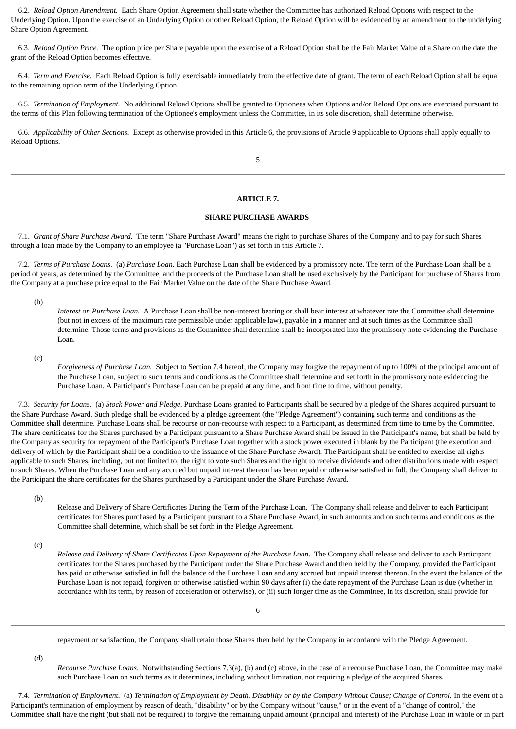6.2. *Reload Option Amendment.* Each Share Option Agreement shall state whether the Committee has authorized Reload Options with respect to the Underlying Option. Upon the exercise of an Underlying Option or other Reload Option, the Reload Option will be evidenced by an amendment to the underlying Share Option Agreement.

6.3. *Reload Option Price.* The option price per Share payable upon the exercise of a Reload Option shall be the Fair Market Value of a Share on the date the grant of the Reload Option becomes effective.

6.4. *Term and Exercise.* Each Reload Option is fully exercisable immediately from the effective date of grant. The term of each Reload Option shall be equal to the remaining option term of the Underlying Option.

6.5. *Termination of Employment.* No additional Reload Options shall be granted to Optionees when Options and/or Reload Options are exercised pursuant to the terms of this Plan following termination of the Optionee's employment unless the Committee, in its sole discretion, shall determine otherwise.

6.6. *Applicability of Other Sections.* Except as otherwise provided in this Article 6, the provisions of Article 9 applicable to Options shall apply equally to Reload Options.

## ARTICLE 7.

## SHARE PURCHASE AWARDS

7.1. *Grant of Share Purchase Award.* The term "Share Purchase Award" means the right to purchase Shares of the Company and to pay for such Shares through a loan made by the Company to an employee (a "Purchase Loan") as set forth in this Article 7.

7.2. *Terms of Purchase Loans.* (a) *Purchase Loan*. Each Purchase Loan shall be evidenced by a promissory note. The term of the Purchase Loan shall be a period of years, as determined by the Committee, and the proceeds of the Purchase Loan shall be used exclusively by the Participant for purchase of Shares from the Company at a purchase price equal to the Fair Market Value on the date of the Share Purchase Award.

(b) *Interest on Purchase Loan.* A Purchase Loan shall be non-interest bearing or shall bear interest at whatever rate the Committee shall determine (but not in excess of the maximum rate permissible under applicable law), payable in a manner and at such times as the Committee shall determine. Those terms and provisions as the Committee shall determine shall be incorporated into the promissory note evidencing the Purchase Loan.

(c) *Forgiveness of Purchase Loan.* Subject to Section 7.4 hereof, the Company may forgive the repayment of up to 100% of the principal amount of the Purchase Loan, subject to such terms and conditions as the Committee shall determine and set forth in the promissory note evidencing the Purchase Loan. A Participant's Purchase Loan can be prepaid at any time, and from time to time, without penalty.

7.3. *Security for Loans.* (a) *Stock Power and Pledge*. Purchase Loans granted to Participants shall be secured by a pledge of the Shares acquired pursuant to the Share Purchase Award. Such pledge shall be evidenced by a pledge agreement (the "Pledge Agreement") containing such terms and conditions as the Committee shall determine. Purchase Loans shall be recourse or non-recourse with respect to a Participant, as determined from time to time by the Committee. The share certificates for the Shares purchased by a Participant pursuant to a Share Purchase Award shall be issued in the Participant's name, but shall be held by the Company as security for repayment of the Participant's Purchase Loan together with a stock power executed in blank by the Participant (the execution and delivery of which by the Participant shall be a condition to the issuance of the Share Purchase Award). The Participant shall be entitled to exercise all rights applicable to such Shares, including, but not limited to, the right to vote such Shares and the right to receive dividends and other distributions made with respect to such Shares. When the Purchase Loan and any accrued but unpaid interest thereon has been repaid or otherwise satisfied in full, the Company shall deliver to the Participant the share certificates for the Shares purchased by a Participant under the Share Purchase Award.

(b) Release and Delivery of Share Certificates During the Term of the Purchase Loan. The Company shall release and deliver to each Participant certificates for Shares purchased by a Participant pursuant to a Share Purchase Award, in such amounts and on such terms and conditions as the Committee shall determine, which shall be set forth in the Pledge Agreement.

(c) *Release and Delivery of Share Certificates Upon Repayment of the Purchase Loan.* The Company shall release and deliver to each Participant certificates for the Shares purchased by the Participant under the Share Purchase Award and then held by the Company, provided the Participant has paid or otherwise satisfied in full the balance of the Purchase Loan and any accrued but unpaid interest thereon. In the event the balance of the Purchase Loan is not repaid, forgiven or otherwise satisfied within 90 days after (i) the date repayment of the Purchase Loan is due (whether in accordance with its term, by reason of acceleration or otherwise), or (ii) such longer time as the Committee, in its discretion, shall provide for repayment or satisfaction, the Company shall retain those Shares then held by the Company in accordance with the Pledge Agreement.

(d) *Recourse Purchase Loans*. Notwithstanding Sections 7.3(a), (b) and (c) above, in the case of a recourse Purchase Loan, the Committee may make such Purchase Loan on such terms as it determines, including without limitation, not requiring a pledge of the acquired Shares.

7.4. *Termination of Employment.* (a) *Termination of Employment by Death, Disability or by the Company Without Cause; Change of Control*. In the event of a Participant's termination of employment by reason of death, "disability" or by the Company without "cause," or in the event of a "change of control," the Committee shall have the right (but shall not be required) to forgive the remaining unpaid amount (principal and interest) of the Purchase Loan in whole or in part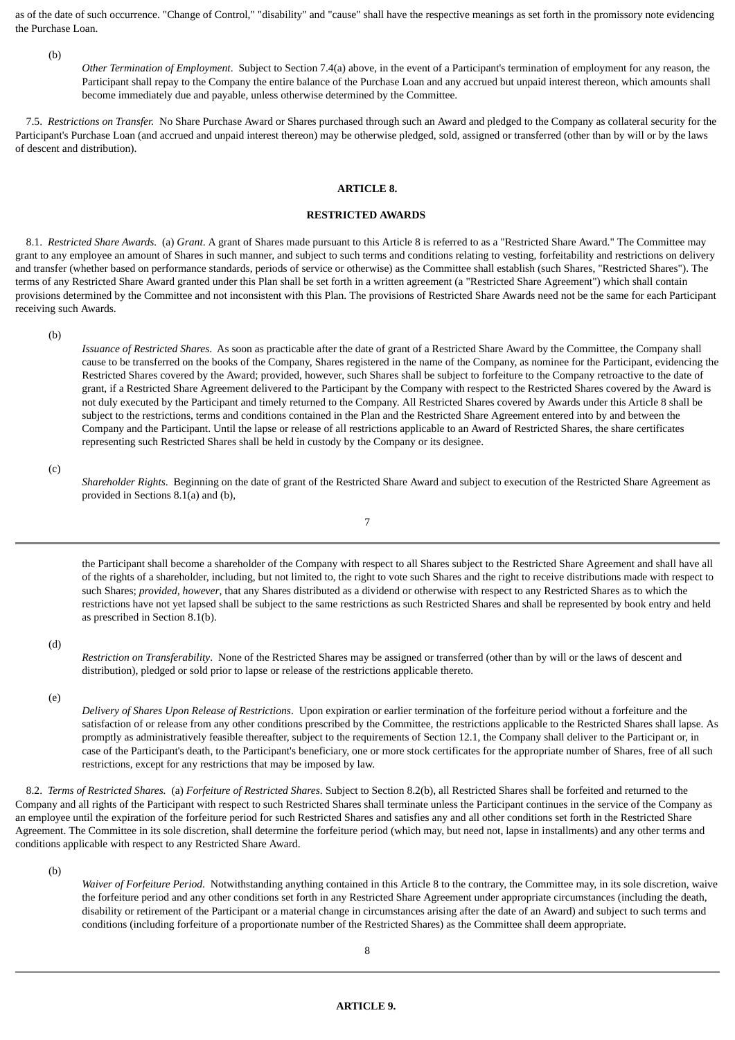as of the date of such occurrence. "Change of Control," "disability" and "cause" shall have the respective meanings as set forth in the promissory note evidencing the Purchase Loan.

(b) *Other Termination of Employment*. Subject to Section 7.4(a) above, in the event of a Participant's termination of employment for any reason, the Participant shall repay to the Company the entire balance of the Purchase Loan and any accrued but unpaid interest thereon, which amounts shall become immediately due and payable, unless otherwise determined by the Committee.

7.5. *Restrictions on Transfer.* No Share Purchase Award or Shares purchased through such an Award and pledged to the Company as collateral security for the Participant's Purchase Loan (and accrued and unpaid interest thereon) may be otherwise pledged, sold, assigned or transferred (other than by will or by the laws of descent and distribution).

## ARTICLE 8.

## RESTRICTED AWARDS

8.1. *Restricted Share Awards.* (a) *Grant*. A grant of Shares made pursuant to this Article 8 is referred to as a "Restricted Share Award." The Committee may grant to any employee an amount of Shares in such manner, and subject to such terms and conditions relating to vesting, forfeitability and restrictions on delivery and transfer (whether based on performance standards, periods of service or otherwise) as the Committee shall establish (such Shares, "Restricted Shares"). The terms of any Restricted Share Award granted under this Plan shall be set forth in a written agreement (a "Restricted Share Agreement") which shall contain provisions determined by the Committee and not inconsistent with this Plan. The provisions of Restricted Share Awards need not be the same for each Participant receiving such Awards.

(b) *Issuance of Restricted Shares*. As soon as practicable after the date of grant of a Restricted Share Award by the Committee, the Company shall cause to be transferred on the books of the Company, Shares registered in the name of the Company, as nominee for the Participant, evidencing the Restricted Shares covered by the Award; provided, however, such Shares shall be subject to forfeiture to the Company retroactive to the date of grant, if a Restricted Share Agreement delivered to the Participant by the Company with respect to the Restricted Shares covered by the Award is not duly executed by the Participant and timely returned to the Company. All Restricted Shares covered by Awards under this Article 8 shall be subject to the restrictions, terms and conditions contained in the Plan and the Restricted Share Agreement entered into by and between the Company and the Participant. Until the lapse or release of all restrictions applicable to an Award of Restricted Shares, the share certificates representing such Restricted Shares shall be held in custody by the Company or its designee.

(c) *Shareholder Rights*. Beginning on the date of grant of the Restricted Share Award and subject to execution of the Restricted Share Agreement as provided in Sections 8.1(a) and (b), the Participant shall become a shareholder of the Company with respect to all Shares subject to the Restricted Share Agreement and shall have all of the rights of a shareholder, including, but not limited to, the right to vote such Shares and the right to receive distributions made with respect to such Shares; *provided, however*, that any Shares distributed as a dividend or otherwise with respect to any Restricted Shares as to which the restrictions have not yet lapsed shall be subject to the same restrictions as such Restricted Shares and shall be represented by book entry and held as prescribed in Section 8.1(b).

(d) *Restriction on Transferability*. None of the Restricted Shares may be assigned or transferred (other than by will or the laws of descent and distribution), pledged or sold prior to lapse or release of the restrictions applicable thereto.

(e) *Delivery of Shares Upon Release of Restrictions*. Upon expiration or earlier termination of the forfeiture period without a forfeiture and the satisfaction of or release from any other conditions prescribed by the Committee, the restrictions applicable to the Restricted Shares shall lapse. As promptly as administratively feasible thereafter, subject to the requirements of Section 12.1, the Company shall deliver to the Participant or, in case of the Participant's death, to the Participant's beneficiary, one or more stock certificates for the appropriate number of Shares, free of all such restrictions, except for any restrictions that may be imposed by law.

8.2. *Terms of Restricted Shares.* (a) *Forfeiture of Restricted Shares*. Subject to Section 8.2(b), all Restricted Shares shall be forfeited and returned to the Company and all rights of the Participant with respect to such Restricted Shares shall terminate unless the Participant continues in the service of the Company as an employee until the expiration of the forfeiture period for such Restricted Shares and satisfies any and all other conditions set forth in the Restricted Share Agreement. The Committee in its sole discretion, shall determine the forfeiture period (which may, but need not, lapse in installments) and any other terms and conditions applicable with respect to any Restricted Share Award.

(b) *Waiver of Forfeiture Period*. Notwithstanding anything contained in this Article 8 to the contrary, the Committee may, in its sole discretion, waive the forfeiture period and any other conditions set forth in any Restricted Share Agreement under appropriate circumstances (including the death, disability or retirement of the Participant or a material change in circumstances arising after the date of an Award) and subject to such terms and conditions (including forfeiture of a proportionate number of the Restricted Shares) as the Committee shall deem appropriate.

## ARTICLE 9.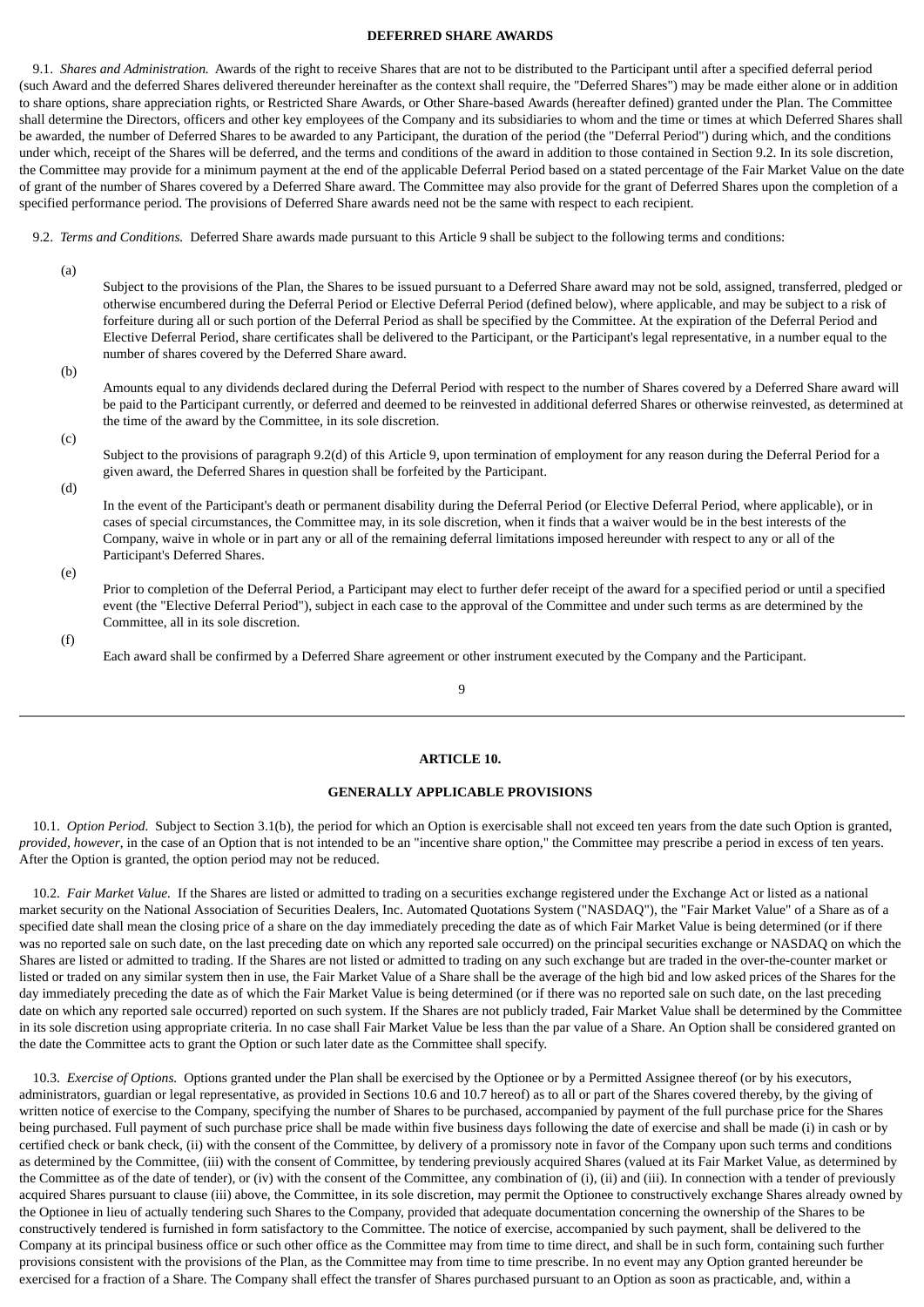**DEFERRED SHARE AWARDS**

9.1. *Shares and Administration.* Awards of the right to receive Shares that are not to be distributed to the Participant until after a specified deferral period (such Award and the deferred Shares delivered thereunder hereinafter as the context shall require, the "Deferred Shares") may be made either alone or in addition to share options, share appreciation rights, or Restricted Share Awards, or Other Share-based Awards (hereafter defined) granted under the Plan. The Committee shall determine the Directors, officers and other key employees of the Company and its subsidiaries to whom and the time or times at which Deferred Shares shall be awarded, the number of Deferred Shares to be awarded to any Participant, the duration of the period (the "Deferral Period") during which, and the conditions under which, receipt of the Shares will be deferred, and the terms and conditions of the award in addition to those contained in Section 9.2. In its sole discretion, the Committee may provide for a minimum payment at the end of the applicable Deferral Period based on a stated percentage of the Fair Market Value on the date of grant of the number of Shares covered by a Deferred Share award. The Committee may also provide for the grant of Deferred Shares upon the completion of a specified performance period. The provisions of Deferred Share awards need not be the same with respect to each recipient.

9.2. *Terms and Conditions.* Deferred Share awards made pursuant to this Article 9 shall be subject to the following terms and conditions:

(a) Subject to the provisions of the Plan, the Shares to be issued pursuant to a Deferred Share award may not be sold, assigned, transferred, pledged or otherwise encumbered during the Deferral Period or Elective Deferral Period (defined below), where applicable, and may be subject to a risk of forfeiture during all or such portion of the Deferral Period as shall be specified by the Committee. At the expiration of the Deferral Period and Elective Deferral Period, share certificates shall be delivered to the Participant, or the Participant's legal representative, in a number equal to the number of shares covered by the Deferred Share award.

(b) Amounts equal to any dividends declared during the Deferral Period with respect to the number of Shares covered by a Deferred Share award will be paid to the Participant currently, or deferred and deemed to be reinvested in additional deferred Shares or otherwise reinvested, as determined at the time of the award by the Committee, in its sole discretion.

(c) Subject to the provisions of paragraph 9.2(d) of this Article 9, upon termination of employment for any reason during the Deferral Period for a given award, the Deferred Shares in question shall be forfeited by the Participant.

(d) In the event of the Participant's death or permanent disability during the Deferral Period (or Elective Deferral Period, where applicable), or in cases of special circumstances, the Committee may, in its sole discretion, when it finds that a waiver would be in the best interests of the Company, waive in whole or in part any or all of the remaining deferral limitations imposed hereunder with respect to any or all of the Participant's Deferred Shares.

(e) Prior to completion of the Deferral Period, a Participant may elect to further defer receipt of the award for a specified period or until a specified event (the "Elective Deferral Period"), subject in each case to the approval of the Committee and under such terms as are determined by the Committee, all in its sole discretion.

(f) Each award shall be confirmed by a Deferred Share agreement or other instrument executed by the Company and the Participant.

**ARTICLE 10.**

**GENERALLY APPLICABLE PROVISIONS**

10.1. *Option Period.* Subject to Section 3.1(b), the period for which an Option is exercisable shall not exceed ten years from the date such Option is granted, *provided, however,* in the case of an Option that is not intended to be an "incentive share option," the Committee may prescribe a period in excess of ten years. After the Option is granted, the option period may not be reduced.

10.2. *Fair Market Value.* If the Shares are listed or admitted to trading on a securities exchange registered under the Exchange Act or listed as a national market security on the National Association of Securities Dealers, Inc. Automated Quotations System ("NASDAQ"), the "Fair Market Value" of a Share as of a specified date shall mean the closing price of a share on the day immediately preceding the date as of which Fair Market Value is being determined (or if there was no reported sale on such date, on the last preceding date on which any reported sale occurred) on the principal securities exchange or NASDAQ on which the Shares are listed or admitted to trading. If the Shares are not listed or admitted to trading on any such exchange but are traded in the over-the-counter market or listed or traded on any similar system then in use, the Fair Market Value of a Share shall be the average of the high bid and low asked prices of the Shares for the day immediately preceding the date as of which the Fair Market Value is being determined (or if there was no reported sale on such date, on the last preceding date on which any reported sale occurred) reported on such system. If the Shares are not publicly traded, Fair Market Value shall be determined by the Committee in its sole discretion using appropriate criteria. In no case shall Fair Market Value be less than the par value of a Share. An Option shall be considered granted on the date the Committee acts to grant the Option or such later date as the Committee shall specify.

10.3. *Exercise of Options.* Options granted under the Plan shall be exercised by the Optionee or by a Permitted Assignee thereof (or by his executors, administrators, guardian or legal representative, as provided in Sections 10.6 and 10.7 hereof) as to all or part of the Shares covered thereby, by the giving of written notice of exercise to the Company, specifying the number of Shares to be purchased, accompanied by payment of the full purchase price for the Shares being purchased. Full payment of such purchase price shall be made within five business days following the date of exercise and shall be made (i) in cash or by certified check or bank check, (ii) with the consent of the Committee, by delivery of a promissory note in favor of the Company upon such terms and conditions as determined by the Committee, (iii) with the consent of Committee, by tendering previously acquired Shares (valued at its Fair Market Value, as determined by the Committee as of the date of tender), or (iv) with the consent of the Committee, any combination of (i), (ii) and (iii). In connection with a tender of previously acquired Shares pursuant to clause (iii) above, the Committee, in its sole discretion, may permit the Optionee to constructively exchange Shares already owned by the Optionee in lieu of actually tendering such Shares to the Company, provided that adequate documentation concerning the ownership of the Shares to be constructively tendered is furnished in form satisfactory to the Committee. The notice of exercise, accompanied by such payment, shall be delivered to the Company at its principal business office or such other office as the Committee may from time to time direct, and shall be in such form, containing such further provisions consistent with the provisions of the Plan, as the Committee may from time to time prescribe. In no event may any Option granted hereunder be exercised for a fraction of a Share. The Company shall effect the transfer of Shares purchased pursuant to an Option as soon as practicable, and, within a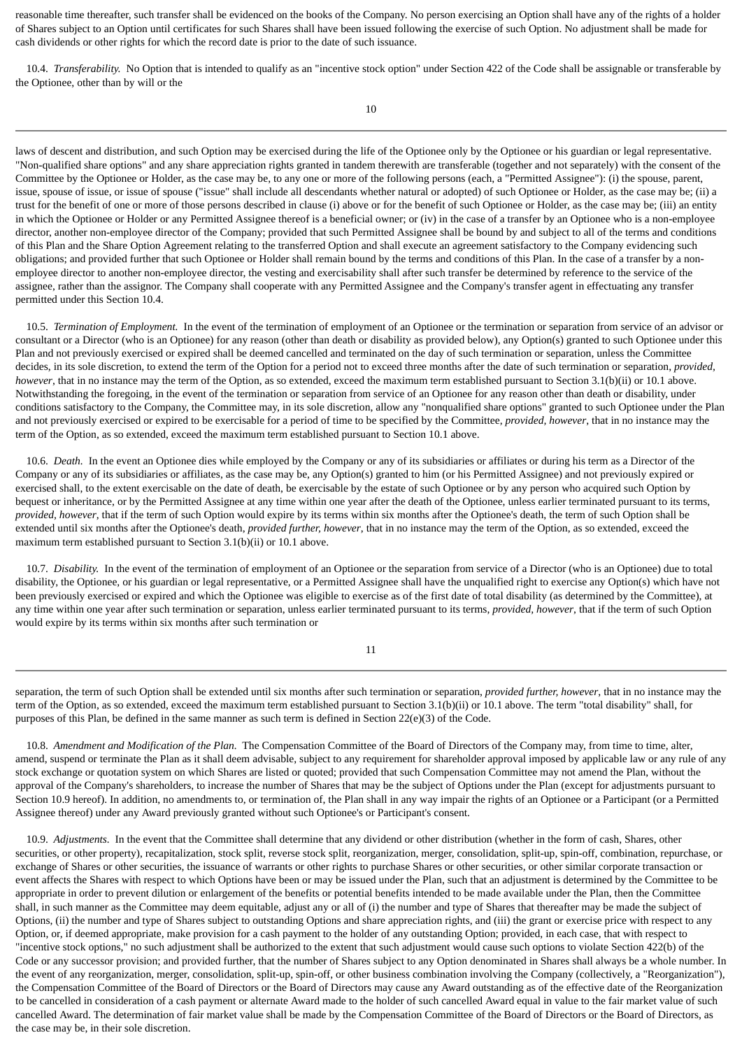reasonable time thereafter, such transfer shall be evidenced on the books of the Company. No person exercising an Option shall have any of the rights of a holder of Shares subject to an Option until certificates for such Shares shall have been issued following the exercise of such Option. No adjustment shall be made for cash dividends or other rights for which the record date is prior to the date of such issuance.

10.4. *Transferability.* No Option that is intended to qualify as an "incentive stock option" under Section 422 of the Code shall be assignable or transferable by the Optionee, other than by will or the laws of descent and distribution, and such Option may be exercised during the life of the Optionee only by the Optionee or his guardian or legal representative. "Non-qualified share options" and any share appreciation rights granted in tandem therewith are transferable (together and not separately) with the consent of the Committee by the Optionee or Holder, as the case may be, to any one or more of the following persons (each, a "Permitted Assignee"): (i) the spouse, parent, issue, spouse of issue, or issue of spouse ("issue" shall include all descendants whether natural or adopted) of such Optionee or Holder, as the case may be; (ii) a trust for the benefit of one or more of those persons described in clause (i) above or for the benefit of such Optionee or Holder, as the case may be; (iii) an entity in which the Optionee or Holder or any Permitted Assignee thereof is a beneficial owner; or (iv) in the case of a transfer by an Optionee who is a non-employee director, another non-employee director of the Company; provided that such Permitted Assignee shall be bound by and subject to all of the terms and conditions of this Plan and the Share Option Agreement relating to the transferred Option and shall execute an agreement satisfactory to the Company evidencing such obligations; and provided further that such Optionee or Holder shall remain bound by the terms and conditions of this Plan. In the case of a transfer by a non-employee director to another non-employee director, the vesting and exercisability shall after such transfer be determined by reference to the service of the assignee, rather than the assignor. The Company shall cooperate with any Permitted Assignee and the Company's transfer agent in effectuating any transfer permitted under this Section 10.4.

10.5. *Termination of Employment.* In the event of the termination of employment of an Optionee or the termination or separation from service of an advisor or consultant or a Director (who is an Optionee) for any reason (other than death or disability as provided below), any Option(s) granted to such Optionee under this Plan and not previously exercised or expired shall be deemed cancelled and terminated on the day of such termination or separation, unless the Committee decides, in its sole discretion, to extend the term of the Option for a period not to exceed three months after the date of such termination or separation, *provided, however*, that in no instance may the term of the Option, as so extended, exceed the maximum term established pursuant to Section 3.1(b)(ii) or 10.1 above. Notwithstanding the foregoing, in the event of the termination or separation from service of an Optionee for any reason other than death or disability, under conditions satisfactory to the Company, the Committee may, in its sole discretion, allow any "nonqualified share options" granted to such Optionee under the Plan and not previously exercised or expired to be exercisable for a period of time to be specified by the Committee, *provided, however*, that in no instance may the term of the Option, as so extended, exceed the maximum term established pursuant to Section 10.1 above.

10.6. *Death.* In the event an Optionee dies while employed by the Company or any of its subsidiaries or affiliates or during his term as a Director of the Company or any of its subsidiaries or affiliates, as the case may be, any Option(s) granted to him (or his Permitted Assignee) and not previously expired or exercised shall, to the extent exercisable on the date of death, be exercisable by the estate of such Optionee or by any person who acquired such Option by bequest or inheritance, or by the Permitted Assignee at any time within one year after the death of the Optionee, unless earlier terminated pursuant to its terms, *provided, however*, that if the term of such Option would expire by its terms within six months after the Optionee's death, the term of such Option shall be extended until six months after the Optionee's death, *provided further, however*, that in no instance may the term of the Option, as so extended, exceed the maximum term established pursuant to Section 3.1(b)(ii) or 10.1 above.

10.7. *Disability.* In the event of the termination of employment of an Optionee or the separation from service of a Director (who is an Optionee) due to total disability, the Optionee, or his guardian or legal representative, or a Permitted Assignee shall have the unqualified right to exercise any Option(s) which have not been previously exercised or expired and which the Optionee was eligible to exercise as of the first date of total disability (as determined by the Committee), at any time within one year after such termination or separation, unless earlier terminated pursuant to its terms, *provided, however*, that if the term of such Option would expire by its terms within six months after such termination or separation, the term of such Option shall be extended until six months after such termination or separation, *provided further, however*, that in no instance may the term of the Option, as so extended, exceed the maximum term established pursuant to Section 3.1(b)(ii) or 10.1 above. The term "total disability" shall, for purposes of this Plan, be defined in the same manner as such term is defined in Section 22(e)(3) of the Code.

10.8. *Amendment and Modification of the Plan.* The Compensation Committee of the Board of Directors of the Company may, from time to time, alter, amend, suspend or terminate the Plan as it shall deem advisable, subject to any requirement for shareholder approval imposed by applicable law or any rule of any stock exchange or quotation system on which Shares are listed or quoted; provided that such Compensation Committee may not amend the Plan, without the approval of the Company's shareholders, to increase the number of Shares that may be the subject of Options under the Plan (except for adjustments pursuant to Section 10.9 hereof). In addition, no amendments to, or termination of, the Plan shall in any way impair the rights of an Optionee or a Participant (or a Permitted Assignee thereof) under any Award previously granted without such Optionee's or Participant's consent.

10.9. *Adjustments.* In the event that the Committee shall determine that any dividend or other distribution (whether in the form of cash, Shares, other securities, or other property), recapitalization, stock split, reverse stock split, reorganization, merger, consolidation, split-up, spin-off, combination, repurchase, or exchange of Shares or other securities, the issuance of warrants or other rights to purchase Shares or other securities, or other similar corporate transaction or event affects the Shares with respect to which Options have been or may be issued under the Plan, such that an adjustment is determined by the Committee to be appropriate in order to prevent dilution or enlargement of the benefits or potential benefits intended to be made available under the Plan, then the Committee shall, in such manner as the Committee may deem equitable, adjust any or all of (i) the number and type of Shares that thereafter may be made the subject of Options, (ii) the number and type of Shares subject to outstanding Options and share appreciation rights, and (iii) the grant or exercise price with respect to any Option, or, if deemed appropriate, make provision for a cash payment to the holder of any outstanding Option; provided, in each case, that with respect to "incentive stock options," no such adjustment shall be authorized to the extent that such adjustment would cause such options to violate Section 422(b) of the Code or any successor provision; and provided further, that the number of Shares subject to any Option denominated in Shares shall always be a whole number. In the event of any reorganization, merger, consolidation, split-up, spin-off, or other business combination involving the Company (collectively, a "Reorganization"), the Compensation Committee of the Board of Directors or the Board of Directors may cause any Award outstanding as of the effective date of the Reorganization to be cancelled in consideration of a cash payment or alternate Award made to the holder of such cancelled Award equal in value to the fair market value of such cancelled Award. The determination of fair market value shall be made by the Compensation Committee of the Board of Directors or the Board of Directors, as the case may be, in their sole discretion.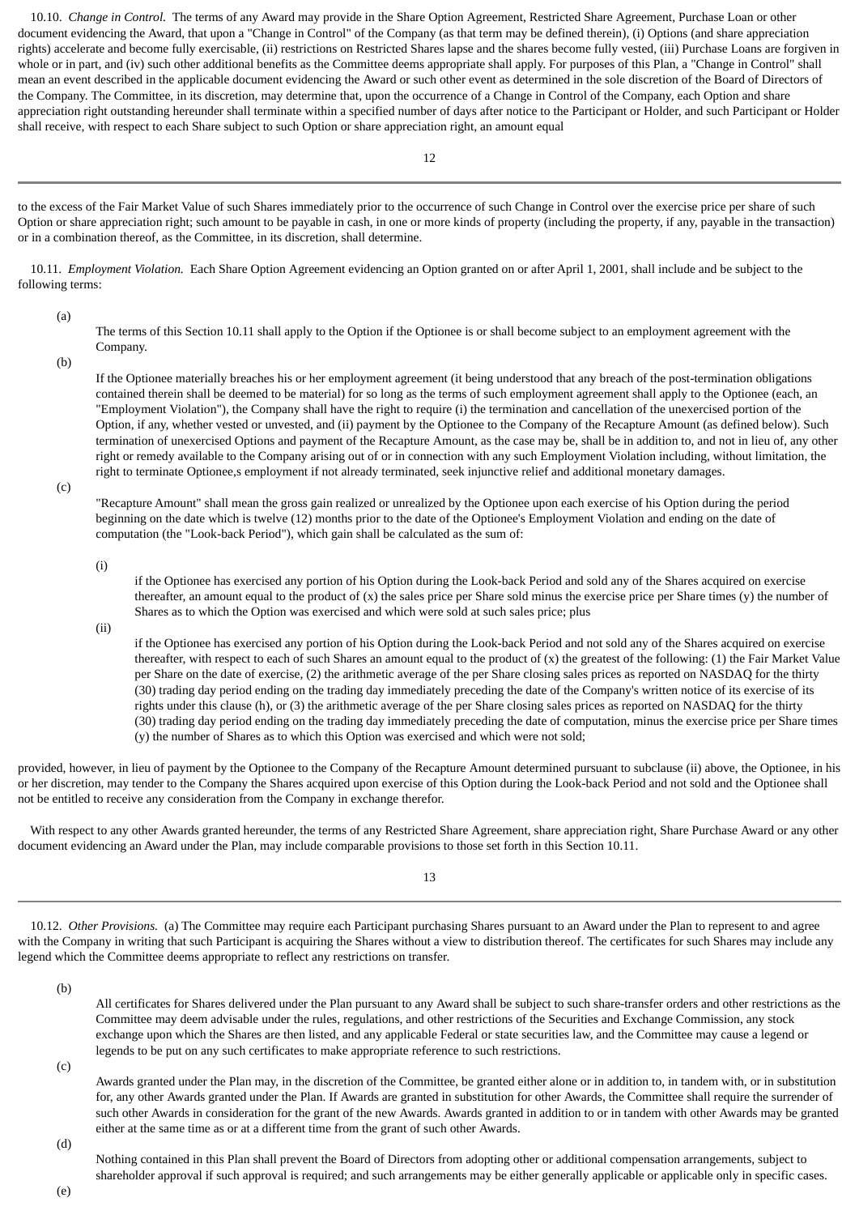10.10. *Change in Control.* The terms of any Award may provide in the Share Option Agreement, Restricted Share Agreement, Purchase Loan or other document evidencing the Award, that upon a "Change in Control" of the Company (as that term may be defined therein), (i) Options (and share appreciation rights) accelerate and become fully exercisable, (ii) restrictions on Restricted Shares lapse and the shares become fully vested, (iii) Purchase Loans are forgiven in whole or in part, and (iv) such other additional benefits as the Committee deems appropriate shall apply. For purposes of this Plan, a "Change in Control" shall mean an event described in the applicable document evidencing the Award or such other event as determined in the sole discretion of the Board of Directors of the Company. The Committee, in its discretion, may determine that, upon the occurrence of a Change in Control of the Company, each Option and share appreciation right outstanding hereunder shall terminate within a specified number of days after notice to the Participant or Holder, and such Participant or Holder shall receive, with respect to each Share subject to such Option or share appreciation right, an amount equal to the excess of the Fair Market Value of such Shares immediately prior to the occurrence of such Change in Control over the exercise price per share of such Option or share appreciation right; such amount to be payable in cash, in one or more kinds of property (including the property, if any, payable in the transaction) or in a combination thereof, as the Committee, in its discretion, shall determine.

10.11. *Employment Violation.* Each Share Option Agreement evidencing an Option granted on or after April 1, 2001, shall include and be subject to the following terms:

(a) The terms of this Section 10.11 shall apply to the Option if the Optionee is or shall become subject to an employment agreement with the Company.

(b) If the Optionee materially breaches his or her employment agreement (it being understood that any breach of the post-termination obligations contained therein shall be deemed to be material) for so long as the terms of such employment agreement shall apply to the Optionee (each, an "Employment Violation"), the Company shall have the right to require (i) the termination and cancellation of the unexercised portion of the Option, if any, whether vested or unvested, and (ii) payment by the Optionee to the Company of the Recapture Amount (as defined below). Such termination of unexercised Options and payment of the Recapture Amount, as the case may be, shall be in addition to, and not in lieu of, any other right or remedy available to the Company arising out of or in connection with any such Employment Violation including, without limitation, the right to terminate Optionee,s employment if not already terminated, seek injunctive relief and additional monetary damages.

(c) "Recapture Amount" shall mean the gross gain realized or unrealized by the Optionee upon each exercise of his Option during the period beginning on the date which is twelve (12) months prior to the date of the Optionee's Employment Violation and ending on the date of computation (the "Look-back Period"), which gain shall be calculated as the sum of:

(i) if the Optionee has exercised any portion of his Option during the Look-back Period and sold any of the Shares acquired on exercise thereafter, an amount equal to the product of (x) the sales price per Share sold minus the exercise price per Share times (y) the number of Shares as to which the Option was exercised and which were sold at such sales price; plus

(ii) if the Optionee has exercised any portion of his Option during the Look-back Period and not sold any of the Shares acquired on exercise thereafter, with respect to each of such Shares an amount equal to the product of (x) the greatest of the following: (1) the Fair Market Value per Share on the date of exercise, (2) the arithmetic average of the per Share closing sales prices as reported on NASDAQ for the thirty (30) trading day period ending on the trading day immediately preceding the date of the Company's written notice of its exercise of its rights under this clause (h), or (3) the arithmetic average of the per Share closing sales prices as reported on NASDAQ for the thirty (30) trading day period ending on the trading day immediately preceding the date of computation, minus the exercise price per Share times (y) the number of Shares as to which this Option was exercised and which were not sold;

provided, however, in lieu of payment by the Optionee to the Company of the Recapture Amount determined pursuant to subclause (ii) above, the Optionee, in his or her discretion, may tender to the Company the Shares acquired upon exercise of this Option during the Look-back Period and not sold and the Optionee shall not be entitled to receive any consideration from the Company in exchange therefor.

With respect to any other Awards granted hereunder, the terms of any Restricted Share Agreement, share appreciation right, Share Purchase Award or any other document evidencing an Award under the Plan, may include comparable provisions to those set forth in this Section 10.11.

10.12. *Other Provisions.* (a) The Committee may require each Participant purchasing Shares pursuant to an Award under the Plan to represent to and agree with the Company in writing that such Participant is acquiring the Shares without a view to distribution thereof. The certificates for such Shares may include any legend which the Committee deems appropriate to reflect any restrictions on transfer.

(b) All certificates for Shares delivered under the Plan pursuant to any Award shall be subject to such share-transfer orders and other restrictions as the Committee may deem advisable under the rules, regulations, and other restrictions of the Securities and Exchange Commission, any stock exchange upon which the Shares are then listed, and any applicable Federal or state securities law, and the Committee may cause a legend or legends to be put on any such certificates to make appropriate reference to such restrictions.

(c) Awards granted under the Plan may, in the discretion of the Committee, be granted either alone or in addition to, in tandem with, or in substitution for, any other Awards granted under the Plan. If Awards are granted in substitution for other Awards, the Committee shall require the surrender of such other Awards in consideration for the grant of the new Awards. Awards granted in addition to or in tandem with other Awards may be granted either at the same time as or at a different time from the grant of such other Awards.

(d) Nothing contained in this Plan shall prevent the Board of Directors from adopting other or additional compensation arrangements, subject to shareholder approval if such approval is required; and such arrangements may be either generally applicable or applicable only in specific cases.

(e)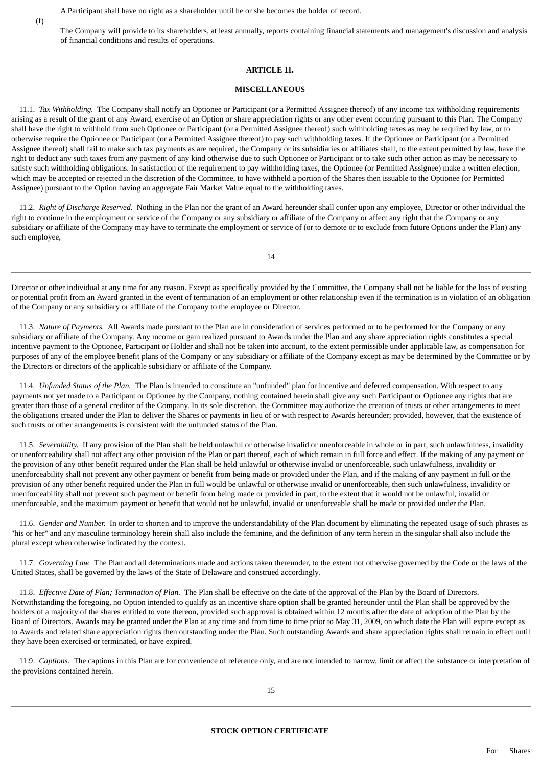A Participant shall have no right as a shareholder until he or she becomes the holder of record.

(f) The Company will provide to its shareholders, at least annually, reports containing financial statements and management's discussion and analysis of financial conditions and results of operations.

**ARTICLE 11.**

**MISCELLANEOUS**

11.1. *Tax Withholding.* The Company shall notify an Optionee or Participant (or a Permitted Assignee thereof) of any income tax withholding requirements arising as a result of the grant of any Award, exercise of an Option or share appreciation rights or any other event occurring pursuant to this Plan. The Company shall have the right to withhold from such Optionee or Participant (or a Permitted Assignee thereof) such withholding taxes as may be required by law, or to otherwise require the Optionee or Participant (or a Permitted Assignee thereof) to pay such withholding taxes. If the Optionee or Participant (or a Permitted Assignee thereof) shall fail to make such tax payments as are required, the Company or its subsidiaries or affiliates shall, to the extent permitted by law, have the right to deduct any such taxes from any payment of any kind otherwise due to such Optionee or Participant or to take such other action as may be necessary to satisfy such withholding obligations. In satisfaction of the requirement to pay withholding taxes, the Optionee (or Permitted Assignee) make a written election, which may be accepted or rejected in the discretion of the Committee, to have withheld a portion of the Shares then issuable to the Optionee (or Permitted Assignee) pursuant to the Option having an aggregate Fair Market Value equal to the withholding taxes.

11.2. *Right of Discharge Reserved.* Nothing in the Plan nor the grant of an Award hereunder shall confer upon any employee, Director or other individual the right to continue in the employment or service of the Company or any subsidiary or affiliate of the Company or affect any right that the Company or any subsidiary or affiliate of the Company may have to terminate the employment or service of (or to demote or to exclude from future Options under the Plan) any such employee, Director or other individual at any time for any reason. Except as specifically provided by the Committee, the Company shall not be liable for the loss of existing or potential profit from an Award granted in the event of termination of an employment or other relationship even if the termination is in violation of an obligation of the Company or any subsidiary or affiliate of the Company to the employee or Director.

11.3. *Nature of Payments.* All Awards made pursuant to the Plan are in consideration of services performed or to be performed for the Company or any subsidiary or affiliate of the Company. Any income or gain realized pursuant to Awards under the Plan and any share appreciation rights constitutes a special incentive payment to the Optionee, Participant or Holder and shall not be taken into account, to the extent permissible under applicable law, as compensation for purposes of any of the employee benefit plans of the Company or any subsidiary or affiliate of the Company except as may be determined by the Committee or by the Directors or directors of the applicable subsidiary or affiliate of the Company.

11.4. *Unfunded Status of the Plan.* The Plan is intended to constitute an "unfunded" plan for incentive and deferred compensation. With respect to any payments not yet made to a Participant or Optionee by the Company, nothing contained herein shall give any such Participant or Optionee any rights that are greater than those of a general creditor of the Company. In its sole discretion, the Committee may authorize the creation of trusts or other arrangements to meet the obligations created under the Plan to deliver the Shares or payments in lieu of or with respect to Awards hereunder; provided, however, that the existence of such trusts or other arrangements is consistent with the unfunded status of the Plan.

11.5. *Severability.* If any provision of the Plan shall be held unlawful or otherwise invalid or unenforceable in whole or in part, such unlawfulness, invalidity or unenforceability shall not affect any other provision of the Plan or part thereof, each of which remain in full force and effect. If the making of any payment or the provision of any other benefit required under the Plan shall be held unlawful or otherwise invalid or unenforceable, such unlawfulness, invalidity or unenforceability shall not prevent any other payment or benefit from being made or provided under the Plan, and if the making of any payment in full or the provision of any other benefit required under the Plan in full would be unlawful or otherwise invalid or unenforceable, then such unlawfulness, invalidity or unenforceability shall not prevent such payment or benefit from being made or provided in part, to the extent that it would not be unlawful, invalid or unenforceable, and the maximum payment or benefit that would not be unlawful, invalid or unenforceable shall be made or provided under the Plan.

11.6. *Gender and Number.* In order to shorten and to improve the understandability of the Plan document by eliminating the repeated usage of such phrases as "his or her" and any masculine terminology herein shall also include the feminine, and the definition of any term herein in the singular shall also include the plural except when otherwise indicated by the context.

11.7. *Governing Law.* The Plan and all determinations made and actions taken thereunder, to the extent not otherwise governed by the Code or the laws of the United States, shall be governed by the laws of the State of Delaware and construed accordingly.

11.8. *Effective Date of Plan; Termination of Plan.* The Plan shall be effective on the date of the approval of the Plan by the Board of Directors. Notwithstanding the foregoing, no Option intended to qualify as an incentive share option shall be granted hereunder until the Plan shall be approved by the holders of a majority of the shares entitled to vote thereon, provided such approval is obtained within 12 months after the date of adoption of the Plan by the Board of Directors. Awards may be granted under the Plan at any time and from time to time prior to May 31, 2009, on which date the Plan will expire except as to Awards and related share appreciation rights then outstanding under the Plan. Such outstanding Awards and share appreciation rights shall remain in effect until they have been exercised or terminated, or have expired.

11.9. *Captions.* The captions in this Plan are for convenience of reference only, and are not intended to narrow, limit or affect the substance or interpretation of the provisions contained herein.

**STOCK OPTION CERTIFICATE**

For Shares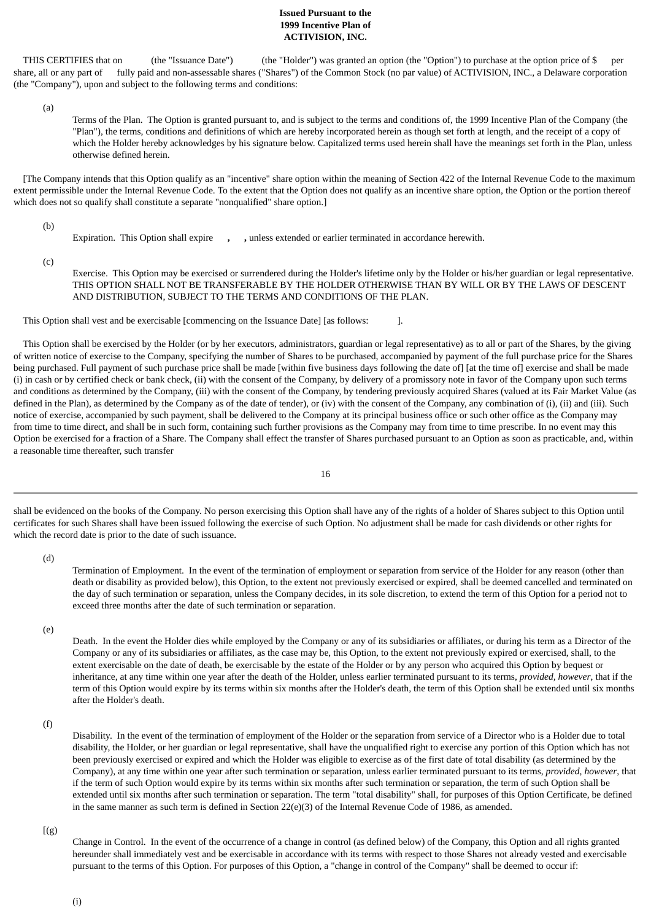**Issued Pursuant to the**
**1999 Incentive Plan of**
**ACTIVISION, INC.**

THIS CERTIFIES that on (the "Issuance Date") (the "Holder") was granted an option (the "Option") to purchase at the option price of $ per share, all or any part of fully paid and non-assessable shares ("Shares") of the Common Stock (no par value) of ACTIVISION, INC., a Delaware corporation (the "Company"), upon and subject to the following terms and conditions:

(a) Terms of the Plan. The Option is granted pursuant to, and is subject to the terms and conditions of, the 1999 Incentive Plan of the Company (the "Plan"), the terms, conditions and definitions of which are hereby incorporated herein as though set forth at length, and the receipt of a copy of which the Holder hereby acknowledges by his signature below. Capitalized terms used herein shall have the meanings set forth in the Plan, unless otherwise defined herein.

[The Company intends that this Option qualify as an "incentive" share option within the meaning of Section 422 of the Internal Revenue Code to the maximum extent permissible under the Internal Revenue Code. To the extent that the Option does not qualify as an incentive share option, the Option or the portion thereof which does not so qualify shall constitute a separate "nonqualified" share option.]

(b) Expiration. This Option shall expire **,** **,** unless extended or earlier terminated in accordance herewith.

(c) Exercise. This Option may be exercised or surrendered during the Holder's lifetime only by the Holder or his/her guardian or legal representative. THIS OPTION SHALL NOT BE TRANSFERABLE BY THE HOLDER OTHERWISE THAN BY WILL OR BY THE LAWS OF DESCENT AND DISTRIBUTION, SUBJECT TO THE TERMS AND CONDITIONS OF THE PLAN.

This Option shall vest and be exercisable [commencing on the Issuance Date] [as follows: ].

This Option shall be exercised by the Holder (or by her executors, administrators, guardian or legal representative) as to all or part of the Shares, by the giving of written notice of exercise to the Company, specifying the number of Shares to be purchased, accompanied by payment of the full purchase price for the Shares being purchased. Full payment of such purchase price shall be made [within five business days following the date of] [at the time of] exercise and shall be made (i) in cash or by certified check or bank check, (ii) with the consent of the Company, by delivery of a promissory note in favor of the Company upon such terms and conditions as determined by the Company, (iii) with the consent of the Company, by tendering previously acquired Shares (valued at its Fair Market Value (as defined in the Plan), as determined by the Company as of the date of tender), or (iv) with the consent of the Company, any combination of (i), (ii) and (iii). Such notice of exercise, accompanied by such payment, shall be delivered to the Company at its principal business office or such other office as the Company may from time to time direct, and shall be in such form, containing such further provisions as the Company may from time to time prescribe. In no event may this Option be exercised for a fraction of a Share. The Company shall effect the transfer of Shares purchased pursuant to an Option as soon as practicable, and, within a reasonable time thereafter, such transfer shall be evidenced on the books of the Company. No person exercising this Option shall have any of the rights of a holder of Shares subject to this Option until certificates for such Shares shall have been issued following the exercise of such Option. No adjustment shall be made for cash dividends or other rights for which the record date is prior to the date of such issuance.

(d) Termination of Employment. In the event of the termination of employment or separation from service of the Holder for any reason (other than death or disability as provided below), this Option, to the extent not previously exercised or expired, shall be deemed cancelled and terminated on the day of such termination or separation, unless the Company decides, in its sole discretion, to extend the term of this Option for a period not to exceed three months after the date of such termination or separation.

(e) Death. In the event the Holder dies while employed by the Company or any of its subsidiaries or affiliates, or during his term as a Director of the Company or any of its subsidiaries or affiliates, as the case may be, this Option, to the extent not previously expired or exercised, shall, to the extent exercisable on the date of death, be exercisable by the estate of the Holder or by any person who acquired this Option by bequest or inheritance, at any time within one year after the death of the Holder, unless earlier terminated pursuant to its terms, *provided, however*, that if the term of this Option would expire by its terms within six months after the Holder's death, the term of this Option shall be extended until six months after the Holder's death.

(f) Disability. In the event of the termination of employment of the Holder or the separation from service of a Director who is a Holder due to total disability, the Holder, or her guardian or legal representative, shall have the unqualified right to exercise any portion of this Option which has not been previously exercised or expired and which the Holder was eligible to exercise as of the first date of total disability (as determined by the Company), at any time within one year after such termination or separation, unless earlier terminated pursuant to its terms, *provided, however*, that if the term of such Option would expire by its terms within six months after such termination or separation, the term of such Option shall be extended until six months after such termination or separation. The term "total disability" shall, for purposes of this Option Certificate, be defined in the same manner as such term is defined in Section 22(e)(3) of the Internal Revenue Code of 1986, as amended.

[(g) Change in Control. In the event of the occurrence of a change in control (as defined below) of the Company, this Option and all rights granted hereunder shall immediately vest and be exercisable in accordance with its terms with respect to those Shares not already vested and exercisable pursuant to the terms of this Option. For purposes of this Option, a "change in control of the Company" shall be deemed to occur if:

(i)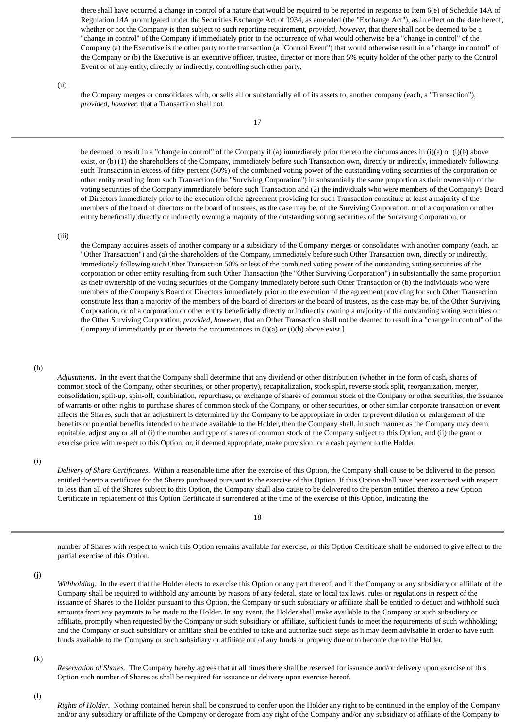there shall have occurred a change in control of a nature that would be required to be reported in response to Item 6(e) of Schedule 14A of Regulation 14A promulgated under the Securities Exchange Act of 1934, as amended (the "Exchange Act"), as in effect on the date hereof, whether or not the Company is then subject to such reporting requirement, *provided, however*, that there shall not be deemed to be a "change in control" of the Company if immediately prior to the occurrence of what would otherwise be a "change in control" of the Company (a) the Executive is the other party to the transaction (a "Control Event") that would otherwise result in a "change in control" of the Company or (b) the Executive is an executive officer, trustee, director or more than 5% equity holder of the other party to the Control Event or of any entity, directly or indirectly, controlling such other party,

(ii) the Company merges or consolidates with, or sells all or substantially all of its assets to, another company (each, a "Transaction"), *provided, however*, that a Transaction shall not be deemed to result in a "change in control" of the Company if (a) immediately prior thereto the circumstances in (i)(a) or (i)(b) above exist, or (b) (1) the shareholders of the Company, immediately before such Transaction own, directly or indirectly, immediately following such Transaction in excess of fifty percent (50%) of the combined voting power of the outstanding voting securities of the corporation or other entity resulting from such Transaction (the "Surviving Corporation") in substantially the same proportion as their ownership of the voting securities of the Company immediately before such Transaction and (2) the individuals who were members of the Company's Board of Directors immediately prior to the execution of the agreement providing for such Transaction constitute at least a majority of the members of the board of directors or the board of trustees, as the case may be, of the Surviving Corporation, or of a corporation or other entity beneficially directly or indirectly owning a majority of the outstanding voting securities of the Surviving Corporation, or

(iii) the Company acquires assets of another company or a subsidiary of the Company merges or consolidates with another company (each, an "Other Transaction") and (a) the shareholders of the Company, immediately before such Other Transaction own, directly or indirectly, immediately following such Other Transaction 50% or less of the combined voting power of the outstanding voting securities of the corporation or other entity resulting from such Other Transaction (the "Other Surviving Corporation") in substantially the same proportion as their ownership of the voting securities of the Company immediately before such Other Transaction or (b) the individuals who were members of the Company's Board of Directors immediately prior to the execution of the agreement providing for such Other Transaction constitute less than a majority of the members of the board of directors or the board of trustees, as the case may be, of the Other Surviving Corporation, or of a corporation or other entity beneficially directly or indirectly owning a majority of the outstanding voting securities of the Other Surviving Corporation, *provided, however*, that an Other Transaction shall not be deemed to result in a "change in control" of the Company if immediately prior thereto the circumstances in (i)(a) or (i)(b) above exist.]

(h) *Adjustments*. In the event that the Company shall determine that any dividend or other distribution (whether in the form of cash, shares of common stock of the Company, other securities, or other property), recapitalization, stock split, reverse stock split, reorganization, merger, consolidation, split-up, spin-off, combination, repurchase, or exchange of shares of common stock of the Company or other securities, the issuance of warrants or other rights to purchase shares of common stock of the Company, or other securities, or other similar corporate transaction or event affects the Shares, such that an adjustment is determined by the Company to be appropriate in order to prevent dilution or enlargement of the benefits or potential benefits intended to be made available to the Holder, then the Company shall, in such manner as the Company may deem equitable, adjust any or all of (i) the number and type of shares of common stock of the Company subject to this Option, and (ii) the grant or exercise price with respect to this Option, or, if deemed appropriate, make provision for a cash payment to the Holder.

(i) *Delivery of Share Certificates*. Within a reasonable time after the exercise of this Option, the Company shall cause to be delivered to the person entitled thereto a certificate for the Shares purchased pursuant to the exercise of this Option. If this Option shall have been exercised with respect to less than all of the Shares subject to this Option, the Company shall also cause to be delivered to the person entitled thereto a new Option Certificate in replacement of this Option Certificate if surrendered at the time of the exercise of this Option, indicating the number of Shares with respect to which this Option remains available for exercise, or this Option Certificate shall be endorsed to give effect to the partial exercise of this Option.

(j) *Withholding*. In the event that the Holder elects to exercise this Option or any part thereof, and if the Company or any subsidiary or affiliate of the Company shall be required to withhold any amounts by reasons of any federal, state or local tax laws, rules or regulations in respect of the issuance of Shares to the Holder pursuant to this Option, the Company or such subsidiary or affiliate shall be entitled to deduct and withhold such amounts from any payments to be made to the Holder. In any event, the Holder shall make available to the Company or such subsidiary or affiliate, promptly when requested by the Company or such subsidiary or affiliate, sufficient funds to meet the requirements of such withholding; and the Company or such subsidiary or affiliate shall be entitled to take and authorize such steps as it may deem advisable in order to have such funds available to the Company or such subsidiary or affiliate out of any funds or property due or to become due to the Holder.

(k) *Reservation of Shares*. The Company hereby agrees that at all times there shall be reserved for issuance and/or delivery upon exercise of this Option such number of Shares as shall be required for issuance or delivery upon exercise hereof.

(l) *Rights of Holder*. Nothing contained herein shall be construed to confer upon the Holder any right to be continued in the employ of the Company and/or any subsidiary or affiliate of the Company or derogate from any right of the Company and/or any subsidiary or affiliate of the Company to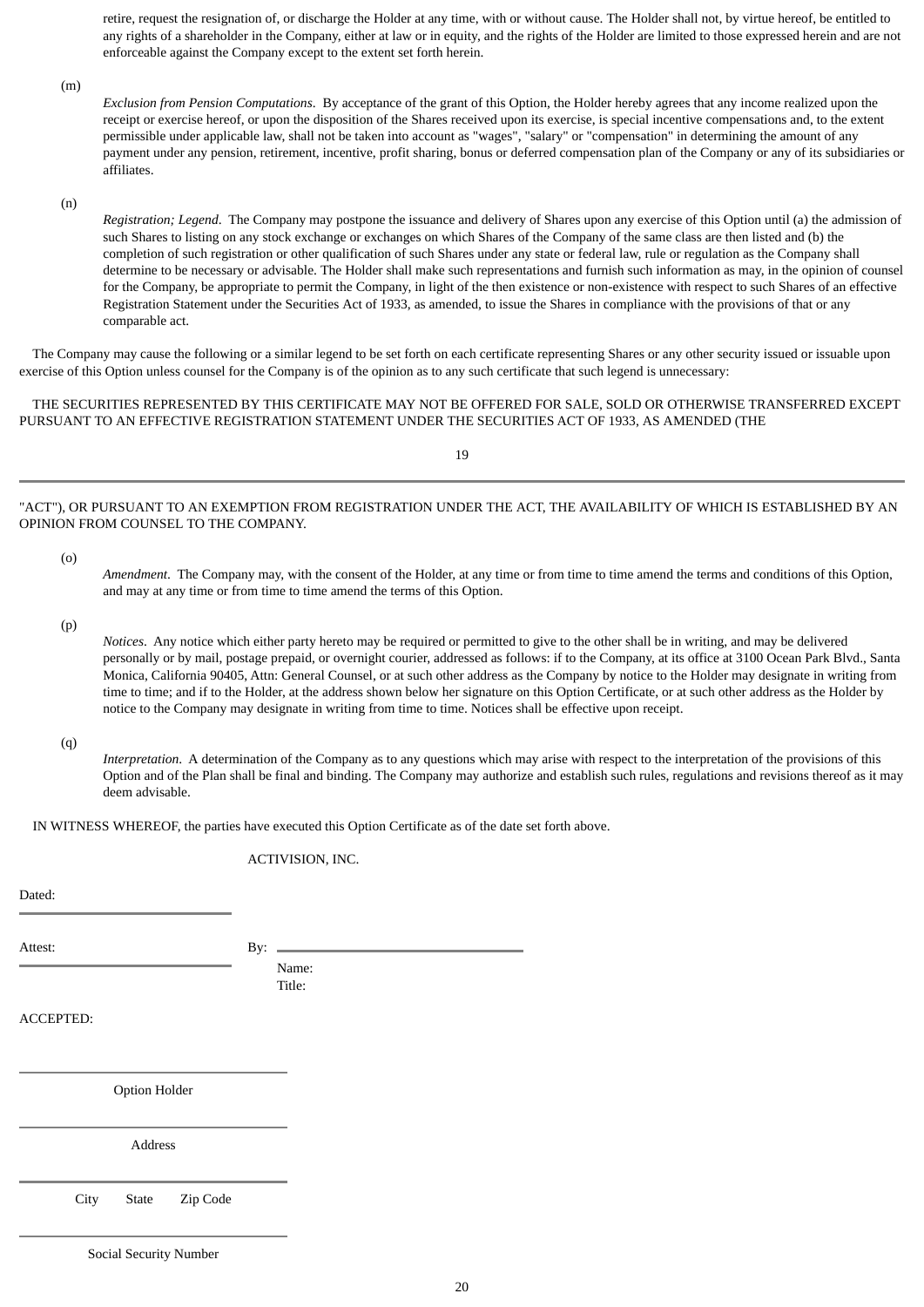retire, request the resignation of, or discharge the Holder at any time, with or without cause. The Holder shall not, by virtue hereof, be entitled to any rights of a shareholder in the Company, either at law or in equity, and the rights of the Holder are limited to those expressed herein and are not enforceable against the Company except to the extent set forth herein.

(m)

*Exclusion from Pension Computations*. By acceptance of the grant of this Option, the Holder hereby agrees that any income realized upon the receipt or exercise hereof, or upon the disposition of the Shares received upon its exercise, is special incentive compensations and, to the extent permissible under applicable law, shall not be taken into account as "wages", "salary" or "compensation" in determining the amount of any payment under any pension, retirement, incentive, profit sharing, bonus or deferred compensation plan of the Company or any of its subsidiaries or affiliates.

(n)

*Registration; Legend*. The Company may postpone the issuance and delivery of Shares upon any exercise of this Option until (a) the admission of such Shares to listing on any stock exchange or exchanges on which Shares of the Company of the same class are then listed and (b) the completion of such registration or other qualification of such Shares under any state or federal law, rule or regulation as the Company shall determine to be necessary or advisable. The Holder shall make such representations and furnish such information as may, in the opinion of counsel for the Company, be appropriate to permit the Company, in light of the then existence or non-existence with respect to such Shares of an effective Registration Statement under the Securities Act of 1933, as amended, to issue the Shares in compliance with the provisions of that or any comparable act.

The Company may cause the following or a similar legend to be set forth on each certificate representing Shares or any other security issued or issuable upon exercise of this Option unless counsel for the Company is of the opinion as to any such certificate that such legend is unnecessary:

THE SECURITIES REPRESENTED BY THIS CERTIFICATE MAY NOT BE OFFERED FOR SALE, SOLD OR OTHERWISE TRANSFERRED EXCEPT PURSUANT TO AN EFFECTIVE REGISTRATION STATEMENT UNDER THE SECURITIES ACT OF 1933, AS AMENDED (THE "ACT"), OR PURSUANT TO AN EXEMPTION FROM REGISTRATION UNDER THE ACT, THE AVAILABILITY OF WHICH IS ESTABLISHED BY AN OPINION FROM COUNSEL TO THE COMPANY.

(o)

*Amendment*. The Company may, with the consent of the Holder, at any time or from time to time amend the terms and conditions of this Option, and may at any time or from time to time amend the terms of this Option.

(p)

*Notices*. Any notice which either party hereto may be required or permitted to give to the other shall be in writing, and may be delivered personally or by mail, postage prepaid, or overnight courier, addressed as follows: if to the Company, at its office at 3100 Ocean Park Blvd., Santa Monica, California 90405, Attn: General Counsel, or at such other address as the Company by notice to the Holder may designate in writing from time to time; and if to the Holder, at the address shown below her signature on this Option Certificate, or at such other address as the Holder by notice to the Company may designate in writing from time to time. Notices shall be effective upon receipt.

(q)

*Interpretation*. A determination of the Company as to any questions which may arise with respect to the interpretation of the provisions of this Option and of the Plan shall be final and binding. The Company may authorize and establish such rules, regulations and revisions thereof as it may deem advisable.

IN WITNESS WHEREOF, the parties have executed this Option Certificate as of the date set forth above.

ACTIVISION, INC.

Dated: \_\_\_\_\_\_\_\_\_\_\_\_\_\_\_\_\_\_\_\_

Attest: \_\_\_\_\_\_\_\_\_\_\_\_\_\_\_\_\_\_\_\_ By: \_\_\_\_\_\_\_\_\_\_\_\_\_\_\_\_\_\_\_\_

Name:
Title:

ACCEPTED:

\_\_\_\_\_\_\_\_\_\_\_\_\_\_\_\_\_\_\_\_
Option Holder

\_\_\_\_\_\_\_\_\_\_\_\_\_\_\_\_\_\_\_\_
Address

\_\_\_\_\_\_\_\_\_\_\_\_\_\_\_\_\_\_\_\_
City State Zip Code

\_\_\_\_\_\_\_\_\_\_\_\_\_\_\_\_\_\_\_\_
Social Security Number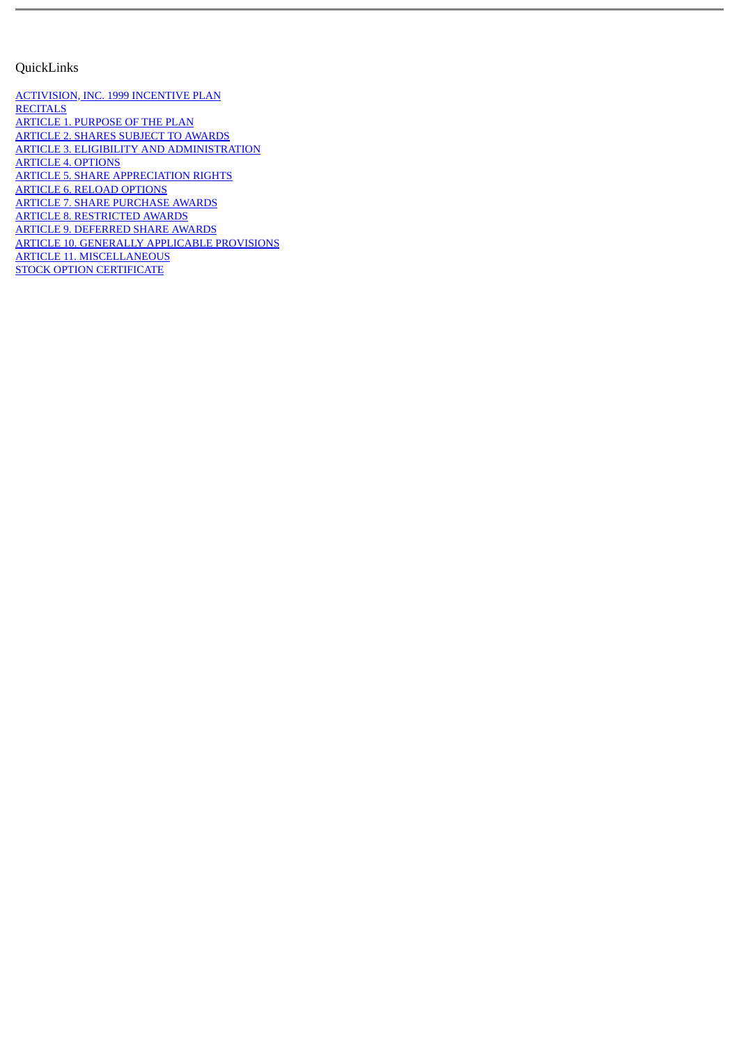QuickLinks

[ACTIVISION, INC. 1999 INCENTIVE PLAN](#)
[RECITALS](#)
[ARTICLE 1. PURPOSE OF THE PLAN](#)
[ARTICLE 2. SHARES SUBJECT TO AWARDS](#)
[ARTICLE 3. ELIGIBILITY AND ADMINISTRATION](#)
[ARTICLE 4. OPTIONS](#)
[ARTICLE 5. SHARE APPRECIATION RIGHTS](#)
[ARTICLE 6. RELOAD OPTIONS](#)
[ARTICLE 7. SHARE PURCHASE AWARDS](#)
[ARTICLE 8. RESTRICTED AWARDS](#)
[ARTICLE 9. DEFERRED SHARE AWARDS](#)
[ARTICLE 10. GENERALLY APPLICABLE PROVISIONS](#)
[ARTICLE 11. MISCELLANEOUS](#)
[STOCK OPTION CERTIFICATE](#)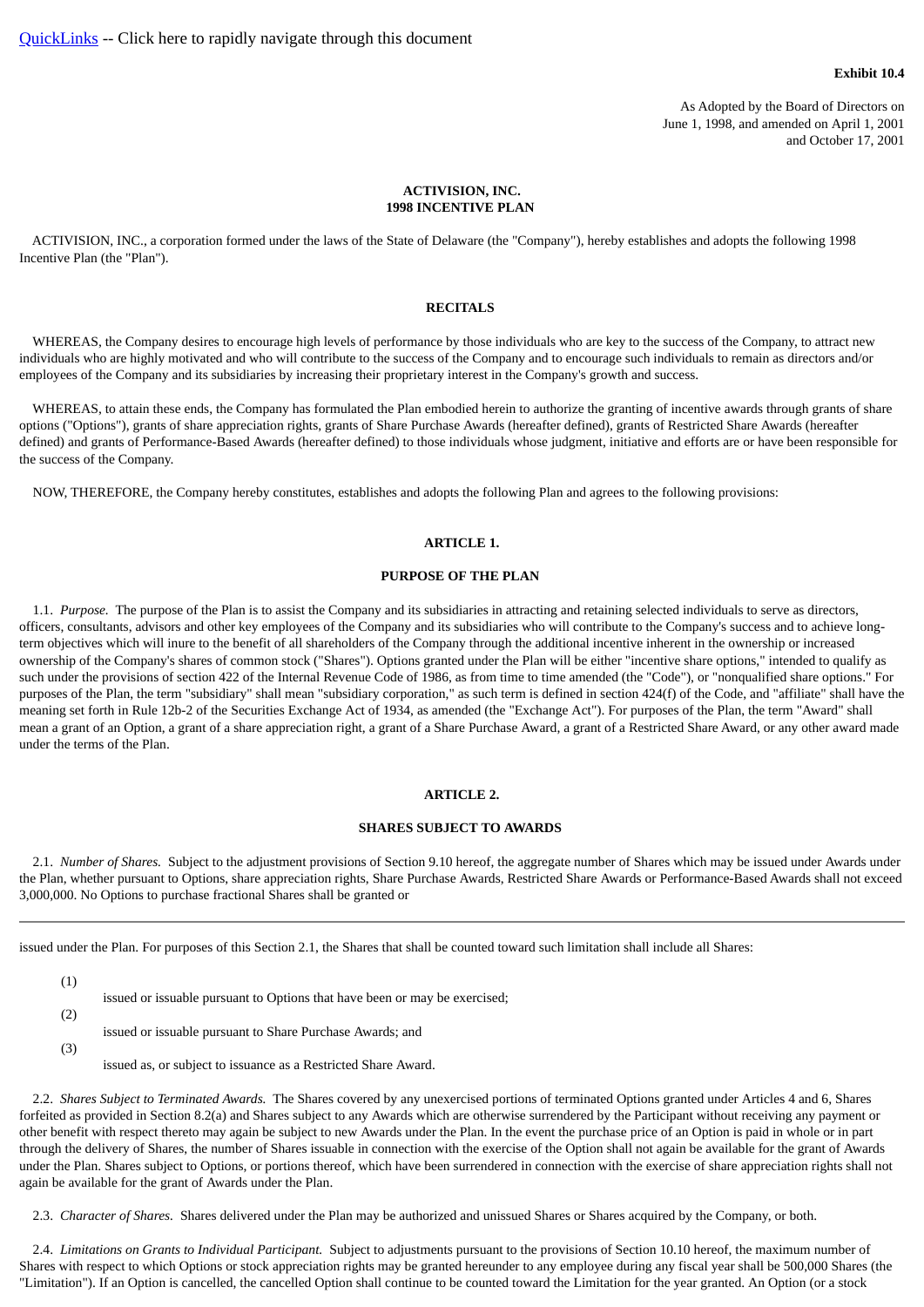QuickLinks -- Click here to rapidly navigate through this document

**Exhibit 10.4**

As Adopted by the Board of Directors on
June 1, 1998, and amended on April 1, 2001
and October 17, 2001

# ACTIVISION, INC.
# 1998 INCENTIVE PLAN

ACTIVISION, INC., a corporation formed under the laws of the State of Delaware (the "Company"), hereby establishes and adopts the following 1998 Incentive Plan (the "Plan").

## RECITALS

WHEREAS, the Company desires to encourage high levels of performance by those individuals who are key to the success of the Company, to attract new individuals who are highly motivated and who will contribute to the success of the Company and to encourage such individuals to remain as directors and/or employees of the Company and its subsidiaries by increasing their proprietary interest in the Company's growth and success.

WHEREAS, to attain these ends, the Company has formulated the Plan embodied herein to authorize the granting of incentive awards through grants of share options ("Options"), grants of share appreciation rights, grants of Share Purchase Awards (hereafter defined), grants of Restricted Share Awards (hereafter defined) and grants of Performance-Based Awards (hereafter defined) to those individuals whose judgment, initiative and efforts are or have been responsible for the success of the Company.

NOW, THEREFORE, the Company hereby constitutes, establishes and adopts the following Plan and agrees to the following provisions:

## ARTICLE 1.

## PURPOSE OF THE PLAN

1.1. *Purpose.* The purpose of the Plan is to assist the Company and its subsidiaries in attracting and retaining selected individuals to serve as directors, officers, consultants, advisors and other key employees of the Company and its subsidiaries who will contribute to the Company's success and to achieve long-term objectives which will inure to the benefit of all shareholders of the Company through the additional incentive inherent in the ownership or increased ownership of the Company's shares of common stock ("Shares"). Options granted under the Plan will be either "incentive share options," intended to qualify as such under the provisions of section 422 of the Internal Revenue Code of 1986, as from time to time amended (the "Code"), or "nonqualified share options." For purposes of the Plan, the term "subsidiary" shall mean "subsidiary corporation," as such term is defined in section 424(f) of the Code, and "affiliate" shall have the meaning set forth in Rule 12b-2 of the Securities Exchange Act of 1934, as amended (the "Exchange Act"). For purposes of the Plan, the term "Award" shall mean a grant of an Option, a grant of a share appreciation right, a grant of a Share Purchase Award, a grant of a Restricted Share Award, or any other award made under the terms of the Plan.

## ARTICLE 2.

## SHARES SUBJECT TO AWARDS

2.1. *Number of Shares.* Subject to the adjustment provisions of Section 9.10 hereof, the aggregate number of Shares which may be issued under Awards under the Plan, whether pursuant to Options, share appreciation rights, Share Purchase Awards, Restricted Share Awards or Performance-Based Awards shall not exceed 3,000,000. No Options to purchase fractional Shares shall be granted or issued under the Plan. For purposes of this Section 2.1, the Shares that shall be counted toward such limitation shall include all Shares:

(1) issued or issuable pursuant to Options that have been or may be exercised;

(2) issued or issuable pursuant to Share Purchase Awards; and

(3) issued as, or subject to issuance as a Restricted Share Award.

2.2. *Shares Subject to Terminated Awards.* The Shares covered by any unexercised portions of terminated Options granted under Articles 4 and 6, Shares forfeited as provided in Section 8.2(a) and Shares subject to any Awards which are otherwise surrendered by the Participant without receiving any payment or other benefit with respect thereto may again be subject to new Awards under the Plan. In the event the purchase price of an Option is paid in whole or in part through the delivery of Shares, the number of Shares issuable in connection with the exercise of the Option shall not again be available for the grant of Awards under the Plan. Shares subject to Options, or portions thereof, which have been surrendered in connection with the exercise of share appreciation rights shall not again be available for the grant of Awards under the Plan.

2.3. *Character of Shares.* Shares delivered under the Plan may be authorized and unissued Shares or Shares acquired by the Company, or both.

2.4. *Limitations on Grants to Individual Participant.* Subject to adjustments pursuant to the provisions of Section 10.10 hereof, the maximum number of Shares with respect to which Options or stock appreciation rights may be granted hereunder to any employee during any fiscal year shall be 500,000 Shares (the "Limitation"). If an Option is cancelled, the cancelled Option shall continue to be counted toward the Limitation for the year granted. An Option (or a stock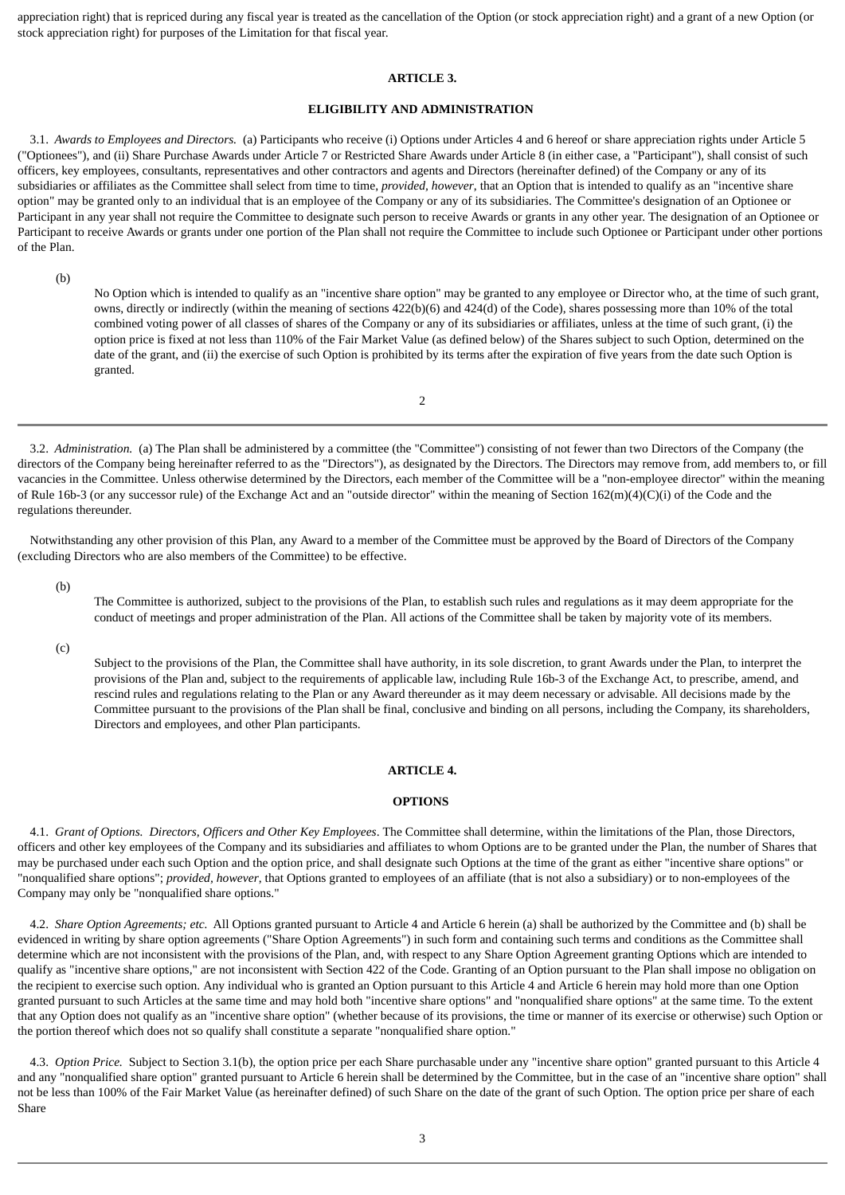appreciation right) that is repriced during any fiscal year is treated as the cancellation of the Option (or stock appreciation right) and a grant of a new Option (or stock appreciation right) for purposes of the Limitation for that fiscal year.

**ARTICLE 3.**

**ELIGIBILITY AND ADMINISTRATION**

3.1. *Awards to Employees and Directors.* (a) Participants who receive (i) Options under Articles 4 and 6 hereof or share appreciation rights under Article 5 ("Optionees"), and (ii) Share Purchase Awards under Article 7 or Restricted Share Awards under Article 8 (in either case, a "Participant"), shall consist of such officers, key employees, consultants, representatives and other contractors and agents and Directors (hereinafter defined) of the Company or any of its subsidiaries or affiliates as the Committee shall select from time to time, *provided, however*, that an Option that is intended to qualify as an "incentive share option" may be granted only to an individual that is an employee of the Company or any of its subsidiaries. The Committee's designation of an Optionee or Participant in any year shall not require the Committee to designate such person to receive Awards or grants in any other year. The designation of an Optionee or Participant to receive Awards or grants under one portion of the Plan shall not require the Committee to include such Optionee or Participant under other portions of the Plan.

(b) No Option which is intended to qualify as an "incentive share option" may be granted to any employee or Director who, at the time of such grant, owns, directly or indirectly (within the meaning of sections 422(b)(6) and 424(d) of the Code), shares possessing more than 10% of the total combined voting power of all classes of shares of the Company or any of its subsidiaries or affiliates, unless at the time of such grant, (i) the option price is fixed at not less than 110% of the Fair Market Value (as defined below) of the Shares subject to such Option, determined on the date of the grant, and (ii) the exercise of such Option is prohibited by its terms after the expiration of five years from the date such Option is granted.

3.2. *Administration.* (a) The Plan shall be administered by a committee (the "Committee") consisting of not fewer than two Directors of the Company (the directors of the Company being hereinafter referred to as the "Directors"), as designated by the Directors. The Directors may remove from, add members to, or fill vacancies in the Committee. Unless otherwise determined by the Directors, each member of the Committee will be a "non-employee director" within the meaning of Rule 16b-3 (or any successor rule) of the Exchange Act and an "outside director" within the meaning of Section 162(m)(4)(C)(i) of the Code and the regulations thereunder.

Notwithstanding any other provision of this Plan, any Award to a member of the Committee must be approved by the Board of Directors of the Company (excluding Directors who are also members of the Committee) to be effective.

(b) The Committee is authorized, subject to the provisions of the Plan, to establish such rules and regulations as it may deem appropriate for the conduct of meetings and proper administration of the Plan. All actions of the Committee shall be taken by majority vote of its members.

(c) Subject to the provisions of the Plan, the Committee shall have authority, in its sole discretion, to grant Awards under the Plan, to interpret the provisions of the Plan and, subject to the requirements of applicable law, including Rule 16b-3 of the Exchange Act, to prescribe, amend, and rescind rules and regulations relating to the Plan or any Award thereunder as it may deem necessary or advisable. All decisions made by the Committee pursuant to the provisions of the Plan shall be final, conclusive and binding on all persons, including the Company, its shareholders, Directors and employees, and other Plan participants.

**ARTICLE 4.**

**OPTIONS**

4.1. *Grant of Options. Directors, Officers and Other Key Employees*. The Committee shall determine, within the limitations of the Plan, those Directors, officers and other key employees of the Company and its subsidiaries and affiliates to whom Options are to be granted under the Plan, the number of Shares that may be purchased under each such Option and the option price, and shall designate such Options at the time of the grant as either "incentive share options" or "nonqualified share options"; *provided, however*, that Options granted to employees of an affiliate (that is not also a subsidiary) or to non-employees of the Company may only be "nonqualified share options."

4.2. *Share Option Agreements; etc.* All Options granted pursuant to Article 4 and Article 6 herein (a) shall be authorized by the Committee and (b) shall be evidenced in writing by share option agreements ("Share Option Agreements") in such form and containing such terms and conditions as the Committee shall determine which are not inconsistent with the provisions of the Plan, and, with respect to any Share Option Agreement granting Options which are intended to qualify as "incentive share options," are not inconsistent with Section 422 of the Code. Granting of an Option pursuant to the Plan shall impose no obligation on the recipient to exercise such option. Any individual who is granted an Option pursuant to this Article 4 and Article 6 herein may hold more than one Option granted pursuant to such Articles at the same time and may hold both "incentive share options" and "nonqualified share options" at the same time. To the extent that any Option does not qualify as an "incentive share option" (whether because of its provisions, the time or manner of its exercise or otherwise) such Option or the portion thereof which does not so qualify shall constitute a separate "nonqualified share option."

4.3. *Option Price.* Subject to Section 3.1(b), the option price per each Share purchasable under any "incentive share option" granted pursuant to this Article 4 and any "nonqualified share option" granted pursuant to Article 6 herein shall be determined by the Committee, but in the case of an "incentive share option" shall not be less than 100% of the Fair Market Value (as hereinafter defined) of such Share on the date of the grant of such Option. The option price per share of each Share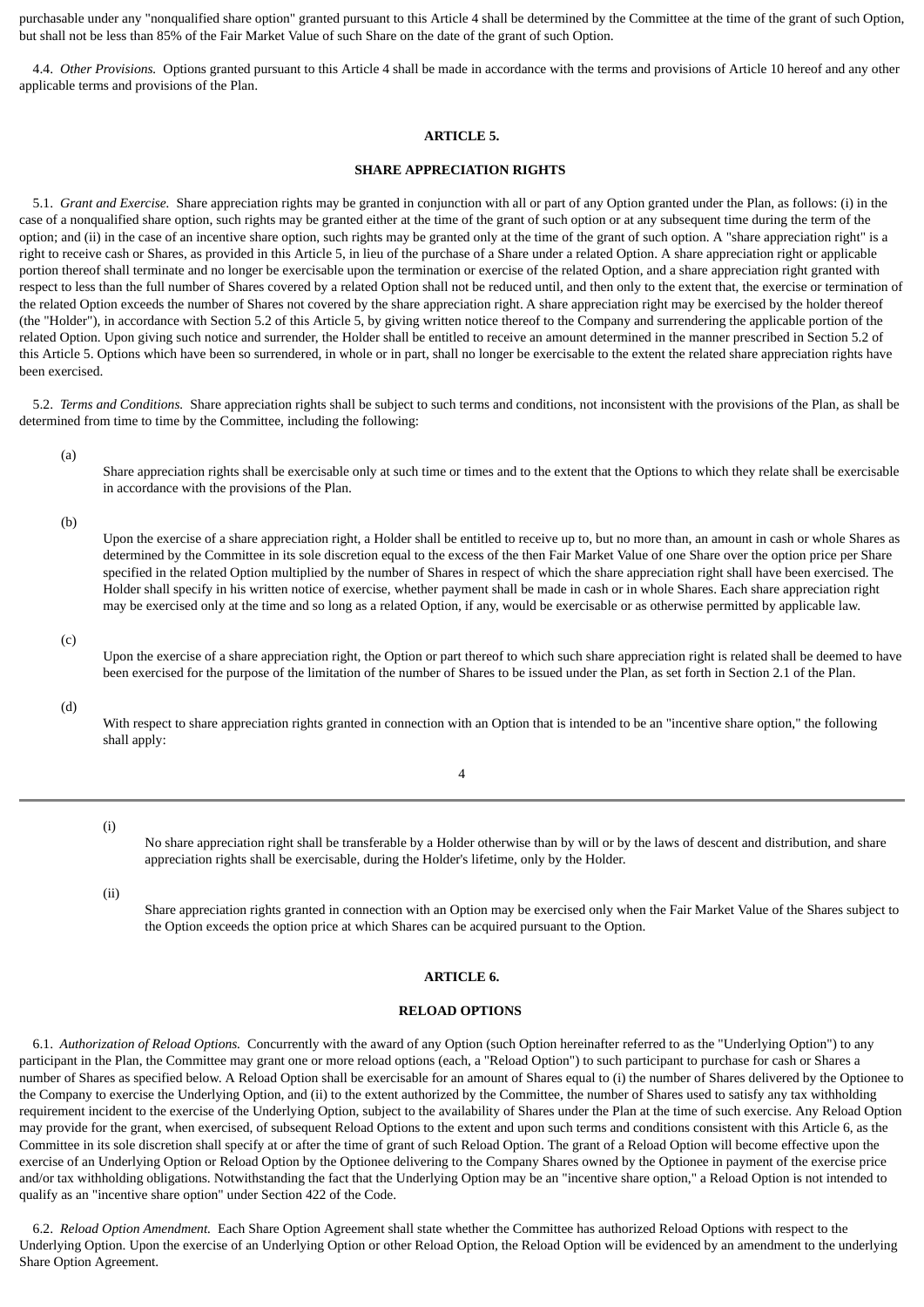purchasable under any "nonqualified share option" granted pursuant to this Article 4 shall be determined by the Committee at the time of the grant of such Option, but shall not be less than 85% of the Fair Market Value of such Share on the date of the grant of such Option.

4.4. *Other Provisions.* Options granted pursuant to this Article 4 shall be made in accordance with the terms and provisions of Article 10 hereof and any other applicable terms and provisions of the Plan.

## ARTICLE 5.

## SHARE APPRECIATION RIGHTS

5.1. *Grant and Exercise.* Share appreciation rights may be granted in conjunction with all or part of any Option granted under the Plan, as follows: (i) in the case of a nonqualified share option, such rights may be granted either at the time of the grant of such option or at any subsequent time during the term of the option; and (ii) in the case of an incentive share option, such rights may be granted only at the time of the grant of such option. A "share appreciation right" is a right to receive cash or Shares, as provided in this Article 5, in lieu of the purchase of a Share under a related Option. A share appreciation right or applicable portion thereof shall terminate and no longer be exercisable upon the termination or exercise of the related Option, and a share appreciation right granted with respect to less than the full number of Shares covered by a related Option shall not be reduced until, and then only to the extent that, the exercise or termination of the related Option exceeds the number of Shares not covered by the share appreciation right. A share appreciation right may be exercised by the holder thereof (the "Holder"), in accordance with Section 5.2 of this Article 5, by giving written notice thereof to the Company and surrendering the applicable portion of the related Option. Upon giving such notice and surrender, the Holder shall be entitled to receive an amount determined in the manner prescribed in Section 5.2 of this Article 5. Options which have been so surrendered, in whole or in part, shall no longer be exercisable to the extent the related share appreciation rights have been exercised.

5.2. *Terms and Conditions.* Share appreciation rights shall be subject to such terms and conditions, not inconsistent with the provisions of the Plan, as shall be determined from time to time by the Committee, including the following:

(a) Share appreciation rights shall be exercisable only at such time or times and to the extent that the Options to which they relate shall be exercisable in accordance with the provisions of the Plan.

(b) Upon the exercise of a share appreciation right, a Holder shall be entitled to receive up to, but no more than, an amount in cash or whole Shares as determined by the Committee in its sole discretion equal to the excess of the then Fair Market Value of one Share over the option price per Share specified in the related Option multiplied by the number of Shares in respect of which the share appreciation right shall have been exercised. The Holder shall specify in his written notice of exercise, whether payment shall be made in cash or in whole Shares. Each share appreciation right may be exercised only at the time and so long as a related Option, if any, would be exercisable or as otherwise permitted by applicable law.

(c) Upon the exercise of a share appreciation right, the Option or part thereof to which such share appreciation right is related shall be deemed to have been exercised for the purpose of the limitation of the number of Shares to be issued under the Plan, as set forth in Section 2.1 of the Plan.

(d) With respect to share appreciation rights granted in connection with an Option that is intended to be an "incentive share option," the following shall apply:

(i) No share appreciation right shall be transferable by a Holder otherwise than by will or by the laws of descent and distribution, and share appreciation rights shall be exercisable, during the Holder's lifetime, only by the Holder.

(ii) Share appreciation rights granted in connection with an Option may be exercised only when the Fair Market Value of the Shares subject to the Option exceeds the option price at which Shares can be acquired pursuant to the Option.

## ARTICLE 6.

## RELOAD OPTIONS

6.1. *Authorization of Reload Options.* Concurrently with the award of any Option (such Option hereinafter referred to as the "Underlying Option") to any participant in the Plan, the Committee may grant one or more reload options (each, a "Reload Option") to such participant to purchase for cash or Shares a number of Shares as specified below. A Reload Option shall be exercisable for an amount of Shares equal to (i) the number of Shares delivered by the Optionee to the Company to exercise the Underlying Option, and (ii) to the extent authorized by the Committee, the number of Shares used to satisfy any tax withholding requirement incident to the exercise of the Underlying Option, subject to the availability of Shares under the Plan at the time of such exercise. Any Reload Option may provide for the grant, when exercised, of subsequent Reload Options to the extent and upon such terms and conditions consistent with this Article 6, as the Committee in its sole discretion shall specify at or after the time of grant of such Reload Option. The grant of a Reload Option will become effective upon the exercise of an Underlying Option or Reload Option by the Optionee delivering to the Company Shares owned by the Optionee in payment of the exercise price and/or tax withholding obligations. Notwithstanding the fact that the Underlying Option may be an "incentive share option," a Reload Option is not intended to qualify as an "incentive share option" under Section 422 of the Code.

6.2. *Reload Option Amendment.* Each Share Option Agreement shall state whether the Committee has authorized Reload Options with respect to the Underlying Option. Upon the exercise of an Underlying Option or other Reload Option, the Reload Option will be evidenced by an amendment to the underlying Share Option Agreement.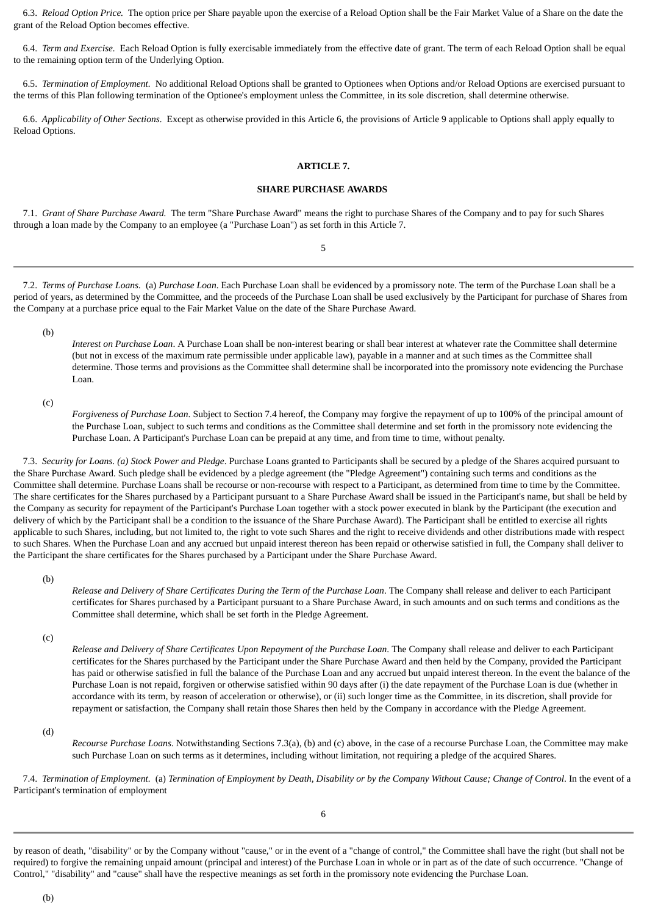6.3. *Reload Option Price.* The option price per Share payable upon the exercise of a Reload Option shall be the Fair Market Value of a Share on the date the grant of the Reload Option becomes effective.

6.4. *Term and Exercise.* Each Reload Option is fully exercisable immediately from the effective date of grant. The term of each Reload Option shall be equal to the remaining option term of the Underlying Option.

6.5. *Termination of Employment.* No additional Reload Options shall be granted to Optionees when Options and/or Reload Options are exercised pursuant to the terms of this Plan following termination of the Optionee's employment unless the Committee, in its sole discretion, shall determine otherwise.

6.6. *Applicability of Other Sections.* Except as otherwise provided in this Article 6, the provisions of Article 9 applicable to Options shall apply equally to Reload Options.

**ARTICLE 7.**

**SHARE PURCHASE AWARDS**

7.1. *Grant of Share Purchase Award.* The term "Share Purchase Award" means the right to purchase Shares of the Company and to pay for such Shares through a loan made by the Company to an employee (a "Purchase Loan") as set forth in this Article 7.

7.2. *Terms of Purchase Loans.* (a) *Purchase Loan*. Each Purchase Loan shall be evidenced by a promissory note. The term of the Purchase Loan shall be a period of years, as determined by the Committee, and the proceeds of the Purchase Loan shall be used exclusively by the Participant for purchase of Shares from the Company at a purchase price equal to the Fair Market Value on the date of the Share Purchase Award.

(b) *Interest on Purchase Loan*. A Purchase Loan shall be non-interest bearing or shall bear interest at whatever rate the Committee shall determine (but not in excess of the maximum rate permissible under applicable law), payable in a manner and at such times as the Committee shall determine. Those terms and provisions as the Committee shall determine shall be incorporated into the promissory note evidencing the Purchase Loan.

(c) *Forgiveness of Purchase Loan*. Subject to Section 7.4 hereof, the Company may forgive the repayment of up to 100% of the principal amount of the Purchase Loan, subject to such terms and conditions as the Committee shall determine and set forth in the promissory note evidencing the Purchase Loan. A Participant's Purchase Loan can be prepaid at any time, and from time to time, without penalty.

7.3. *Security for Loans. (a) Stock Power and Pledge*. Purchase Loans granted to Participants shall be secured by a pledge of the Shares acquired pursuant to the Share Purchase Award. Such pledge shall be evidenced by a pledge agreement (the "Pledge Agreement") containing such terms and conditions as the Committee shall determine. Purchase Loans shall be recourse or non-recourse with respect to a Participant, as determined from time to time by the Committee. The share certificates for the Shares purchased by a Participant pursuant to a Share Purchase Award shall be issued in the Participant's name, but shall be held by the Company as security for repayment of the Participant's Purchase Loan together with a stock power executed in blank by the Participant (the execution and delivery of which by the Participant shall be a condition to the issuance of the Share Purchase Award). The Participant shall be entitled to exercise all rights applicable to such Shares, including, but not limited to, the right to vote such Shares and the right to receive dividends and other distributions made with respect to such Shares. When the Purchase Loan and any accrued but unpaid interest thereon has been repaid or otherwise satisfied in full, the Company shall deliver to the Participant the share certificates for the Shares purchased by a Participant under the Share Purchase Award.

(b) *Release and Delivery of Share Certificates During the Term of the Purchase Loan*. The Company shall release and deliver to each Participant certificates for Shares purchased by a Participant pursuant to a Share Purchase Award, in such amounts and on such terms and conditions as the Committee shall determine, which shall be set forth in the Pledge Agreement.

(c) *Release and Delivery of Share Certificates Upon Repayment of the Purchase Loan*. The Company shall release and deliver to each Participant certificates for the Shares purchased by the Participant under the Share Purchase Award and then held by the Company, provided the Participant has paid or otherwise satisfied in full the balance of the Purchase Loan and any accrued but unpaid interest thereon. In the event the balance of the Purchase Loan is not repaid, forgiven or otherwise satisfied within 90 days after (i) the date repayment of the Purchase Loan is due (whether in accordance with its term, by reason of acceleration or otherwise), or (ii) such longer time as the Committee, in its discretion, shall provide for repayment or satisfaction, the Company shall retain those Shares then held by the Company in accordance with the Pledge Agreement.

(d) *Recourse Purchase Loans*. Notwithstanding Sections 7.3(a), (b) and (c) above, in the case of a recourse Purchase Loan, the Committee may make such Purchase Loan on such terms as it determines, including without limitation, not requiring a pledge of the acquired Shares.

7.4. *Termination of Employment.* (a) *Termination of Employment by Death, Disability or by the Company Without Cause; Change of Control*. In the event of a Participant's termination of employment by reason of death, "disability" or by the Company without "cause," or in the event of a "change of control," the Committee shall have the right (but shall not be required) to forgive the remaining unpaid amount (principal and interest) of the Purchase Loan in whole or in part as of the date of such occurrence. "Change of Control," "disability" and "cause" shall have the respective meanings as set forth in the promissory note evidencing the Purchase Loan.

(b)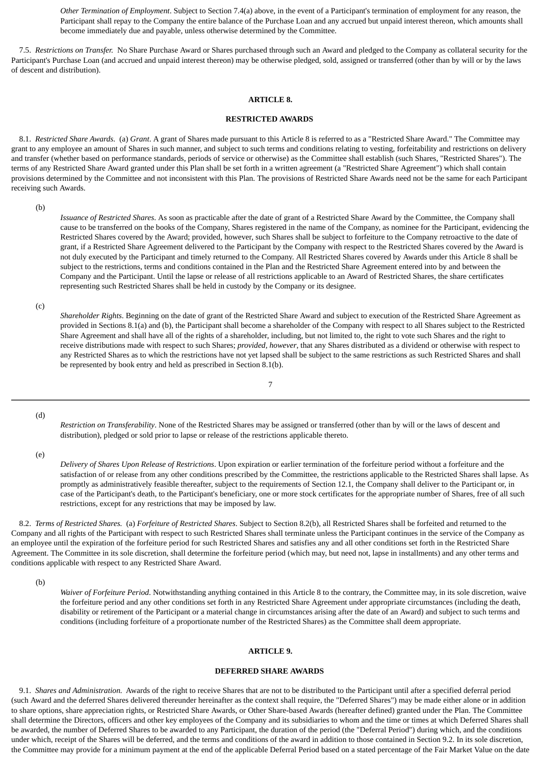*Other Termination of Employment*. Subject to Section 7.4(a) above, in the event of a Participant's termination of employment for any reason, the Participant shall repay to the Company the entire balance of the Purchase Loan and any accrued but unpaid interest thereon, which amounts shall become immediately due and payable, unless otherwise determined by the Committee.

7.5. *Restrictions on Transfer.* No Share Purchase Award or Shares purchased through such an Award and pledged to the Company as collateral security for the Participant's Purchase Loan (and accrued and unpaid interest thereon) may be otherwise pledged, sold, assigned or transferred (other than by will or by the laws of descent and distribution).

**ARTICLE 8.**

**RESTRICTED AWARDS**

8.1. *Restricted Share Awards.* (a) *Grant*. A grant of Shares made pursuant to this Article 8 is referred to as a "Restricted Share Award." The Committee may grant to any employee an amount of Shares in such manner, and subject to such terms and conditions relating to vesting, forfeitability and restrictions on delivery and transfer (whether based on performance standards, periods of service or otherwise) as the Committee shall establish (such Shares, "Restricted Shares"). The terms of any Restricted Share Award granted under this Plan shall be set forth in a written agreement (a "Restricted Share Agreement") which shall contain provisions determined by the Committee and not inconsistent with this Plan. The provisions of Restricted Share Awards need not be the same for each Participant receiving such Awards.

(b) *Issuance of Restricted Shares*. As soon as practicable after the date of grant of a Restricted Share Award by the Committee, the Company shall cause to be transferred on the books of the Company, Shares registered in the name of the Company, as nominee for the Participant, evidencing the Restricted Shares covered by the Award; provided, however, such Shares shall be subject to forfeiture to the Company retroactive to the date of grant, if a Restricted Share Agreement delivered to the Participant by the Company with respect to the Restricted Shares covered by the Award is not duly executed by the Participant and timely returned to the Company. All Restricted Shares covered by Awards under this Article 8 shall be subject to the restrictions, terms and conditions contained in the Plan and the Restricted Share Agreement entered into by and between the Company and the Participant. Until the lapse or release of all restrictions applicable to an Award of Restricted Shares, the share certificates representing such Restricted Shares shall be held in custody by the Company or its designee.

(c) *Shareholder Rights*. Beginning on the date of grant of the Restricted Share Award and subject to execution of the Restricted Share Agreement as provided in Sections 8.1(a) and (b), the Participant shall become a shareholder of the Company with respect to all Shares subject to the Restricted Share Agreement and shall have all of the rights of a shareholder, including, but not limited to, the right to vote such Shares and the right to receive distributions made with respect to such Shares; *provided, however*, that any Shares distributed as a dividend or otherwise with respect to any Restricted Shares as to which the restrictions have not yet lapsed shall be subject to the same restrictions as such Restricted Shares and shall be represented by book entry and held as prescribed in Section 8.1(b).

(d) *Restriction on Transferability*. None of the Restricted Shares may be assigned or transferred (other than by will or the laws of descent and distribution), pledged or sold prior to lapse or release of the restrictions applicable thereto.

(e) *Delivery of Shares Upon Release of Restrictions*. Upon expiration or earlier termination of the forfeiture period without a forfeiture and the satisfaction of or release from any other conditions prescribed by the Committee, the restrictions applicable to the Restricted Shares shall lapse. As promptly as administratively feasible thereafter, subject to the requirements of Section 12.1, the Company shall deliver to the Participant or, in case of the Participant's death, to the Participant's beneficiary, one or more stock certificates for the appropriate number of Shares, free of all such restrictions, except for any restrictions that may be imposed by law.

8.2. *Terms of Restricted Shares.* (a) *Forfeiture of Restricted Shares*. Subject to Section 8.2(b), all Restricted Shares shall be forfeited and returned to the Company and all rights of the Participant with respect to such Restricted Shares shall terminate unless the Participant continues in the service of the Company as an employee until the expiration of the forfeiture period for such Restricted Shares and satisfies any and all other conditions set forth in the Restricted Share Agreement. The Committee in its sole discretion, shall determine the forfeiture period (which may, but need not, lapse in installments) and any other terms and conditions applicable with respect to any Restricted Share Award.

(b) *Waiver of Forfeiture Period*. Notwithstanding anything contained in this Article 8 to the contrary, the Committee may, in its sole discretion, waive the forfeiture period and any other conditions set forth in any Restricted Share Agreement under appropriate circumstances (including the death, disability or retirement of the Participant or a material change in circumstances arising after the date of an Award) and subject to such terms and conditions (including forfeiture of a proportionate number of the Restricted Shares) as the Committee shall deem appropriate.

**ARTICLE 9.**

**DEFERRED SHARE AWARDS**

9.1. *Shares and Administration.* Awards of the right to receive Shares that are not to be distributed to the Participant until after a specified deferral period (such Award and the deferred Shares delivered thereunder hereinafter as the context shall require, the "Deferred Shares") may be made either alone or in addition to share options, share appreciation rights, or Restricted Share Awards, or Other Share-based Awards (hereafter defined) granted under the Plan. The Committee shall determine the Directors, officers and other key employees of the Company and its subsidiaries to whom and the time or times at which Deferred Shares shall be awarded, the number of Deferred Shares to be awarded to any Participant, the duration of the period (the "Deferral Period") during which, and the conditions under which, receipt of the Shares will be deferred, and the terms and conditions of the award in addition to those contained in Section 9.2. In its sole discretion, the Committee may provide for a minimum payment at the end of the applicable Deferral Period based on a stated percentage of the Fair Market Value on the date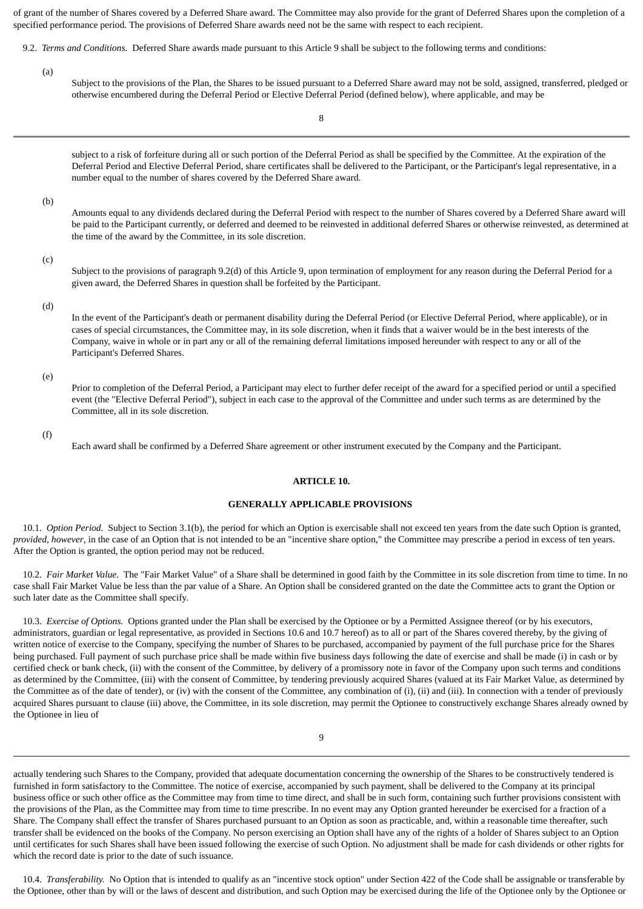of grant of the number of Shares covered by a Deferred Share award. The Committee may also provide for the grant of Deferred Shares upon the completion of a specified performance period. The provisions of Deferred Share awards need not be the same with respect to each recipient.

9.2. *Terms and Conditions.* Deferred Share awards made pursuant to this Article 9 shall be subject to the following terms and conditions:

(a) Subject to the provisions of the Plan, the Shares to be issued pursuant to a Deferred Share award may not be sold, assigned, transferred, pledged or otherwise encumbered during the Deferral Period or Elective Deferral Period (defined below), where applicable, and may be subject to a risk of forfeiture during all or such portion of the Deferral Period as shall be specified by the Committee. At the expiration of the Deferral Period and Elective Deferral Period, share certificates shall be delivered to the Participant, or the Participant's legal representative, in a number equal to the number of shares covered by the Deferred Share award.

(b) Amounts equal to any dividends declared during the Deferral Period with respect to the number of Shares covered by a Deferred Share award will be paid to the Participant currently, or deferred and deemed to be reinvested in additional deferred Shares or otherwise reinvested, as determined at the time of the award by the Committee, in its sole discretion.

(c) Subject to the provisions of paragraph 9.2(d) of this Article 9, upon termination of employment for any reason during the Deferral Period for a given award, the Deferred Shares in question shall be forfeited by the Participant.

(d) In the event of the Participant's death or permanent disability during the Deferral Period (or Elective Deferral Period, where applicable), or in cases of special circumstances, the Committee may, in its sole discretion, when it finds that a waiver would be in the best interests of the Company, waive in whole or in part any or all of the remaining deferral limitations imposed hereunder with respect to any or all of the Participant's Deferred Shares.

(e) Prior to completion of the Deferral Period, a Participant may elect to further defer receipt of the award for a specified period or until a specified event (the "Elective Deferral Period"), subject in each case to the approval of the Committee and under such terms as are determined by the Committee, all in its sole discretion.

(f) Each award shall be confirmed by a Deferred Share agreement or other instrument executed by the Company and the Participant.

**ARTICLE 10.**

**GENERALLY APPLICABLE PROVISIONS**

10.1. *Option Period.* Subject to Section 3.1(b), the period for which an Option is exercisable shall not exceed ten years from the date such Option is granted, *provided, however*, in the case of an Option that is not intended to be an "incentive share option," the Committee may prescribe a period in excess of ten years. After the Option is granted, the option period may not be reduced.

10.2. *Fair Market Value.* The "Fair Market Value" of a Share shall be determined in good faith by the Committee in its sole discretion from time to time. In no case shall Fair Market Value be less than the par value of a Share. An Option shall be considered granted on the date the Committee acts to grant the Option or such later date as the Committee shall specify.

10.3. *Exercise of Options.* Options granted under the Plan shall be exercised by the Optionee or by a Permitted Assignee thereof (or by his executors, administrators, guardian or legal representative, as provided in Sections 10.6 and 10.7 hereof) as to all or part of the Shares covered thereby, by the giving of written notice of exercise to the Company, specifying the number of Shares to be purchased, accompanied by payment of the full purchase price for the Shares being purchased. Full payment of such purchase price shall be made within five business days following the date of exercise and shall be made (i) in cash or by certified check or bank check, (ii) with the consent of the Committee, by delivery of a promissory note in favor of the Company upon such terms and conditions as determined by the Committee, (iii) with the consent of Committee, by tendering previously acquired Shares (valued at its Fair Market Value, as determined by the Committee as of the date of tender), or (iv) with the consent of the Committee, any combination of (i), (ii) and (iii). In connection with a tender of previously acquired Shares pursuant to clause (iii) above, the Committee, in its sole discretion, may permit the Optionee to constructively exchange Shares already owned by the Optionee in lieu of actually tendering such Shares to the Company, provided that adequate documentation concerning the ownership of the Shares to be constructively tendered is furnished in form satisfactory to the Committee. The notice of exercise, accompanied by such payment, shall be delivered to the Company at its principal business office or such other office as the Committee may from time to time direct, and shall be in such form, containing such further provisions consistent with the provisions of the Plan, as the Committee may from time to time prescribe. In no event may any Option granted hereunder be exercised for a fraction of a Share. The Company shall effect the transfer of Shares purchased pursuant to an Option as soon as practicable, and, within a reasonable time thereafter, such transfer shall be evidenced on the books of the Company. No person exercising an Option shall have any of the rights of a holder of Shares subject to an Option until certificates for such Shares shall have been issued following the exercise of such Option. No adjustment shall be made for cash dividends or other rights for which the record date is prior to the date of such issuance.

10.4. *Transferability.* No Option that is intended to qualify as an "incentive stock option" under Section 422 of the Code shall be assignable or transferable by the Optionee, other than by will or the laws of descent and distribution, and such Option may be exercised during the life of the Optionee only by the Optionee or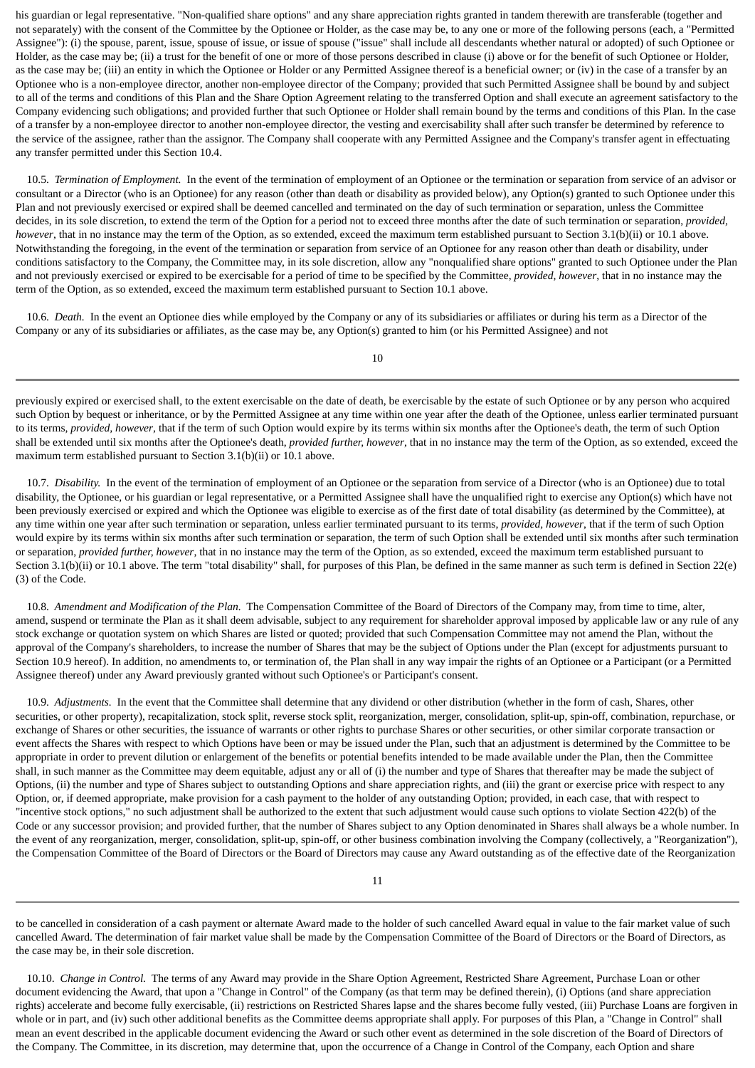his guardian or legal representative. "Non-qualified share options" and any share appreciation rights granted in tandem therewith are transferable (together and not separately) with the consent of the Committee by the Optionee or Holder, as the case may be, to any one or more of the following persons (each, a "Permitted Assignee"): (i) the spouse, parent, issue, spouse of issue, or issue of spouse ("issue" shall include all descendants whether natural or adopted) of such Optionee or Holder, as the case may be; (ii) a trust for the benefit of one or more of those persons described in clause (i) above or for the benefit of such Optionee or Holder, as the case may be; (iii) an entity in which the Optionee or Holder or any Permitted Assignee thereof is a beneficial owner; or (iv) in the case of a transfer by an Optionee who is a non-employee director, another non-employee director of the Company; provided that such Permitted Assignee shall be bound by and subject to all of the terms and conditions of this Plan and the Share Option Agreement relating to the transferred Option and shall execute an agreement satisfactory to the Company evidencing such obligations; and provided further that such Optionee or Holder shall remain bound by the terms and conditions of this Plan. In the case of a transfer by a non-employee director to another non-employee director, the vesting and exercisability shall after such transfer be determined by reference to the service of the assignee, rather than the assignor. The Company shall cooperate with any Permitted Assignee and the Company's transfer agent in effectuating any transfer permitted under this Section 10.4.

10.5. *Termination of Employment.* In the event of the termination of employment of an Optionee or the termination or separation from service of an advisor or consultant or a Director (who is an Optionee) for any reason (other than death or disability as provided below), any Option(s) granted to such Optionee under this Plan and not previously exercised or expired shall be deemed cancelled and terminated on the day of such termination or separation, unless the Committee decides, in its sole discretion, to extend the term of the Option for a period not to exceed three months after the date of such termination or separation, *provided, however*, that in no instance may the term of the Option, as so extended, exceed the maximum term established pursuant to Section 3.1(b)(ii) or 10.1 above. Notwithstanding the foregoing, in the event of the termination or separation from service of an Optionee for any reason other than death or disability, under conditions satisfactory to the Company, the Committee may, in its sole discretion, allow any "nonqualified share options" granted to such Optionee under the Plan and not previously exercised or expired to be exercisable for a period of time to be specified by the Committee, *provided, however*, that in no instance may the term of the Option, as so extended, exceed the maximum term established pursuant to Section 10.1 above.

10.6. *Death.* In the event an Optionee dies while employed by the Company or any of its subsidiaries or affiliates or during his term as a Director of the Company or any of its subsidiaries or affiliates, as the case may be, any Option(s) granted to him (or his Permitted Assignee) and not previously expired or exercised shall, to the extent exercisable on the date of death, be exercisable by the estate of such Optionee or by any person who acquired such Option by bequest or inheritance, or by the Permitted Assignee at any time within one year after the death of the Optionee, unless earlier terminated pursuant to its terms, *provided, however*, that if the term of such Option would expire by its terms within six months after the Optionee's death, the term of such Option shall be extended until six months after the Optionee's death, *provided further, however*, that in no instance may the term of the Option, as so extended, exceed the maximum term established pursuant to Section 3.1(b)(ii) or 10.1 above.

10.7. *Disability.* In the event of the termination of employment of an Optionee or the separation from service of a Director (who is an Optionee) due to total disability, the Optionee, or his guardian or legal representative, or a Permitted Assignee shall have the unqualified right to exercise any Option(s) which have not been previously exercised or expired and which the Optionee was eligible to exercise as of the first date of total disability (as determined by the Committee), at any time within one year after such termination or separation, unless earlier terminated pursuant to its terms, *provided, however*, that if the term of such Option would expire by its terms within six months after such termination or separation, the term of such Option shall be extended until six months after such termination or separation, *provided further, however*, that in no instance may the term of the Option, as so extended, exceed the maximum term established pursuant to Section 3.1(b)(ii) or 10.1 above. The term "total disability" shall, for purposes of this Plan, be defined in the same manner as such term is defined in Section 22(e)(3) of the Code.

10.8. *Amendment and Modification of the Plan.* The Compensation Committee of the Board of Directors of the Company may, from time to time, alter, amend, suspend or terminate the Plan as it shall deem advisable, subject to any requirement for shareholder approval imposed by applicable law or any rule of any stock exchange or quotation system on which Shares are listed or quoted; provided that such Compensation Committee may not amend the Plan, without the approval of the Company's shareholders, to increase the number of Shares that may be the subject of Options under the Plan (except for adjustments pursuant to Section 10.9 hereof). In addition, no amendments to, or termination of, the Plan shall in any way impair the rights of an Optionee or a Participant (or a Permitted Assignee thereof) under any Award previously granted without such Optionee's or Participant's consent.

10.9. *Adjustments.* In the event that the Committee shall determine that any dividend or other distribution (whether in the form of cash, Shares, other securities, or other property), recapitalization, stock split, reverse stock split, reorganization, merger, consolidation, split-up, spin-off, combination, repurchase, or exchange of Shares or other securities, the issuance of warrants or other rights to purchase Shares or other securities, or other similar corporate transaction or event affects the Shares with respect to which Options have been or may be issued under the Plan, such that an adjustment is determined by the Committee to be appropriate in order to prevent dilution or enlargement of the benefits or potential benefits intended to be made available under the Plan, then the Committee shall, in such manner as the Committee may deem equitable, adjust any or all of (i) the number and type of Shares that thereafter may be made the subject of Options, (ii) the number and type of Shares subject to outstanding Options and share appreciation rights, and (iii) the grant or exercise price with respect to any Option, or, if deemed appropriate, make provision for a cash payment to the holder of any outstanding Option; provided, in each case, that with respect to "incentive stock options," no such adjustment shall be authorized to the extent that such adjustment would cause such options to violate Section 422(b) of the Code or any successor provision; and provided further, that the number of Shares subject to any Option denominated in Shares shall always be a whole number. In the event of any reorganization, merger, consolidation, split-up, spin-off, or other business combination involving the Company (collectively, a "Reorganization"), the Compensation Committee of the Board of Directors or the Board of Directors may cause any Award outstanding as of the effective date of the Reorganization to be cancelled in consideration of a cash payment or alternate Award made to the holder of such cancelled Award equal in value to the fair market value of such cancelled Award. The determination of fair market value shall be made by the Compensation Committee of the Board of Directors or the Board of Directors, as the case may be, in their sole discretion.

10.10. *Change in Control.* The terms of any Award may provide in the Share Option Agreement, Restricted Share Agreement, Purchase Loan or other document evidencing the Award, that upon a "Change in Control" of the Company (as that term may be defined therein), (i) Options (and share appreciation rights) accelerate and become fully exercisable, (ii) restrictions on Restricted Shares lapse and the shares become fully vested, (iii) Purchase Loans are forgiven in whole or in part, and (iv) such other additional benefits as the Committee deems appropriate shall apply. For purposes of this Plan, a "Change in Control" shall mean an event described in the applicable document evidencing the Award or such other event as determined in the sole discretion of the Board of Directors of the Company. The Committee, in its discretion, may determine that, upon the occurrence of a Change in Control of the Company, each Option and share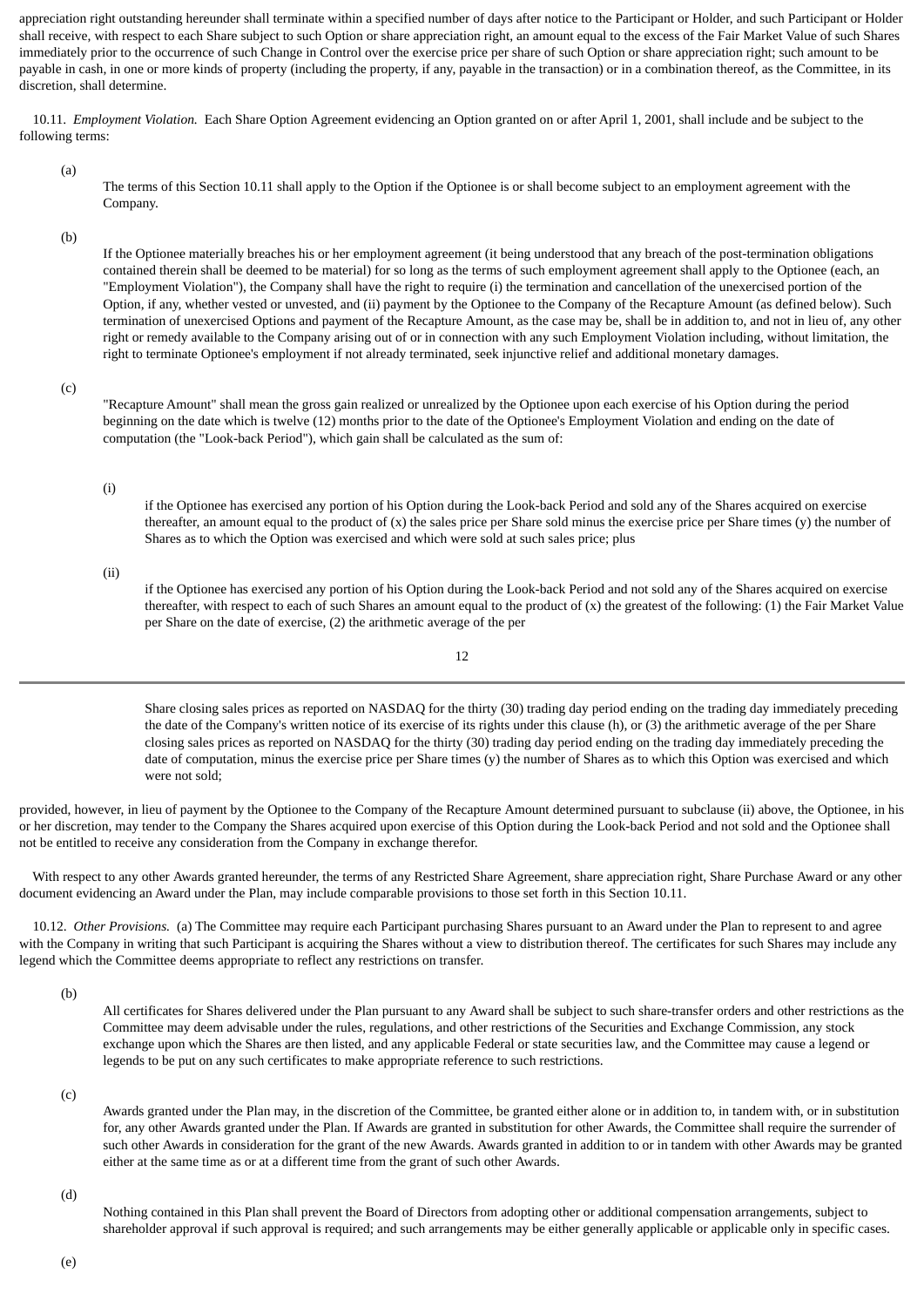appreciation right outstanding hereunder shall terminate within a specified number of days after notice to the Participant or Holder, and such Participant or Holder shall receive, with respect to each Share subject to such Option or share appreciation right, an amount equal to the excess of the Fair Market Value of such Shares immediately prior to the occurrence of such Change in Control over the exercise price per share of such Option or share appreciation right; such amount to be payable in cash, in one or more kinds of property (including the property, if any, payable in the transaction) or in a combination thereof, as the Committee, in its discretion, shall determine.

10.11. *Employment Violation.* Each Share Option Agreement evidencing an Option granted on or after April 1, 2001, shall include and be subject to the following terms:

(a) The terms of this Section 10.11 shall apply to the Option if the Optionee is or shall become subject to an employment agreement with the Company.

(b) If the Optionee materially breaches his or her employment agreement (it being understood that any breach of the post-termination obligations contained therein shall be deemed to be material) for so long as the terms of such employment agreement shall apply to the Optionee (each, an "Employment Violation"), the Company shall have the right to require (i) the termination and cancellation of the unexercised portion of the Option, if any, whether vested or unvested, and (ii) payment by the Optionee to the Company of the Recapture Amount (as defined below). Such termination of unexercised Options and payment of the Recapture Amount, as the case may be, shall be in addition to, and not in lieu of, any other right or remedy available to the Company arising out of or in connection with any such Employment Violation including, without limitation, the right to terminate Optionee's employment if not already terminated, seek injunctive relief and additional monetary damages.

(c) "Recapture Amount" shall mean the gross gain realized or unrealized by the Optionee upon each exercise of his Option during the period beginning on the date which is twelve (12) months prior to the date of the Optionee's Employment Violation and ending on the date of computation (the "Look-back Period"), which gain shall be calculated as the sum of:

(i) if the Optionee has exercised any portion of his Option during the Look-back Period and sold any of the Shares acquired on exercise thereafter, an amount equal to the product of (x) the sales price per Share sold minus the exercise price per Share times (y) the number of Shares as to which the Option was exercised and which were sold at such sales price; plus

(ii) if the Optionee has exercised any portion of his Option during the Look-back Period and not sold any of the Shares acquired on exercise thereafter, with respect to each of such Shares an amount equal to the product of (x) the greatest of the following: (1) the Fair Market Value per Share on the date of exercise, (2) the arithmetic average of the per Share closing sales prices as reported on NASDAQ for the thirty (30) trading day period ending on the trading day immediately preceding the date of the Company's written notice of its exercise of its rights under this clause (h), or (3) the arithmetic average of the per Share closing sales prices as reported on NASDAQ for the thirty (30) trading day period ending on the trading day immediately preceding the date of computation, minus the exercise price per Share times (y) the number of Shares as to which this Option was exercised and which were not sold;

provided, however, in lieu of payment by the Optionee to the Company of the Recapture Amount determined pursuant to subclause (ii) above, the Optionee, in his or her discretion, may tender to the Company the Shares acquired upon exercise of this Option during the Look-back Period and not sold and the Optionee shall not be entitled to receive any consideration from the Company in exchange therefor.

With respect to any other Awards granted hereunder, the terms of any Restricted Share Agreement, share appreciation right, Share Purchase Award or any other document evidencing an Award under the Plan, may include comparable provisions to those set forth in this Section 10.11.

10.12. *Other Provisions.* (a) The Committee may require each Participant purchasing Shares pursuant to an Award under the Plan to represent to and agree with the Company in writing that such Participant is acquiring the Shares without a view to distribution thereof. The certificates for such Shares may include any legend which the Committee deems appropriate to reflect any restrictions on transfer.

(b) All certificates for Shares delivered under the Plan pursuant to any Award shall be subject to such share-transfer orders and other restrictions as the Committee may deem advisable under the rules, regulations, and other restrictions of the Securities and Exchange Commission, any stock exchange upon which the Shares are then listed, and any applicable Federal or state securities law, and the Committee may cause a legend or legends to be put on any such certificates to make appropriate reference to such restrictions.

(c) Awards granted under the Plan may, in the discretion of the Committee, be granted either alone or in addition to, in tandem with, or in substitution for, any other Awards granted under the Plan. If Awards are granted in substitution for other Awards, the Committee shall require the surrender of such other Awards in consideration for the grant of the new Awards. Awards granted in addition to or in tandem with other Awards may be granted either at the same time as or at a different time from the grant of such other Awards.

(d) Nothing contained in this Plan shall prevent the Board of Directors from adopting other or additional compensation arrangements, subject to shareholder approval if such approval is required; and such arrangements may be either generally applicable or applicable only in specific cases.

(e)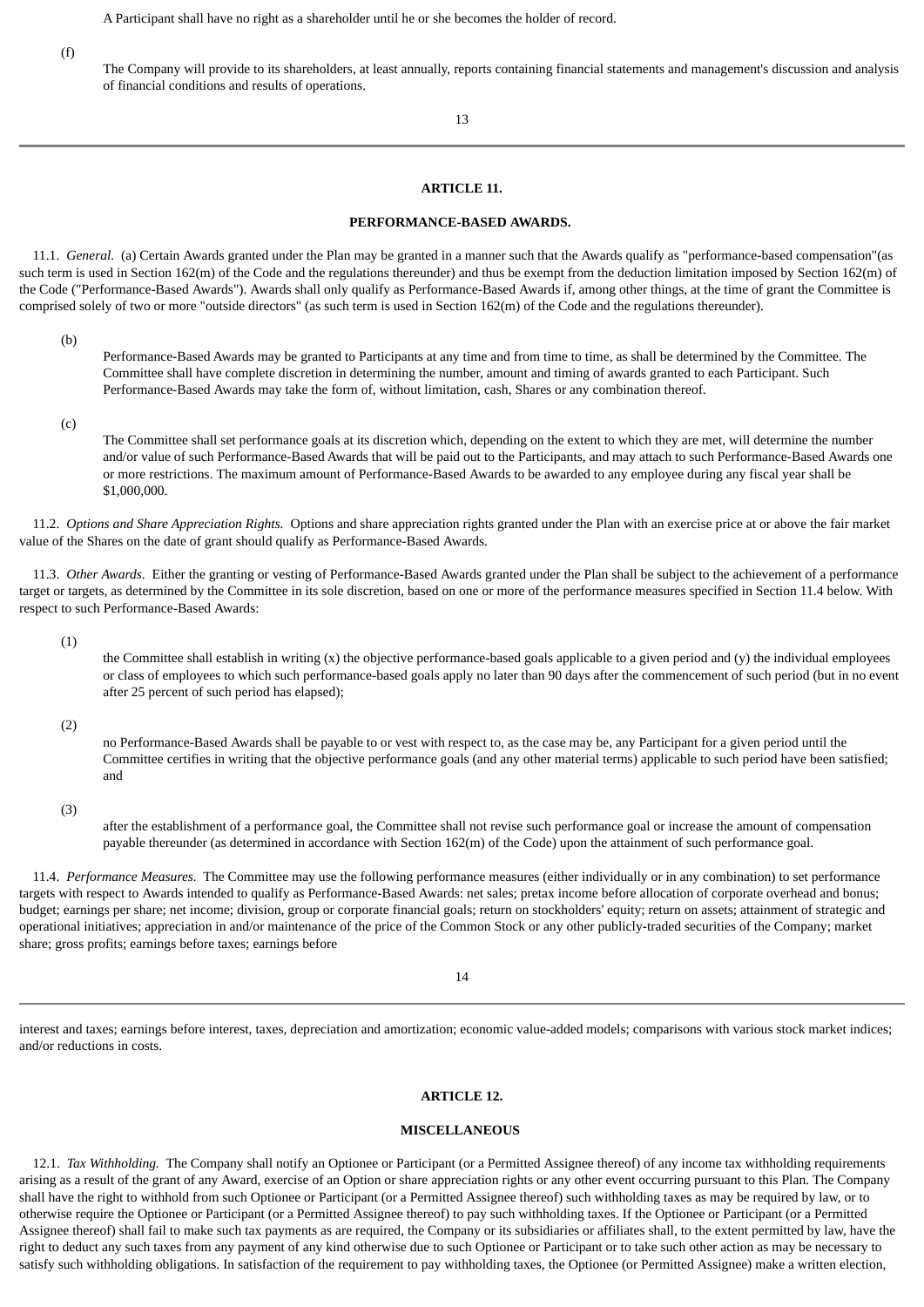A Participant shall have no right as a shareholder until he or she becomes the holder of record.

(f) The Company will provide to its shareholders, at least annually, reports containing financial statements and management's discussion and analysis of financial conditions and results of operations.

## ARTICLE 11.

## PERFORMANCE-BASED AWARDS.

11.1. *General.* (a) Certain Awards granted under the Plan may be granted in a manner such that the Awards qualify as "performance-based compensation"(as such term is used in Section 162(m) of the Code and the regulations thereunder) and thus be exempt from the deduction limitation imposed by Section 162(m) of the Code ("Performance-Based Awards"). Awards shall only qualify as Performance-Based Awards if, among other things, at the time of grant the Committee is comprised solely of two or more "outside directors" (as such term is used in Section 162(m) of the Code and the regulations thereunder).

(b) Performance-Based Awards may be granted to Participants at any time and from time to time, as shall be determined by the Committee. The Committee shall have complete discretion in determining the number, amount and timing of awards granted to each Participant. Such Performance-Based Awards may take the form of, without limitation, cash, Shares or any combination thereof.

(c) The Committee shall set performance goals at its discretion which, depending on the extent to which they are met, will determine the number and/or value of such Performance-Based Awards that will be paid out to the Participants, and may attach to such Performance-Based Awards one or more restrictions. The maximum amount of Performance-Based Awards to be awarded to any employee during any fiscal year shall be $1,000,000.

11.2. *Options and Share Appreciation Rights.* Options and share appreciation rights granted under the Plan with an exercise price at or above the fair market value of the Shares on the date of grant should qualify as Performance-Based Awards.

11.3. *Other Awards.* Either the granting or vesting of Performance-Based Awards granted under the Plan shall be subject to the achievement of a performance target or targets, as determined by the Committee in its sole discretion, based on one or more of the performance measures specified in Section 11.4 below. With respect to such Performance-Based Awards:

(1) the Committee shall establish in writing (x) the objective performance-based goals applicable to a given period and (y) the individual employees or class of employees to which such performance-based goals apply no later than 90 days after the commencement of such period (but in no event after 25 percent of such period has elapsed);

(2) no Performance-Based Awards shall be payable to or vest with respect to, as the case may be, any Participant for a given period until the Committee certifies in writing that the objective performance goals (and any other material terms) applicable to such period have been satisfied; and

(3) after the establishment of a performance goal, the Committee shall not revise such performance goal or increase the amount of compensation payable thereunder (as determined in accordance with Section 162(m) of the Code) upon the attainment of such performance goal.

11.4. *Performance Measures.* The Committee may use the following performance measures (either individually or in any combination) to set performance targets with respect to Awards intended to qualify as Performance-Based Awards: net sales; pretax income before allocation of corporate overhead and bonus; budget; earnings per share; net income; division, group or corporate financial goals; return on stockholders' equity; return on assets; attainment of strategic and operational initiatives; appreciation in and/or maintenance of the price of the Common Stock or any other publicly-traded securities of the Company; market share; gross profits; earnings before taxes; earnings before interest and taxes; earnings before interest, taxes, depreciation and amortization; economic value-added models; comparisons with various stock market indices; and/or reductions in costs.

## ARTICLE 12.

## MISCELLANEOUS

12.1. *Tax Withholding.* The Company shall notify an Optionee or Participant (or a Permitted Assignee thereof) of any income tax withholding requirements arising as a result of the grant of any Award, exercise of an Option or share appreciation rights or any other event occurring pursuant to this Plan. The Company shall have the right to withhold from such Optionee or Participant (or a Permitted Assignee thereof) such withholding taxes as may be required by law, or to otherwise require the Optionee or Participant (or a Permitted Assignee thereof) to pay such withholding taxes. If the Optionee or Participant (or a Permitted Assignee thereof) shall fail to make such tax payments as are required, the Company or its subsidiaries or affiliates shall, to the extent permitted by law, have the right to deduct any such taxes from any payment of any kind otherwise due to such Optionee or Participant or to take such other action as may be necessary to satisfy such withholding obligations. In satisfaction of the requirement to pay withholding taxes, the Optionee (or Permitted Assignee) make a written election,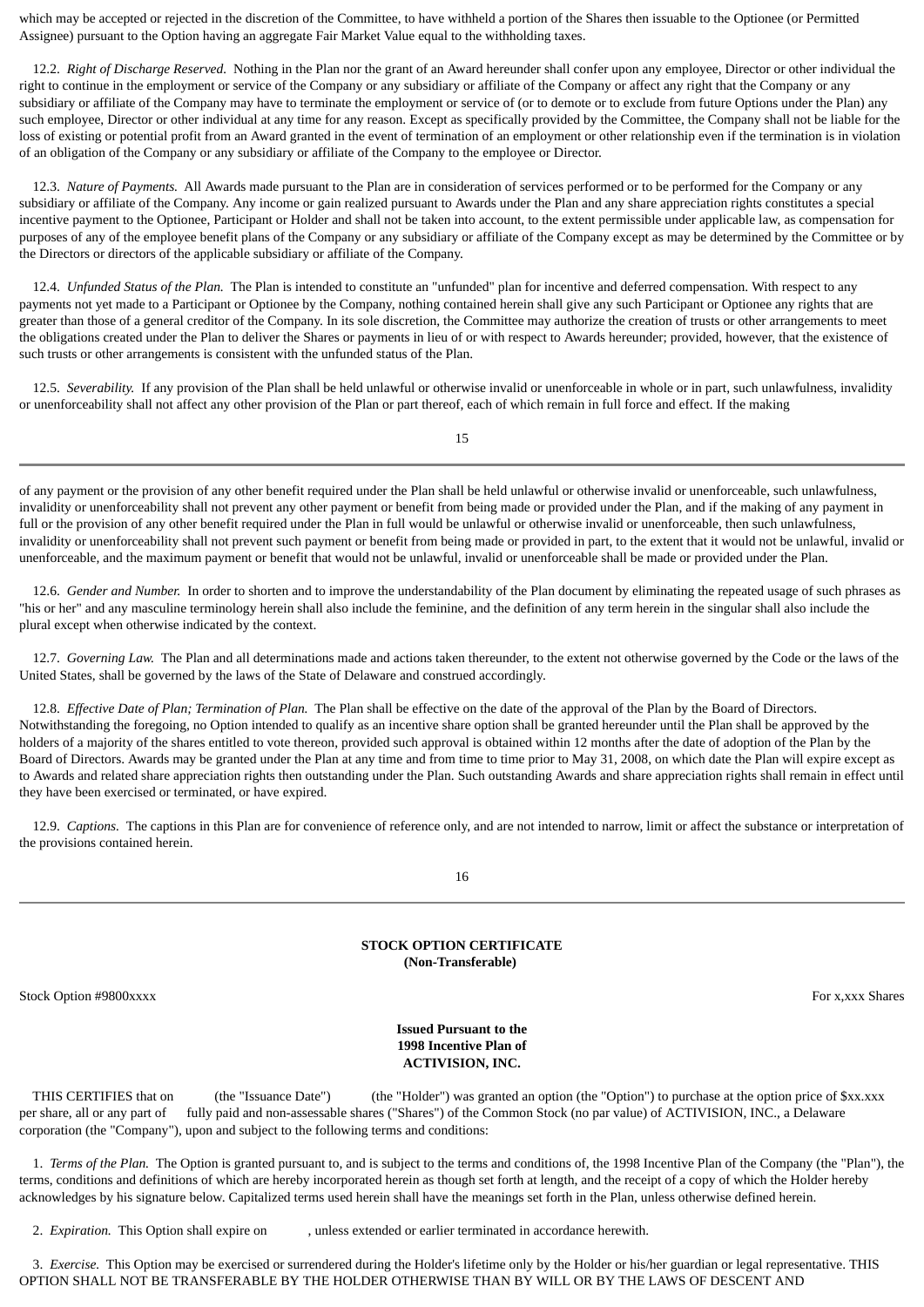which may be accepted or rejected in the discretion of the Committee, to have withheld a portion of the Shares then issuable to the Optionee (or Permitted Assignee) pursuant to the Option having an aggregate Fair Market Value equal to the withholding taxes.

12.2. *Right of Discharge Reserved.* Nothing in the Plan nor the grant of an Award hereunder shall confer upon any employee, Director or other individual the right to continue in the employment or service of the Company or any subsidiary or affiliate of the Company or affect any right that the Company or any subsidiary or affiliate of the Company may have to terminate the employment or service of (or to demote or to exclude from future Options under the Plan) any such employee, Director or other individual at any time for any reason. Except as specifically provided by the Committee, the Company shall not be liable for the loss of existing or potential profit from an Award granted in the event of termination of an employment or other relationship even if the termination is in violation of an obligation of the Company or any subsidiary or affiliate of the Company to the employee or Director.

12.3. *Nature of Payments.* All Awards made pursuant to the Plan are in consideration of services performed or to be performed for the Company or any subsidiary or affiliate of the Company. Any income or gain realized pursuant to Awards under the Plan and any share appreciation rights constitutes a special incentive payment to the Optionee, Participant or Holder and shall not be taken into account, to the extent permissible under applicable law, as compensation for purposes of any of the employee benefit plans of the Company or any subsidiary or affiliate of the Company except as may be determined by the Committee or by the Directors or directors of the applicable subsidiary or affiliate of the Company.

12.4. *Unfunded Status of the Plan.* The Plan is intended to constitute an "unfunded" plan for incentive and deferred compensation. With respect to any payments not yet made to a Participant or Optionee by the Company, nothing contained herein shall give any such Participant or Optionee any rights that are greater than those of a general creditor of the Company. In its sole discretion, the Committee may authorize the creation of trusts or other arrangements to meet the obligations created under the Plan to deliver the Shares or payments in lieu of or with respect to Awards hereunder; provided, however, that the existence of such trusts or other arrangements is consistent with the unfunded status of the Plan.

12.5. *Severability.* If any provision of the Plan shall be held unlawful or otherwise invalid or unenforceable in whole or in part, such unlawfulness, invalidity or unenforceability shall not affect any other provision of the Plan or part thereof, each of which remain in full force and effect. If the making of any payment or the provision of any other benefit required under the Plan shall be held unlawful or otherwise invalid or unenforceable, such unlawfulness, invalidity or unenforceability shall not prevent any other payment or benefit from being made or provided under the Plan, and if the making of any payment in full or the provision of any other benefit required under the Plan in full would be unlawful or otherwise invalid or unenforceable, then such unlawfulness, invalidity or unenforceability shall not prevent such payment or benefit from being made or provided in part, to the extent that it would not be unlawful, invalid or unenforceable, and the maximum payment or benefit that would not be unlawful, invalid or unenforceable shall be made or provided under the Plan.

12.6. *Gender and Number.* In order to shorten and to improve the understandability of the Plan document by eliminating the repeated usage of such phrases as "his or her" and any masculine terminology herein shall also include the feminine, and the definition of any term herein in the singular shall also include the plural except when otherwise indicated by the context.

12.7. *Governing Law.* The Plan and all determinations made and actions taken thereunder, to the extent not otherwise governed by the Code or the laws of the United States, shall be governed by the laws of the State of Delaware and construed accordingly.

12.8. *Effective Date of Plan; Termination of Plan.* The Plan shall be effective on the date of the approval of the Plan by the Board of Directors. Notwithstanding the foregoing, no Option intended to qualify as an incentive share option shall be granted hereunder until the Plan shall be approved by the holders of a majority of the shares entitled to vote thereon, provided such approval is obtained within 12 months after the date of adoption of the Plan by the Board of Directors. Awards may be granted under the Plan at any time and from time to time prior to May 31, 2008, on which date the Plan will expire except as to Awards and related share appreciation rights then outstanding under the Plan. Such outstanding Awards and share appreciation rights shall remain in effect until they have been exercised or terminated, or have expired.

12.9. *Captions.* The captions in this Plan are for convenience of reference only, and are not intended to narrow, limit or affect the substance or interpretation of the provisions contained herein.

**STOCK OPTION CERTIFICATE**
**(Non-Transferable)**

Stock Option #9800xxxx                                        For x,xxx Shares

**Issued Pursuant to the**
**1998 Incentive Plan of**
**ACTIVISION, INC.**

THIS CERTIFIES that on            (the "Issuance Date")            (the "Holder") was granted an option (the "Option") to purchase at the option price of $xx.xxx per share, all or any part of      fully paid and non-assessable shares ("Shares") of the Common Stock (no par value) of ACTIVISION, INC., a Delaware corporation (the "Company"), upon and subject to the following terms and conditions:

1. *Terms of the Plan.* The Option is granted pursuant to, and is subject to the terms and conditions of, the 1998 Incentive Plan of the Company (the "Plan"), the terms, conditions and definitions of which are hereby incorporated herein as though set forth at length, and the receipt of a copy of which the Holder hereby acknowledges by his signature below. Capitalized terms used herein shall have the meanings set forth in the Plan, unless otherwise defined herein.

2. *Expiration.* This Option shall expire on            , unless extended or earlier terminated in accordance herewith.

3. *Exercise.* This Option may be exercised or surrendered during the Holder's lifetime only by the Holder or his/her guardian or legal representative. THIS OPTION SHALL NOT BE TRANSFERABLE BY THE HOLDER OTHERWISE THAN BY WILL OR BY THE LAWS OF DESCENT AND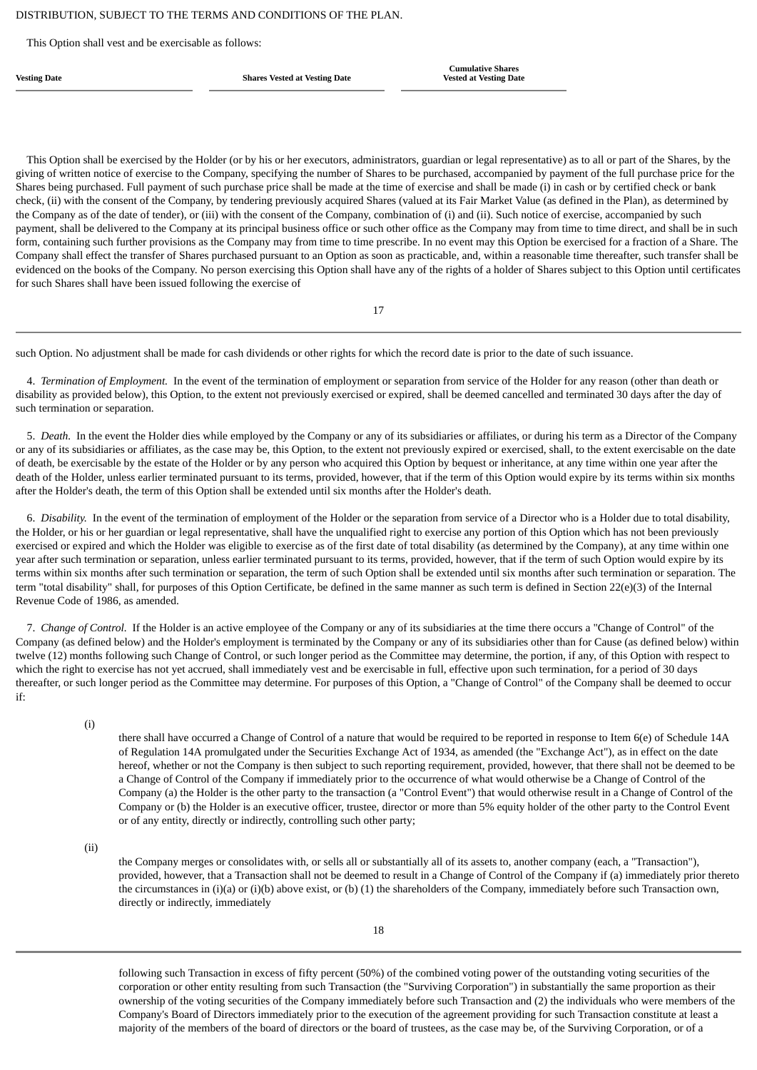DISTRIBUTION, SUBJECT TO THE TERMS AND CONDITIONS OF THE PLAN.

This Option shall vest and be exercisable as follows:

| Vesting Date | Shares Vested at Vesting Date | Cumulative Shares Vested at Vesting Date |
| --- | --- | --- |
| | | |

This Option shall be exercised by the Holder (or by his or her executors, administrators, guardian or legal representative) as to all or part of the Shares, by the giving of written notice of exercise to the Company, specifying the number of Shares to be purchased, accompanied by payment of the full purchase price for the Shares being purchased. Full payment of such purchase price shall be made at the time of exercise and shall be made (i) in cash or by certified check or bank check, (ii) with the consent of the Company, by tendering previously acquired Shares (valued at its Fair Market Value (as defined in the Plan), as determined by the Company as of the date of tender), or (iii) with the consent of the Company, combination of (i) and (ii). Such notice of exercise, accompanied by such payment, shall be delivered to the Company at its principal business office or such other office as the Company may from time to time direct, and shall be in such form, containing such further provisions as the Company may from time to time prescribe. In no event may this Option be exercised for a fraction of a Share. The Company shall effect the transfer of Shares purchased pursuant to an Option as soon as practicable, and, within a reasonable time thereafter, such transfer shall be evidenced on the books of the Company. No person exercising this Option shall have any of the rights of a holder of Shares subject to this Option until certificates for such Shares shall have been issued following the exercise of such Option. No adjustment shall be made for cash dividends or other rights for which the record date is prior to the date of such issuance.

4. *Termination of Employment.* In the event of the termination of employment or separation from service of the Holder for any reason (other than death or disability as provided below), this Option, to the extent not previously exercised or expired, shall be deemed cancelled and terminated 30 days after the day of such termination or separation.

5. *Death.* In the event the Holder dies while employed by the Company or any of its subsidiaries or affiliates, or during his term as a Director of the Company or any of its subsidiaries or affiliates, as the case may be, this Option, to the extent not previously expired or exercised, shall, to the extent exercisable on the date of death, be exercisable by the estate of the Holder or by any person who acquired this Option by bequest or inheritance, at any time within one year after the death of the Holder, unless earlier terminated pursuant to its terms, provided, however, that if the term of this Option would expire by its terms within six months after the Holder's death, the term of this Option shall be extended until six months after the Holder's death.

6. *Disability.* In the event of the termination of employment of the Holder or the separation from service of a Director who is a Holder due to total disability, the Holder, or his or her guardian or legal representative, shall have the unqualified right to exercise any portion of this Option which has not been previously exercised or expired and which the Holder was eligible to exercise as of the first date of total disability (as determined by the Company), at any time within one year after such termination or separation, unless earlier terminated pursuant to its terms, provided, however, that if the term of such Option would expire by its terms within six months after such termination or separation, the term of such Option shall be extended until six months after such termination or separation. The term "total disability" shall, for purposes of this Option Certificate, be defined in the same manner as such term is defined in Section 22(e)(3) of the Internal Revenue Code of 1986, as amended.

7. *Change of Control.* If the Holder is an active employee of the Company or any of its subsidiaries at the time there occurs a "Change of Control" of the Company (as defined below) and the Holder's employment is terminated by the Company or any of its subsidiaries other than for Cause (as defined below) within twelve (12) months following such Change of Control, or such longer period as the Committee may determine, the portion, if any, of this Option with respect to which the right to exercise has not yet accrued, shall immediately vest and be exercisable in full, effective upon such termination, for a period of 30 days thereafter, or such longer period as the Committee may determine. For purposes of this Option, a "Change of Control" of the Company shall be deemed to occur if:

(i) there shall have occurred a Change of Control of a nature that would be required to be reported in response to Item 6(e) of Schedule 14A of Regulation 14A promulgated under the Securities Exchange Act of 1934, as amended (the "Exchange Act"), as in effect on the date hereof, whether or not the Company is then subject to such reporting requirement, provided, however, that there shall not be deemed to be a Change of Control of the Company if immediately prior to the occurrence of what would otherwise be a Change of Control of the Company (a) the Holder is the other party to the transaction (a "Control Event") that would otherwise result in a Change of Control of the Company or (b) the Holder is an executive officer, trustee, director or more than 5% equity holder of the other party to the Control Event or of any entity, directly or indirectly, controlling such other party;

(ii) the Company merges or consolidates with, or sells all or substantially all of its assets to, another company (each, a "Transaction"), provided, however, that a Transaction shall not be deemed to result in a Change of Control of the Company if (a) immediately prior thereto the circumstances in (i)(a) or (i)(b) above exist, or (b) (1) the shareholders of the Company, immediately before such Transaction own, directly or indirectly, immediately following such Transaction in excess of fifty percent (50%) of the combined voting power of the outstanding voting securities of the corporation or other entity resulting from such Transaction (the "Surviving Corporation") in substantially the same proportion as their ownership of the voting securities of the Company immediately before such Transaction and (2) the individuals who were members of the Company's Board of Directors immediately prior to the execution of the agreement providing for such Transaction constitute at least a majority of the members of the board of directors or the board of trustees, as the case may be, of the Surviving Corporation, or of a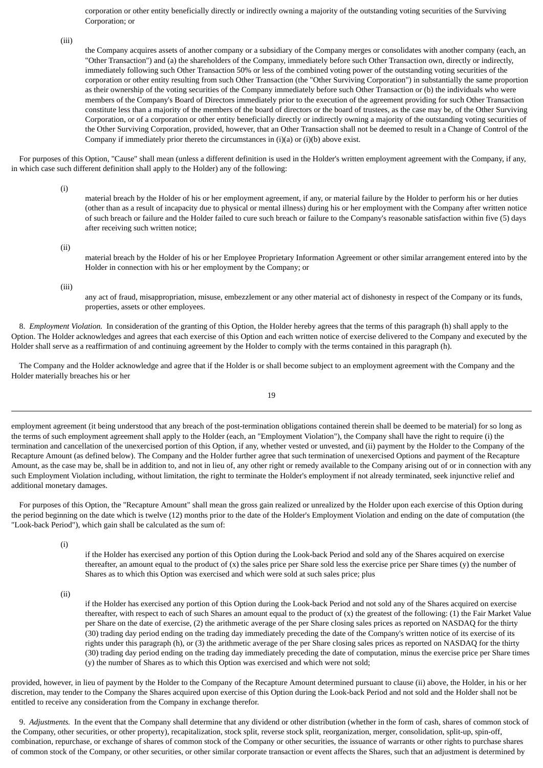corporation or other entity beneficially directly or indirectly owning a majority of the outstanding voting securities of the Surviving Corporation; or

(iii) the Company acquires assets of another company or a subsidiary of the Company merges or consolidates with another company (each, an "Other Transaction") and (a) the shareholders of the Company, immediately before such Other Transaction own, directly or indirectly, immediately following such Other Transaction 50% or less of the combined voting power of the outstanding voting securities of the corporation or other entity resulting from such Other Transaction (the "Other Surviving Corporation") in substantially the same proportion as their ownership of the voting securities of the Company immediately before such Other Transaction or (b) the individuals who were members of the Company's Board of Directors immediately prior to the execution of the agreement providing for such Other Transaction constitute less than a majority of the members of the board of directors or the board of trustees, as the case may be, of the Other Surviving Corporation, or of a corporation or other entity beneficially directly or indirectly owning a majority of the outstanding voting securities of the Other Surviving Corporation, provided, however, that an Other Transaction shall not be deemed to result in a Change of Control of the Company if immediately prior thereto the circumstances in (i)(a) or (i)(b) above exist.

For purposes of this Option, "Cause" shall mean (unless a different definition is used in the Holder's written employment agreement with the Company, if any, in which case such different definition shall apply to the Holder) any of the following:

(i) material breach by the Holder of his or her employment agreement, if any, or material failure by the Holder to perform his or her duties (other than as a result of incapacity due to physical or mental illness) during his or her employment with the Company after written notice of such breach or failure and the Holder failed to cure such breach or failure to the Company's reasonable satisfaction within five (5) days after receiving such written notice;

(ii) material breach by the Holder of his or her Employee Proprietary Information Agreement or other similar arrangement entered into by the Holder in connection with his or her employment by the Company; or

(iii) any act of fraud, misappropriation, misuse, embezzlement or any other material act of dishonesty in respect of the Company or its funds, properties, assets or other employees.

8. *Employment Violation.* In consideration of the granting of this Option, the Holder hereby agrees that the terms of this paragraph (h) shall apply to the Option. The Holder acknowledges and agrees that each exercise of this Option and each written notice of exercise delivered to the Company and executed by the Holder shall serve as a reaffirmation of and continuing agreement by the Holder to comply with the terms contained in this paragraph (h).

The Company and the Holder acknowledge and agree that if the Holder is or shall become subject to an employment agreement with the Company and the Holder materially breaches his or her employment agreement (it being understood that any breach of the post-termination obligations contained therein shall be deemed to be material) for so long as the terms of such employment agreement shall apply to the Holder (each, an "Employment Violation"), the Company shall have the right to require (i) the termination and cancellation of the unexercised portion of this Option, if any, whether vested or unvested, and (ii) payment by the Holder to the Company of the Recapture Amount (as defined below). The Company and the Holder further agree that such termination of unexercised Options and payment of the Recapture Amount, as the case may be, shall be in addition to, and not in lieu of, any other right or remedy available to the Company arising out of or in connection with any such Employment Violation including, without limitation, the right to terminate the Holder's employment if not already terminated, seek injunctive relief and additional monetary damages.

For purposes of this Option, the "Recapture Amount" shall mean the gross gain realized or unrealized by the Holder upon each exercise of this Option during the period beginning on the date which is twelve (12) months prior to the date of the Holder's Employment Violation and ending on the date of computation (the "Look-back Period"), which gain shall be calculated as the sum of:

(i) if the Holder has exercised any portion of this Option during the Look-back Period and sold any of the Shares acquired on exercise thereafter, an amount equal to the product of (x) the sales price per Share sold less the exercise price per Share times (y) the number of Shares as to which this Option was exercised and which were sold at such sales price; plus

(ii) if the Holder has exercised any portion of this Option during the Look-back Period and not sold any of the Shares acquired on exercise thereafter, with respect to each of such Shares an amount equal to the product of (x) the greatest of the following: (1) the Fair Market Value per Share on the date of exercise, (2) the arithmetic average of the per Share closing sales prices as reported on NASDAQ for the thirty (30) trading day period ending on the trading day immediately preceding the date of the Company's written notice of its exercise of its rights under this paragraph (h), or (3) the arithmetic average of the per Share closing sales prices as reported on NASDAQ for the thirty (30) trading day period ending on the trading day immediately preceding the date of computation, minus the exercise price per Share times (y) the number of Shares as to which this Option was exercised and which were not sold;

provided, however, in lieu of payment by the Holder to the Company of the Recapture Amount determined pursuant to clause (ii) above, the Holder, in his or her discretion, may tender to the Company the Shares acquired upon exercise of this Option during the Look-back Period and not sold and the Holder shall not be entitled to receive any consideration from the Company in exchange therefor.

9. *Adjustments.* In the event that the Company shall determine that any dividend or other distribution (whether in the form of cash, shares of common stock of the Company, other securities, or other property), recapitalization, stock split, reverse stock split, reorganization, merger, consolidation, split-up, spin-off, combination, repurchase, or exchange of shares of common stock of the Company or other securities, the issuance of warrants or other rights to purchase shares of common stock of the Company, or other securities, or other similar corporate transaction or event affects the Shares, such that an adjustment is determined by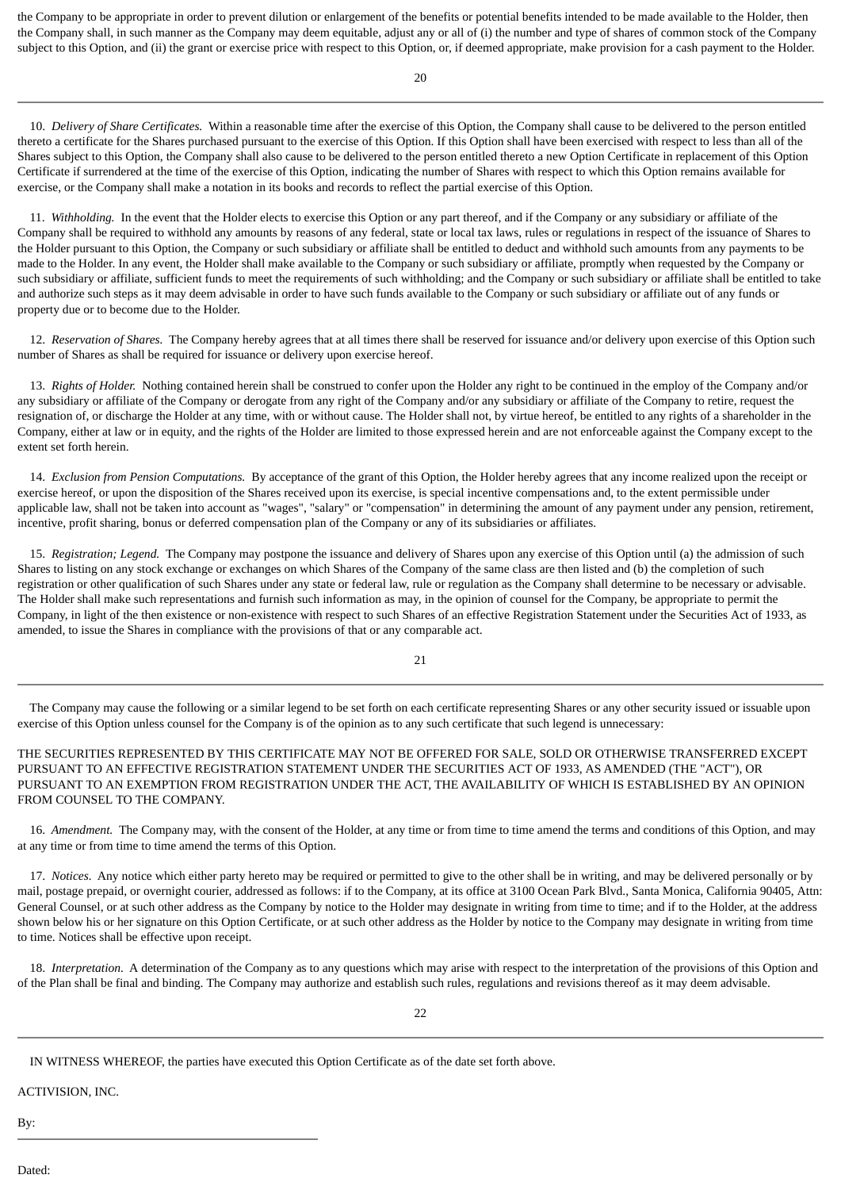the Company to be appropriate in order to prevent dilution or enlargement of the benefits or potential benefits intended to be made available to the Holder, then the Company shall, in such manner as the Company may deem equitable, adjust any or all of (i) the number and type of shares of common stock of the Company subject to this Option, and (ii) the grant or exercise price with respect to this Option, or, if deemed appropriate, make provision for a cash payment to the Holder.

10. *Delivery of Share Certificates.* Within a reasonable time after the exercise of this Option, the Company shall cause to be delivered to the person entitled thereto a certificate for the Shares purchased pursuant to the exercise of this Option. If this Option shall have been exercised with respect to less than all of the Shares subject to this Option, the Company shall also cause to be delivered to the person entitled thereto a new Option Certificate in replacement of this Option Certificate if surrendered at the time of the exercise of this Option, indicating the number of Shares with respect to which this Option remains available for exercise, or the Company shall make a notation in its books and records to reflect the partial exercise of this Option.

11. *Withholding.* In the event that the Holder elects to exercise this Option or any part thereof, and if the Company or any subsidiary or affiliate of the Company shall be required to withhold any amounts by reasons of any federal, state or local tax laws, rules or regulations in respect of the issuance of Shares to the Holder pursuant to this Option, the Company or such subsidiary or affiliate shall be entitled to deduct and withhold such amounts from any payments to be made to the Holder. In any event, the Holder shall make available to the Company or such subsidiary or affiliate, promptly when requested by the Company or such subsidiary or affiliate, sufficient funds to meet the requirements of such withholding; and the Company or such subsidiary or affiliate shall be entitled to take and authorize such steps as it may deem advisable in order to have such funds available to the Company or such subsidiary or affiliate out of any funds or property due or to become due to the Holder.

12. *Reservation of Shares.* The Company hereby agrees that at all times there shall be reserved for issuance and/or delivery upon exercise of this Option such number of Shares as shall be required for issuance or delivery upon exercise hereof.

13. *Rights of Holder.* Nothing contained herein shall be construed to confer upon the Holder any right to be continued in the employ of the Company and/or any subsidiary or affiliate of the Company or derogate from any right of the Company and/or any subsidiary or affiliate of the Company to retire, request the resignation of, or discharge the Holder at any time, with or without cause. The Holder shall not, by virtue hereof, be entitled to any rights of a shareholder in the Company, either at law or in equity, and the rights of the Holder are limited to those expressed herein and are not enforceable against the Company except to the extent set forth herein.

14. *Exclusion from Pension Computations.* By acceptance of the grant of this Option, the Holder hereby agrees that any income realized upon the receipt or exercise hereof, or upon the disposition of the Shares received upon its exercise, is special incentive compensations and, to the extent permissible under applicable law, shall not be taken into account as "wages", "salary" or "compensation" in determining the amount of any payment under any pension, retirement, incentive, profit sharing, bonus or deferred compensation plan of the Company or any of its subsidiaries or affiliates.

15. *Registration; Legend.* The Company may postpone the issuance and delivery of Shares upon any exercise of this Option until (a) the admission of such Shares to listing on any stock exchange or exchanges on which Shares of the Company of the same class are then listed and (b) the completion of such registration or other qualification of such Shares under any state or federal law, rule or regulation as the Company shall determine to be necessary or advisable. The Holder shall make such representations and furnish such information as may, in the opinion of counsel for the Company, be appropriate to permit the Company, in light of the then existence or non-existence with respect to such Shares of an effective Registration Statement under the Securities Act of 1933, as amended, to issue the Shares in compliance with the provisions of that or any comparable act.

The Company may cause the following or a similar legend to be set forth on each certificate representing Shares or any other security issued or issuable upon exercise of this Option unless counsel for the Company is of the opinion as to any such certificate that such legend is unnecessary:

THE SECURITIES REPRESENTED BY THIS CERTIFICATE MAY NOT BE OFFERED FOR SALE, SOLD OR OTHERWISE TRANSFERRED EXCEPT PURSUANT TO AN EFFECTIVE REGISTRATION STATEMENT UNDER THE SECURITIES ACT OF 1933, AS AMENDED (THE "ACT"), OR PURSUANT TO AN EXEMPTION FROM REGISTRATION UNDER THE ACT, THE AVAILABILITY OF WHICH IS ESTABLISHED BY AN OPINION FROM COUNSEL TO THE COMPANY.

16. *Amendment.* The Company may, with the consent of the Holder, at any time or from time to time amend the terms and conditions of this Option, and may at any time or from time to time amend the terms of this Option.

17. *Notices.* Any notice which either party hereto may be required or permitted to give to the other shall be in writing, and may be delivered personally or by mail, postage prepaid, or overnight courier, addressed as follows: if to the Company, at its office at 3100 Ocean Park Blvd., Santa Monica, California 90405, Attn: General Counsel, or at such other address as the Company by notice to the Holder may designate in writing from time to time; and if to the Holder, at the address shown below his or her signature on this Option Certificate, or at such other address as the Holder by notice to the Company may designate in writing from time to time. Notices shall be effective upon receipt.

18. *Interpretation.* A determination of the Company as to any questions which may arise with respect to the interpretation of the provisions of this Option and of the Plan shall be final and binding. The Company may authorize and establish such rules, regulations and revisions thereof as it may deem advisable.

IN WITNESS WHEREOF, the parties have executed this Option Certificate as of the date set forth above.

ACTIVISION, INC.

By: \_\_\_\_\_\_\_\_\_\_\_\_\_\_\_\_\_\_\_\_\_\_\_\_\_\_\_\_\_\_\_\_

Dated: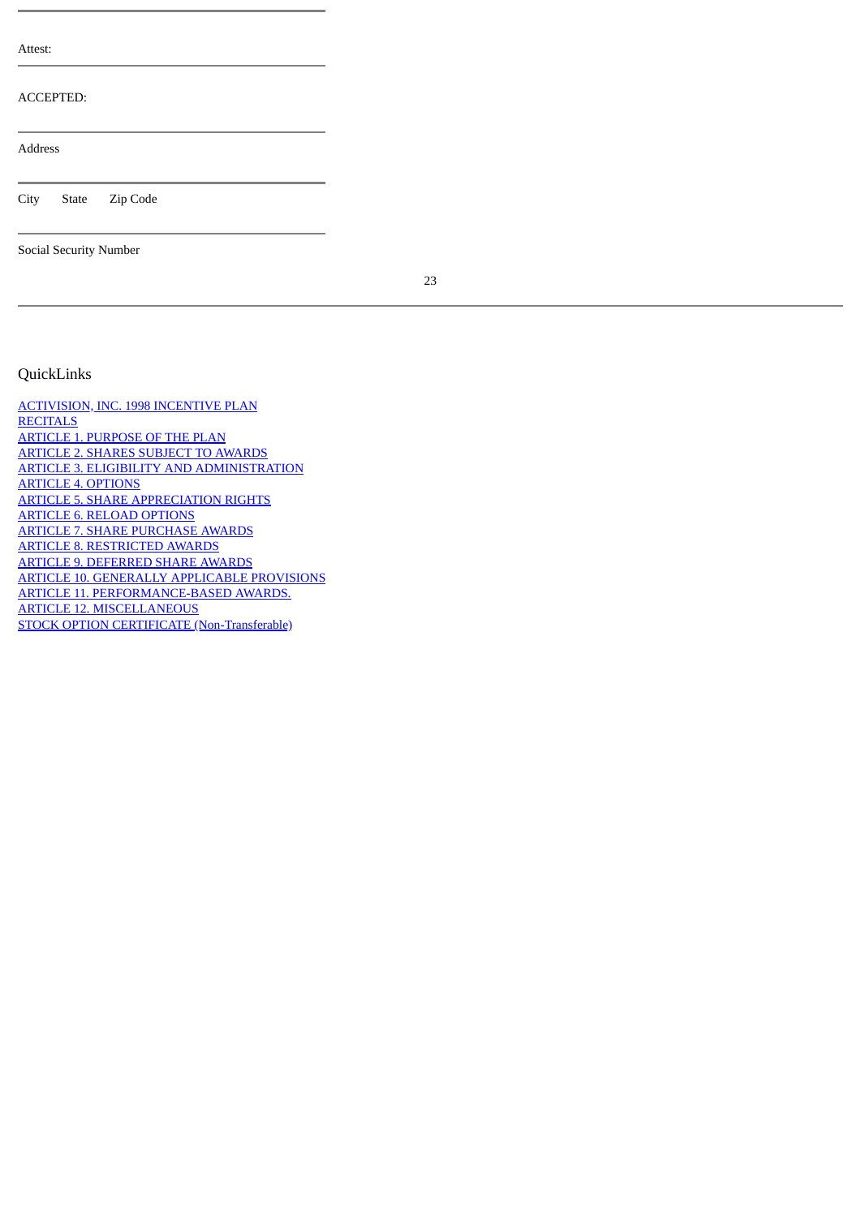---

Attest:

---

ACCEPTED:

---

Address

---

City State Zip Code

---

Social Security Number

---

QuickLinks

[ACTIVISION, INC. 1998 INCENTIVE PLAN](#)
[RECITALS](#)
[ARTICLE 1. PURPOSE OF THE PLAN](#)
[ARTICLE 2. SHARES SUBJECT TO AWARDS](#)
[ARTICLE 3. ELIGIBILITY AND ADMINISTRATION](#)
[ARTICLE 4. OPTIONS](#)
[ARTICLE 5. SHARE APPRECIATION RIGHTS](#)
[ARTICLE 6. RELOAD OPTIONS](#)
[ARTICLE 7. SHARE PURCHASE AWARDS](#)
[ARTICLE 8. RESTRICTED AWARDS](#)
[ARTICLE 9. DEFERRED SHARE AWARDS](#)
[ARTICLE 10. GENERALLY APPLICABLE PROVISIONS](#)
[ARTICLE 11. PERFORMANCE-BASED AWARDS.](#)
[ARTICLE 12. MISCELLANEOUS](#)
[STOCK OPTION CERTIFICATE (Non-Transferable)](#)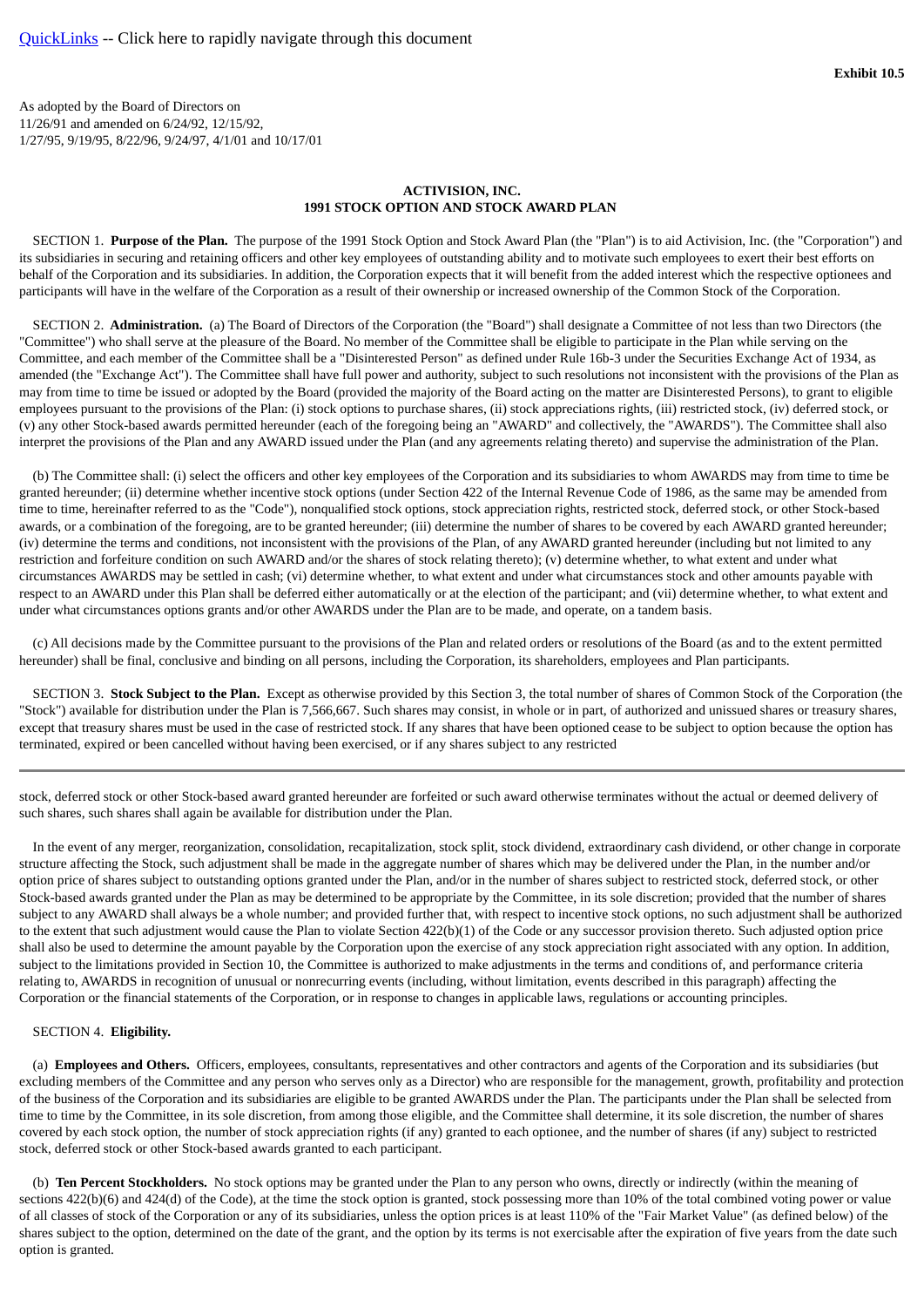[QuickLinks](#) -- Click here to rapidly navigate through this document

**Exhibit 10.5**

As adopted by the Board of Directors on
11/26/91 and amended on 6/24/92, 12/15/92,
1/27/95, 9/19/95, 8/22/96, 9/24/97, 4/1/01 and 10/17/01

**ACTIVISION, INC.**
**1991 STOCK OPTION AND STOCK AWARD PLAN**

SECTION 1. **Purpose of the Plan.** The purpose of the 1991 Stock Option and Stock Award Plan (the "Plan") is to aid Activision, Inc. (the "Corporation") and its subsidiaries in securing and retaining officers and other key employees of outstanding ability and to motivate such employees to exert their best efforts on behalf of the Corporation and its subsidiaries. In addition, the Corporation expects that it will benefit from the added interest which the respective optionees and participants will have in the welfare of the Corporation as a result of their ownership or increased ownership of the Common Stock of the Corporation.

SECTION 2. **Administration.** (a) The Board of Directors of the Corporation (the "Board") shall designate a Committee of not less than two Directors (the "Committee") who shall serve at the pleasure of the Board. No member of the Committee shall be eligible to participate in the Plan while serving on the Committee, and each member of the Committee shall be a "Disinterested Person" as defined under Rule 16b-3 under the Securities Exchange Act of 1934, as amended (the "Exchange Act"). The Committee shall have full power and authority, subject to such resolutions not inconsistent with the provisions of the Plan as may from time to time be issued or adopted by the Board (provided the majority of the Board acting on the matter are Disinterested Persons), to grant to eligible employees pursuant to the provisions of the Plan: (i) stock options to purchase shares, (ii) stock appreciations rights, (iii) restricted stock, (iv) deferred stock, or (v) any other Stock-based awards permitted hereunder (each of the foregoing being an "AWARD" and collectively, the "AWARDS"). The Committee shall also interpret the provisions of the Plan and any AWARD issued under the Plan (and any agreements relating thereto) and supervise the administration of the Plan.

(b) The Committee shall: (i) select the officers and other key employees of the Corporation and its subsidiaries to whom AWARDS may from time to time be granted hereunder; (ii) determine whether incentive stock options (under Section 422 of the Internal Revenue Code of 1986, as the same may be amended from time to time, hereinafter referred to as the "Code"), nonqualified stock options, stock appreciation rights, restricted stock, deferred stock, or other Stock-based awards, or a combination of the foregoing, are to be granted hereunder; (iii) determine the number of shares to be covered by each AWARD granted hereunder; (iv) determine the terms and conditions, not inconsistent with the provisions of the Plan, of any AWARD granted hereunder (including but not limited to any restriction and forfeiture condition on such AWARD and/or the shares of stock relating thereto); (v) determine whether, to what extent and under what circumstances AWARDS may be settled in cash; (vi) determine whether, to what extent and under what circumstances stock and other amounts payable with respect to an AWARD under this Plan shall be deferred either automatically or at the election of the participant; and (vii) determine whether, to what extent and under what circumstances options grants and/or other AWARDS under the Plan are to be made, and operate, on a tandem basis.

(c) All decisions made by the Committee pursuant to the provisions of the Plan and related orders or resolutions of the Board (as and to the extent permitted hereunder) shall be final, conclusive and binding on all persons, including the Corporation, its shareholders, employees and Plan participants.

SECTION 3. **Stock Subject to the Plan.** Except as otherwise provided by this Section 3, the total number of shares of Common Stock of the Corporation (the "Stock") available for distribution under the Plan is 7,566,667. Such shares may consist, in whole or in part, of authorized and unissued shares or treasury shares, except that treasury shares must be used in the case of restricted stock. If any shares that have been optioned cease to be subject to option because the option has terminated, expired or been cancelled without having been exercised, or if any shares subject to any restricted stock, deferred stock or other Stock-based award granted hereunder are forfeited or such award otherwise terminates without the actual or deemed delivery of such shares, such shares shall again be available for distribution under the Plan.

In the event of any merger, reorganization, consolidation, recapitalization, stock split, stock dividend, extraordinary cash dividend, or other change in corporate structure affecting the Stock, such adjustment shall be made in the aggregate number of shares which may be delivered under the Plan, in the number and/or option price of shares subject to outstanding options granted under the Plan, and/or in the number of shares subject to restricted stock, deferred stock, or other Stock-based awards granted under the Plan as may be determined to be appropriate by the Committee, in its sole discretion; provided that the number of shares subject to any AWARD shall always be a whole number; and provided further that, with respect to incentive stock options, no such adjustment shall be authorized to the extent that such adjustment would cause the Plan to violate Section 422(b)(1) of the Code or any successor provision thereto. Such adjusted option price shall also be used to determine the amount payable by the Corporation upon the exercise of any stock appreciation right associated with any option. In addition, subject to the limitations provided in Section 10, the Committee is authorized to make adjustments in the terms and conditions of, and performance criteria relating to, AWARDS in recognition of unusual or nonrecurring events (including, without limitation, events described in this paragraph) affecting the Corporation or the financial statements of the Corporation, or in response to changes in applicable laws, regulations or accounting principles.

SECTION 4. **Eligibility.**

(a) **Employees and Others.** Officers, employees, consultants, representatives and other contractors and agents of the Corporation and its subsidiaries (but excluding members of the Committee and any person who serves only as a Director) who are responsible for the management, growth, profitability and protection of the business of the Corporation and its subsidiaries are eligible to be granted AWARDS under the Plan. The participants under the Plan shall be selected from time to time by the Committee, in its sole discretion, from among those eligible, and the Committee shall determine, it its sole discretion, the number of shares covered by each stock option, the number of stock appreciation rights (if any) granted to each optionee, and the number of shares (if any) subject to restricted stock, deferred stock or other Stock-based awards granted to each participant.

(b) **Ten Percent Stockholders.** No stock options may be granted under the Plan to any person who owns, directly or indirectly (within the meaning of sections 422(b)(6) and 424(d) of the Code), at the time the stock option is granted, stock possessing more than 10% of the total combined voting power or value of all classes of stock of the Corporation or any of its subsidiaries, unless the option prices is at least 110% of the "Fair Market Value" (as defined below) of the shares subject to the option, determined on the date of the grant, and the option by its terms is not exercisable after the expiration of five years from the date such option is granted.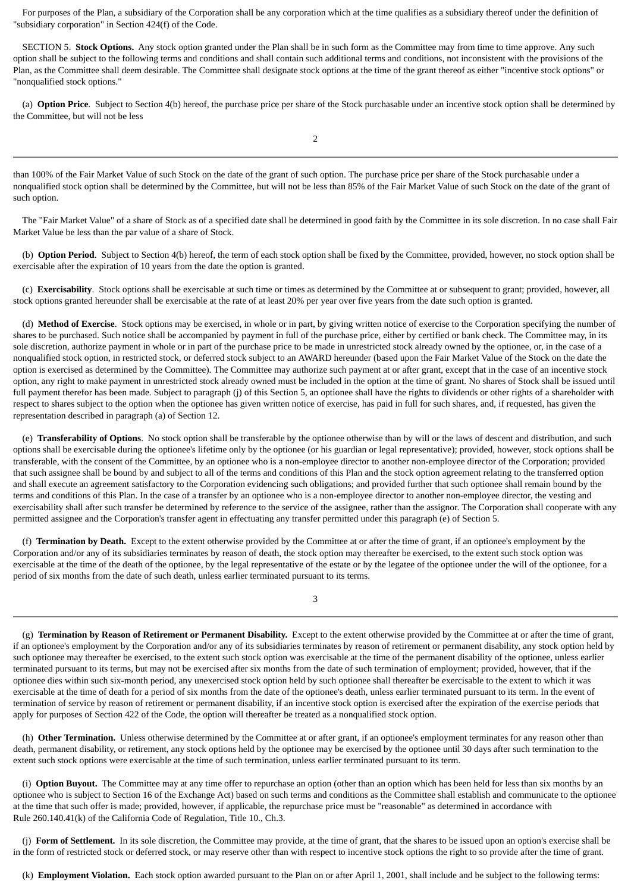For purposes of the Plan, a subsidiary of the Corporation shall be any corporation which at the time qualifies as a subsidiary thereof under the definition of "subsidiary corporation" in Section 424(f) of the Code.

SECTION 5. **Stock Options.** Any stock option granted under the Plan shall be in such form as the Committee may from time to time approve. Any such option shall be subject to the following terms and conditions and shall contain such additional terms and conditions, not inconsistent with the provisions of the Plan, as the Committee shall deem desirable. The Committee shall designate stock options at the time of the grant thereof as either "incentive stock options" or "nonqualified stock options."

(a) **Option Price**. Subject to Section 4(b) hereof, the purchase price per share of the Stock purchasable under an incentive stock option shall be determined by the Committee, but will not be less than 100% of the Fair Market Value of such Stock on the date of the grant of such option. The purchase price per share of the Stock purchasable under a nonqualified stock option shall be determined by the Committee, but will not be less than 85% of the Fair Market Value of such Stock on the date of the grant of such option.

The "Fair Market Value" of a share of Stock as of a specified date shall be determined in good faith by the Committee in its sole discretion. In no case shall Fair Market Value be less than the par value of a share of Stock.

(b) **Option Period**. Subject to Section 4(b) hereof, the term of each stock option shall be fixed by the Committee, provided, however, no stock option shall be exercisable after the expiration of 10 years from the date the option is granted.

(c) **Exercisability**. Stock options shall be exercisable at such time or times as determined by the Committee at or subsequent to grant; provided, however, all stock options granted hereunder shall be exercisable at the rate of at least 20% per year over five years from the date such option is granted.

(d) **Method of Exercise**. Stock options may be exercised, in whole or in part, by giving written notice of exercise to the Corporation specifying the number of shares to be purchased. Such notice shall be accompanied by payment in full of the purchase price, either by certified or bank check. The Committee may, in its sole discretion, authorize payment in whole or in part of the purchase price to be made in unrestricted stock already owned by the optionee, or, in the case of a nonqualified stock option, in restricted stock, or deferred stock subject to an AWARD hereunder (based upon the Fair Market Value of the Stock on the date the option is exercised as determined by the Committee). The Committee may authorize such payment at or after grant, except that in the case of an incentive stock option, any right to make payment in unrestricted stock already owned must be included in the option at the time of grant. No shares of Stock shall be issued until full payment therefor has been made. Subject to paragraph (j) of this Section 5, an optionee shall have the rights to dividends or other rights of a shareholder with respect to shares subject to the option when the optionee has given written notice of exercise, has paid in full for such shares, and, if requested, has given the representation described in paragraph (a) of Section 12.

(e) **Transferability of Options**. No stock option shall be transferable by the optionee otherwise than by will or the laws of descent and distribution, and such options shall be exercisable during the optionee's lifetime only by the optionee (or his guardian or legal representative); provided, however, stock options shall be transferable, with the consent of the Committee, by an optionee who is a non-employee director to another non-employee director of the Corporation; provided that such assignee shall be bound by and subject to all of the terms and conditions of this Plan and the stock option agreement relating to the transferred option and shall execute an agreement satisfactory to the Corporation evidencing such obligations; and provided further that such optionee shall remain bound by the terms and conditions of this Plan. In the case of a transfer by an optionee who is a non-employee director to another non-employee director, the vesting and exercisability shall after such transfer be determined by reference to the service of the assignee, rather than the assignor. The Corporation shall cooperate with any permitted assignee and the Corporation's transfer agent in effectuating any transfer permitted under this paragraph (e) of Section 5.

(f) **Termination by Death.** Except to the extent otherwise provided by the Committee at or after the time of grant, if an optionee's employment by the Corporation and/or any of its subsidiaries terminates by reason of death, the stock option may thereafter be exercised, to the extent such stock option was exercisable at the time of the death of the optionee, by the legal representative of the estate or by the legatee of the optionee under the will of the optionee, for a period of six months from the date of such death, unless earlier terminated pursuant to its terms.

(g) **Termination by Reason of Retirement or Permanent Disability.** Except to the extent otherwise provided by the Committee at or after the time of grant, if an optionee's employment by the Corporation and/or any of its subsidiaries terminates by reason of retirement or permanent disability, any stock option held by such optionee may thereafter be exercised, to the extent such stock option was exercisable at the time of the permanent disability of the optionee, unless earlier terminated pursuant to its terms, but may not be exercised after six months from the date of such termination of employment; provided, however, that if the optionee dies within such six-month period, any unexercised stock option held by such optionee shall thereafter be exercisable to the extent to which it was exercisable at the time of death for a period of six months from the date of the optionee's death, unless earlier terminated pursuant to its term. In the event of termination of service by reason of retirement or permanent disability, if an incentive stock option is exercised after the expiration of the exercise periods that apply for purposes of Section 422 of the Code, the option will thereafter be treated as a nonqualified stock option.

(h) **Other Termination.** Unless otherwise determined by the Committee at or after grant, if an optionee's employment terminates for any reason other than death, permanent disability, or retirement, any stock options held by the optionee may be exercised by the optionee until 30 days after such termination to the extent such stock options were exercisable at the time of such termination, unless earlier terminated pursuant to its term.

(i) **Option Buyout.** The Committee may at any time offer to repurchase an option (other than an option which has been held for less than six months by an optionee who is subject to Section 16 of the Exchange Act) based on such terms and conditions as the Committee shall establish and communicate to the optionee at the time that such offer is made; provided, however, if applicable, the repurchase price must be "reasonable" as determined in accordance with Rule 260.140.41(k) of the California Code of Regulation, Title 10., Ch.3.

(j) **Form of Settlement.** In its sole discretion, the Committee may provide, at the time of grant, that the shares to be issued upon an option's exercise shall be in the form of restricted stock or deferred stock, or may reserve other than with respect to incentive stock options the right to so provide after the time of grant.

(k) **Employment Violation.** Each stock option awarded pursuant to the Plan on or after April 1, 2001, shall include and be subject to the following terms: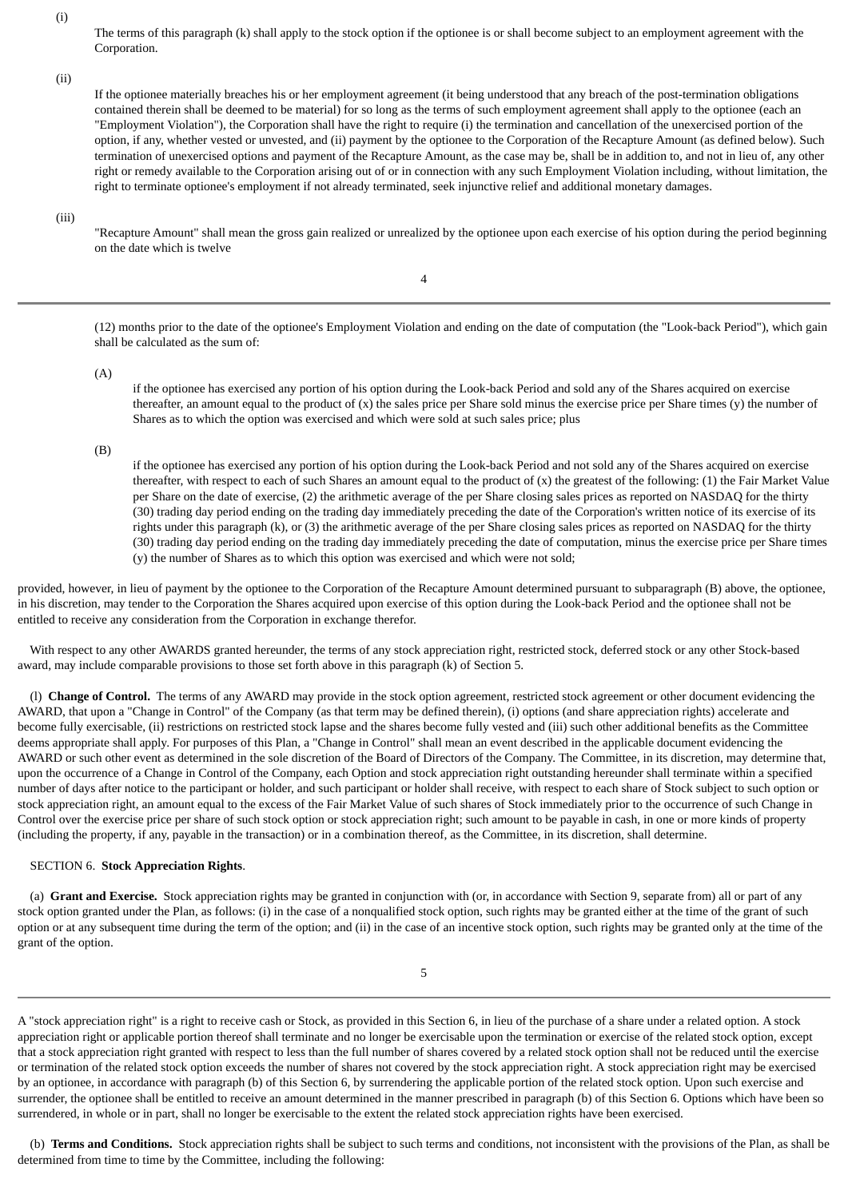(i) The terms of this paragraph (k) shall apply to the stock option if the optionee is or shall become subject to an employment agreement with the Corporation.

(ii) If the optionee materially breaches his or her employment agreement (it being understood that any breach of the post-termination obligations contained therein shall be deemed to be material) for so long as the terms of such employment agreement shall apply to the optionee (each an "Employment Violation"), the Corporation shall have the right to require (i) the termination and cancellation of the unexercised portion of the option, if any, whether vested or unvested, and (ii) payment by the optionee to the Corporation of the Recapture Amount (as defined below). Such termination of unexercised options and payment of the Recapture Amount, as the case may be, shall be in addition to, and not in lieu of, any other right or remedy available to the Corporation arising out of or in connection with any such Employment Violation including, without limitation, the right to terminate optionee's employment if not already terminated, seek injunctive relief and additional monetary damages.

(iii) "Recapture Amount" shall mean the gross gain realized or unrealized by the optionee upon each exercise of his option during the period beginning on the date which is twelve (12) months prior to the date of the optionee's Employment Violation and ending on the date of computation (the "Look-back Period"), which gain shall be calculated as the sum of:

(A) if the optionee has exercised any portion of his option during the Look-back Period and sold any of the Shares acquired on exercise thereafter, an amount equal to the product of (x) the sales price per Share sold minus the exercise price per Share times (y) the number of Shares as to which the option was exercised and which were sold at such sales price; plus

(B) if the optionee has exercised any portion of his option during the Look-back Period and not sold any of the Shares acquired on exercise thereafter, with respect to each of such Shares an amount equal to the product of (x) the greatest of the following: (1) the Fair Market Value per Share on the date of exercise, (2) the arithmetic average of the per Share closing sales prices as reported on NASDAQ for the thirty (30) trading day period ending on the trading day immediately preceding the date of the Corporation's written notice of its exercise of its rights under this paragraph (k), or (3) the arithmetic average of the per Share closing sales prices as reported on NASDAQ for the thirty (30) trading day period ending on the trading day immediately preceding the date of computation, minus the exercise price per Share times (y) the number of Shares as to which this option was exercised and which were not sold;

provided, however, in lieu of payment by the optionee to the Corporation of the Recapture Amount determined pursuant to subparagraph (B) above, the optionee, in his discretion, may tender to the Corporation the Shares acquired upon exercise of this option during the Look-back Period and the optionee shall not be entitled to receive any consideration from the Corporation in exchange therefor.

With respect to any other AWARDS granted hereunder, the terms of any stock appreciation right, restricted stock, deferred stock or any other Stock-based award, may include comparable provisions to those set forth above in this paragraph (k) of Section 5.

(l) **Change of Control.** The terms of any AWARD may provide in the stock option agreement, restricted stock agreement or other document evidencing the AWARD, that upon a "Change in Control" of the Company (as that term may be defined therein), (i) options (and share appreciation rights) accelerate and become fully exercisable, (ii) restrictions on restricted stock lapse and the shares become fully vested and (iii) such other additional benefits as the Committee deems appropriate shall apply. For purposes of this Plan, a "Change in Control" shall mean an event described in the applicable document evidencing the AWARD or such other event as determined in the sole discretion of the Board of Directors of the Company. The Committee, in its discretion, may determine that, upon the occurrence of a Change in Control of the Company, each Option and stock appreciation right outstanding hereunder shall terminate within a specified number of days after notice to the participant or holder, and such participant or holder shall receive, with respect to each share of Stock subject to such option or stock appreciation right, an amount equal to the excess of the Fair Market Value of such shares of Stock immediately prior to the occurrence of such Change in Control over the exercise price per share of such stock option or stock appreciation right; such amount to be payable in cash, in one or more kinds of property (including the property, if any, payable in the transaction) or in a combination thereof, as the Committee, in its discretion, shall determine.

SECTION 6. **Stock Appreciation Rights**.

(a) **Grant and Exercise.** Stock appreciation rights may be granted in conjunction with (or, in accordance with Section 9, separate from) all or part of any stock option granted under the Plan, as follows: (i) in the case of a nonqualified stock option, such rights may be granted either at the time of the grant of such option or at any subsequent time during the term of the option; and (ii) in the case of an incentive stock option, such rights may be granted only at the time of the grant of the option.

A "stock appreciation right" is a right to receive cash or Stock, as provided in this Section 6, in lieu of the purchase of a share under a related option. A stock appreciation right or applicable portion thereof shall terminate and no longer be exercisable upon the termination or exercise of the related stock option, except that a stock appreciation right granted with respect to less than the full number of shares covered by a related stock option shall not be reduced until the exercise or termination of the related stock option exceeds the number of shares not covered by the stock appreciation right. A stock appreciation right may be exercised by an optionee, in accordance with paragraph (b) of this Section 6, by surrendering the applicable portion of the related stock option. Upon such exercise and surrender, the optionee shall be entitled to receive an amount determined in the manner prescribed in paragraph (b) of this Section 6. Options which have been so surrendered, in whole or in part, shall no longer be exercisable to the extent the related stock appreciation rights have been exercised.

(b) **Terms and Conditions.** Stock appreciation rights shall be subject to such terms and conditions, not inconsistent with the provisions of the Plan, as shall be determined from time to time by the Committee, including the following: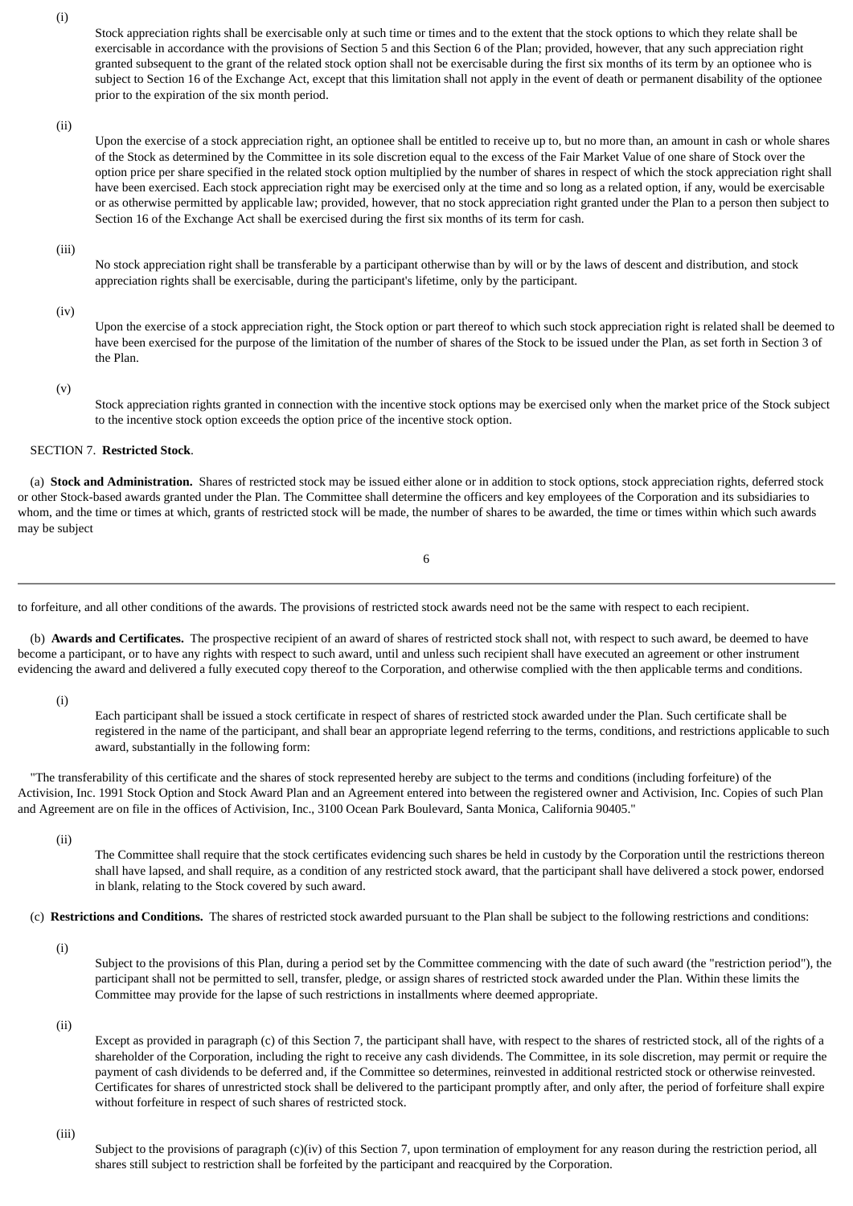(i) Stock appreciation rights shall be exercisable only at such time or times and to the extent that the stock options to which they relate shall be exercisable in accordance with the provisions of Section 5 and this Section 6 of the Plan; provided, however, that any such appreciation right granted subsequent to the grant of the related stock option shall not be exercisable during the first six months of its term by an optionee who is subject to Section 16 of the Exchange Act, except that this limitation shall not apply in the event of death or permanent disability of the optionee prior to the expiration of the six month period.

(ii) Upon the exercise of a stock appreciation right, an optionee shall be entitled to receive up to, but no more than, an amount in cash or whole shares of the Stock as determined by the Committee in its sole discretion equal to the excess of the Fair Market Value of one share of Stock over the option price per share specified in the related stock option multiplied by the number of shares in respect of which the stock appreciation right shall have been exercised. Each stock appreciation right may be exercised only at the time and so long as a related option, if any, would be exercisable or as otherwise permitted by applicable law; provided, however, that no stock appreciation right granted under the Plan to a person then subject to Section 16 of the Exchange Act shall be exercised during the first six months of its term for cash.

(iii) No stock appreciation right shall be transferable by a participant otherwise than by will or by the laws of descent and distribution, and stock appreciation rights shall be exercisable, during the participant's lifetime, only by the participant.

(iv) Upon the exercise of a stock appreciation right, the Stock option or part thereof to which such stock appreciation right is related shall be deemed to have been exercised for the purpose of the limitation of the number of shares of the Stock to be issued under the Plan, as set forth in Section 3 of the Plan.

(v) Stock appreciation rights granted in connection with the incentive stock options may be exercised only when the market price of the Stock subject to the incentive stock option exceeds the option price of the incentive stock option.

SECTION 7. **Restricted Stock**.

(a) **Stock and Administration.** Shares of restricted stock may be issued either alone or in addition to stock options, stock appreciation rights, deferred stock or other Stock-based awards granted under the Plan. The Committee shall determine the officers and key employees of the Corporation and its subsidiaries to whom, and the time or times at which, grants of restricted stock will be made, the number of shares to be awarded, the time or times within which such awards may be subject to forfeiture, and all other conditions of the awards. The provisions of restricted stock awards need not be the same with respect to each recipient.

(b) **Awards and Certificates.** The prospective recipient of an award of shares of restricted stock shall not, with respect to such award, be deemed to have become a participant, or to have any rights with respect to such award, until and unless such recipient shall have executed an agreement or other instrument evidencing the award and delivered a fully executed copy thereof to the Corporation, and otherwise complied with the then applicable terms and conditions.

(i) Each participant shall be issued a stock certificate in respect of shares of restricted stock awarded under the Plan. Such certificate shall be registered in the name of the participant, and shall bear an appropriate legend referring to the terms, conditions, and restrictions applicable to such award, substantially in the following form:

"The transferability of this certificate and the shares of stock represented hereby are subject to the terms and conditions (including forfeiture) of the Activision, Inc. 1991 Stock Option and Stock Award Plan and an Agreement entered into between the registered owner and Activision, Inc. Copies of such Plan and Agreement are on file in the offices of Activision, Inc., 3100 Ocean Park Boulevard, Santa Monica, California 90405."

(ii) The Committee shall require that the stock certificates evidencing such shares be held in custody by the Corporation until the restrictions thereon shall have lapsed, and shall require, as a condition of any restricted stock award, that the participant shall have delivered a stock power, endorsed in blank, relating to the Stock covered by such award.

(c) **Restrictions and Conditions.** The shares of restricted stock awarded pursuant to the Plan shall be subject to the following restrictions and conditions:

(i) Subject to the provisions of this Plan, during a period set by the Committee commencing with the date of such award (the "restriction period"), the participant shall not be permitted to sell, transfer, pledge, or assign shares of restricted stock awarded under the Plan. Within these limits the Committee may provide for the lapse of such restrictions in installments where deemed appropriate.

(ii) Except as provided in paragraph (c) of this Section 7, the participant shall have, with respect to the shares of restricted stock, all of the rights of a shareholder of the Corporation, including the right to receive any cash dividends. The Committee, in its sole discretion, may permit or require the payment of cash dividends to be deferred and, if the Committee so determines, reinvested in additional restricted stock or otherwise reinvested. Certificates for shares of unrestricted stock shall be delivered to the participant promptly after, and only after, the period of forfeiture shall expire without forfeiture in respect of such shares of restricted stock.

(iii) Subject to the provisions of paragraph (c)(iv) of this Section 7, upon termination of employment for any reason during the restriction period, all shares still subject to restriction shall be forfeited by the participant and reacquired by the Corporation.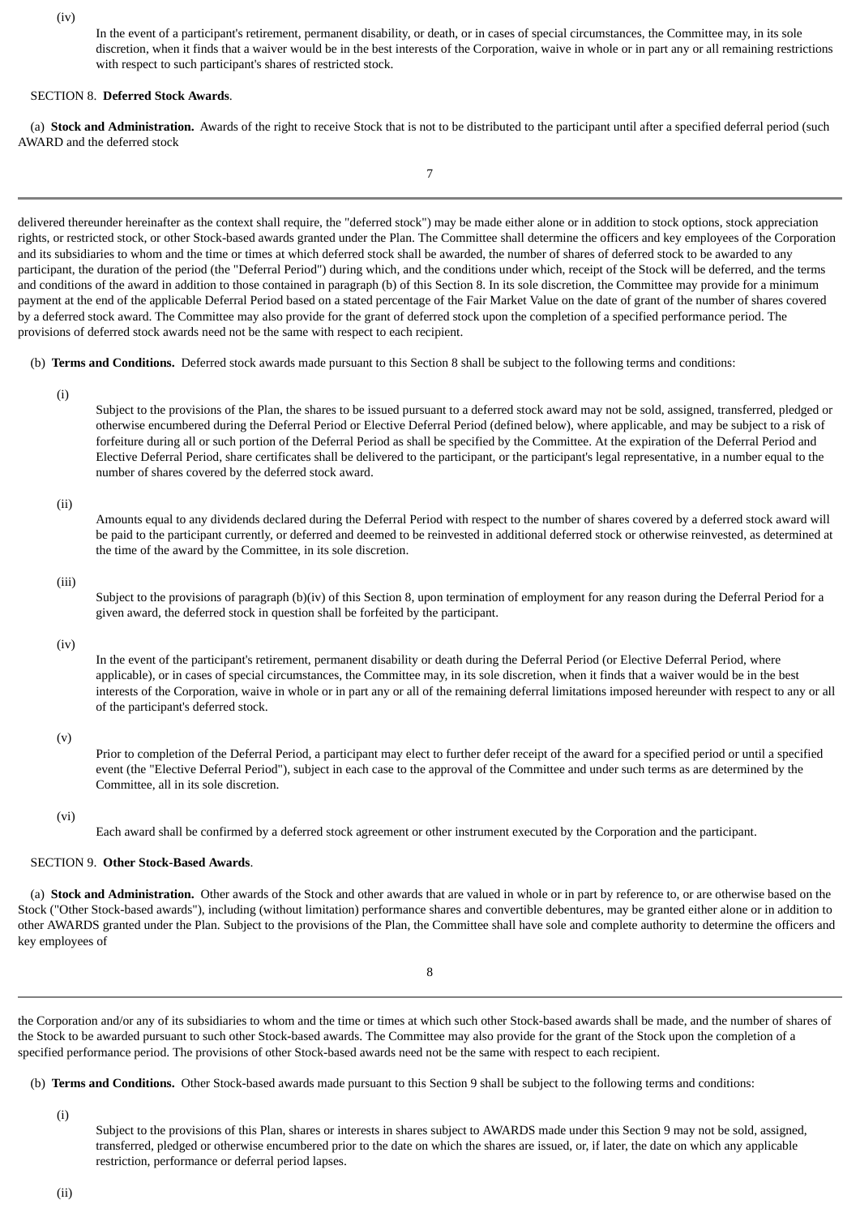(iv)

In the event of a participant's retirement, permanent disability, or death, or in cases of special circumstances, the Committee may, in its sole discretion, when it finds that a waiver would be in the best interests of the Corporation, waive in whole or in part any or all remaining restrictions with respect to such participant's shares of restricted stock.

SECTION 8. **Deferred Stock Awards**.

(a) **Stock and Administration.** Awards of the right to receive Stock that is not to be distributed to the participant until after a specified deferral period (such AWARD and the deferred stock delivered thereunder hereinafter as the context shall require, the "deferred stock") may be made either alone or in addition to stock options, stock appreciation rights, or restricted stock, or other Stock-based awards granted under the Plan. The Committee shall determine the officers and key employees of the Corporation and its subsidiaries to whom and the time or times at which deferred stock shall be awarded, the number of shares of deferred stock to be awarded to any participant, the duration of the period (the "Deferral Period") during which, and the conditions under which, receipt of the Stock will be deferred, and the terms and conditions of the award in addition to those contained in paragraph (b) of this Section 8. In its sole discretion, the Committee may provide for a minimum payment at the end of the applicable Deferral Period based on a stated percentage of the Fair Market Value on the date of grant of the number of shares covered by a deferred stock award. The Committee may also provide for the grant of deferred stock upon the completion of a specified performance period. The provisions of deferred stock awards need not be the same with respect to each recipient.

(b) **Terms and Conditions.** Deferred stock awards made pursuant to this Section 8 shall be subject to the following terms and conditions:

(i)

Subject to the provisions of the Plan, the shares to be issued pursuant to a deferred stock award may not be sold, assigned, transferred, pledged or otherwise encumbered during the Deferral Period or Elective Deferral Period (defined below), where applicable, and may be subject to a risk of forfeiture during all or such portion of the Deferral Period as shall be specified by the Committee. At the expiration of the Deferral Period and Elective Deferral Period, share certificates shall be delivered to the participant, or the participant's legal representative, in a number equal to the number of shares covered by the deferred stock award.

(ii)

Amounts equal to any dividends declared during the Deferral Period with respect to the number of shares covered by a deferred stock award will be paid to the participant currently, or deferred and deemed to be reinvested in additional deferred stock or otherwise reinvested, as determined at the time of the award by the Committee, in its sole discretion.

(iii)

Subject to the provisions of paragraph (b)(iv) of this Section 8, upon termination of employment for any reason during the Deferral Period for a given award, the deferred stock in question shall be forfeited by the participant.

(iv)

In the event of the participant's retirement, permanent disability or death during the Deferral Period (or Elective Deferral Period, where applicable), or in cases of special circumstances, the Committee may, in its sole discretion, when it finds that a waiver would be in the best interests of the Corporation, waive in whole or in part any or all of the remaining deferral limitations imposed hereunder with respect to any or all of the participant's deferred stock.

(v)

Prior to completion of the Deferral Period, a participant may elect to further defer receipt of the award for a specified period or until a specified event (the "Elective Deferral Period"), subject in each case to the approval of the Committee and under such terms as are determined by the Committee, all in its sole discretion.

(vi)

Each award shall be confirmed by a deferred stock agreement or other instrument executed by the Corporation and the participant.

SECTION 9. **Other Stock-Based Awards**.

(a) **Stock and Administration.** Other awards of the Stock and other awards that are valued in whole or in part by reference to, or are otherwise based on the Stock ("Other Stock-based awards"), including (without limitation) performance shares and convertible debentures, may be granted either alone or in addition to other AWARDS granted under the Plan. Subject to the provisions of the Plan, the Committee shall have sole and complete authority to determine the officers and key employees of the Corporation and/or any of its subsidiaries to whom and the time or times at which such other Stock-based awards shall be made, and the number of shares of the Stock to be awarded pursuant to such other Stock-based awards. The Committee may also provide for the grant of the Stock upon the completion of a specified performance period. The provisions of other Stock-based awards need not be the same with respect to each recipient.

(b) **Terms and Conditions.** Other Stock-based awards made pursuant to this Section 9 shall be subject to the following terms and conditions:

(i)

Subject to the provisions of this Plan, shares or interests in shares subject to AWARDS made under this Section 9 may not be sold, assigned, transferred, pledged or otherwise encumbered prior to the date on which the shares are issued, or, if later, the date on which any applicable restriction, performance or deferral period lapses.

(ii)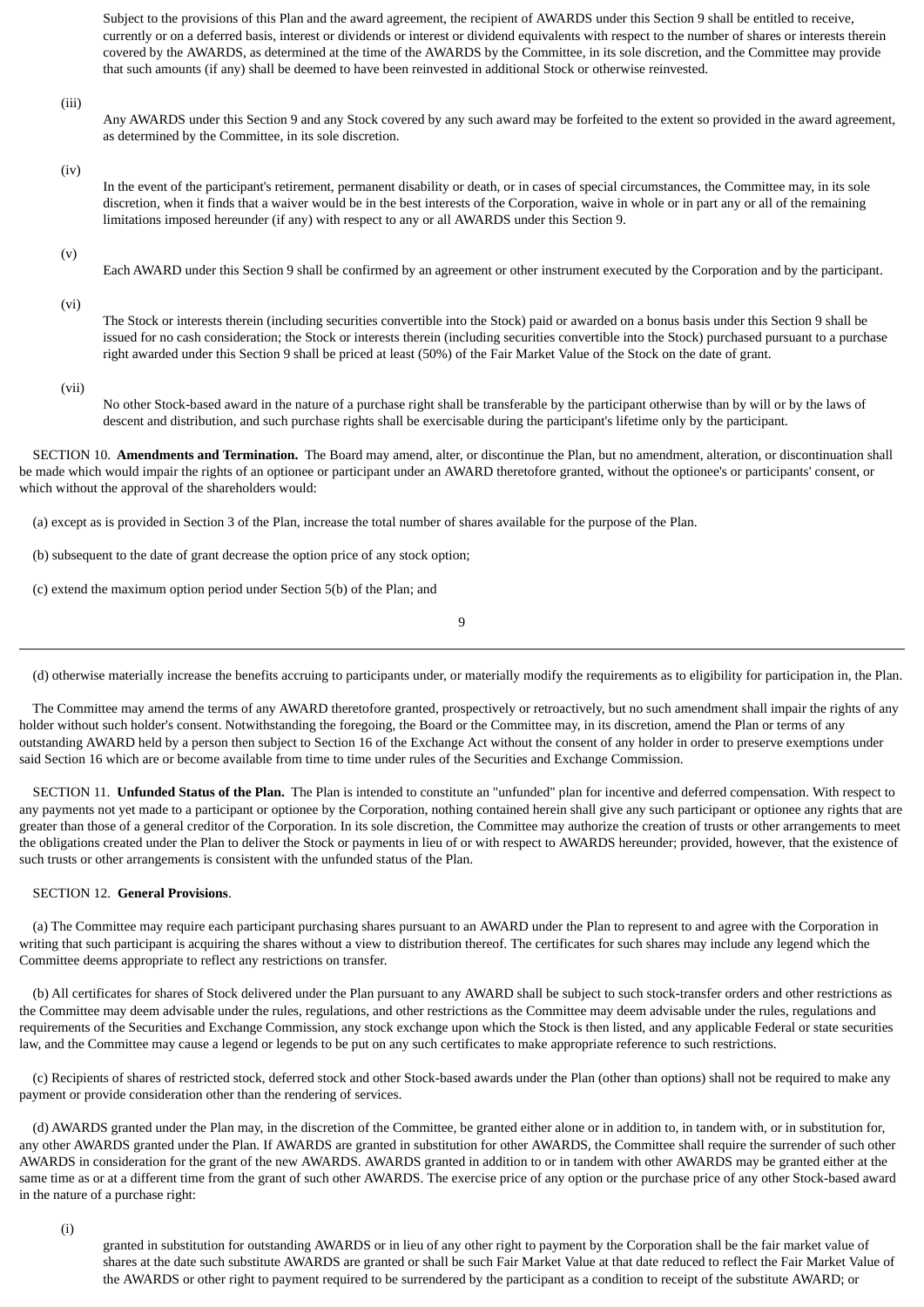Subject to the provisions of this Plan and the award agreement, the recipient of AWARDS under this Section 9 shall be entitled to receive, currently or on a deferred basis, interest or dividends or interest or dividend equivalents with respect to the number of shares or interests therein covered by the AWARDS, as determined at the time of the AWARDS by the Committee, in its sole discretion, and the Committee may provide that such amounts (if any) shall be deemed to have been reinvested in additional Stock or otherwise reinvested.

(iii) Any AWARDS under this Section 9 and any Stock covered by any such award may be forfeited to the extent so provided in the award agreement, as determined by the Committee, in its sole discretion.

(iv) In the event of the participant's retirement, permanent disability or death, or in cases of special circumstances, the Committee may, in its sole discretion, when it finds that a waiver would be in the best interests of the Corporation, waive in whole or in part any or all of the remaining limitations imposed hereunder (if any) with respect to any or all AWARDS under this Section 9.

(v) Each AWARD under this Section 9 shall be confirmed by an agreement or other instrument executed by the Corporation and by the participant.

(vi) The Stock or interests therein (including securities convertible into the Stock) paid or awarded on a bonus basis under this Section 9 shall be issued for no cash consideration; the Stock or interests therein (including securities convertible into the Stock) purchased pursuant to a purchase right awarded under this Section 9 shall be priced at least (50%) of the Fair Market Value of the Stock on the date of grant.

(vii) No other Stock-based award in the nature of a purchase right shall be transferable by the participant otherwise than by will or by the laws of descent and distribution, and such purchase rights shall be exercisable during the participant's lifetime only by the participant.

SECTION 10. **Amendments and Termination.** The Board may amend, alter, or discontinue the Plan, but no amendment, alteration, or discontinuation shall be made which would impair the rights of an optionee or participant under an AWARD theretofore granted, without the optionee's or participants' consent, or which without the approval of the shareholders would:

(a) except as is provided in Section 3 of the Plan, increase the total number of shares available for the purpose of the Plan.

(b) subsequent to the date of grant decrease the option price of any stock option;

(c) extend the maximum option period under Section 5(b) of the Plan; and

(d) otherwise materially increase the benefits accruing to participants under, or materially modify the requirements as to eligibility for participation in, the Plan.

The Committee may amend the terms of any AWARD theretofore granted, prospectively or retroactively, but no such amendment shall impair the rights of any holder without such holder's consent. Notwithstanding the foregoing, the Board or the Committee may, in its discretion, amend the Plan or terms of any outstanding AWARD held by a person then subject to Section 16 of the Exchange Act without the consent of any holder in order to preserve exemptions under said Section 16 which are or become available from time to time under rules of the Securities and Exchange Commission.

SECTION 11. **Unfunded Status of the Plan.** The Plan is intended to constitute an "unfunded" plan for incentive and deferred compensation. With respect to any payments not yet made to a participant or optionee by the Corporation, nothing contained herein shall give any such participant or optionee any rights that are greater than those of a general creditor of the Corporation. In its sole discretion, the Committee may authorize the creation of trusts or other arrangements to meet the obligations created under the Plan to deliver the Stock or payments in lieu of or with respect to AWARDS hereunder; provided, however, that the existence of such trusts or other arrangements is consistent with the unfunded status of the Plan.

SECTION 12. **General Provisions**.

(a) The Committee may require each participant purchasing shares pursuant to an AWARD under the Plan to represent to and agree with the Corporation in writing that such participant is acquiring the shares without a view to distribution thereof. The certificates for such shares may include any legend which the Committee deems appropriate to reflect any restrictions on transfer.

(b) All certificates for shares of Stock delivered under the Plan pursuant to any AWARD shall be subject to such stock-transfer orders and other restrictions as the Committee may deem advisable under the rules, regulations, and other restrictions as the Committee may deem advisable under the rules, regulations and requirements of the Securities and Exchange Commission, any stock exchange upon which the Stock is then listed, and any applicable Federal or state securities law, and the Committee may cause a legend or legends to be put on any such certificates to make appropriate reference to such restrictions.

(c) Recipients of shares of restricted stock, deferred stock and other Stock-based awards under the Plan (other than options) shall not be required to make any payment or provide consideration other than the rendering of services.

(d) AWARDS granted under the Plan may, in the discretion of the Committee, be granted either alone or in addition to, in tandem with, or in substitution for, any other AWARDS granted under the Plan. If AWARDS are granted in substitution for other AWARDS, the Committee shall require the surrender of such other AWARDS in consideration for the grant of the new AWARDS. AWARDS granted in addition to or in tandem with other AWARDS may be granted either at the same time as or at a different time from the grant of such other AWARDS. The exercise price of any option or the purchase price of any other Stock-based award in the nature of a purchase right:

(i) granted in substitution for outstanding AWARDS or in lieu of any other right to payment by the Corporation shall be the fair market value of shares at the date such substitute AWARDS are granted or shall be such Fair Market Value at that date reduced to reflect the Fair Market Value of the AWARDS or other right to payment required to be surrendered by the participant as a condition to receipt of the substitute AWARD; or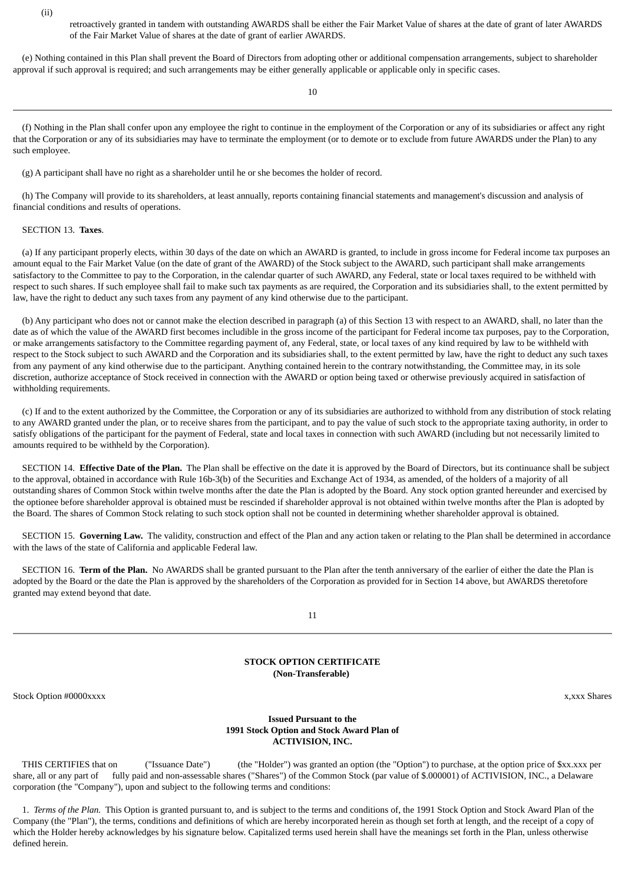(ii) retroactively granted in tandem with outstanding AWARDS shall be either the Fair Market Value of shares at the date of grant of later AWARDS of the Fair Market Value of shares at the date of grant of earlier AWARDS.

(e) Nothing contained in this Plan shall prevent the Board of Directors from adopting other or additional compensation arrangements, subject to shareholder approval if such approval is required; and such arrangements may be either generally applicable or applicable only in specific cases.

(f) Nothing in the Plan shall confer upon any employee the right to continue in the employment of the Corporation or any of its subsidiaries or affect any right that the Corporation or any of its subsidiaries may have to terminate the employment (or to demote or to exclude from future AWARDS under the Plan) to any such employee.

(g) A participant shall have no right as a shareholder until he or she becomes the holder of record.

(h) The Company will provide to its shareholders, at least annually, reports containing financial statements and management's discussion and analysis of financial conditions and results of operations.

SECTION 13. **Taxes**.

(a) If any participant properly elects, within 30 days of the date on which an AWARD is granted, to include in gross income for Federal income tax purposes an amount equal to the Fair Market Value (on the date of grant of the AWARD) of the Stock subject to the AWARD, such participant shall make arrangements satisfactory to the Committee to pay to the Corporation, in the calendar quarter of such AWARD, any Federal, state or local taxes required to be withheld with respect to such shares. If such employee shall fail to make such tax payments as are required, the Corporation and its subsidiaries shall, to the extent permitted by law, have the right to deduct any such taxes from any payment of any kind otherwise due to the participant.

(b) Any participant who does not or cannot make the election described in paragraph (a) of this Section 13 with respect to an AWARD, shall, no later than the date as of which the value of the AWARD first becomes includible in the gross income of the participant for Federal income tax purposes, pay to the Corporation, or make arrangements satisfactory to the Committee regarding payment of, any Federal, state, or local taxes of any kind required by law to be withheld with respect to the Stock subject to such AWARD and the Corporation and its subsidiaries shall, to the extent permitted by law, have the right to deduct any such taxes from any payment of any kind otherwise due to the participant. Anything contained herein to the contrary notwithstanding, the Committee may, in its sole discretion, authorize acceptance of Stock received in connection with the AWARD or option being taxed or otherwise previously acquired in satisfaction of withholding requirements.

(c) If and to the extent authorized by the Committee, the Corporation or any of its subsidiaries are authorized to withhold from any distribution of stock relating to any AWARD granted under the plan, or to receive shares from the participant, and to pay the value of such stock to the appropriate taxing authority, in order to satisfy obligations of the participant for the payment of Federal, state and local taxes in connection with such AWARD (including but not necessarily limited to amounts required to be withheld by the Corporation).

SECTION 14. **Effective Date of the Plan.** The Plan shall be effective on the date it is approved by the Board of Directors, but its continuance shall be subject to the approval, obtained in accordance with Rule 16b-3(b) of the Securities and Exchange Act of 1934, as amended, of the holders of a majority of all outstanding shares of Common Stock within twelve months after the date the Plan is adopted by the Board. Any stock option granted hereunder and exercised by the optionee before shareholder approval is obtained must be rescinded if shareholder approval is not obtained within twelve months after the Plan is adopted by the Board. The shares of Common Stock relating to such stock option shall not be counted in determining whether shareholder approval is obtained.

SECTION 15. **Governing Law.** The validity, construction and effect of the Plan and any action taken or relating to the Plan shall be determined in accordance with the laws of the state of California and applicable Federal law.

SECTION 16. **Term of the Plan.** No AWARDS shall be granted pursuant to the Plan after the tenth anniversary of the earlier of either the date the Plan is adopted by the Board or the date the Plan is approved by the shareholders of the Corporation as provided for in Section 14 above, but AWARDS theretofore granted may extend beyond that date.

**STOCK OPTION CERTIFICATE**
**(Non-Transferable)**

Stock Option #0000xxxx x,xxx Shares

**Issued Pursuant to the**
**1991 Stock Option and Stock Award Plan of**
**ACTIVISION, INC.**

THIS CERTIFIES that on ("Issuance Date") (the "Holder") was granted an option (the "Option") to purchase, at the option price of $xx.xxx per share, all or any part of fully paid and non-assessable shares ("Shares") of the Common Stock (par value of $.000001) of ACTIVISION, INC., a Delaware corporation (the "Company"), upon and subject to the following terms and conditions:

1. *Terms of the Plan.* This Option is granted pursuant to, and is subject to the terms and conditions of, the 1991 Stock Option and Stock Award Plan of the Company (the "Plan"), the terms, conditions and definitions of which are hereby incorporated herein as though set forth at length, and the receipt of a copy of which the Holder hereby acknowledges by his signature below. Capitalized terms used herein shall have the meanings set forth in the Plan, unless otherwise defined herein.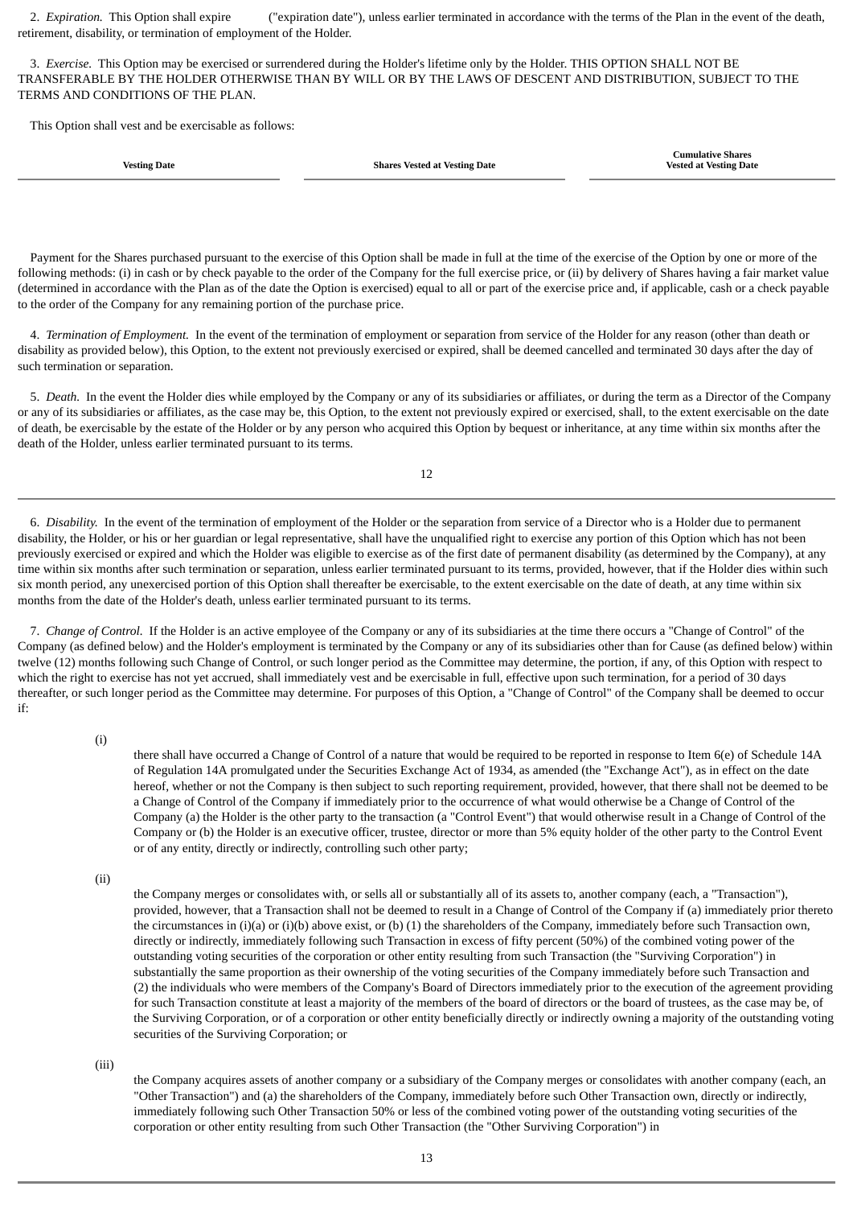2. *Expiration.* This Option shall expire ("expiration date"), unless earlier terminated in accordance with the terms of the Plan in the event of the death, retirement, disability, or termination of employment of the Holder.

3. *Exercise.* This Option may be exercised or surrendered during the Holder's lifetime only by the Holder. THIS OPTION SHALL NOT BE TRANSFERABLE BY THE HOLDER OTHERWISE THAN BY WILL OR BY THE LAWS OF DESCENT AND DISTRIBUTION, SUBJECT TO THE TERMS AND CONDITIONS OF THE PLAN.

This Option shall vest and be exercisable as follows:

| Vesting Date | Shares Vested at Vesting Date | Cumulative Shares Vested at Vesting Date |
|---|---|---|
| | | |

Payment for the Shares purchased pursuant to the exercise of this Option shall be made in full at the time of the exercise of the Option by one or more of the following methods: (i) in cash or by check payable to the order of the Company for the full exercise price, or (ii) by delivery of Shares having a fair market value (determined in accordance with the Plan as of the date the Option is exercised) equal to all or part of the exercise price and, if applicable, cash or a check payable to the order of the Company for any remaining portion of the purchase price.

4. *Termination of Employment.* In the event of the termination of employment or separation from service of the Holder for any reason (other than death or disability as provided below), this Option, to the extent not previously exercised or expired, shall be deemed cancelled and terminated 30 days after the day of such termination or separation.

5. *Death.* In the event the Holder dies while employed by the Company or any of its subsidiaries or affiliates, or during the term as a Director of the Company or any of its subsidiaries or affiliates, as the case may be, this Option, to the extent not previously expired or exercised, shall, to the extent exercisable on the date of death, be exercisable by the estate of the Holder or by any person who acquired this Option by bequest or inheritance, at any time within six months after the death of the Holder, unless earlier terminated pursuant to its terms.

6. *Disability.* In the event of the termination of employment of the Holder or the separation from service of a Director who is a Holder due to permanent disability, the Holder, or his or her guardian or legal representative, shall have the unqualified right to exercise any portion of this Option which has not been previously exercised or expired and which the Holder was eligible to exercise as of the first date of permanent disability (as determined by the Company), at any time within six months after such termination or separation, unless earlier terminated pursuant to its terms, provided, however, that if the Holder dies within such six month period, any unexercised portion of this Option shall thereafter be exercisable, to the extent exercisable on the date of death, at any time within six months from the date of the Holder's death, unless earlier terminated pursuant to its terms.

7. *Change of Control.* If the Holder is an active employee of the Company or any of its subsidiaries at the time there occurs a "Change of Control" of the Company (as defined below) and the Holder's employment is terminated by the Company or any of its subsidiaries other than for Cause (as defined below) within twelve (12) months following such Change of Control, or such longer period as the Committee may determine, the portion, if any, of this Option with respect to which the right to exercise has not yet accrued, shall immediately vest and be exercisable in full, effective upon such termination, for a period of 30 days thereafter, or such longer period as the Committee may determine. For purposes of this Option, a "Change of Control" of the Company shall be deemed to occur if:

(i) there shall have occurred a Change of Control of a nature that would be required to be reported in response to Item 6(e) of Schedule 14A of Regulation 14A promulgated under the Securities Exchange Act of 1934, as amended (the "Exchange Act"), as in effect on the date hereof, whether or not the Company is then subject to such reporting requirement, provided, however, that there shall not be deemed to be a Change of Control of the Company if immediately prior to the occurrence of what would otherwise be a Change of Control of the Company (a) the Holder is the other party to the transaction (a "Control Event") that would otherwise result in a Change of Control of the Company or (b) the Holder is an executive officer, trustee, director or more than 5% equity holder of the other party to the Control Event or of any entity, directly or indirectly, controlling such other party;

(ii) the Company merges or consolidates with, or sells all or substantially all of its assets to, another company (each, a "Transaction"), provided, however, that a Transaction shall not be deemed to result in a Change of Control of the Company if (a) immediately prior thereto the circumstances in (i)(a) or (i)(b) above exist, or (b) (1) the shareholders of the Company, immediately before such Transaction own, directly or indirectly, immediately following such Transaction in excess of fifty percent (50%) of the combined voting power of the outstanding voting securities of the corporation or other entity resulting from such Transaction (the "Surviving Corporation") in substantially the same proportion as their ownership of the voting securities of the Company immediately before such Transaction and (2) the individuals who were members of the Company's Board of Directors immediately prior to the execution of the agreement providing for such Transaction constitute at least a majority of the members of the board of directors or the board of trustees, as the case may be, of the Surviving Corporation, or of a corporation or other entity beneficially directly or indirectly owning a majority of the outstanding voting securities of the Surviving Corporation; or

(iii) the Company acquires assets of another company or a subsidiary of the Company merges or consolidates with another company (each, an "Other Transaction") and (a) the shareholders of the Company, immediately before such Other Transaction own, directly or indirectly, immediately following such Other Transaction 50% or less of the combined voting power of the outstanding voting securities of the corporation or other entity resulting from such Other Transaction (the "Other Surviving Corporation") in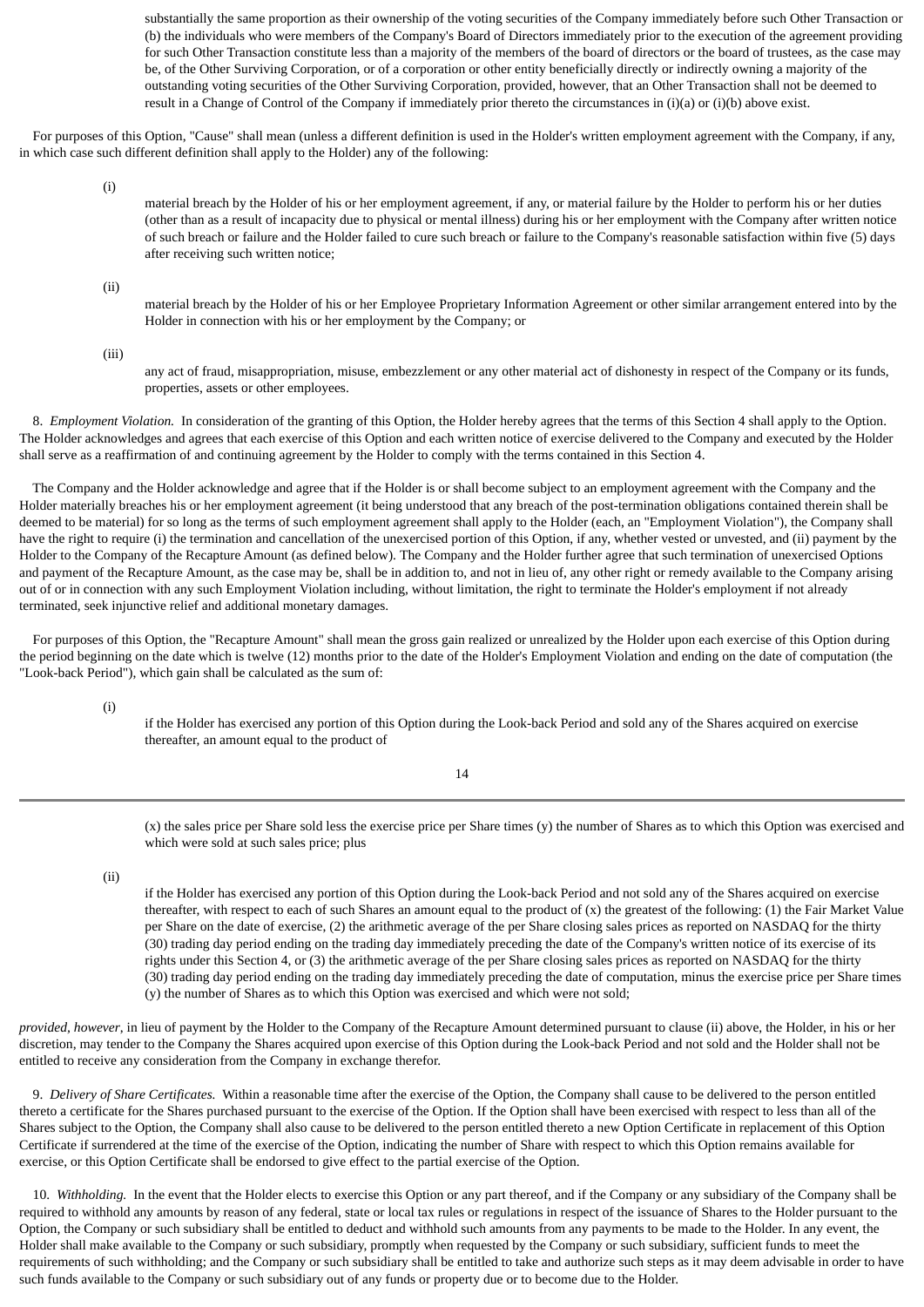substantially the same proportion as their ownership of the voting securities of the Company immediately before such Other Transaction or (b) the individuals who were members of the Company's Board of Directors immediately prior to the execution of the agreement providing for such Other Transaction constitute less than a majority of the members of the board of directors or the board of trustees, as the case may be, of the Other Surviving Corporation, or of a corporation or other entity beneficially directly or indirectly owning a majority of the outstanding voting securities of the Other Surviving Corporation, provided, however, that an Other Transaction shall not be deemed to result in a Change of Control of the Company if immediately prior thereto the circumstances in (i)(a) or (i)(b) above exist.

For purposes of this Option, "Cause" shall mean (unless a different definition is used in the Holder's written employment agreement with the Company, if any, in which case such different definition shall apply to the Holder) any of the following:

(i) material breach by the Holder of his or her employment agreement, if any, or material failure by the Holder to perform his or her duties (other than as a result of incapacity due to physical or mental illness) during his or her employment with the Company after written notice of such breach or failure and the Holder failed to cure such breach or failure to the Company's reasonable satisfaction within five (5) days after receiving such written notice;

(ii) material breach by the Holder of his or her Employee Proprietary Information Agreement or other similar arrangement entered into by the Holder in connection with his or her employment by the Company; or

(iii) any act of fraud, misappropriation, misuse, embezzlement or any other material act of dishonesty in respect of the Company or its funds, properties, assets or other employees.

8. *Employment Violation.* In consideration of the granting of this Option, the Holder hereby agrees that the terms of this Section 4 shall apply to the Option. The Holder acknowledges and agrees that each exercise of this Option and each written notice of exercise delivered to the Company and executed by the Holder shall serve as a reaffirmation of and continuing agreement by the Holder to comply with the terms contained in this Section 4.

The Company and the Holder acknowledge and agree that if the Holder is or shall become subject to an employment agreement with the Company and the Holder materially breaches his or her employment agreement (it being understood that any breach of the post-termination obligations contained therein shall be deemed to be material) for so long as the terms of such employment agreement shall apply to the Holder (each, an "Employment Violation"), the Company shall have the right to require (i) the termination and cancellation of the unexercised portion of this Option, if any, whether vested or unvested, and (ii) payment by the Holder to the Company of the Recapture Amount (as defined below). The Company and the Holder further agree that such termination of unexercised Options and payment of the Recapture Amount, as the case may be, shall be in addition to, and not in lieu of, any other right or remedy available to the Company arising out of or in connection with any such Employment Violation including, without limitation, the right to terminate the Holder's employment if not already terminated, seek injunctive relief and additional monetary damages.

For purposes of this Option, the "Recapture Amount" shall mean the gross gain realized or unrealized by the Holder upon each exercise of this Option during the period beginning on the date which is twelve (12) months prior to the date of the Holder's Employment Violation and ending on the date of computation (the "Look-back Period"), which gain shall be calculated as the sum of:

(i) if the Holder has exercised any portion of this Option during the Look-back Period and sold any of the Shares acquired on exercise thereafter, an amount equal to the product of (x) the sales price per Share sold less the exercise price per Share times (y) the number of Shares as to which this Option was exercised and which were sold at such sales price; plus

(ii) if the Holder has exercised any portion of this Option during the Look-back Period and not sold any of the Shares acquired on exercise thereafter, with respect to each of such Shares an amount equal to the product of (x) the greatest of the following: (1) the Fair Market Value per Share on the date of exercise, (2) the arithmetic average of the per Share closing sales prices as reported on NASDAQ for the thirty (30) trading day period ending on the trading day immediately preceding the date of the Company's written notice of its exercise of its rights under this Section 4, or (3) the arithmetic average of the per Share closing sales prices as reported on NASDAQ for the thirty (30) trading day period ending on the trading day immediately preceding the date of computation, minus the exercise price per Share times (y) the number of Shares as to which this Option was exercised and which were not sold;

*provided, however,* in lieu of payment by the Holder to the Company of the Recapture Amount determined pursuant to clause (ii) above, the Holder, in his or her discretion, may tender to the Company the Shares acquired upon exercise of this Option during the Look-back Period and not sold and the Holder shall not be entitled to receive any consideration from the Company in exchange therefor.

9. *Delivery of Share Certificates.* Within a reasonable time after the exercise of the Option, the Company shall cause to be delivered to the person entitled thereto a certificate for the Shares purchased pursuant to the exercise of the Option. If the Option shall have been exercised with respect to less than all of the Shares subject to the Option, the Company shall also cause to be delivered to the person entitled thereto a new Option Certificate in replacement of this Option Certificate if surrendered at the time of the exercise of the Option, indicating the number of Share with respect to which this Option remains available for exercise, or this Option Certificate shall be endorsed to give effect to the partial exercise of the Option.

10. *Withholding.* In the event that the Holder elects to exercise this Option or any part thereof, and if the Company or any subsidiary of the Company shall be required to withhold any amounts by reason of any federal, state or local tax rules or regulations in respect of the issuance of Shares to the Holder pursuant to the Option, the Company or such subsidiary shall be entitled to deduct and withhold such amounts from any payments to be made to the Holder. In any event, the Holder shall make available to the Company or such subsidiary, promptly when requested by the Company or such subsidiary, sufficient funds to meet the requirements of such withholding; and the Company or such subsidiary shall be entitled to take and authorize such steps as it may deem advisable in order to have such funds available to the Company or such subsidiary out of any funds or property due or to become due to the Holder.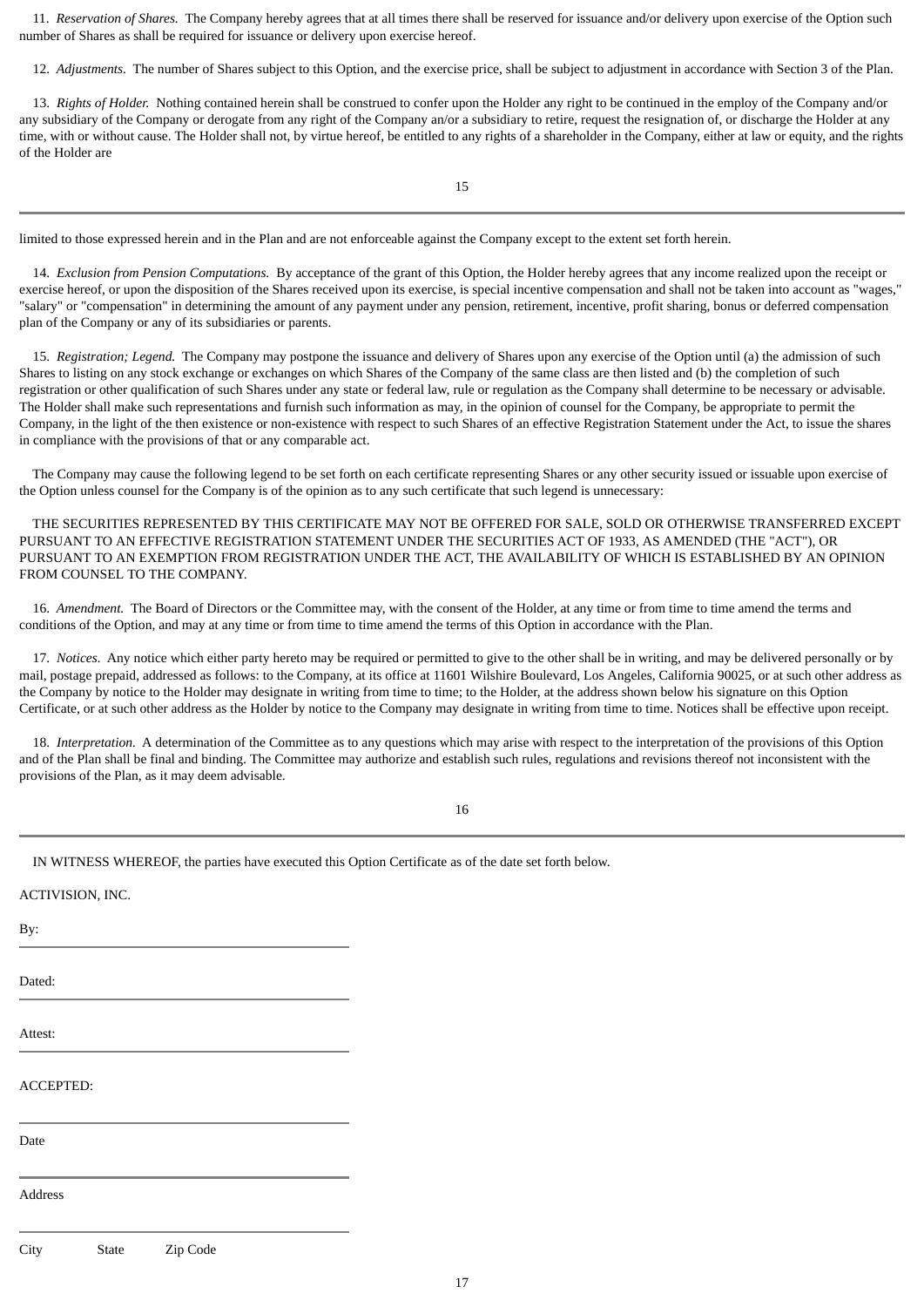11. *Reservation of Shares.* The Company hereby agrees that at all times there shall be reserved for issuance and/or delivery upon exercise of the Option such number of Shares as shall be required for issuance or delivery upon exercise hereof.

12. *Adjustments.* The number of Shares subject to this Option, and the exercise price, shall be subject to adjustment in accordance with Section 3 of the Plan.

13. *Rights of Holder.* Nothing contained herein shall be construed to confer upon the Holder any right to be continued in the employ of the Company and/or any subsidiary of the Company or derogate from any right of the Company an/or a subsidiary to retire, request the resignation of, or discharge the Holder at any time, with or without cause. The Holder shall not, by virtue hereof, be entitled to any rights of a shareholder in the Company, either at law or equity, and the rights of the Holder are limited to those expressed herein and in the Plan and are not enforceable against the Company except to the extent set forth herein.

14. *Exclusion from Pension Computations.* By acceptance of the grant of this Option, the Holder hereby agrees that any income realized upon the receipt or exercise hereof, or upon the disposition of the Shares received upon its exercise, is special incentive compensation and shall not be taken into account as "wages," "salary" or "compensation" in determining the amount of any payment under any pension, retirement, incentive, profit sharing, bonus or deferred compensation plan of the Company or any of its subsidiaries or parents.

15. *Registration; Legend.* The Company may postpone the issuance and delivery of Shares upon any exercise of the Option until (a) the admission of such Shares to listing on any stock exchange or exchanges on which Shares of the Company of the same class are then listed and (b) the completion of such registration or other qualification of such Shares under any state or federal law, rule or regulation as the Company shall determine to be necessary or advisable. The Holder shall make such representations and furnish such information as may, in the opinion of counsel for the Company, be appropriate to permit the Company, in the light of the then existence or non-existence with respect to such Shares of an effective Registration Statement under the Act, to issue the shares in compliance with the provisions of that or any comparable act.

The Company may cause the following legend to be set forth on each certificate representing Shares or any other security issued or issuable upon exercise of the Option unless counsel for the Company is of the opinion as to any such certificate that such legend is unnecessary:

THE SECURITIES REPRESENTED BY THIS CERTIFICATE MAY NOT BE OFFERED FOR SALE, SOLD OR OTHERWISE TRANSFERRED EXCEPT PURSUANT TO AN EFFECTIVE REGISTRATION STATEMENT UNDER THE SECURITIES ACT OF 1933, AS AMENDED (THE "ACT"), OR PURSUANT TO AN EXEMPTION FROM REGISTRATION UNDER THE ACT, THE AVAILABILITY OF WHICH IS ESTABLISHED BY AN OPINION FROM COUNSEL TO THE COMPANY.

16. *Amendment.* The Board of Directors or the Committee may, with the consent of the Holder, at any time or from time to time amend the terms and conditions of the Option, and may at any time or from time to time amend the terms of this Option in accordance with the Plan.

17. *Notices.* Any notice which either party hereto may be required or permitted to give to the other shall be in writing, and may be delivered personally or by mail, postage prepaid, addressed as follows: to the Company, at its office at 11601 Wilshire Boulevard, Los Angeles, California 90025, or at such other address as the Company by notice to the Holder may designate in writing from time to time; to the Holder, at the address shown below his signature on this Option Certificate, or at such other address as the Holder by notice to the Company may designate in writing from time to time. Notices shall be effective upon receipt.

18. *Interpretation.* A determination of the Committee as to any questions which may arise with respect to the interpretation of the provisions of this Option and of the Plan shall be final and binding. The Committee may authorize and establish such rules, regulations and revisions thereof not inconsistent with the provisions of the Plan, as it may deem advisable.

IN WITNESS WHEREOF, the parties have executed this Option Certificate as of the date set forth below.

ACTIVISION, INC.

By: \_\_\_\_\_\_\_\_\_\_\_\_\_\_\_\_\_\_\_\_\_\_\_\_\_\_\_\_\_\_

Dated: \_\_\_\_\_\_\_\_\_\_\_\_\_\_\_\_\_\_\_\_\_\_\_\_\_\_\_\_\_\_

Attest: \_\_\_\_\_\_\_\_\_\_\_\_\_\_\_\_\_\_\_\_\_\_\_\_\_\_\_\_\_\_

ACCEPTED:

\_\_\_\_\_\_\_\_\_\_\_\_\_\_\_\_\_\_\_\_\_\_\_\_\_\_\_\_\_\_

Date

\_\_\_\_\_\_\_\_\_\_\_\_\_\_\_\_\_\_\_\_\_\_\_\_\_\_\_\_\_\_

Address

\_\_\_\_\_\_\_\_\_\_\_\_\_\_\_\_\_\_\_\_\_\_\_\_\_\_\_\_\_\_

City State Zip Code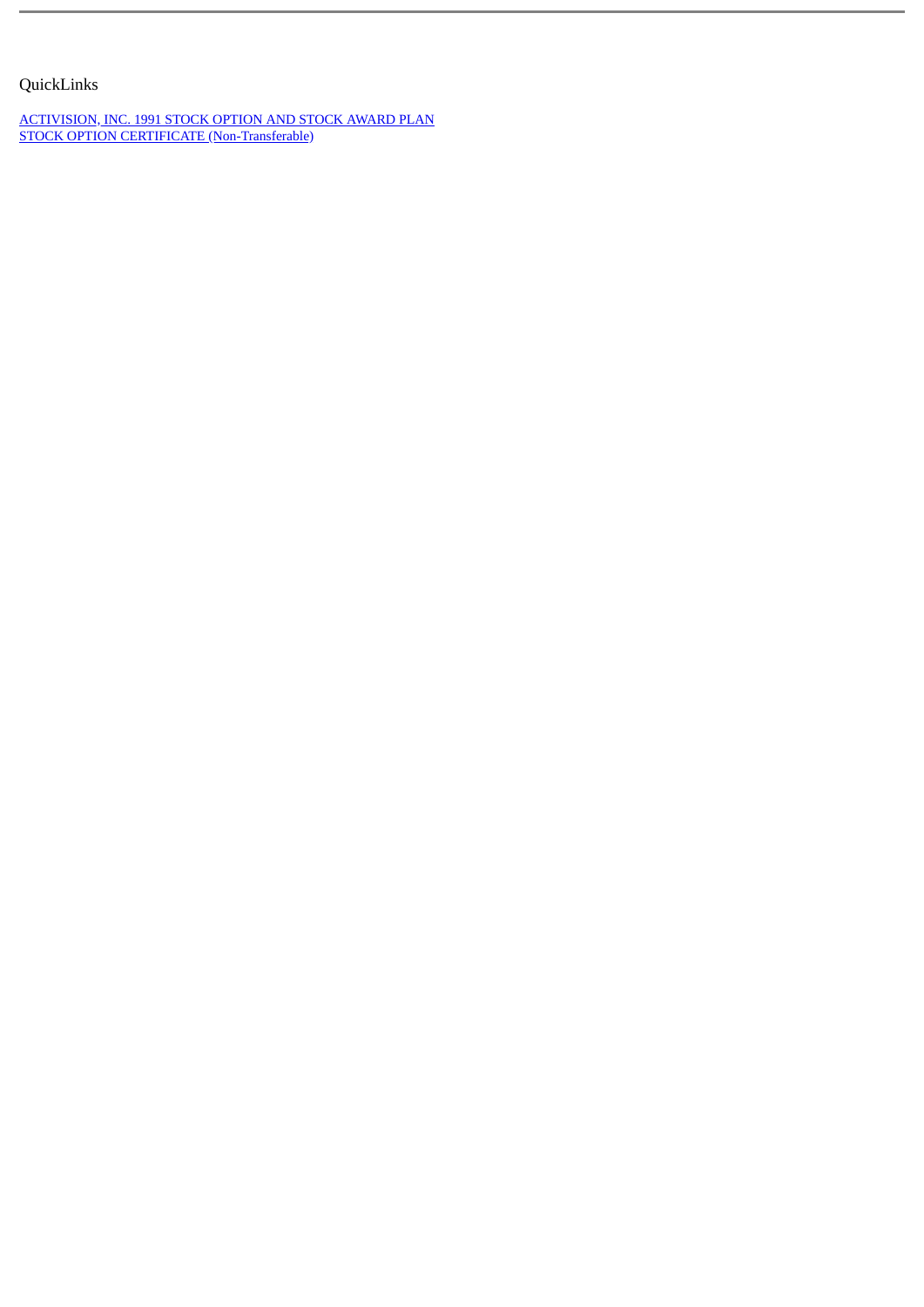QuickLinks

[ACTIVISION, INC. 1991 STOCK OPTION AND STOCK AWARD PLAN](#)
[STOCK OPTION CERTIFICATE (Non-Transferable)](#)